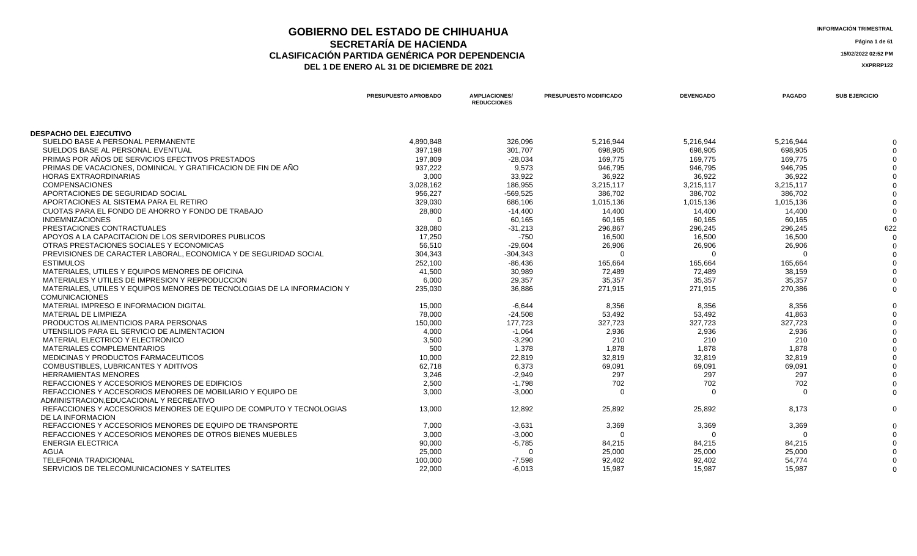# GOBIERNO DEL ESTADO DE CHIHUAHUA
## SECRETARÍA DE HACIENDA
## CLASIFICACIÓN PARTIDA GENÉRICA POR DEPENDENCIA
### DEL 1 DE ENERO AL 31 DE DICIEMBRE DE 2021

INFORMACIÓN TRIMESTRAL

15/02/2022 02:52 PM

XXPRRP122

| | PRESUPUESTO APROBADO | AMPLIACIONES/ REDUCCIONES | PRESUPUESTO MODIFICADO | DEVENGADO | PAGADO | SUB EJERCICIO |
|---|---|---|---|---|---|---|
| **DESPACHO DEL EJECUTIVO** | | | | | | |
| SUELDO BASE A PERSONAL PERMANENTE | 4,890,848 | 326,096 | 5,216,944 | 5,216,944 | 5,216,944 | 0 |
| SUELDOS BASE AL PERSONAL EVENTUAL | 397,198 | 301,707 | 698,905 | 698,905 | 698,905 | 0 |
| PRIMAS POR AÑOS DE SERVICIOS EFECTIVOS PRESTADOS | 197,809 | -28,034 | 169,775 | 169,775 | 169,775 | 0 |
| PRIMAS DE VACACIONES, DOMINICAL Y GRATIFICACION DE FIN DE AÑO | 937,222 | 9,573 | 946,795 | 946,795 | 946,795 | 0 |
| HORAS EXTRAORDINARIAS | 3,000 | 33,922 | 36,922 | 36,922 | 36,922 | 0 |
| COMPENSACIONES | 3,028,162 | 186,955 | 3,215,117 | 3,215,117 | 3,215,117 | 0 |
| APORTACIONES DE SEGURIDAD SOCIAL | 956,227 | -569,525 | 386,702 | 386,702 | 386,702 | 0 |
| APORTACIONES AL SISTEMA PARA EL RETIRO | 329,030 | 686,106 | 1,015,136 | 1,015,136 | 1,015,136 | 0 |
| CUOTAS PARA EL FONDO DE AHORRO Y FONDO DE TRABAJO | 28,800 | -14,400 | 14,400 | 14,400 | 14,400 | 0 |
| INDEMNIZACIONES | 0 | 60,165 | 60,165 | 60,165 | 60,165 | 0 |
| PRESTACIONES CONTRACTUALES | 328,080 | -31,213 | 296,867 | 296,245 | 296,245 | 622 |
| APOYOS A LA CAPACITACION DE LOS SERVIDORES PUBLICOS | 17,250 | -750 | 16,500 | 16,500 | 16,500 | 0 |
| OTRAS PRESTACIONES SOCIALES Y ECONOMICAS | 56,510 | -29,604 | 26,906 | 26,906 | 26,906 | 0 |
| PREVISIONES DE CARACTER LABORAL, ECONOMICA Y DE SEGURIDAD SOCIAL | 304,343 | -304,343 | 0 | 0 | 0 | 0 |
| ESTIMULOS | 252,100 | -86,436 | 165,664 | 165,664 | 165,664 | 0 |
| MATERIALES, UTILES Y EQUIPOS MENORES DE OFICINA | 41,500 | 30,989 | 72,489 | 72,489 | 38,159 | 0 |
| MATERIALES Y UTILES DE IMPRESION Y REPRODUCCION | 6,000 | 29,357 | 35,357 | 35,357 | 35,357 | 0 |
| MATERIALES, UTILES Y EQUIPOS MENORES DE TECNOLOGIAS DE LA INFORMACION Y COMUNICACIONES | 235,030 | 36,886 | 271,915 | 271,915 | 270,386 | 0 |
| MATERIAL IMPRESO E INFORMACION DIGITAL | 15,000 | -6,644 | 8,356 | 8,356 | 8,356 | 0 |
| MATERIAL DE LIMPIEZA | 78,000 | -24,508 | 53,492 | 53,492 | 41,863 | 0 |
| PRODUCTOS ALIMENTICIOS PARA PERSONAS | 150,000 | 177,723 | 327,723 | 327,723 | 327,723 | 0 |
| UTENSILIOS PARA EL SERVICIO DE ALIMENTACION | 4,000 | -1,064 | 2,936 | 2,936 | 2,936 | 0 |
| MATERIAL ELECTRICO Y ELECTRONICO | 3,500 | -3,290 | 210 | 210 | 210 | 0 |
| MATERIALES COMPLEMENTARIOS | 500 | 1,378 | 1,878 | 1,878 | 1,878 | 0 |
| MEDICINAS Y PRODUCTOS FARMACEUTICOS | 10,000 | 22,819 | 32,819 | 32,819 | 32,819 | 0 |
| COMBUSTIBLES, LUBRICANTES Y ADITIVOS | 62,718 | 6,373 | 69,091 | 69,091 | 69,091 | 0 |
| HERRAMIENTAS MENORES | 3,246 | -2,949 | 297 | 297 | 297 | 0 |
| REFACCIONES Y ACCESORIOS MENORES DE EDIFICIOS | 2,500 | -1,798 | 702 | 702 | 702 | 0 |
| REFACCIONES Y ACCESORIOS MENORES DE MOBILIARIO Y EQUIPO DE ADMINISTRACION,EDUCACIONAL Y RECREATIVO | 3,000 | -3,000 | 0 | 0 | 0 | 0 |
| REFACCIONES Y ACCESORIOS MENORES DE EQUIPO DE COMPUTO Y TECNOLOGIAS DE LA INFORMACION | 13,000 | 12,892 | 25,892 | 25,892 | 8,173 | 0 |
| REFACCIONES Y ACCESORIOS MENORES DE EQUIPO DE TRANSPORTE | 7,000 | -3,631 | 3,369 | 3,369 | 3,369 | 0 |
| REFACCIONES Y ACCESORIOS MENORES DE OTROS BIENES MUEBLES | 3,000 | -3,000 | 0 | 0 | 0 | 0 |
| ENERGIA ELECTRICA | 90,000 | -5,785 | 84,215 | 84,215 | 84,215 | 0 |
| AGUA | 25,000 | 0 | 25,000 | 25,000 | 25,000 | 0 |
| TELEFONIA TRADICIONAL | 100,000 | -7,598 | 92,402 | 92,402 | 54,774 | 0 |
| SERVICIOS DE TELECOMUNICACIONES Y SATELITES | 22,000 | -6,013 | 15,987 | 15,987 | 15,987 | 0 |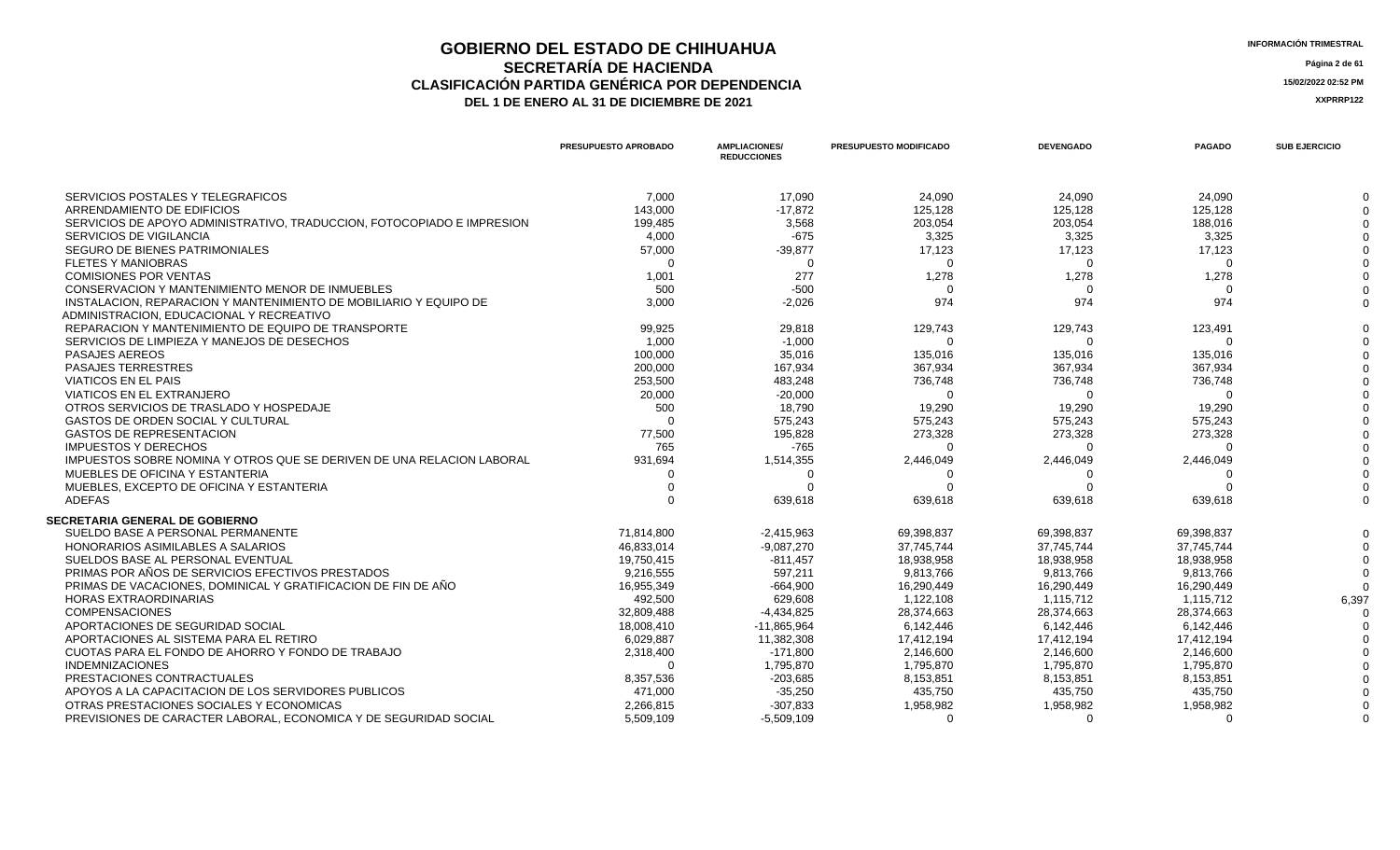# GOBIERNO DEL ESTADO DE CHIHUAHUA
## SECRETARÍA DE HACIENDA
## CLASIFICACIÓN PARTIDA GENÉRICA POR DEPENDENCIA
### DEL 1 DE ENERO AL 31 DE DICIEMBRE DE 2021

INFORMACIÓN TRIMESTRAL

15/02/2022 02:52 PM

XXPRRP122

| | PRESUPUESTO APROBADO | AMPLIACIONES/ REDUCCIONES | PRESUPUESTO MODIFICADO | DEVENGADO | PAGADO | SUB EJERCICIO |
|---|---|---|---|---|---|---|
| SERVICIOS POSTALES Y TELEGRAFICOS | 7,000 | 17,090 | 24,090 | 24,090 | 24,090 | 0 |
| ARRENDAMIENTO DE EDIFICIOS | 143,000 | -17,872 | 125,128 | 125,128 | 125,128 | 0 |
| SERVICIOS DE APOYO ADMINISTRATIVO, TRADUCCION, FOTOCOPIADO E IMPRESION | 199,485 | 3,568 | 203,054 | 203,054 | 188,016 | 0 |
| SERVICIOS DE VIGILANCIA | 4,000 | -675 | 3,325 | 3,325 | 3,325 | 0 |
| SEGURO DE BIENES PATRIMONIALES | 57,000 | -39,877 | 17,123 | 17,123 | 17,123 | 0 |
| FLETES Y MANIOBRAS | 0 | 0 | 0 | 0 | 0 | 0 |
| COMISIONES POR VENTAS | 1,001 | 277 | 1,278 | 1,278 | 1,278 | 0 |
| CONSERVACION Y MANTENIMIENTO MENOR DE INMUEBLES | 500 | -500 | 0 | 0 | 0 | 0 |
| INSTALACION, REPARACION Y MANTENIMIENTO DE MOBILIARIO Y EQUIPO DE ADMINISTRACION, EDUCACIONAL Y RECREATIVO | 3,000 | -2,026 | 974 | 974 | 974 | 0 |
| REPARACION Y MANTENIMIENTO DE EQUIPO DE TRANSPORTE | 99,925 | 29,818 | 129,743 | 129,743 | 123,491 | 0 |
| SERVICIOS DE LIMPIEZA Y MANEJOS DE DESECHOS | 1,000 | -1,000 | 0 | 0 | 0 | 0 |
| PASAJES AEREOS | 100,000 | 35,016 | 135,016 | 135,016 | 135,016 | 0 |
| PASAJES TERRESTRES | 200,000 | 167,934 | 367,934 | 367,934 | 367,934 | 0 |
| VIATICOS EN EL PAIS | 253,500 | 483,248 | 736,748 | 736,748 | 736,748 | 0 |
| VIATICOS EN EL EXTRANJERO | 20,000 | -20,000 | 0 | 0 | 0 | 0 |
| OTROS SERVICIOS DE TRASLADO Y HOSPEDAJE | 500 | 18,790 | 19,290 | 19,290 | 19,290 | 0 |
| GASTOS DE ORDEN SOCIAL Y CULTURAL | 0 | 575,243 | 575,243 | 575,243 | 575,243 | 0 |
| GASTOS DE REPRESENTACION | 77,500 | 195,828 | 273,328 | 273,328 | 273,328 | 0 |
| IMPUESTOS Y DERECHOS | 765 | -765 | 0 | 0 | 0 | 0 |
| IMPUESTOS SOBRE NOMINA Y OTROS QUE SE DERIVEN DE UNA RELACION LABORAL | 931,694 | 1,514,355 | 2,446,049 | 2,446,049 | 2,446,049 | 0 |
| MUEBLES DE OFICINA Y ESTANTERIA | 0 | 0 | 0 | 0 | 0 | 0 |
| MUEBLES, EXCEPTO DE OFICINA Y ESTANTERIA | 0 | 0 | 0 | 0 | 0 | 0 |
| ADEFAS | 0 | 639,618 | 639,618 | 639,618 | 639,618 | 0 |
| **SECRETARIA GENERAL DE GOBIERNO** | | | | | | |
| SUELDO BASE A PERSONAL PERMANENTE | 71,814,800 | -2,415,963 | 69,398,837 | 69,398,837 | 69,398,837 | 0 |
| HONORARIOS ASIMILABLES A SALARIOS | 46,833,014 | -9,087,270 | 37,745,744 | 37,745,744 | 37,745,744 | 0 |
| SUELDOS BASE AL PERSONAL EVENTUAL | 19,750,415 | -811,457 | 18,938,958 | 18,938,958 | 18,938,958 | 0 |
| PRIMAS POR AÑOS DE SERVICIOS EFECTIVOS PRESTADOS | 9,216,555 | 597,211 | 9,813,766 | 9,813,766 | 9,813,766 | 0 |
| PRIMAS DE VACACIONES, DOMINICAL Y GRATIFICACION DE FIN DE AÑO | 16,955,349 | -664,900 | 16,290,449 | 16,290,449 | 16,290,449 | 0 |
| HORAS EXTRAORDINARIAS | 492,500 | 629,608 | 1,122,108 | 1,115,712 | 1,115,712 | 6,397 |
| COMPENSACIONES | 32,809,488 | -4,434,825 | 28,374,663 | 28,374,663 | 28,374,663 | 0 |
| APORTACIONES DE SEGURIDAD SOCIAL | 18,008,410 | -11,865,964 | 6,142,446 | 6,142,446 | 6,142,446 | 0 |
| APORTACIONES AL SISTEMA PARA EL RETIRO | 6,029,887 | 11,382,308 | 17,412,194 | 17,412,194 | 17,412,194 | 0 |
| CUOTAS PARA EL FONDO DE AHORRO Y FONDO DE TRABAJO | 2,318,400 | -171,800 | 2,146,600 | 2,146,600 | 2,146,600 | 0 |
| INDEMNIZACIONES | 0 | 1,795,870 | 1,795,870 | 1,795,870 | 1,795,870 | 0 |
| PRESTACIONES CONTRACTUALES | 8,357,536 | -203,685 | 8,153,851 | 8,153,851 | 8,153,851 | 0 |
| APOYOS A LA CAPACITACION DE LOS SERVIDORES PUBLICOS | 471,000 | -35,250 | 435,750 | 435,750 | 435,750 | 0 |
| OTRAS PRESTACIONES SOCIALES Y ECONOMICAS | 2,266,815 | -307,833 | 1,958,982 | 1,958,982 | 1,958,982 | 0 |
| PREVISIONES DE CARACTER LABORAL, ECONOMICA Y DE SEGURIDAD SOCIAL | 5,509,109 | -5,509,109 | 0 | 0 | 0 | 0 |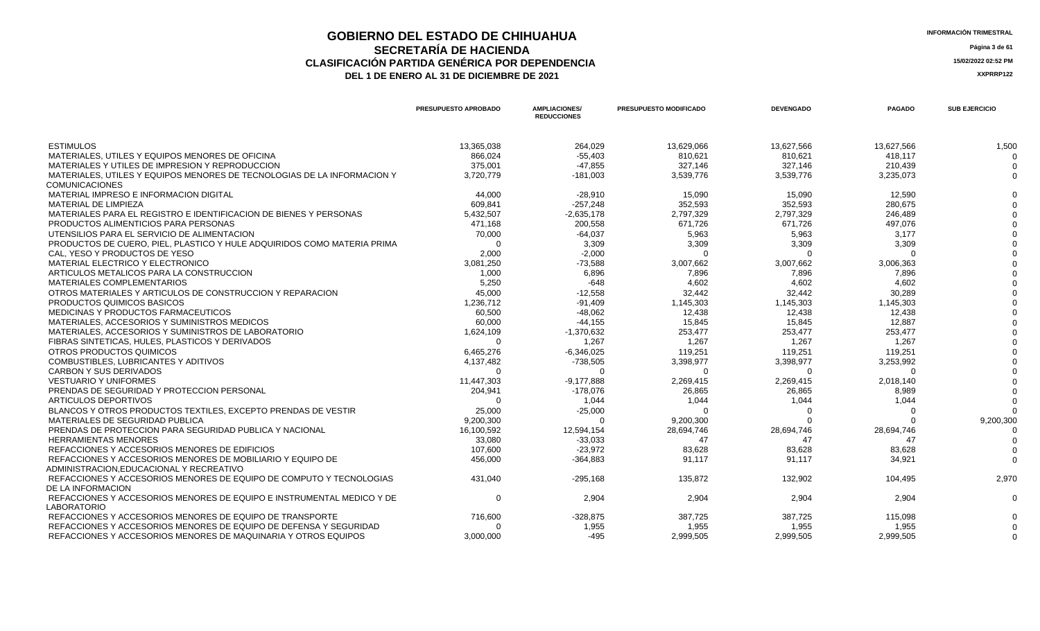# GOBIERNO DEL ESTADO DE CHIHUAHUA

## SECRETARÍA DE HACIENDA

## CLASIFICACIÓN PARTIDA GENÉRICA POR DEPENDENCIA

### DEL 1 DE ENERO AL 31 DE DICIEMBRE DE 2021

INFORMACIÓN TRIMESTRAL

15/02/2022 02:52 PM

XXPRRP122

| | PRESUPUESTO APROBADO | AMPLIACIONES/ REDUCCIONES | PRESUPUESTO MODIFICADO | DEVENGADO | PAGADO | SUB EJERCICIO |
|---|---|---|---|---|---|---|
| ESTIMULOS | 13,365,038 | 264,029 | 13,629,066 | 13,627,566 | 13,627,566 | 1,500 |
| MATERIALES, UTILES Y EQUIPOS MENORES DE OFICINA | 866,024 | -55,403 | 810,621 | 810,621 | 418,117 | 0 |
| MATERIALES Y UTILES DE IMPRESION Y REPRODUCCION | 375,001 | -47,855 | 327,146 | 327,146 | 210,439 | 0 |
| MATERIALES, UTILES Y EQUIPOS MENORES DE TECNOLOGIAS DE LA INFORMACION Y COMUNICACIONES | 3,720,779 | -181,003 | 3,539,776 | 3,539,776 | 3,235,073 | 0 |
| MATERIAL IMPRESO E INFORMACION DIGITAL | 44,000 | -28,910 | 15,090 | 15,090 | 12,590 | 0 |
| MATERIAL DE LIMPIEZA | 609,841 | -257,248 | 352,593 | 352,593 | 280,675 | 0 |
| MATERIALES PARA EL REGISTRO E IDENTIFICACION DE BIENES Y PERSONAS | 5,432,507 | -2,635,178 | 2,797,329 | 2,797,329 | 246,489 | 0 |
| PRODUCTOS ALIMENTICIOS PARA PERSONAS | 471,168 | 200,558 | 671,726 | 671,726 | 497,076 | 0 |
| UTENSILIOS PARA EL SERVICIO DE ALIMENTACION | 70,000 | -64,037 | 5,963 | 5,963 | 3,177 | 0 |
| PRODUCTOS DE CUERO, PIEL, PLASTICO Y HULE ADQUIRIDOS COMO MATERIA PRIMA | 0 | 3,309 | 3,309 | 3,309 | 3,309 | 0 |
| CAL, YESO Y PRODUCTOS DE YESO | 2,000 | -2,000 | 0 | 0 | 0 | 0 |
| MATERIAL ELECTRICO Y ELECTRONICO | 3,081,250 | -73,588 | 3,007,662 | 3,007,662 | 3,006,363 | 0 |
| ARTICULOS METALICOS PARA LA CONSTRUCCION | 1,000 | 6,896 | 7,896 | 7,896 | 7,896 | 0 |
| MATERIALES COMPLEMENTARIOS | 5,250 | -648 | 4,602 | 4,602 | 4,602 | 0 |
| OTROS MATERIALES Y ARTICULOS DE CONSTRUCCION Y REPARACION | 45,000 | -12,558 | 32,442 | 32,442 | 30,289 | 0 |
| PRODUCTOS QUIMICOS BASICOS | 1,236,712 | -91,409 | 1,145,303 | 1,145,303 | 1,145,303 | 0 |
| MEDICINAS Y PRODUCTOS FARMACEUTICOS | 60,500 | -48,062 | 12,438 | 12,438 | 12,438 | 0 |
| MATERIALES, ACCESORIOS Y SUMINISTROS MEDICOS | 60,000 | -44,155 | 15,845 | 15,845 | 12,887 | 0 |
| MATERIALES, ACCESORIOS Y SUMINISTROS DE LABORATORIO | 1,624,109 | -1,370,632 | 253,477 | 253,477 | 253,477 | 0 |
| FIBRAS SINTETICAS, HULES, PLASTICOS Y DERIVADOS | 0 | 1,267 | 1,267 | 1,267 | 1,267 | 0 |
| OTROS PRODUCTOS QUIMICOS | 6,465,276 | -6,346,025 | 119,251 | 119,251 | 119,251 | 0 |
| COMBUSTIBLES, LUBRICANTES Y ADITIVOS | 4,137,482 | -738,505 | 3,398,977 | 3,398,977 | 3,253,992 | 0 |
| CARBON Y SUS DERIVADOS | 0 | 0 | 0 | 0 | 0 | 0 |
| VESTUARIO Y UNIFORMES | 11,447,303 | -9,177,888 | 2,269,415 | 2,269,415 | 2,018,140 | 0 |
| PRENDAS DE SEGURIDAD Y PROTECCION PERSONAL | 204,941 | -178,076 | 26,865 | 26,865 | 8,989 | 0 |
| ARTICULOS DEPORTIVOS | 0 | 1,044 | 1,044 | 1,044 | 1,044 | 0 |
| BLANCOS Y OTROS PRODUCTOS TEXTILES, EXCEPTO PRENDAS DE VESTIR | 25,000 | -25,000 | 0 | 0 | 0 | 0 |
| MATERIALES DE SEGURIDAD PUBLICA | 9,200,300 | 0 | 9,200,300 | 0 | 0 | 9,200,300 |
| PRENDAS DE PROTECCION PARA SEGURIDAD PUBLICA Y NACIONAL | 16,100,592 | 12,594,154 | 28,694,746 | 28,694,746 | 28,694,746 | 0 |
| HERRAMIENTAS MENORES | 33,080 | -33,033 | 47 | 47 | 47 | 0 |
| REFACCIONES Y ACCESORIOS MENORES DE EDIFICIOS | 107,600 | -23,972 | 83,628 | 83,628 | 83,628 | 0 |
| REFACCIONES Y ACCESORIOS MENORES DE MOBILIARIO Y EQUIPO DE ADMINISTRACION,EDUCACIONAL Y RECREATIVO | 456,000 | -364,883 | 91,117 | 91,117 | 34,921 | 0 |
| REFACCIONES Y ACCESORIOS MENORES DE EQUIPO DE COMPUTO Y TECNOLOGIAS DE LA INFORMACION | 431,040 | -295,168 | 135,872 | 132,902 | 104,495 | 2,970 |
| REFACCIONES Y ACCESORIOS MENORES DE EQUIPO E INSTRUMENTAL MEDICO Y DE LABORATORIO | 0 | 2,904 | 2,904 | 2,904 | 2,904 | 0 |
| REFACCIONES Y ACCESORIOS MENORES DE EQUIPO DE TRANSPORTE | 716,600 | -328,875 | 387,725 | 387,725 | 115,098 | 0 |
| REFACCIONES Y ACCESORIOS MENORES DE EQUIPO DE DEFENSA Y SEGURIDAD | 0 | 1,955 | 1,955 | 1,955 | 1,955 | 0 |
| REFACCIONES Y ACCESORIOS MENORES DE MAQUINARIA Y OTROS EQUIPOS | 3,000,000 | -495 | 2,999,505 | 2,999,505 | 2,999,505 | 0 |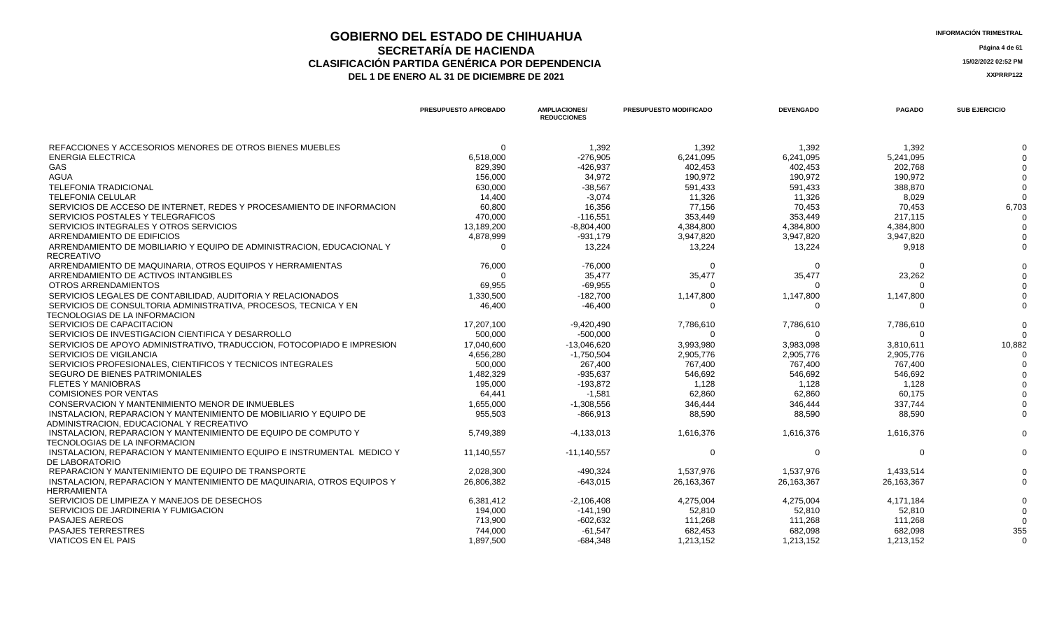# GOBIERNO DEL ESTADO DE CHIHUAHUA

## SECRETARÍA DE HACIENDA

### CLASIFICACIÓN PARTIDA GENÉRICA POR DEPENDENCIA

### DEL 1 DE ENERO AL 31 DE DICIEMBRE DE 2021

INFORMACIÓN TRIMESTRAL

15/02/2022 02:52 PM

XXPRRP122

| | PRESUPUESTO APROBADO | AMPLIACIONES/ REDUCCIONES | PRESUPUESTO MODIFICADO | DEVENGADO | PAGADO | SUB EJERCICIO |
|---|---|---|---|---|---|---|
| REFACCIONES Y ACCESORIOS MENORES DE OTROS BIENES MUEBLES | 0 | 1,392 | 1,392 | 1,392 | 1,392 | 0 |
| ENERGIA ELECTRICA | 6,518,000 | -276,905 | 6,241,095 | 6,241,095 | 5,241,095 | 0 |
| GAS | 829,390 | -426,937 | 402,453 | 402,453 | 202,768 | 0 |
| AGUA | 156,000 | 34,972 | 190,972 | 190,972 | 190,972 | 0 |
| TELEFONIA TRADICIONAL | 630,000 | -38,567 | 591,433 | 591,433 | 388,870 | 0 |
| TELEFONIA CELULAR | 14,400 | -3,074 | 11,326 | 11,326 | 8,029 | 0 |
| SERVICIOS DE ACCESO DE INTERNET, REDES Y PROCESAMIENTO DE INFORMACION | 60,800 | 16,356 | 77,156 | 70,453 | 70,453 | 6,703 |
| SERVICIOS POSTALES Y TELEGRAFICOS | 470,000 | -116,551 | 353,449 | 353,449 | 217,115 | 0 |
| SERVICIOS INTEGRALES Y OTROS SERVICIOS | 13,189,200 | -8,804,400 | 4,384,800 | 4,384,800 | 4,384,800 | 0 |
| ARRENDAMIENTO DE EDIFICIOS | 4,878,999 | -931,179 | 3,947,820 | 3,947,820 | 3,947,820 | 0 |
| ARRENDAMIENTO DE MOBILIARIO Y EQUIPO DE ADMINISTRACION, EDUCACIONAL Y RECREATIVO | 0 | 13,224 | 13,224 | 13,224 | 9,918 | 0 |
| ARRENDAMIENTO DE MAQUINARIA, OTROS EQUIPOS Y HERRAMIENTAS | 76,000 | -76,000 | 0 | 0 | 0 | 0 |
| ARRENDAMIENTO DE ACTIVOS INTANGIBLES | 0 | 35,477 | 35,477 | 35,477 | 23,262 | 0 |
| OTROS ARRENDAMIENTOS | 69,955 | -69,955 | 0 | 0 | 0 | 0 |
| SERVICIOS LEGALES DE CONTABILIDAD, AUDITORIA Y RELACIONADOS | 1,330,500 | -182,700 | 1,147,800 | 1,147,800 | 1,147,800 | 0 |
| SERVICIOS DE CONSULTORIA ADMINISTRATIVA, PROCESOS, TECNICA Y EN TECNOLOGIAS DE LA INFORMACION | 46,400 | -46,400 | 0 | 0 | 0 | 0 |
| SERVICIOS DE CAPACITACION | 17,207,100 | -9,420,490 | 7,786,610 | 7,786,610 | 7,786,610 | 0 |
| SERVICIOS DE INVESTIGACION CIENTIFICA Y DESARROLLO | 500,000 | -500,000 | 0 | 0 | 0 | 0 |
| SERVICIOS DE APOYO ADMINISTRATIVO, TRADUCCION, FOTOCOPIADO E IMPRESION | 17,040,600 | -13,046,620 | 3,993,980 | 3,983,098 | 3,810,611 | 10,882 |
| SERVICIOS DE VIGILANCIA | 4,656,280 | -1,750,504 | 2,905,776 | 2,905,776 | 2,905,776 | 0 |
| SERVICIOS PROFESIONALES, CIENTIFICOS Y TECNICOS INTEGRALES | 500,000 | 267,400 | 767,400 | 767,400 | 767,400 | 0 |
| SEGURO DE BIENES PATRIMONIALES | 1,482,329 | -935,637 | 546,692 | 546,692 | 546,692 | 0 |
| FLETES Y MANIOBRAS | 195,000 | -193,872 | 1,128 | 1,128 | 1,128 | 0 |
| COMISIONES POR VENTAS | 64,441 | -1,581 | 62,860 | 62,860 | 60,175 | 0 |
| CONSERVACION Y MANTENIMIENTO MENOR DE INMUEBLES | 1,655,000 | -1,308,556 | 346,444 | 346,444 | 337,744 | 0 |
| INSTALACION, REPARACION Y MANTENIMIENTO DE MOBILIARIO Y EQUIPO DE ADMINISTRACION, EDUCACIONAL Y RECREATIVO | 955,503 | -866,913 | 88,590 | 88,590 | 88,590 | 0 |
| INSTALACION, REPARACION Y MANTENIMIENTO DE EQUIPO DE COMPUTO Y TECNOLOGIAS DE LA INFORMACION | 5,749,389 | -4,133,013 | 1,616,376 | 1,616,376 | 1,616,376 | 0 |
| INSTALACION, REPARACION Y MANTENIMIENTO EQUIPO E INSTRUMENTAL MEDICO Y DE LABORATORIO | 11,140,557 | -11,140,557 | 0 | 0 | 0 | 0 |
| REPARACION Y MANTENIMIENTO DE EQUIPO DE TRANSPORTE | 2,028,300 | -490,324 | 1,537,976 | 1,537,976 | 1,433,514 | 0 |
| INSTALACION, REPARACION Y MANTENIMIENTO DE MAQUINARIA, OTROS EQUIPOS Y HERRAMIENTA | 26,806,382 | -643,015 | 26,163,367 | 26,163,367 | 26,163,367 | 0 |
| SERVICIOS DE LIMPIEZA Y MANEJOS DE DESECHOS | 6,381,412 | -2,106,408 | 4,275,004 | 4,275,004 | 4,171,184 | 0 |
| SERVICIOS DE JARDINERIA Y FUMIGACION | 194,000 | -141,190 | 52,810 | 52,810 | 52,810 | 0 |
| PASAJES AEREOS | 713,900 | -602,632 | 111,268 | 111,268 | 111,268 | 0 |
| PASAJES TERRESTRES | 744,000 | -61,547 | 682,453 | 682,098 | 682,098 | 355 |
| VIATICOS EN EL PAIS | 1,897,500 | -684,348 | 1,213,152 | 1,213,152 | 1,213,152 | 0 |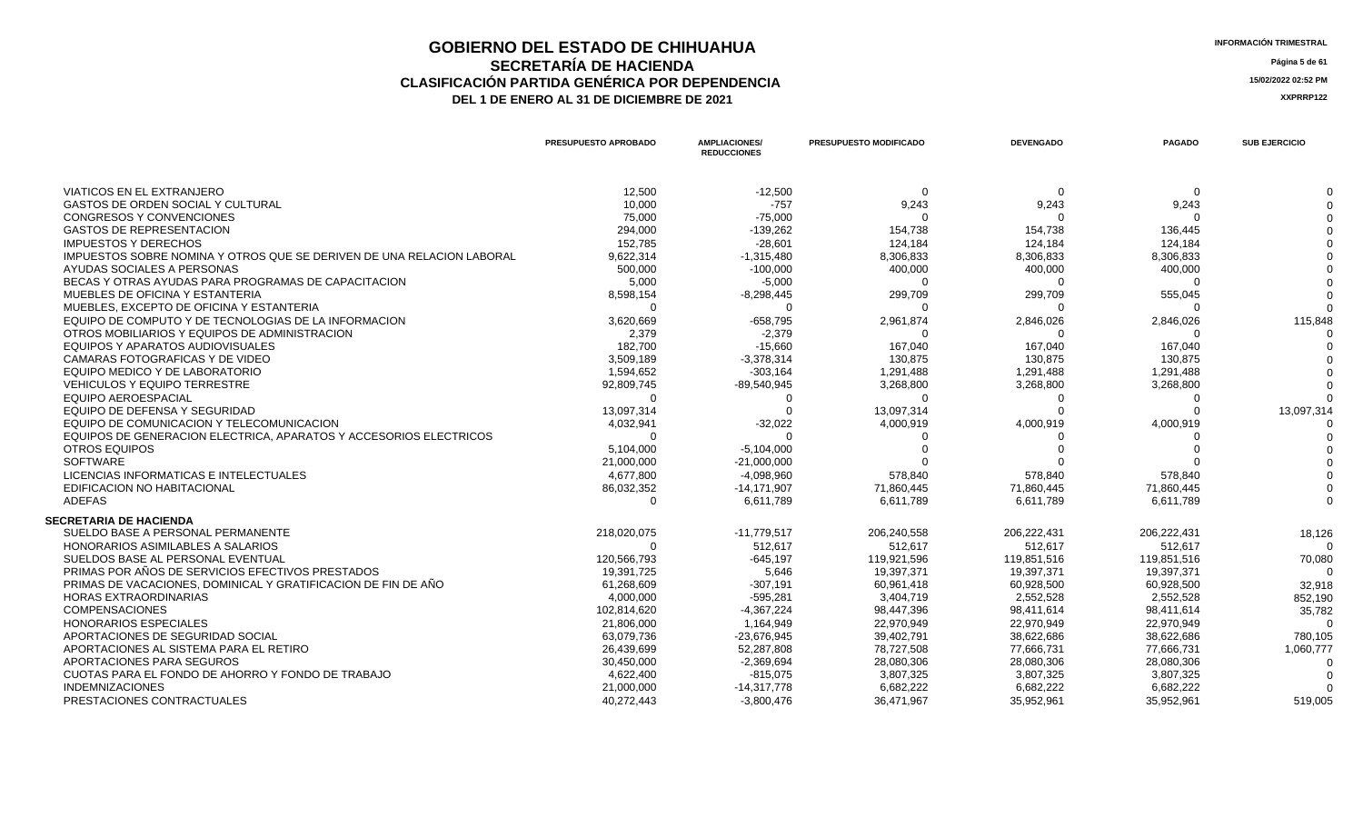# GOBIERNO DEL ESTADO DE CHIHUAHUA
## SECRETARÍA DE HACIENDA
### CLASIFICACIÓN PARTIDA GENÉRICA POR DEPENDENCIA
### DEL 1 DE ENERO AL 31 DE DICIEMBRE DE 2021

INFORMACIÓN TRIMESTRAL

15/02/2022 02:52 PM

XXPRRP122

| | PRESUPUESTO APROBADO | AMPLIACIONES/ REDUCCIONES | PRESUPUESTO MODIFICADO | DEVENGADO | PAGADO | SUB EJERCICIO |
|---|---|---|---|---|---|---|
| VIATICOS EN EL EXTRANJERO | 12,500 | -12,500 | 0 | 0 | 0 | 0 |
| GASTOS DE ORDEN SOCIAL Y CULTURAL | 10,000 | -757 | 9,243 | 9,243 | 9,243 | 0 |
| CONGRESOS Y CONVENCIONES | 75,000 | -75,000 | 0 | 0 | 0 | 0 |
| GASTOS DE REPRESENTACION | 294,000 | -139,262 | 154,738 | 154,738 | 136,445 | 0 |
| IMPUESTOS Y DERECHOS | 152,785 | -28,601 | 124,184 | 124,184 | 124,184 | 0 |
| IMPUESTOS SOBRE NOMINA Y OTROS QUE SE DERIVEN DE UNA RELACION LABORAL | 9,622,314 | -1,315,480 | 8,306,833 | 8,306,833 | 8,306,833 | 0 |
| AYUDAS SOCIALES A PERSONAS | 500,000 | -100,000 | 400,000 | 400,000 | 400,000 | 0 |
| BECAS Y OTRAS AYUDAS PARA PROGRAMAS DE CAPACITACION | 5,000 | -5,000 | 0 | 0 | 0 | 0 |
| MUEBLES DE OFICINA Y ESTANTERIA | 8,598,154 | -8,298,445 | 299,709 | 299,709 | 555,045 | 0 |
| MUEBLES, EXCEPTO DE OFICINA Y ESTANTERIA | 0 | 0 | 0 | 0 | 0 | 0 |
| EQUIPO DE COMPUTO Y DE TECNOLOGIAS DE LA INFORMACION | 3,620,669 | -658,795 | 2,961,874 | 2,846,026 | 2,846,026 | 115,848 |
| OTROS MOBILIARIOS Y EQUIPOS DE ADMINISTRACION | 2,379 | -2,379 | 0 | 0 | 0 | 0 |
| EQUIPOS Y APARATOS AUDIOVISUALES | 182,700 | -15,660 | 167,040 | 167,040 | 167,040 | 0 |
| CAMARAS FOTOGRAFICAS Y DE VIDEO | 3,509,189 | -3,378,314 | 130,875 | 130,875 | 130,875 | 0 |
| EQUIPO MEDICO Y DE LABORATORIO | 1,594,652 | -303,164 | 1,291,488 | 1,291,488 | 1,291,488 | 0 |
| VEHICULOS Y EQUIPO TERRESTRE | 92,809,745 | -89,540,945 | 3,268,800 | 3,268,800 | 3,268,800 | 0 |
| EQUIPO AEROESPACIAL | 0 | 0 | 0 | 0 | 0 | 0 |
| EQUIPO DE DEFENSA Y SEGURIDAD | 13,097,314 | 0 | 13,097,314 | 0 | 0 | 13,097,314 |
| EQUIPO DE COMUNICACION Y TELECOMUNICACION | 4,032,941 | -32,022 | 4,000,919 | 4,000,919 | 4,000,919 | 0 |
| EQUIPOS DE GENERACION ELECTRICA, APARATOS Y ACCESORIOS ELECTRICOS | 0 | 0 | 0 | 0 | 0 | 0 |
| OTROS EQUIPOS | 5,104,000 | -5,104,000 | 0 | 0 | 0 | 0 |
| SOFTWARE | 21,000,000 | -21,000,000 | 0 | 0 | 0 | 0 |
| LICENCIAS INFORMATICAS E INTELECTUALES | 4,677,800 | -4,098,960 | 578,840 | 578,840 | 578,840 | 0 |
| EDIFICACION NO HABITACIONAL | 86,032,352 | -14,171,907 | 71,860,445 | 71,860,445 | 71,860,445 | 0 |
| ADEFAS | 0 | 6,611,789 | 6,611,789 | 6,611,789 | 6,611,789 | 0 |
| **SECRETARIA DE HACIENDA** | | | | | | |
| SUELDO BASE A PERSONAL PERMANENTE | 218,020,075 | -11,779,517 | 206,240,558 | 206,222,431 | 206,222,431 | 18,126 |
| HONORARIOS ASIMILABLES A SALARIOS | 0 | 512,617 | 512,617 | 512,617 | 512,617 | 0 |
| SUELDOS BASE AL PERSONAL EVENTUAL | 120,566,793 | -645,197 | 119,921,596 | 119,851,516 | 119,851,516 | 70,080 |
| PRIMAS POR AÑOS DE SERVICIOS EFECTIVOS PRESTADOS | 19,391,725 | 5,646 | 19,397,371 | 19,397,371 | 19,397,371 | 0 |
| PRIMAS DE VACACIONES, DOMINICAL Y GRATIFICACION DE FIN DE AÑO | 61,268,609 | -307,191 | 60,961,418 | 60,928,500 | 60,928,500 | 32,918 |
| HORAS EXTRAORDINARIAS | 4,000,000 | -595,281 | 3,404,719 | 2,552,528 | 2,552,528 | 852,190 |
| COMPENSACIONES | 102,814,620 | -4,367,224 | 98,447,396 | 98,411,614 | 98,411,614 | 35,782 |
| HONORARIOS ESPECIALES | 21,806,000 | 1,164,949 | 22,970,949 | 22,970,949 | 22,970,949 | 0 |
| APORTACIONES DE SEGURIDAD SOCIAL | 63,079,736 | -23,676,945 | 39,402,791 | 38,622,686 | 38,622,686 | 780,105 |
| APORTACIONES AL SISTEMA PARA EL RETIRO | 26,439,699 | 52,287,808 | 78,727,508 | 77,666,731 | 77,666,731 | 1,060,777 |
| APORTACIONES PARA SEGUROS | 30,450,000 | -2,369,694 | 28,080,306 | 28,080,306 | 28,080,306 | 0 |
| CUOTAS PARA EL FONDO DE AHORRO Y FONDO DE TRABAJO | 4,622,400 | -815,075 | 3,807,325 | 3,807,325 | 3,807,325 | 0 |
| INDEMNIZACIONES | 21,000,000 | -14,317,778 | 6,682,222 | 6,682,222 | 6,682,222 | 0 |
| PRESTACIONES CONTRACTUALES | 40,272,443 | -3,800,476 | 36,471,967 | 35,952,961 | 35,952,961 | 519,005 |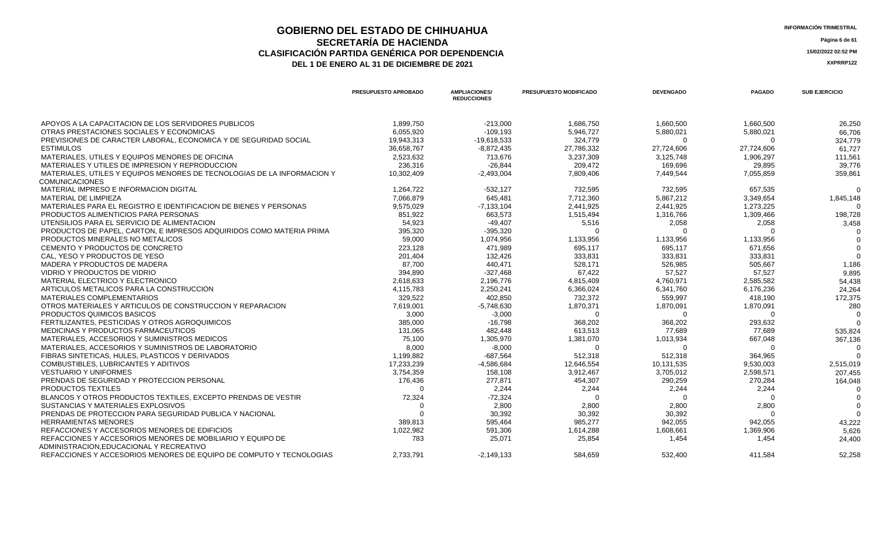# GOBIERNO DEL ESTADO DE CHIHUAHUA
## SECRETARÍA DE HACIENDA
### CLASIFICACIÓN PARTIDA GENÉRICA POR DEPENDENCIA
### DEL 1 DE ENERO AL 31 DE DICIEMBRE DE 2021

INFORMACIÓN TRIMESTRAL

15/02/2022 02:52 PM

XXPRRP122

| | PRESUPUESTO APROBADO | AMPLIACIONES/ REDUCCIONES | PRESUPUESTO MODIFICADO | DEVENGADO | PAGADO | SUB EJERCICIO |
|---|---|---|---|---|---|---|
| APOYOS A LA CAPACITACION DE LOS SERVIDORES PUBLICOS | 1,899,750 | -213,000 | 1,686,750 | 1,660,500 | 1,660,500 | 26,250 |
| OTRAS PRESTACIONES SOCIALES Y ECONOMICAS | 6,055,920 | -109,193 | 5,946,727 | 5,880,021 | 5,880,021 | 66,706 |
| PREVISIONES DE CARACTER LABORAL, ECONOMICA Y DE SEGURIDAD SOCIAL | 19,943,313 | -19,618,533 | 324,779 | 0 | 0 | 324,779 |
| ESTIMULOS | 36,658,767 | -8,872,435 | 27,786,332 | 27,724,606 | 27,724,606 | 61,727 |
| MATERIALES, UTILES Y EQUIPOS MENORES DE OFICINA | 2,523,632 | 713,676 | 3,237,309 | 3,125,748 | 1,906,297 | 111,561 |
| MATERIALES Y UTILES DE IMPRESION Y REPRODUCCION | 236,316 | -26,844 | 209,472 | 169,696 | 29,895 | 39,776 |
| MATERIALES, UTILES Y EQUIPOS MENORES DE TECNOLOGIAS DE LA INFORMACION Y COMUNICACIONES | 10,302,409 | -2,493,004 | 7,809,406 | 7,449,544 | 7,055,859 | 359,861 |
| MATERIAL IMPRESO E INFORMACION DIGITAL | 1,264,722 | -532,127 | 732,595 | 732,595 | 657,535 | 0 |
| MATERIAL DE LIMPIEZA | 7,066,879 | 645,481 | 7,712,360 | 5,867,212 | 3,349,654 | 1,845,148 |
| MATERIALES PARA EL REGISTRO E IDENTIFICACION DE BIENES Y PERSONAS | 9,575,029 | -7,133,104 | 2,441,925 | 2,441,925 | 1,273,225 | 0 |
| PRODUCTOS ALIMENTICIOS PARA PERSONAS | 851,922 | 663,573 | 1,515,494 | 1,316,766 | 1,309,466 | 198,728 |
| UTENSILIOS PARA EL SERVICIO DE ALIMENTACION | 54,923 | -49,407 | 5,516 | 2,058 | 2,058 | 3,458 |
| PRODUCTOS DE PAPEL, CARTON, E IMPRESOS ADQUIRIDOS COMO MATERIA PRIMA | 395,320 | -395,320 | 0 | 0 | 0 | 0 |
| PRODUCTOS MINERALES NO METALICOS | 59,000 | 1,074,956 | 1,133,956 | 1,133,956 | 1,133,956 | 0 |
| CEMENTO Y PRODUCTOS DE CONCRETO | 223,128 | 471,989 | 695,117 | 695,117 | 671,656 | 0 |
| CAL, YESO Y PRODUCTOS DE YESO | 201,404 | 132,426 | 333,831 | 333,831 | 333,831 | 0 |
| MADERA Y PRODUCTOS DE MADERA | 87,700 | 440,471 | 528,171 | 526,985 | 505,667 | 1,186 |
| VIDRIO Y PRODUCTOS DE VIDRIO | 394,890 | -327,468 | 67,422 | 57,527 | 57,527 | 9,895 |
| MATERIAL ELECTRICO Y ELECTRONICO | 2,618,633 | 2,196,776 | 4,815,409 | 4,760,971 | 2,585,582 | 54,438 |
| ARTICULOS METALICOS PARA LA CONSTRUCCION | 4,115,783 | 2,250,241 | 6,366,024 | 6,341,760 | 6,176,236 | 24,264 |
| MATERIALES COMPLEMENTARIOS | 329,522 | 402,850 | 732,372 | 559,997 | 418,190 | 172,375 |
| OTROS MATERIALES Y ARTICULOS DE CONSTRUCCION Y REPARACION | 7,619,001 | -5,748,630 | 1,870,371 | 1,870,091 | 1,870,091 | 280 |
| PRODUCTOS QUIMICOS BASICOS | 3,000 | -3,000 | 0 | 0 | 0 | 0 |
| FERTILIZANTES, PESTICIDAS Y OTROS AGROQUIMICOS | 385,000 | -16,798 | 368,202 | 368,202 | 293,632 | 0 |
| MEDICINAS Y PRODUCTOS FARMACEUTICOS | 131,065 | 482,448 | 613,513 | 77,689 | 77,689 | 535,824 |
| MATERIALES, ACCESORIOS Y SUMINISTROS MEDICOS | 75,100 | 1,305,970 | 1,381,070 | 1,013,934 | 667,048 | 367,136 |
| MATERIALES, ACCESORIOS Y SUMINISTROS DE LABORATORIO | 8,000 | -8,000 | 0 | 0 | 0 | 0 |
| FIBRAS SINTETICAS, HULES, PLASTICOS Y DERIVADOS | 1,199,882 | -687,564 | 512,318 | 512,318 | 364,965 | 0 |
| COMBUSTIBLES, LUBRICANTES Y ADITIVOS | 17,233,239 | -4,586,684 | 12,646,554 | 10,131,535 | 9,530,003 | 2,515,019 |
| VESTUARIO Y UNIFORMES | 3,754,359 | 158,108 | 3,912,467 | 3,705,012 | 2,598,571 | 207,455 |
| PRENDAS DE SEGURIDAD Y PROTECCION PERSONAL | 176,436 | 277,871 | 454,307 | 290,259 | 270,284 | 164,048 |
| PRODUCTOS TEXTILES | 0 | 2,244 | 2,244 | 2,244 | 2,244 | 0 |
| BLANCOS Y OTROS PRODUCTOS TEXTILES, EXCEPTO PRENDAS DE VESTIR | 72,324 | -72,324 | 0 | 0 | 0 | 0 |
| SUSTANCIAS Y MATERIALES EXPLOSIVOS | 0 | 2,800 | 2,800 | 2,800 | 2,800 | 0 |
| PRENDAS DE PROTECCION PARA SEGURIDAD PUBLICA Y NACIONAL | 0 | 30,392 | 30,392 | 30,392 | 0 | 0 |
| HERRAMIENTAS MENORES | 389,813 | 595,464 | 985,277 | 942,055 | 942,055 | 43,222 |
| REFACCIONES Y ACCESORIOS MENORES DE EDIFICIOS | 1,022,982 | 591,306 | 1,614,288 | 1,608,661 | 1,369,906 | 5,626 |
| REFACCIONES Y ACCESORIOS MENORES DE MOBILIARIO Y EQUIPO DE ADMINISTRACION,EDUCACIONAL Y RECREATIVO | 783 | 25,071 | 25,854 | 1,454 | 1,454 | 24,400 |
| REFACCIONES Y ACCESORIOS MENORES DE EQUIPO DE COMPUTO Y TECNOLOGIAS | 2,733,791 | -2,149,133 | 584,659 | 532,400 | 411,584 | 52,258 |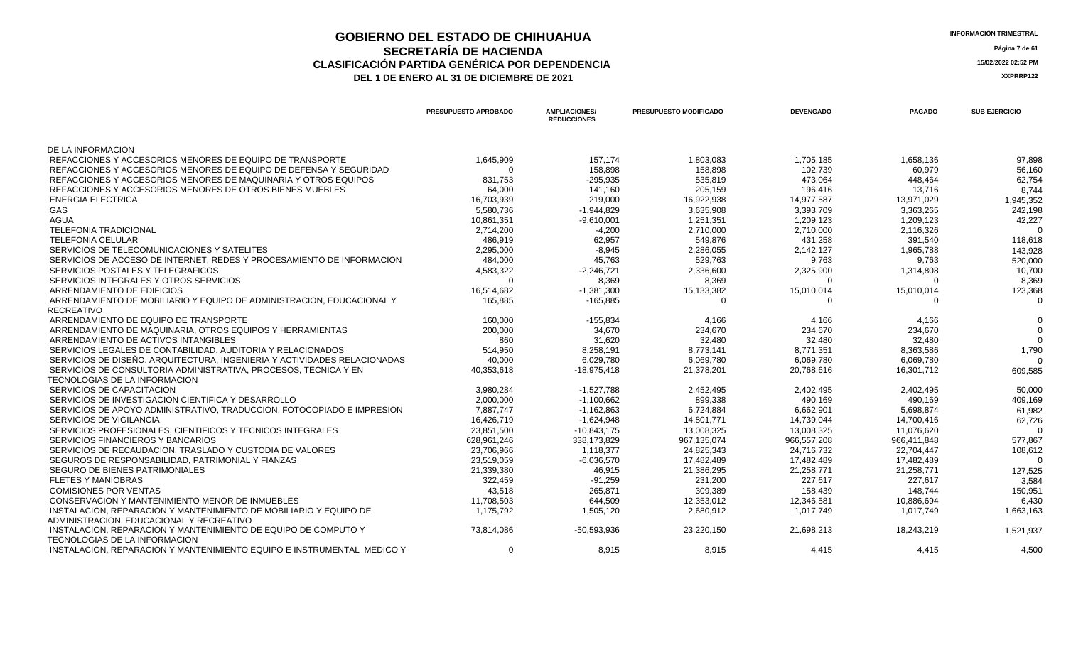# GOBIERNO DEL ESTADO DE CHIHUAHUA
## SECRETARÍA DE HACIENDA
### CLASIFICACIÓN PARTIDA GENÉRICA POR DEPENDENCIA
### DEL 1 DE ENERO AL 31 DE DICIEMBRE DE 2021

INFORMACIÓN TRIMESTRAL

15/02/2022 02:52 PM

XXPRRP122

| | PRESUPUESTO APROBADO | AMPLIACIONES/ REDUCCIONES | PRESUPUESTO MODIFICADO | DEVENGADO | PAGADO | SUB EJERCICIO |
|---|---|---|---|---|---|---|
| DE LA INFORMACION | | | | | | |
| REFACCIONES Y ACCESORIOS MENORES DE EQUIPO DE TRANSPORTE | 1,645,909 | 157,174 | 1,803,083 | 1,705,185 | 1,658,136 | 97,898 |
| REFACCIONES Y ACCESORIOS MENORES DE EQUIPO DE DEFENSA Y SEGURIDAD | 0 | 158,898 | 158,898 | 102,739 | 60,979 | 56,160 |
| REFACCIONES Y ACCESORIOS MENORES DE MAQUINARIA Y OTROS EQUIPOS | 831,753 | -295,935 | 535,819 | 473,064 | 448,464 | 62,754 |
| REFACCIONES Y ACCESORIOS MENORES DE OTROS BIENES MUEBLES | 64,000 | 141,160 | 205,159 | 196,416 | 13,716 | 8,744 |
| ENERGIA ELECTRICA | 16,703,939 | 219,000 | 16,922,938 | 14,977,587 | 13,971,029 | 1,945,352 |
| GAS | 5,580,736 | -1,944,829 | 3,635,908 | 3,393,709 | 3,363,265 | 242,198 |
| AGUA | 10,861,351 | -9,610,001 | 1,251,351 | 1,209,123 | 1,209,123 | 42,227 |
| TELEFONIA TRADICIONAL | 2,714,200 | -4,200 | 2,710,000 | 2,710,000 | 2,116,326 | 0 |
| TELEFONIA CELULAR | 486,919 | 62,957 | 549,876 | 431,258 | 391,540 | 118,618 |
| SERVICIOS DE TELECOMUNICACIONES Y SATELITES | 2,295,000 | -8,945 | 2,286,055 | 2,142,127 | 1,965,788 | 143,928 |
| SERVICIOS DE ACCESO DE INTERNET, REDES Y PROCESAMIENTO DE INFORMACION | 484,000 | 45,763 | 529,763 | 9,763 | 9,763 | 520,000 |
| SERVICIOS POSTALES Y TELEGRAFICOS | 4,583,322 | -2,246,721 | 2,336,600 | 2,325,900 | 1,314,808 | 10,700 |
| SERVICIOS INTEGRALES Y OTROS SERVICIOS | 0 | 8,369 | 8,369 | 0 | 0 | 8,369 |
| ARRENDAMIENTO DE EDIFICIOS | 16,514,682 | -1,381,300 | 15,133,382 | 15,010,014 | 15,010,014 | 123,368 |
| ARRENDAMIENTO DE MOBILIARIO Y EQUIPO DE ADMINISTRACION, EDUCACIONAL Y RECREATIVO | 165,885 | -165,885 | 0 | 0 | 0 | 0 |
| ARRENDAMIENTO DE EQUIPO DE TRANSPORTE | 160,000 | -155,834 | 4,166 | 4,166 | 4,166 | 0 |
| ARRENDAMIENTO DE MAQUINARIA, OTROS EQUIPOS Y HERRAMIENTAS | 200,000 | 34,670 | 234,670 | 234,670 | 234,670 | 0 |
| ARRENDAMIENTO DE ACTIVOS INTANGIBLES | 860 | 31,620 | 32,480 | 32,480 | 32,480 | 0 |
| SERVICIOS LEGALES DE CONTABILIDAD, AUDITORIA Y RELACIONADOS | 514,950 | 8,258,191 | 8,773,141 | 8,771,351 | 8,363,586 | 1,790 |
| SERVICIOS DE DISEÑO, ARQUITECTURA, INGENIERIA Y ACTIVIDADES RELACIONADAS | 40,000 | 6,029,780 | 6,069,780 | 6,069,780 | 6,069,780 | 0 |
| SERVICIOS DE CONSULTORIA ADMINISTRATIVA, PROCESOS, TECNICA Y EN TECNOLOGIAS DE LA INFORMACION | 40,353,618 | -18,975,418 | 21,378,201 | 20,768,616 | 16,301,712 | 609,585 |
| SERVICIOS DE CAPACITACION | 3,980,284 | -1,527,788 | 2,452,495 | 2,402,495 | 2,402,495 | 50,000 |
| SERVICIOS DE INVESTIGACION CIENTIFICA Y DESARROLLO | 2,000,000 | -1,100,662 | 899,338 | 490,169 | 490,169 | 409,169 |
| SERVICIOS DE APOYO ADMINISTRATIVO, TRADUCCION, FOTOCOPIADO E IMPRESION | 7,887,747 | -1,162,863 | 6,724,884 | 6,662,901 | 5,698,874 | 61,982 |
| SERVICIOS DE VIGILANCIA | 16,426,719 | -1,624,948 | 14,801,771 | 14,739,044 | 14,700,416 | 62,726 |
| SERVICIOS PROFESIONALES, CIENTIFICOS Y TECNICOS INTEGRALES | 23,851,500 | -10,843,175 | 13,008,325 | 13,008,325 | 11,076,620 | 0 |
| SERVICIOS FINANCIEROS Y BANCARIOS | 628,961,246 | 338,173,829 | 967,135,074 | 966,557,208 | 966,411,848 | 577,867 |
| SERVICIOS DE RECAUDACION, TRASLADO Y CUSTODIA DE VALORES | 23,706,966 | 1,118,377 | 24,825,343 | 24,716,732 | 22,704,447 | 108,612 |
| SEGUROS DE RESPONSABILIDAD, PATRIMONIAL Y FIANZAS | 23,519,059 | -6,036,570 | 17,482,489 | 17,482,489 | 17,482,489 | 0 |
| SEGURO DE BIENES PATRIMONIALES | 21,339,380 | 46,915 | 21,386,295 | 21,258,771 | 21,258,771 | 127,525 |
| FLETES Y MANIOBRAS | 322,459 | -91,259 | 231,200 | 227,617 | 227,617 | 3,584 |
| COMISIONES POR VENTAS | 43,518 | 265,871 | 309,389 | 158,439 | 148,744 | 150,951 |
| CONSERVACION Y MANTENIMIENTO MENOR DE INMUEBLES | 11,708,503 | 644,509 | 12,353,012 | 12,346,581 | 10,886,694 | 6,430 |
| INSTALACION, REPARACION Y MANTENIMIENTO DE MOBILIARIO Y EQUIPO DE ADMINISTRACION, EDUCACIONAL Y RECREATIVO | 1,175,792 | 1,505,120 | 2,680,912 | 1,017,749 | 1,017,749 | 1,663,163 |
| INSTALACION, REPARACION Y MANTENIMIENTO DE EQUIPO DE COMPUTO Y TECNOLOGIAS DE LA INFORMACION | 73,814,086 | -50,593,936 | 23,220,150 | 21,698,213 | 18,243,219 | 1,521,937 |
| INSTALACION, REPARACION Y MANTENIMIENTO EQUIPO E INSTRUMENTAL MEDICO Y | 0 | 8,915 | 8,915 | 4,415 | 4,415 | 4,500 |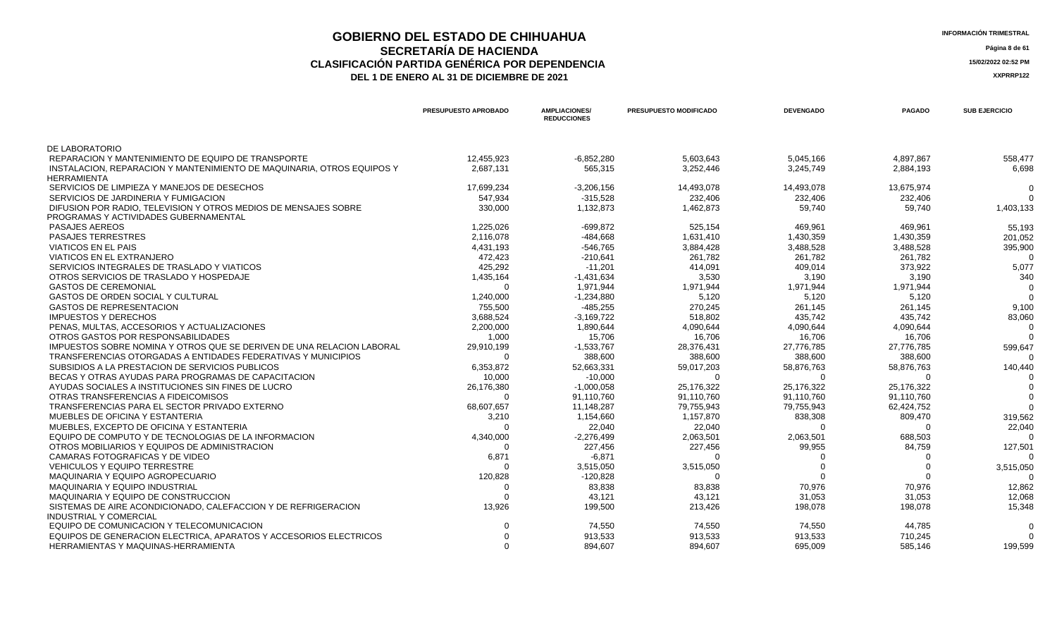# GOBIERNO DEL ESTADO DE CHIHUAHUA
## SECRETARÍA DE HACIENDA
### CLASIFICACIÓN PARTIDA GENÉRICA POR DEPENDENCIA
**DEL 1 DE ENERO AL 31 DE DICIEMBRE DE 2021**

INFORMACIÓN TRIMESTRAL

15/02/2022 02:52 PM

XXPRRP122

| | PRESUPUESTO APROBADO | AMPLIACIONES/ REDUCCIONES | PRESUPUESTO MODIFICADO | DEVENGADO | PAGADO | SUB EJERCICIO |
|---|---|---|---|---|---|---|
| DE LABORATORIO | | | | | | |
| REPARACION Y MANTENIMIENTO DE EQUIPO DE TRANSPORTE | 12,455,923 | -6,852,280 | 5,603,643 | 5,045,166 | 4,897,867 | 558,477 |
| INSTALACION, REPARACION Y MANTENIMIENTO DE MAQUINARIA, OTROS EQUIPOS Y HERRAMIENTA | 2,687,131 | 565,315 | 3,252,446 | 3,245,749 | 2,884,193 | 6,698 |
| SERVICIOS DE LIMPIEZA Y MANEJOS DE DESECHOS | 17,699,234 | -3,206,156 | 14,493,078 | 14,493,078 | 13,675,974 | 0 |
| SERVICIOS DE JARDINERIA Y FUMIGACION | 547,934 | -315,528 | 232,406 | 232,406 | 232,406 | 0 |
| DIFUSION POR RADIO, TELEVISION Y OTROS MEDIOS DE MENSAJES SOBRE PROGRAMAS Y ACTIVIDADES GUBERNAMENTAL | 330,000 | 1,132,873 | 1,462,873 | 59,740 | 59,740 | 1,403,133 |
| PASAJES AEREOS | 1,225,026 | -699,872 | 525,154 | 469,961 | 469,961 | 55,193 |
| PASAJES TERRESTRES | 2,116,078 | -484,668 | 1,631,410 | 1,430,359 | 1,430,359 | 201,052 |
| VIATICOS EN EL PAIS | 4,431,193 | -546,765 | 3,884,428 | 3,488,528 | 3,488,528 | 395,900 |
| VIATICOS EN EL EXTRANJERO | 472,423 | -210,641 | 261,782 | 261,782 | 261,782 | 0 |
| SERVICIOS INTEGRALES DE TRASLADO Y VIATICOS | 425,292 | -11,201 | 414,091 | 409,014 | 373,922 | 5,077 |
| OTROS SERVICIOS DE TRASLADO Y HOSPEDAJE | 1,435,164 | -1,431,634 | 3,530 | 3,190 | 3,190 | 340 |
| GASTOS DE CEREMONIAL | 0 | 1,971,944 | 1,971,944 | 1,971,944 | 1,971,944 | 0 |
| GASTOS DE ORDEN SOCIAL Y CULTURAL | 1,240,000 | -1,234,880 | 5,120 | 5,120 | 5,120 | 0 |
| GASTOS DE REPRESENTACION | 755,500 | -485,255 | 270,245 | 261,145 | 261,145 | 9,100 |
| IMPUESTOS Y DERECHOS | 3,688,524 | -3,169,722 | 518,802 | 435,742 | 435,742 | 83,060 |
| PENAS, MULTAS, ACCESORIOS Y ACTUALIZACIONES | 2,200,000 | 1,890,644 | 4,090,644 | 4,090,644 | 4,090,644 | 0 |
| OTROS GASTOS POR RESPONSABILIDADES | 1,000 | 15,706 | 16,706 | 16,706 | 16,706 | 0 |
| IMPUESTOS SOBRE NOMINA Y OTROS QUE SE DERIVEN DE UNA RELACION LABORAL | 29,910,199 | -1,533,767 | 28,376,431 | 27,776,785 | 27,776,785 | 599,647 |
| TRANSFERENCIAS OTORGADAS A ENTIDADES FEDERATIVAS Y MUNICIPIOS | 0 | 388,600 | 388,600 | 388,600 | 388,600 | 0 |
| SUBSIDIOS A LA PRESTACION DE SERVICIOS PUBLICOS | 6,353,872 | 52,663,331 | 59,017,203 | 58,876,763 | 58,876,763 | 140,440 |
| BECAS Y OTRAS AYUDAS PARA PROGRAMAS DE CAPACITACION | 10,000 | -10,000 | 0 | 0 | 0 | 0 |
| AYUDAS SOCIALES A INSTITUCIONES SIN FINES DE LUCRO | 26,176,380 | -1,000,058 | 25,176,322 | 25,176,322 | 25,176,322 | 0 |
| OTRAS TRANSFERENCIAS A FIDEICOMISOS | 0 | 91,110,760 | 91,110,760 | 91,110,760 | 91,110,760 | 0 |
| TRANSFERENCIAS PARA EL SECTOR PRIVADO EXTERNO | 68,607,657 | 11,148,287 | 79,755,943 | 79,755,943 | 62,424,752 | 0 |
| MUEBLES DE OFICINA Y ESTANTERIA | 3,210 | 1,154,660 | 1,157,870 | 838,308 | 809,470 | 319,562 |
| MUEBLES, EXCEPTO DE OFICINA Y ESTANTERIA | 0 | 22,040 | 22,040 | 0 | 0 | 22,040 |
| EQUIPO DE COMPUTO Y DE TECNOLOGIAS DE LA INFORMACION | 4,340,000 | -2,276,499 | 2,063,501 | 2,063,501 | 688,503 | 0 |
| OTROS MOBILIARIOS Y EQUIPOS DE ADMINISTRACION | 0 | 227,456 | 227,456 | 99,955 | 84,759 | 127,501 |
| CAMARAS FOTOGRAFICAS Y DE VIDEO | 6,871 | -6,871 | 0 | 0 | 0 | 0 |
| VEHICULOS Y EQUIPO TERRESTRE | 0 | 3,515,050 | 3,515,050 | 0 | 0 | 3,515,050 |
| MAQUINARIA Y EQUIPO AGROPECUARIO | 120,828 | -120,828 | 0 | 0 | 0 | 0 |
| MAQUINARIA Y EQUIPO INDUSTRIAL | 0 | 83,838 | 83,838 | 70,976 | 70,976 | 12,862 |
| MAQUINARIA Y EQUIPO DE CONSTRUCCION | 0 | 43,121 | 43,121 | 31,053 | 31,053 | 12,068 |
| SISTEMAS DE AIRE ACONDICIONADO, CALEFACCION Y DE REFRIGERACION INDUSTRIAL Y COMERCIAL | 13,926 | 199,500 | 213,426 | 198,078 | 198,078 | 15,348 |
| EQUIPO DE COMUNICACION Y TELECOMUNICACION | 0 | 74,550 | 74,550 | 74,550 | 44,785 | 0 |
| EQUIPOS DE GENERACION ELECTRICA, APARATOS Y ACCESORIOS ELECTRICOS | 0 | 913,533 | 913,533 | 913,533 | 710,245 | 0 |
| HERRAMIENTAS Y MAQUINAS-HERRAMIENTA | 0 | 894,607 | 894,607 | 695,009 | 585,146 | 199,599 |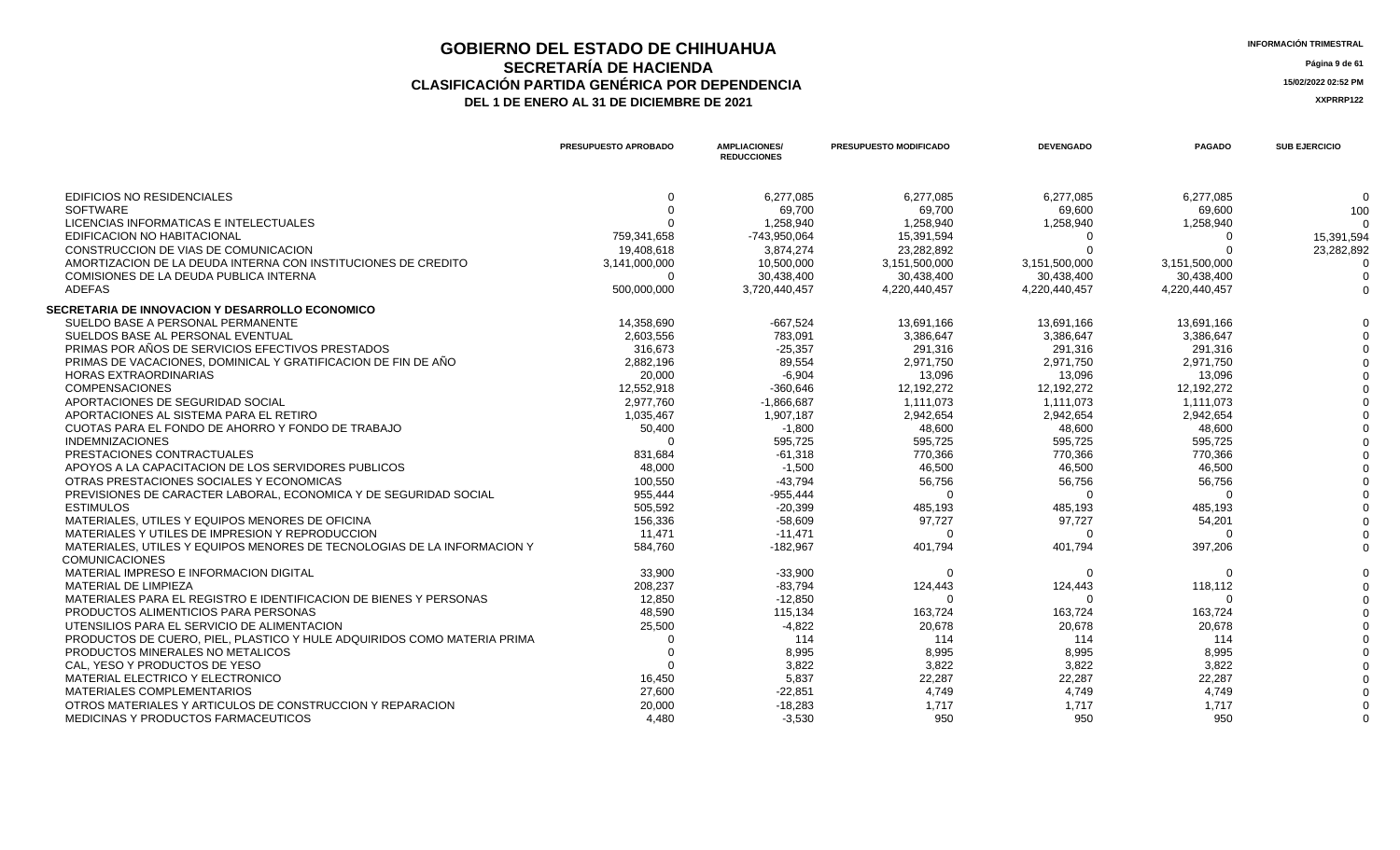# GOBIERNO DEL ESTADO DE CHIHUAHUA
## SECRETARÍA DE HACIENDA
### CLASIFICACIÓN PARTIDA GENÉRICA POR DEPENDENCIA
### DEL 1 DE ENERO AL 31 DE DICIEMBRE DE 2021

INFORMACIÓN TRIMESTRAL

15/02/2022 02:52 PM

XXPRRP122

| | PRESUPUESTO APROBADO | AMPLIACIONES/ REDUCCIONES | PRESUPUESTO MODIFICADO | DEVENGADO | PAGADO | SUB EJERCICIO |
|---|---|---|---|---|---|---|
| EDIFICIOS NO RESIDENCIALES | 0 | 6,277,085 | 6,277,085 | 6,277,085 | 6,277,085 | 0 |
| SOFTWARE | 0 | 69,700 | 69,700 | 69,600 | 69,600 | 100 |
| LICENCIAS INFORMATICAS E INTELECTUALES | 0 | 1,258,940 | 1,258,940 | 1,258,940 | 1,258,940 | 0 |
| EDIFICACION NO HABITACIONAL | 759,341,658 | -743,950,064 | 15,391,594 | 0 | 0 | 15,391,594 |
| CONSTRUCCION DE VIAS DE COMUNICACION | 19,408,618 | 3,874,274 | 23,282,892 | 0 | 0 | 23,282,892 |
| AMORTIZACION DE LA DEUDA INTERNA CON INSTITUCIONES DE CREDITO | 3,141,000,000 | 10,500,000 | 3,151,500,000 | 3,151,500,000 | 3,151,500,000 | 0 |
| COMISIONES DE LA DEUDA PUBLICA INTERNA | 0 | 30,438,400 | 30,438,400 | 30,438,400 | 30,438,400 | 0 |
| ADEFAS | 500,000,000 | 3,720,440,457 | 4,220,440,457 | 4,220,440,457 | 4,220,440,457 | 0 |
| **SECRETARIA DE INNOVACION Y DESARROLLO ECONOMICO** | | | | | | |
| SUELDO BASE A PERSONAL PERMANENTE | 14,358,690 | -667,524 | 13,691,166 | 13,691,166 | 13,691,166 | 0 |
| SUELDOS BASE AL PERSONAL EVENTUAL | 2,603,556 | 783,091 | 3,386,647 | 3,386,647 | 3,386,647 | 0 |
| PRIMAS POR AÑOS DE SERVICIOS EFECTIVOS PRESTADOS | 316,673 | -25,357 | 291,316 | 291,316 | 291,316 | 0 |
| PRIMAS DE VACACIONES, DOMINICAL Y GRATIFICACION DE FIN DE AÑO | 2,882,196 | 89,554 | 2,971,750 | 2,971,750 | 2,971,750 | 0 |
| HORAS EXTRAORDINARIAS | 20,000 | -6,904 | 13,096 | 13,096 | 13,096 | 0 |
| COMPENSACIONES | 12,552,918 | -360,646 | 12,192,272 | 12,192,272 | 12,192,272 | 0 |
| APORTACIONES DE SEGURIDAD SOCIAL | 2,977,760 | -1,866,687 | 1,111,073 | 1,111,073 | 1,111,073 | 0 |
| APORTACIONES AL SISTEMA PARA EL RETIRO | 1,035,467 | 1,907,187 | 2,942,654 | 2,942,654 | 2,942,654 | 0 |
| CUOTAS PARA EL FONDO DE AHORRO Y FONDO DE TRABAJO | 50,400 | -1,800 | 48,600 | 48,600 | 48,600 | 0 |
| INDEMNIZACIONES | 0 | 595,725 | 595,725 | 595,725 | 595,725 | 0 |
| PRESTACIONES CONTRACTUALES | 831,684 | -61,318 | 770,366 | 770,366 | 770,366 | 0 |
| APOYOS A LA CAPACITACION DE LOS SERVIDORES PUBLICOS | 48,000 | -1,500 | 46,500 | 46,500 | 46,500 | 0 |
| OTRAS PRESTACIONES SOCIALES Y ECONOMICAS | 100,550 | -43,794 | 56,756 | 56,756 | 56,756 | 0 |
| PREVISIONES DE CARACTER LABORAL, ECONOMICA Y DE SEGURIDAD SOCIAL | 955,444 | -955,444 | 0 | 0 | 0 | 0 |
| ESTIMULOS | 505,592 | -20,399 | 485,193 | 485,193 | 485,193 | 0 |
| MATERIALES, UTILES Y EQUIPOS MENORES DE OFICINA | 156,336 | -58,609 | 97,727 | 97,727 | 54,201 | 0 |
| MATERIALES Y UTILES DE IMPRESION Y REPRODUCCION | 11,471 | -11,471 | 0 | 0 | 0 | 0 |
| MATERIALES, UTILES Y EQUIPOS MENORES DE TECNOLOGIAS DE LA INFORMACION Y COMUNICACIONES | 584,760 | -182,967 | 401,794 | 401,794 | 397,206 | 0 |
| MATERIAL IMPRESO E INFORMACION DIGITAL | 33,900 | -33,900 | 0 | 0 | 0 | 0 |
| MATERIAL DE LIMPIEZA | 208,237 | -83,794 | 124,443 | 124,443 | 118,112 | 0 |
| MATERIALES PARA EL REGISTRO E IDENTIFICACION DE BIENES Y PERSONAS | 12,850 | -12,850 | 0 | 0 | 0 | 0 |
| PRODUCTOS ALIMENTICIOS PARA PERSONAS | 48,590 | 115,134 | 163,724 | 163,724 | 163,724 | 0 |
| UTENSILIOS PARA EL SERVICIO DE ALIMENTACION | 25,500 | -4,822 | 20,678 | 20,678 | 20,678 | 0 |
| PRODUCTOS DE CUERO, PIEL, PLASTICO Y HULE ADQUIRIDOS COMO MATERIA PRIMA | 0 | 114 | 114 | 114 | 114 | 0 |
| PRODUCTOS MINERALES NO METALICOS | 0 | 8,995 | 8,995 | 8,995 | 8,995 | 0 |
| CAL, YESO Y PRODUCTOS DE YESO | 0 | 3,822 | 3,822 | 3,822 | 3,822 | 0 |
| MATERIAL ELECTRICO Y ELECTRONICO | 16,450 | 5,837 | 22,287 | 22,287 | 22,287 | 0 |
| MATERIALES COMPLEMENTARIOS | 27,600 | -22,851 | 4,749 | 4,749 | 4,749 | 0 |
| OTROS MATERIALES Y ARTICULOS DE CONSTRUCCION Y REPARACION | 20,000 | -18,283 | 1,717 | 1,717 | 1,717 | 0 |
| MEDICINAS Y PRODUCTOS FARMACEUTICOS | 4,480 | -3,530 | 950 | 950 | 950 | 0 |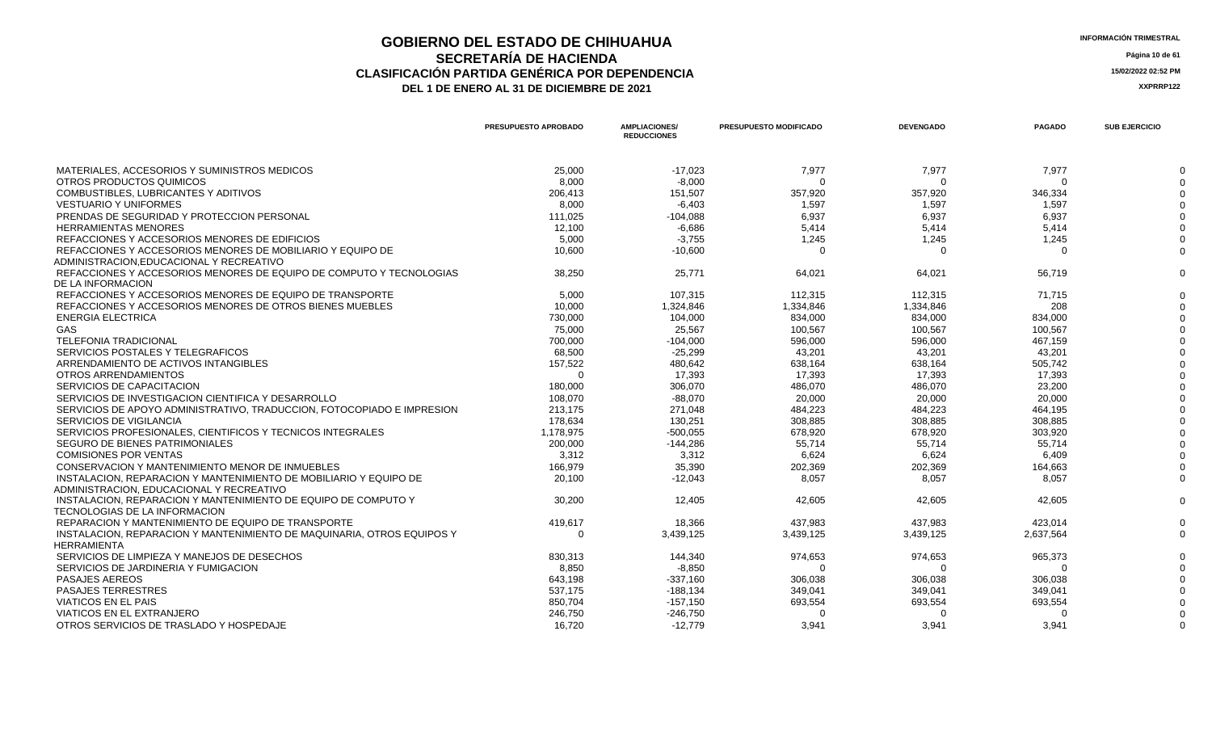# GOBIERNO DEL ESTADO DE CHIHUAHUA
## SECRETARÍA DE HACIENDA
### CLASIFICACIÓN PARTIDA GENÉRICA POR DEPENDENCIA
### DEL 1 DE ENERO AL 31 DE DICIEMBRE DE 2021

INFORMACIÓN TRIMESTRAL

15/02/2022 02:52 PM

XXPRRP122

| | PRESUPUESTO APROBADO | AMPLIACIONES/ REDUCCIONES | PRESUPUESTO MODIFICADO | DEVENGADO | PAGADO | SUB EJERCICIO |
|---|---|---|---|---|---|---|
| MATERIALES, ACCESORIOS Y SUMINISTROS MEDICOS | 25,000 | -17,023 | 7,977 | 7,977 | 7,977 | 0 |
| OTROS PRODUCTOS QUIMICOS | 8,000 | -8,000 | 0 | 0 | 0 | 0 |
| COMBUSTIBLES, LUBRICANTES Y ADITIVOS | 206,413 | 151,507 | 357,920 | 357,920 | 346,334 | 0 |
| VESTUARIO Y UNIFORMES | 8,000 | -6,403 | 1,597 | 1,597 | 1,597 | 0 |
| PRENDAS DE SEGURIDAD Y PROTECCION PERSONAL | 111,025 | -104,088 | 6,937 | 6,937 | 6,937 | 0 |
| HERRAMIENTAS MENORES | 12,100 | -6,686 | 5,414 | 5,414 | 5,414 | 0 |
| REFACCIONES Y ACCESORIOS MENORES DE EDIFICIOS | 5,000 | -3,755 | 1,245 | 1,245 | 1,245 | 0 |
| REFACCIONES Y ACCESORIOS MENORES DE MOBILIARIO Y EQUIPO DE ADMINISTRACION,EDUCACIONAL Y RECREATIVO | 10,600 | -10,600 | 0 | 0 | 0 | 0 |
| REFACCIONES Y ACCESORIOS MENORES DE EQUIPO DE COMPUTO Y TECNOLOGIAS DE LA INFORMACION | 38,250 | 25,771 | 64,021 | 64,021 | 56,719 | 0 |
| REFACCIONES Y ACCESORIOS MENORES DE EQUIPO DE TRANSPORTE | 5,000 | 107,315 | 112,315 | 112,315 | 71,715 | 0 |
| REFACCIONES Y ACCESORIOS MENORES DE OTROS BIENES MUEBLES | 10,000 | 1,324,846 | 1,334,846 | 1,334,846 | 208 | 0 |
| ENERGIA ELECTRICA | 730,000 | 104,000 | 834,000 | 834,000 | 834,000 | 0 |
| GAS | 75,000 | 25,567 | 100,567 | 100,567 | 100,567 | 0 |
| TELEFONIA TRADICIONAL | 700,000 | -104,000 | 596,000 | 596,000 | 467,159 | 0 |
| SERVICIOS POSTALES Y TELEGRAFICOS | 68,500 | -25,299 | 43,201 | 43,201 | 43,201 | 0 |
| ARRENDAMIENTO DE ACTIVOS INTANGIBLES | 157,522 | 480,642 | 638,164 | 638,164 | 505,742 | 0 |
| OTROS ARRENDAMIENTOS | 0 | 17,393 | 17,393 | 17,393 | 17,393 | 0 |
| SERVICIOS DE CAPACITACION | 180,000 | 306,070 | 486,070 | 486,070 | 23,200 | 0 |
| SERVICIOS DE INVESTIGACION CIENTIFICA Y DESARROLLO | 108,070 | -88,070 | 20,000 | 20,000 | 20,000 | 0 |
| SERVICIOS DE APOYO ADMINISTRATIVO, TRADUCCION, FOTOCOPIADO E IMPRESION | 213,175 | 271,048 | 484,223 | 484,223 | 464,195 | 0 |
| SERVICIOS DE VIGILANCIA | 178,634 | 130,251 | 308,885 | 308,885 | 308,885 | 0 |
| SERVICIOS PROFESIONALES, CIENTIFICOS Y TECNICOS INTEGRALES | 1,178,975 | -500,055 | 678,920 | 678,920 | 303,920 | 0 |
| SEGURO DE BIENES PATRIMONIALES | 200,000 | -144,286 | 55,714 | 55,714 | 55,714 | 0 |
| COMISIONES POR VENTAS | 3,312 | 3,312 | 6,624 | 6,624 | 6,409 | 0 |
| CONSERVACION Y MANTENIMIENTO MENOR DE INMUEBLES | 166,979 | 35,390 | 202,369 | 202,369 | 164,663 | 0 |
| INSTALACION, REPARACION Y MANTENIMIENTO DE MOBILIARIO Y EQUIPO DE ADMINISTRACION, EDUCACIONAL Y RECREATIVO | 20,100 | -12,043 | 8,057 | 8,057 | 8,057 | 0 |
| INSTALACION, REPARACION Y MANTENIMIENTO DE EQUIPO DE COMPUTO Y TECNOLOGIAS DE LA INFORMACION | 30,200 | 12,405 | 42,605 | 42,605 | 42,605 | 0 |
| REPARACION Y MANTENIMIENTO DE EQUIPO DE TRANSPORTE | 419,617 | 18,366 | 437,983 | 437,983 | 423,014 | 0 |
| INSTALACION, REPARACION Y MANTENIMIENTO DE MAQUINARIA, OTROS EQUIPOS Y HERRAMIENTA | 0 | 3,439,125 | 3,439,125 | 3,439,125 | 2,637,564 | 0 |
| SERVICIOS DE LIMPIEZA Y MANEJOS DE DESECHOS | 830,313 | 144,340 | 974,653 | 974,653 | 965,373 | 0 |
| SERVICIOS DE JARDINERIA Y FUMIGACION | 8,850 | -8,850 | 0 | 0 | 0 | 0 |
| PASAJES AEREOS | 643,198 | -337,160 | 306,038 | 306,038 | 306,038 | 0 |
| PASAJES TERRESTRES | 537,175 | -188,134 | 349,041 | 349,041 | 349,041 | 0 |
| VIATICOS EN EL PAIS | 850,704 | -157,150 | 693,554 | 693,554 | 693,554 | 0 |
| VIATICOS EN EL EXTRANJERO | 246,750 | -246,750 | 0 | 0 | 0 | 0 |
| OTROS SERVICIOS DE TRASLADO Y HOSPEDAJE | 16,720 | -12,779 | 3,941 | 3,941 | 3,941 | 0 |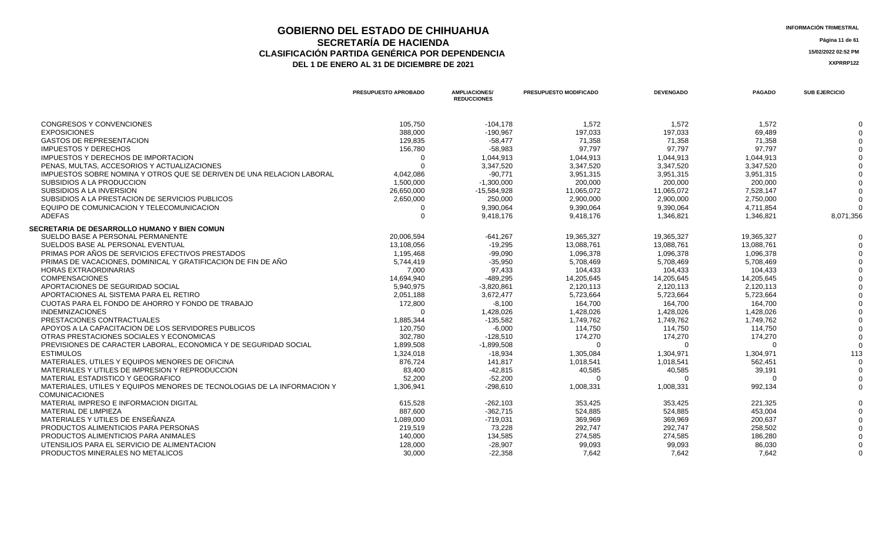# GOBIERNO DEL ESTADO DE CHIHUAHUA
## SECRETARÍA DE HACIENDA
## CLASIFICACIÓN PARTIDA GENÉRICA POR DEPENDENCIA
### DEL 1 DE ENERO AL 31 DE DICIEMBRE DE 2021

INFORMACIÓN TRIMESTRAL

15/02/2022 02:52 PM

XXPRRP122

| | PRESUPUESTO APROBADO | AMPLIACIONES/ REDUCCIONES | PRESUPUESTO MODIFICADO | DEVENGADO | PAGADO | SUB EJERCICIO |
|---|---|---|---|---|---|---|
| CONGRESOS Y CONVENCIONES | 105,750 | -104,178 | 1,572 | 1,572 | 1,572 | 0 |
| EXPOSICIONES | 388,000 | -190,967 | 197,033 | 197,033 | 69,489 | 0 |
| GASTOS DE REPRESENTACION | 129,835 | -58,477 | 71,358 | 71,358 | 71,358 | 0 |
| IMPUESTOS Y DERECHOS | 156,780 | -58,983 | 97,797 | 97,797 | 97,797 | 0 |
| IMPUESTOS Y DERECHOS DE IMPORTACION | 0 | 1,044,913 | 1,044,913 | 1,044,913 | 1,044,913 | 0 |
| PENAS, MULTAS, ACCESORIOS Y ACTUALIZACIONES | 0 | 3,347,520 | 3,347,520 | 3,347,520 | 3,347,520 | 0 |
| IMPUESTOS SOBRE NOMINA Y OTROS QUE SE DERIVEN DE UNA RELACION LABORAL | 4,042,086 | -90,771 | 3,951,315 | 3,951,315 | 3,951,315 | 0 |
| SUBSIDIOS A LA PRODUCCION | 1,500,000 | -1,300,000 | 200,000 | 200,000 | 200,000 | 0 |
| SUBSIDIOS A LA INVERSION | 26,650,000 | -15,584,928 | 11,065,072 | 11,065,072 | 7,528,147 | 0 |
| SUBSIDIOS A LA PRESTACION DE SERVICIOS PUBLICOS | 2,650,000 | 250,000 | 2,900,000 | 2,900,000 | 2,750,000 | 0 |
| EQUIPO DE COMUNICACION Y TELECOMUNICACION | 0 | 9,390,064 | 9,390,064 | 9,390,064 | 4,711,854 | 0 |
| ADEFAS | 0 | 9,418,176 | 9,418,176 | 1,346,821 | 1,346,821 | 8,071,356 |
| **SECRETARIA DE DESARROLLO HUMANO Y BIEN COMUN** | | | | | | |
| SUELDO BASE A PERSONAL PERMANENTE | 20,006,594 | -641,267 | 19,365,327 | 19,365,327 | 19,365,327 | 0 |
| SUELDOS BASE AL PERSONAL EVENTUAL | 13,108,056 | -19,295 | 13,088,761 | 13,088,761 | 13,088,761 | 0 |
| PRIMAS POR AÑOS DE SERVICIOS EFECTIVOS PRESTADOS | 1,195,468 | -99,090 | 1,096,378 | 1,096,378 | 1,096,378 | 0 |
| PRIMAS DE VACACIONES, DOMINICAL Y GRATIFICACION DE FIN DE AÑO | 5,744,419 | -35,950 | 5,708,469 | 5,708,469 | 5,708,469 | 0 |
| HORAS EXTRAORDINARIAS | 7,000 | 97,433 | 104,433 | 104,433 | 104,433 | 0 |
| COMPENSACIONES | 14,694,940 | -489,295 | 14,205,645 | 14,205,645 | 14,205,645 | 0 |
| APORTACIONES DE SEGURIDAD SOCIAL | 5,940,975 | -3,820,861 | 2,120,113 | 2,120,113 | 2,120,113 | 0 |
| APORTACIONES AL SISTEMA PARA EL RETIRO | 2,051,188 | 3,672,477 | 5,723,664 | 5,723,664 | 5,723,664 | 0 |
| CUOTAS PARA EL FONDO DE AHORRO Y FONDO DE TRABAJO | 172,800 | -8,100 | 164,700 | 164,700 | 164,700 | 0 |
| INDEMNIZACIONES | 0 | 1,428,026 | 1,428,026 | 1,428,026 | 1,428,026 | 0 |
| PRESTACIONES CONTRACTUALES | 1,885,344 | -135,582 | 1,749,762 | 1,749,762 | 1,749,762 | 0 |
| APOYOS A LA CAPACITACION DE LOS SERVIDORES PUBLICOS | 120,750 | -6,000 | 114,750 | 114,750 | 114,750 | 0 |
| OTRAS PRESTACIONES SOCIALES Y ECONOMICAS | 302,780 | -128,510 | 174,270 | 174,270 | 174,270 | 0 |
| PREVISIONES DE CARACTER LABORAL, ECONOMICA Y DE SEGURIDAD SOCIAL | 1,899,508 | -1,899,508 | 0 | 0 | 0 | 0 |
| ESTIMULOS | 1,324,018 | -18,934 | 1,305,084 | 1,304,971 | 1,304,971 | 113 |
| MATERIALES, UTILES Y EQUIPOS MENORES DE OFICINA | 876,724 | 141,817 | 1,018,541 | 1,018,541 | 562,451 | 0 |
| MATERIALES Y UTILES DE IMPRESION Y REPRODUCCION | 83,400 | -42,815 | 40,585 | 40,585 | 39,191 | 0 |
| MATERIAL ESTADISTICO Y GEOGRAFICO | 52,200 | -52,200 | 0 | 0 | 0 | 0 |
| MATERIALES, UTILES Y EQUIPOS MENORES DE TECNOLOGIAS DE LA INFORMACION Y COMUNICACIONES | 1,306,941 | -298,610 | 1,008,331 | 1,008,331 | 992,134 | 0 |
| MATERIAL IMPRESO E INFORMACION DIGITAL | 615,528 | -262,103 | 353,425 | 353,425 | 221,325 | 0 |
| MATERIAL DE LIMPIEZA | 887,600 | -362,715 | 524,885 | 524,885 | 453,004 | 0 |
| MATERIALES Y UTILES DE ENSEÑANZA | 1,089,000 | -719,031 | 369,969 | 369,969 | 200,637 | 0 |
| PRODUCTOS ALIMENTICIOS PARA PERSONAS | 219,519 | 73,228 | 292,747 | 292,747 | 258,502 | 0 |
| PRODUCTOS ALIMENTICIOS PARA ANIMALES | 140,000 | 134,585 | 274,585 | 274,585 | 186,280 | 0 |
| UTENSILIOS PARA EL SERVICIO DE ALIMENTACION | 128,000 | -28,907 | 99,093 | 99,093 | 86,030 | 0 |
| PRODUCTOS MINERALES NO METALICOS | 30,000 | -22,358 | 7,642 | 7,642 | 7,642 | 0 |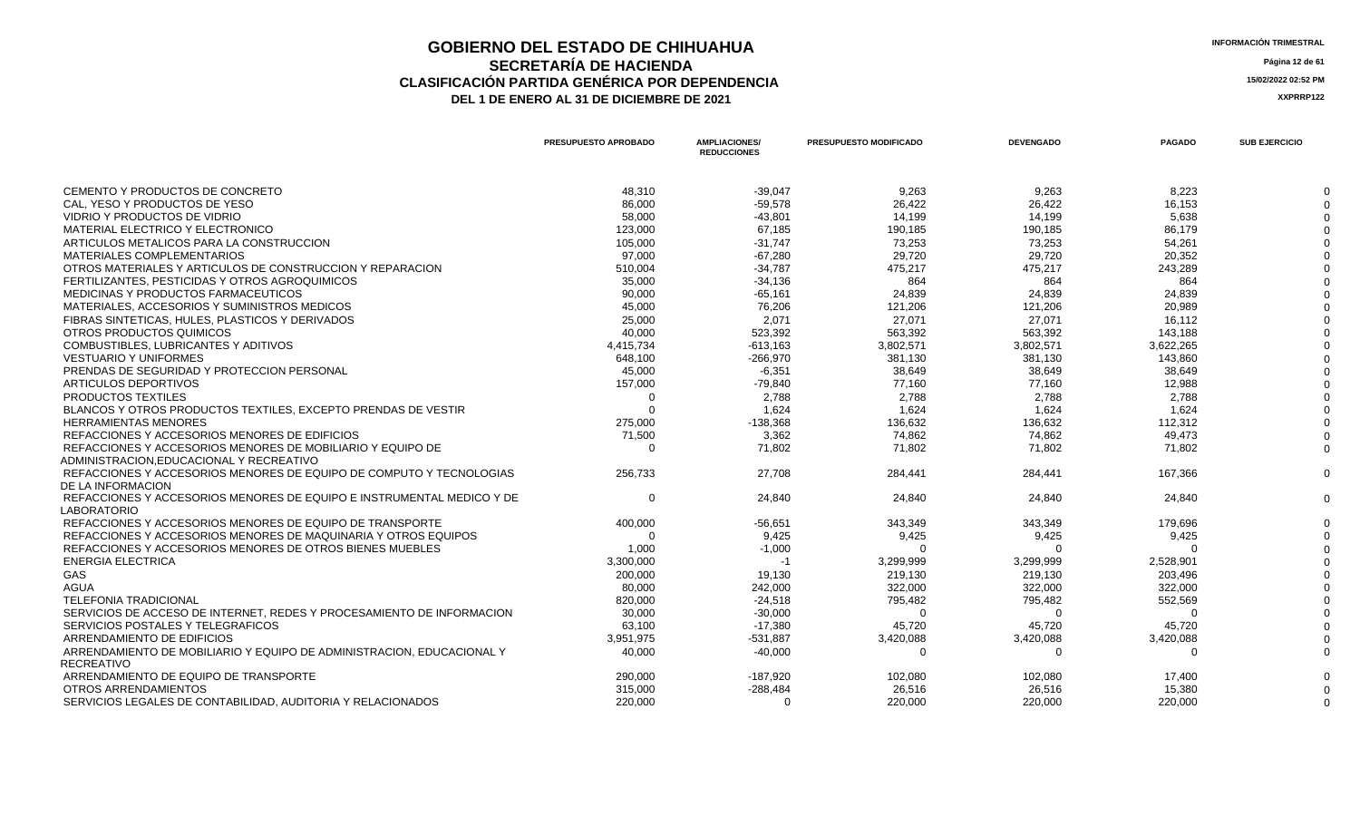# GOBIERNO DEL ESTADO DE CHIHUAHUA
## SECRETARÍA DE HACIENDA
### CLASIFICACIÓN PARTIDA GENÉRICA POR DEPENDENCIA
### DEL 1 DE ENERO AL 31 DE DICIEMBRE DE 2021

INFORMACIÓN TRIMESTRAL

15/02/2022 02:52 PM

XXPRRP122

| | PRESUPUESTO APROBADO | AMPLIACIONES/ REDUCCIONES | PRESUPUESTO MODIFICADO | DEVENGADO | PAGADO | SUB EJERCICIO |
|---|---|---|---|---|---|---|
| CEMENTO Y PRODUCTOS DE CONCRETO | 48,310 | -39,047 | 9,263 | 9,263 | 8,223 | 0 |
| CAL, YESO Y PRODUCTOS DE YESO | 86,000 | -59,578 | 26,422 | 26,422 | 16,153 | 0 |
| VIDRIO Y PRODUCTOS DE VIDRIO | 58,000 | -43,801 | 14,199 | 14,199 | 5,638 | 0 |
| MATERIAL ELECTRICO Y ELECTRONICO | 123,000 | 67,185 | 190,185 | 190,185 | 86,179 | 0 |
| ARTICULOS METALICOS PARA LA CONSTRUCCION | 105,000 | -31,747 | 73,253 | 73,253 | 54,261 | 0 |
| MATERIALES COMPLEMENTARIOS | 97,000 | -67,280 | 29,720 | 29,720 | 20,352 | 0 |
| OTROS MATERIALES Y ARTICULOS DE CONSTRUCCION Y REPARACION | 510,004 | -34,787 | 475,217 | 475,217 | 243,289 | 0 |
| FERTILIZANTES, PESTICIDAS Y OTROS AGROQUIMICOS | 35,000 | -34,136 | 864 | 864 | 864 | 0 |
| MEDICINAS Y PRODUCTOS FARMACEUTICOS | 90,000 | -65,161 | 24,839 | 24,839 | 24,839 | 0 |
| MATERIALES, ACCESORIOS Y SUMINISTROS MEDICOS | 45,000 | 76,206 | 121,206 | 121,206 | 20,989 | 0 |
| FIBRAS SINTETICAS, HULES, PLASTICOS Y DERIVADOS | 25,000 | 2,071 | 27,071 | 27,071 | 16,112 | 0 |
| OTROS PRODUCTOS QUIMICOS | 40,000 | 523,392 | 563,392 | 563,392 | 143,188 | 0 |
| COMBUSTIBLES, LUBRICANTES Y ADITIVOS | 4,415,734 | -613,163 | 3,802,571 | 3,802,571 | 3,622,265 | 0 |
| VESTUARIO Y UNIFORMES | 648,100 | -266,970 | 381,130 | 381,130 | 143,860 | 0 |
| PRENDAS DE SEGURIDAD Y PROTECCION PERSONAL | 45,000 | -6,351 | 38,649 | 38,649 | 38,649 | 0 |
| ARTICULOS DEPORTIVOS | 157,000 | -79,840 | 77,160 | 77,160 | 12,988 | 0 |
| PRODUCTOS TEXTILES | 0 | 2,788 | 2,788 | 2,788 | 2,788 | 0 |
| BLANCOS Y OTROS PRODUCTOS TEXTILES, EXCEPTO PRENDAS DE VESTIR | 0 | 1,624 | 1,624 | 1,624 | 1,624 | 0 |
| HERRAMIENTAS MENORES | 275,000 | -138,368 | 136,632 | 136,632 | 112,312 | 0 |
| REFACCIONES Y ACCESORIOS MENORES DE EDIFICIOS | 71,500 | 3,362 | 74,862 | 74,862 | 49,473 | 0 |
| REFACCIONES Y ACCESORIOS MENORES DE MOBILIARIO Y EQUIPO DE ADMINISTRACION,EDUCACIONAL Y RECREATIVO | 0 | 71,802 | 71,802 | 71,802 | 71,802 | 0 |
| REFACCIONES Y ACCESORIOS MENORES DE EQUIPO DE COMPUTO Y TECNOLOGIAS DE LA INFORMACION | 256,733 | 27,708 | 284,441 | 284,441 | 167,366 | 0 |
| REFACCIONES Y ACCESORIOS MENORES DE EQUIPO E INSTRUMENTAL MEDICO Y DE LABORATORIO | 0 | 24,840 | 24,840 | 24,840 | 24,840 | 0 |
| REFACCIONES Y ACCESORIOS MENORES DE EQUIPO DE TRANSPORTE | 400,000 | -56,651 | 343,349 | 343,349 | 179,696 | 0 |
| REFACCIONES Y ACCESORIOS MENORES DE MAQUINARIA Y OTROS EQUIPOS | 0 | 9,425 | 9,425 | 9,425 | 9,425 | 0 |
| REFACCIONES Y ACCESORIOS MENORES DE OTROS BIENES MUEBLES | 1,000 | -1,000 | 0 | 0 | 0 | 0 |
| ENERGIA ELECTRICA | 3,300,000 | -1 | 3,299,999 | 3,299,999 | 2,528,901 | 0 |
| GAS | 200,000 | 19,130 | 219,130 | 219,130 | 203,496 | 0 |
| AGUA | 80,000 | 242,000 | 322,000 | 322,000 | 322,000 | 0 |
| TELEFONIA TRADICIONAL | 820,000 | -24,518 | 795,482 | 795,482 | 552,569 | 0 |
| SERVICIOS DE ACCESO DE INTERNET, REDES Y PROCESAMIENTO DE INFORMACION | 30,000 | -30,000 | 0 | 0 | 0 | 0 |
| SERVICIOS POSTALES Y TELEGRAFICOS | 63,100 | -17,380 | 45,720 | 45,720 | 45,720 | 0 |
| ARRENDAMIENTO DE EDIFICIOS | 3,951,975 | -531,887 | 3,420,088 | 3,420,088 | 3,420,088 | 0 |
| ARRENDAMIENTO DE MOBILIARIO Y EQUIPO DE ADMINISTRACION, EDUCACIONAL Y RECREATIVO | 40,000 | -40,000 | 0 | 0 | 0 | 0 |
| ARRENDAMIENTO DE EQUIPO DE TRANSPORTE | 290,000 | -187,920 | 102,080 | 102,080 | 17,400 | 0 |
| OTROS ARRENDAMIENTOS | 315,000 | -288,484 | 26,516 | 26,516 | 15,380 | 0 |
| SERVICIOS LEGALES DE CONTABILIDAD, AUDITORIA Y RELACIONADOS | 220,000 | 0 | 220,000 | 220,000 | 220,000 | 0 |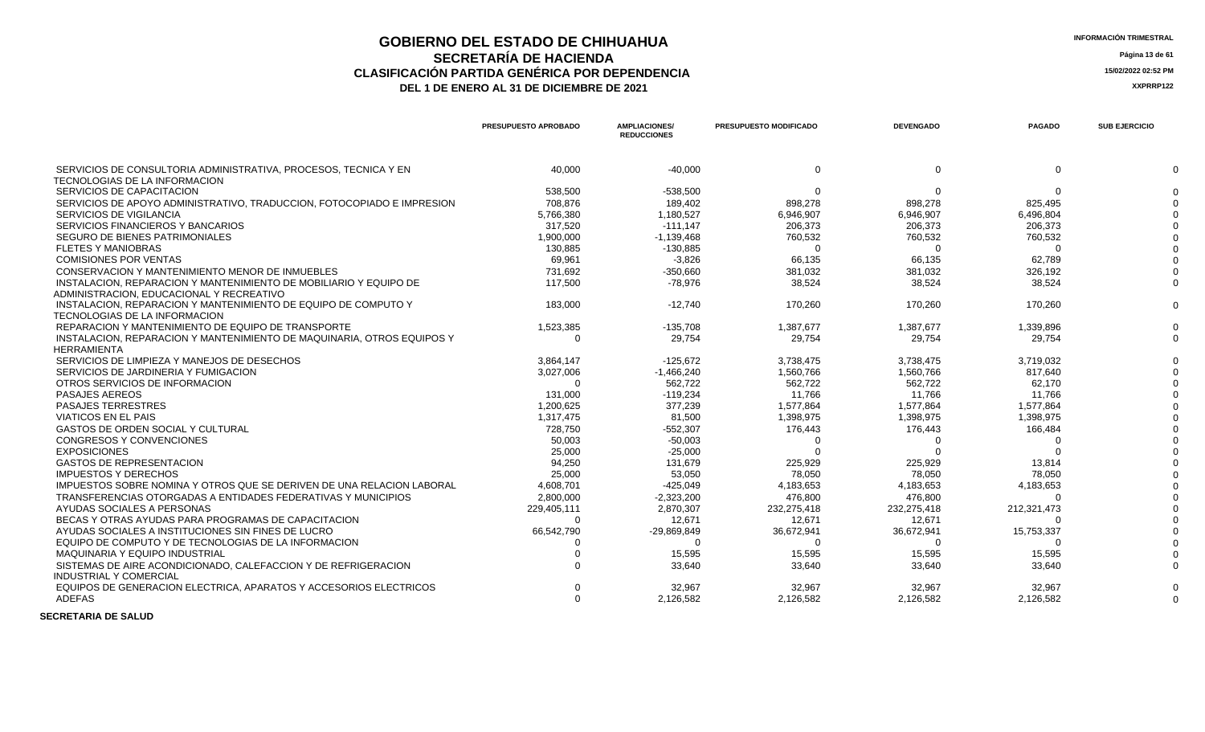# GOBIERNO DEL ESTADO DE CHIHUAHUA

## SECRETARÍA DE HACIENDA

### CLASIFICACIÓN PARTIDA GENÉRICA POR DEPENDENCIA

### DEL 1 DE ENERO AL 31 DE DICIEMBRE DE 2021

INFORMACIÓN TRIMESTRAL

15/02/2022 02:52 PM

XXPRRP122

| | PRESUPUESTO APROBADO | AMPLIACIONES/ REDUCCIONES | PRESUPUESTO MODIFICADO | DEVENGADO | PAGADO | SUB EJERCICIO |
|---|---|---|---|---|---|---|
| SERVICIOS DE CONSULTORIA ADMINISTRATIVA, PROCESOS, TECNICA Y EN TECNOLOGIAS DE LA INFORMACION | 40,000 | -40,000 | 0 | 0 | 0 | 0 |
| SERVICIOS DE CAPACITACION | 538,500 | -538,500 | 0 | 0 | 0 | 0 |
| SERVICIOS DE APOYO ADMINISTRATIVO, TRADUCCION, FOTOCOPIADO E IMPRESION | 708,876 | 189,402 | 898,278 | 898,278 | 825,495 | 0 |
| SERVICIOS DE VIGILANCIA | 5,766,380 | 1,180,527 | 6,946,907 | 6,946,907 | 6,496,804 | 0 |
| SERVICIOS FINANCIEROS Y BANCARIOS | 317,520 | -111,147 | 206,373 | 206,373 | 206,373 | 0 |
| SEGURO DE BIENES PATRIMONIALES | 1,900,000 | -1,139,468 | 760,532 | 760,532 | 760,532 | 0 |
| FLETES Y MANIOBRAS | 130,885 | -130,885 | 0 | 0 | 0 | 0 |
| COMISIONES POR VENTAS | 69,961 | -3,826 | 66,135 | 66,135 | 62,789 | 0 |
| CONSERVACION Y MANTENIMIENTO MENOR DE INMUEBLES | 731,692 | -350,660 | 381,032 | 381,032 | 326,192 | 0 |
| INSTALACION, REPARACION Y MANTENIMIENTO DE MOBILIARIO Y EQUIPO DE ADMINISTRACION, EDUCACIONAL Y RECREATIVO | 117,500 | -78,976 | 38,524 | 38,524 | 38,524 | 0 |
| INSTALACION, REPARACION Y MANTENIMIENTO DE EQUIPO DE COMPUTO Y TECNOLOGIAS DE LA INFORMACION | 183,000 | -12,740 | 170,260 | 170,260 | 170,260 | 0 |
| REPARACION Y MANTENIMIENTO DE EQUIPO DE TRANSPORTE | 1,523,385 | -135,708 | 1,387,677 | 1,387,677 | 1,339,896 | 0 |
| INSTALACION, REPARACION Y MANTENIMIENTO DE MAQUINARIA, OTROS EQUIPOS Y HERRAMIENTA | 0 | 29,754 | 29,754 | 29,754 | 29,754 | 0 |
| SERVICIOS DE LIMPIEZA Y MANEJOS DE DESECHOS | 3,864,147 | -125,672 | 3,738,475 | 3,738,475 | 3,719,032 | 0 |
| SERVICIOS DE JARDINERIA Y FUMIGACION | 3,027,006 | -1,466,240 | 1,560,766 | 1,560,766 | 817,640 | 0 |
| OTROS SERVICIOS DE INFORMACION | 0 | 562,722 | 562,722 | 562,722 | 62,170 | 0 |
| PASAJES AEREOS | 131,000 | -119,234 | 11,766 | 11,766 | 11,766 | 0 |
| PASAJES TERRESTRES | 1,200,625 | 377,239 | 1,577,864 | 1,577,864 | 1,577,864 | 0 |
| VIATICOS EN EL PAIS | 1,317,475 | 81,500 | 1,398,975 | 1,398,975 | 1,398,975 | 0 |
| GASTOS DE ORDEN SOCIAL Y CULTURAL | 728,750 | -552,307 | 176,443 | 176,443 | 166,484 | 0 |
| CONGRESOS Y CONVENCIONES | 50,003 | -50,003 | 0 | 0 | 0 | 0 |
| EXPOSICIONES | 25,000 | -25,000 | 0 | 0 | 0 | 0 |
| GASTOS DE REPRESENTACION | 94,250 | 131,679 | 225,929 | 225,929 | 13,814 | 0 |
| IMPUESTOS Y DERECHOS | 25,000 | 53,050 | 78,050 | 78,050 | 78,050 | 0 |
| IMPUESTOS SOBRE NOMINA Y OTROS QUE SE DERIVEN DE UNA RELACION LABORAL | 4,608,701 | -425,049 | 4,183,653 | 4,183,653 | 4,183,653 | 0 |
| TRANSFERENCIAS OTORGADAS A ENTIDADES FEDERATIVAS Y MUNICIPIOS | 2,800,000 | -2,323,200 | 476,800 | 476,800 | 0 | 0 |
| AYUDAS SOCIALES A PERSONAS | 229,405,111 | 2,870,307 | 232,275,418 | 232,275,418 | 212,321,473 | 0 |
| BECAS Y OTRAS AYUDAS PARA PROGRAMAS DE CAPACITACION | 0 | 12,671 | 12,671 | 12,671 | 0 | 0 |
| AYUDAS SOCIALES A INSTITUCIONES SIN FINES DE LUCRO | 66,542,790 | -29,869,849 | 36,672,941 | 36,672,941 | 15,753,337 | 0 |
| EQUIPO DE COMPUTO Y DE TECNOLOGIAS DE LA INFORMACION | 0 | 0 | 0 | 0 | 0 | 0 |
| MAQUINARIA Y EQUIPO INDUSTRIAL | 0 | 15,595 | 15,595 | 15,595 | 15,595 | 0 |
| SISTEMAS DE AIRE ACONDICIONADO, CALEFACCION Y DE REFRIGERACION INDUSTRIAL Y COMERCIAL | 0 | 33,640 | 33,640 | 33,640 | 33,640 | 0 |
| EQUIPOS DE GENERACION ELECTRICA, APARATOS Y ACCESORIOS ELECTRICOS | 0 | 32,967 | 32,967 | 32,967 | 32,967 | 0 |
| ADEFAS | 0 | 2,126,582 | 2,126,582 | 2,126,582 | 2,126,582 | 0 |

**SECRETARIA DE SALUD**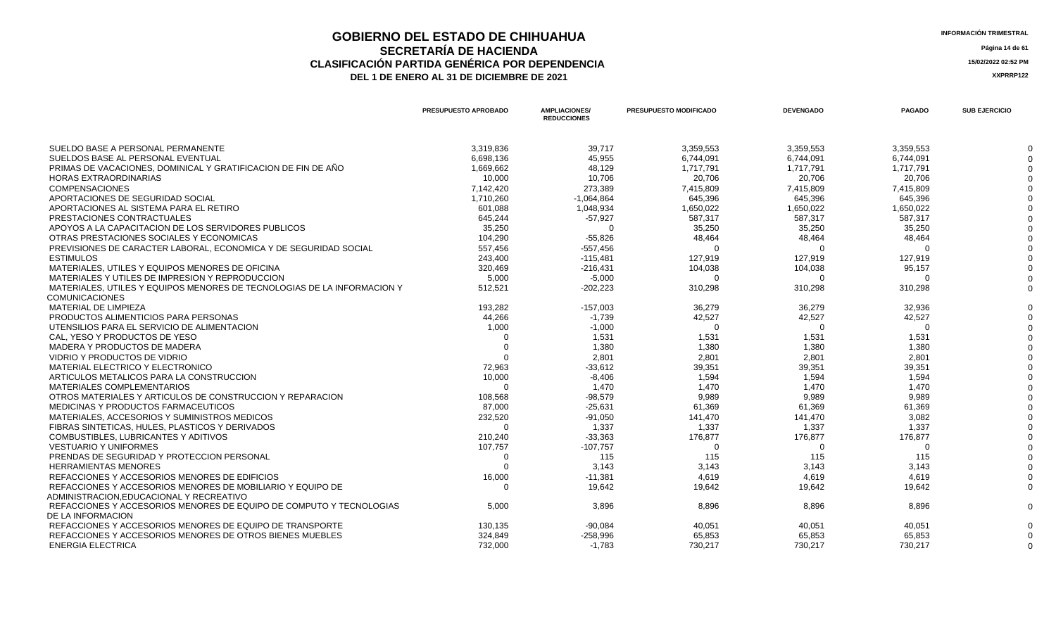# GOBIERNO DEL ESTADO DE CHIHUAHUA

## SECRETARÍA DE HACIENDA

### CLASIFICACIÓN PARTIDA GENÉRICA POR DEPENDENCIA

### DEL 1 DE ENERO AL 31 DE DICIEMBRE DE 2021

INFORMACIÓN TRIMESTRAL

15/02/2022 02:52 PM

XXPRRP122

| | PRESUPUESTO APROBADO | AMPLIACIONES/ REDUCCIONES | PRESUPUESTO MODIFICADO | DEVENGADO | PAGADO | SUB EJERCICIO |
|---|---|---|---|---|---|---|
| SUELDO BASE A PERSONAL PERMANENTE | 3,319,836 | 39,717 | 3,359,553 | 3,359,553 | 3,359,553 | 0 |
| SUELDOS BASE AL PERSONAL EVENTUAL | 6,698,136 | 45,955 | 6,744,091 | 6,744,091 | 6,744,091 | 0 |
| PRIMAS DE VACACIONES, DOMINICAL Y GRATIFICACION DE FIN DE AÑO | 1,669,662 | 48,129 | 1,717,791 | 1,717,791 | 1,717,791 | 0 |
| HORAS EXTRAORDINARIAS | 10,000 | 10,706 | 20,706 | 20,706 | 20,706 | 0 |
| COMPENSACIONES | 7,142,420 | 273,389 | 7,415,809 | 7,415,809 | 7,415,809 | 0 |
| APORTACIONES DE SEGURIDAD SOCIAL | 1,710,260 | -1,064,864 | 645,396 | 645,396 | 645,396 | 0 |
| APORTACIONES AL SISTEMA PARA EL RETIRO | 601,088 | 1,048,934 | 1,650,022 | 1,650,022 | 1,650,022 | 0 |
| PRESTACIONES CONTRACTUALES | 645,244 | -57,927 | 587,317 | 587,317 | 587,317 | 0 |
| APOYOS A LA CAPACITACION DE LOS SERVIDORES PUBLICOS | 35,250 | 0 | 35,250 | 35,250 | 35,250 | 0 |
| OTRAS PRESTACIONES SOCIALES Y ECONOMICAS | 104,290 | -55,826 | 48,464 | 48,464 | 48,464 | 0 |
| PREVISIONES DE CARACTER LABORAL, ECONOMICA Y DE SEGURIDAD SOCIAL | 557,456 | -557,456 | 0 | 0 | 0 | 0 |
| ESTIMULOS | 243,400 | -115,481 | 127,919 | 127,919 | 127,919 | 0 |
| MATERIALES, UTILES Y EQUIPOS MENORES DE OFICINA | 320,469 | -216,431 | 104,038 | 104,038 | 95,157 | 0 |
| MATERIALES Y UTILES DE IMPRESION Y REPRODUCCION | 5,000 | -5,000 | 0 | 0 | 0 | 0 |
| MATERIALES, UTILES Y EQUIPOS MENORES DE TECNOLOGIAS DE LA INFORMACION Y COMUNICACIONES | 512,521 | -202,223 | 310,298 | 310,298 | 310,298 | 0 |
| MATERIAL DE LIMPIEZA | 193,282 | -157,003 | 36,279 | 36,279 | 32,936 | 0 |
| PRODUCTOS ALIMENTICIOS PARA PERSONAS | 44,266 | -1,739 | 42,527 | 42,527 | 42,527 | 0 |
| UTENSILIOS PARA EL SERVICIO DE ALIMENTACION | 1,000 | -1,000 | 0 | 0 | 0 | 0 |
| CAL, YESO Y PRODUCTOS DE YESO | 0 | 1,531 | 1,531 | 1,531 | 1,531 | 0 |
| MADERA Y PRODUCTOS DE MADERA | 0 | 1,380 | 1,380 | 1,380 | 1,380 | 0 |
| VIDRIO Y PRODUCTOS DE VIDRIO | 0 | 2,801 | 2,801 | 2,801 | 2,801 | 0 |
| MATERIAL ELECTRICO Y ELECTRONICO | 72,963 | -33,612 | 39,351 | 39,351 | 39,351 | 0 |
| ARTICULOS METALICOS PARA LA CONSTRUCCION | 10,000 | -8,406 | 1,594 | 1,594 | 1,594 | 0 |
| MATERIALES COMPLEMENTARIOS | 0 | 1,470 | 1,470 | 1,470 | 1,470 | 0 |
| OTROS MATERIALES Y ARTICULOS DE CONSTRUCCION Y REPARACION | 108,568 | -98,579 | 9,989 | 9,989 | 9,989 | 0 |
| MEDICINAS Y PRODUCTOS FARMACEUTICOS | 87,000 | -25,631 | 61,369 | 61,369 | 61,369 | 0 |
| MATERIALES, ACCESORIOS Y SUMINISTROS MEDICOS | 232,520 | -91,050 | 141,470 | 141,470 | 3,082 | 0 |
| FIBRAS SINTETICAS, HULES, PLASTICOS Y DERIVADOS | 0 | 1,337 | 1,337 | 1,337 | 1,337 | 0 |
| COMBUSTIBLES, LUBRICANTES Y ADITIVOS | 210,240 | -33,363 | 176,877 | 176,877 | 176,877 | 0 |
| VESTUARIO Y UNIFORMES | 107,757 | -107,757 | 0 | 0 | 0 | 0 |
| PRENDAS DE SEGURIDAD Y PROTECCION PERSONAL | 0 | 115 | 115 | 115 | 115 | 0 |
| HERRAMIENTAS MENORES | 0 | 3,143 | 3,143 | 3,143 | 3,143 | 0 |
| REFACCIONES Y ACCESORIOS MENORES DE EDIFICIOS | 16,000 | -11,381 | 4,619 | 4,619 | 4,619 | 0 |
| REFACCIONES Y ACCESORIOS MENORES DE MOBILIARIO Y EQUIPO DE ADMINISTRACION,EDUCACIONAL Y RECREATIVO | 0 | 19,642 | 19,642 | 19,642 | 19,642 | 0 |
| REFACCIONES Y ACCESORIOS MENORES DE EQUIPO DE COMPUTO Y TECNOLOGIAS DE LA INFORMACION | 5,000 | 3,896 | 8,896 | 8,896 | 8,896 | 0 |
| REFACCIONES Y ACCESORIOS MENORES DE EQUIPO DE TRANSPORTE | 130,135 | -90,084 | 40,051 | 40,051 | 40,051 | 0 |
| REFACCIONES Y ACCESORIOS MENORES DE OTROS BIENES MUEBLES | 324,849 | -258,996 | 65,853 | 65,853 | 65,853 | 0 |
| ENERGIA ELECTRICA | 732,000 | -1,783 | 730,217 | 730,217 | 730,217 | 0 |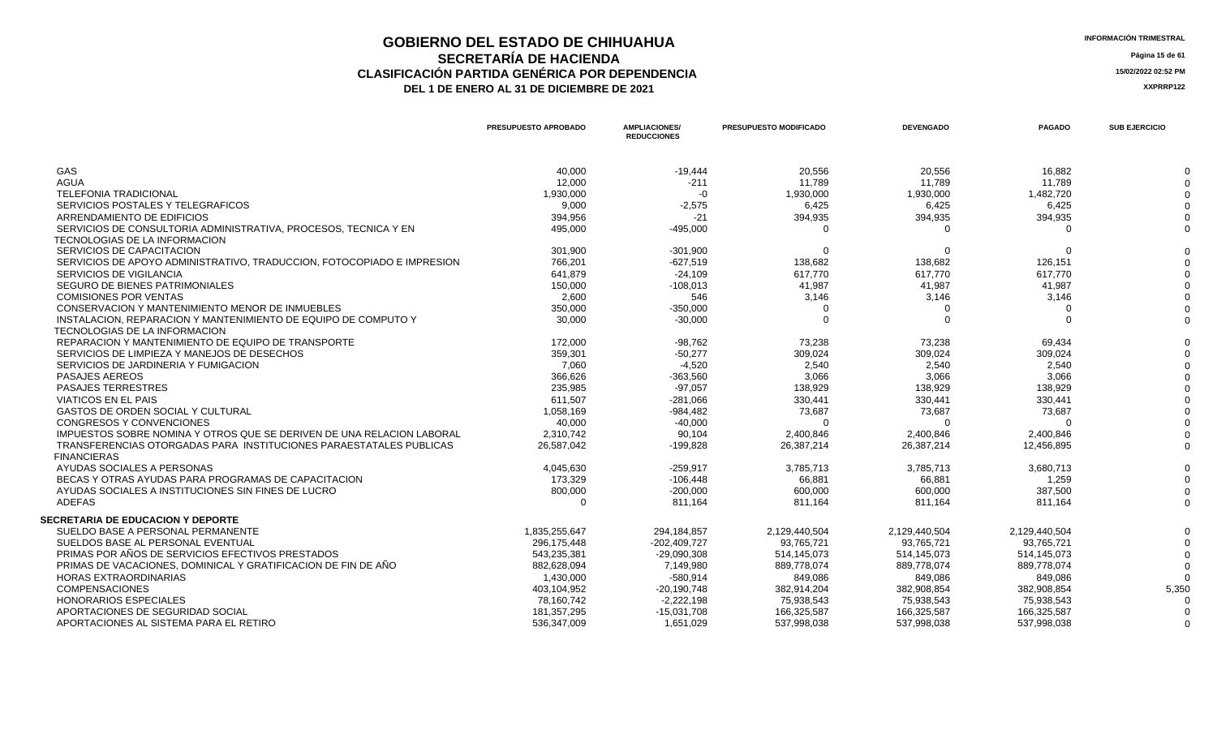# GOBIERNO DEL ESTADO DE CHIHUAHUA
## SECRETARÍA DE HACIENDA
## CLASIFICACIÓN PARTIDA GENÉRICA POR DEPENDENCIA
### DEL 1 DE ENERO AL 31 DE DICIEMBRE DE 2021

| | PRESUPUESTO APROBADO | AMPLIACIONES/ REDUCCIONES | PRESUPUESTO MODIFICADO | DEVENGADO | PAGADO | SUB EJERCICIO |
|---|---|---|---|---|---|---|
| GAS | 40,000 | -19,444 | 20,556 | 20,556 | 16,882 | 0 |
| AGUA | 12,000 | -211 | 11,789 | 11,789 | 11,789 | 0 |
| TELEFONIA TRADICIONAL | 1,930,000 | -0 | 1,930,000 | 1,930,000 | 1,482,720 | 0 |
| SERVICIOS POSTALES Y TELEGRAFICOS | 9,000 | -2,575 | 6,425 | 6,425 | 6,425 | 0 |
| ARRENDAMIENTO DE EDIFICIOS | 394,956 | -21 | 394,935 | 394,935 | 394,935 | 0 |
| SERVICIOS DE CONSULTORIA ADMINISTRATIVA, PROCESOS, TECNICA Y EN TECNOLOGIAS DE LA INFORMACION | 495,000 | -495,000 | 0 | 0 | 0 | 0 |
| SERVICIOS DE CAPACITACION | 301,900 | -301,900 | 0 | 0 | 0 | 0 |
| SERVICIOS DE APOYO ADMINISTRATIVO, TRADUCCION, FOTOCOPIADO E IMPRESION | 766,201 | -627,519 | 138,682 | 138,682 | 126,151 | 0 |
| SERVICIOS DE VIGILANCIA | 641,879 | -24,109 | 617,770 | 617,770 | 617,770 | 0 |
| SEGURO DE BIENES PATRIMONIALES | 150,000 | -108,013 | 41,987 | 41,987 | 41,987 | 0 |
| COMISIONES POR VENTAS | 2,600 | 546 | 3,146 | 3,146 | 3,146 | 0 |
| CONSERVACION Y MANTENIMIENTO MENOR DE INMUEBLES | 350,000 | -350,000 | 0 | 0 | 0 | 0 |
| INSTALACION, REPARACION Y MANTENIMIENTO DE EQUIPO DE COMPUTO Y TECNOLOGIAS DE LA INFORMACION | 30,000 | -30,000 | 0 | 0 | 0 | 0 |
| REPARACION Y MANTENIMIENTO DE EQUIPO DE TRANSPORTE | 172,000 | -98,762 | 73,238 | 73,238 | 69,434 | 0 |
| SERVICIOS DE LIMPIEZA Y MANEJOS DE DESECHOS | 359,301 | -50,277 | 309,024 | 309,024 | 309,024 | 0 |
| SERVICIOS DE JARDINERIA Y FUMIGACION | 7,060 | -4,520 | 2,540 | 2,540 | 2,540 | 0 |
| PASAJES AEREOS | 366,626 | -363,560 | 3,066 | 3,066 | 3,066 | 0 |
| PASAJES TERRESTRES | 235,985 | -97,057 | 138,929 | 138,929 | 138,929 | 0 |
| VIATICOS EN EL PAIS | 611,507 | -281,066 | 330,441 | 330,441 | 330,441 | 0 |
| GASTOS DE ORDEN SOCIAL Y CULTURAL | 1,058,169 | -984,482 | 73,687 | 73,687 | 73,687 | 0 |
| CONGRESOS Y CONVENCIONES | 40,000 | -40,000 | 0 | 0 | 0 | 0 |
| IMPUESTOS SOBRE NOMINA Y OTROS QUE SE DERIVEN DE UNA RELACION LABORAL | 2,310,742 | 90,104 | 2,400,846 | 2,400,846 | 2,400,846 | 0 |
| TRANSFERENCIAS OTORGADAS PARA INSTITUCIONES PARAESTATALES PUBLICAS FINANCIERAS | 26,587,042 | -199,828 | 26,387,214 | 26,387,214 | 12,456,895 | 0 |
| AYUDAS SOCIALES A PERSONAS | 4,045,630 | -259,917 | 3,785,713 | 3,785,713 | 3,680,713 | 0 |
| BECAS Y OTRAS AYUDAS PARA PROGRAMAS DE CAPACITACION | 173,329 | -106,448 | 66,881 | 66,881 | 1,259 | 0 |
| AYUDAS SOCIALES A INSTITUCIONES SIN FINES DE LUCRO | 800,000 | -200,000 | 600,000 | 600,000 | 387,500 | 0 |
| ADEFAS | 0 | 811,164 | 811,164 | 811,164 | 811,164 | 0 |
| **SECRETARIA DE EDUCACION Y DEPORTE** | | | | | | |
| SUELDO BASE A PERSONAL PERMANENTE | 1,835,255,647 | 294,184,857 | 2,129,440,504 | 2,129,440,504 | 2,129,440,504 | 0 |
| SUELDOS BASE AL PERSONAL EVENTUAL | 296,175,448 | -202,409,727 | 93,765,721 | 93,765,721 | 93,765,721 | 0 |
| PRIMAS POR AÑOS DE SERVICIOS EFECTIVOS PRESTADOS | 543,235,381 | -29,090,308 | 514,145,073 | 514,145,073 | 514,145,073 | 0 |
| PRIMAS DE VACACIONES, DOMINICAL Y GRATIFICACION DE FIN DE AÑO | 882,628,094 | 7,149,980 | 889,778,074 | 889,778,074 | 889,778,074 | 0 |
| HORAS EXTRAORDINARIAS | 1,430,000 | -580,914 | 849,086 | 849,086 | 849,086 | 0 |
| COMPENSACIONES | 403,104,952 | -20,190,748 | 382,914,204 | 382,908,854 | 382,908,854 | 5,350 |
| HONORARIOS ESPECIALES | 78,160,742 | -2,222,198 | 75,938,543 | 75,938,543 | 75,938,543 | 0 |
| APORTACIONES DE SEGURIDAD SOCIAL | 181,357,295 | -15,031,708 | 166,325,587 | 166,325,587 | 166,325,587 | 0 |
| APORTACIONES AL SISTEMA PARA EL RETIRO | 536,347,009 | 1,651,029 | 537,998,038 | 537,998,038 | 537,998,038 | 0 |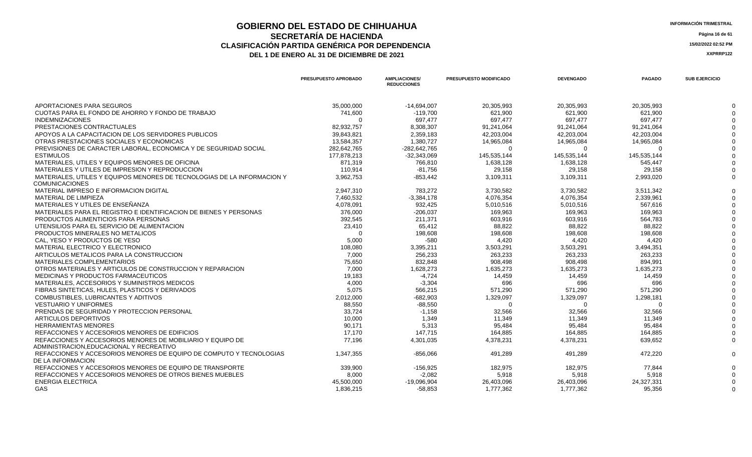# GOBIERNO DEL ESTADO DE CHIHUAHUA
## SECRETARÍA DE HACIENDA
## CLASIFICACIÓN PARTIDA GENÉRICA POR DEPENDENCIA
### DEL 1 DE ENERO AL 31 DE DICIEMBRE DE 2021

INFORMACIÓN TRIMESTRAL

15/02/2022 02:52 PM

XXPRRP122

| | PRESUPUESTO APROBADO | AMPLIACIONES/ REDUCCIONES | PRESUPUESTO MODIFICADO | DEVENGADO | PAGADO | SUB EJERCICIO |
|---|---|---|---|---|---|---|
| APORTACIONES PARA SEGUROS | 35,000,000 | -14,694,007 | 20,305,993 | 20,305,993 | 20,305,993 | 0 |
| CUOTAS PARA EL FONDO DE AHORRO Y FONDO DE TRABAJO | 741,600 | -119,700 | 621,900 | 621,900 | 621,900 | 0 |
| INDEMNIZACIONES | 0 | 697,477 | 697,477 | 697,477 | 697,477 | 0 |
| PRESTACIONES CONTRACTUALES | 82,932,757 | 8,308,307 | 91,241,064 | 91,241,064 | 91,241,064 | 0 |
| APOYOS A LA CAPACITACION DE LOS SERVIDORES PUBLICOS | 39,843,821 | 2,359,183 | 42,203,004 | 42,203,004 | 42,203,004 | 0 |
| OTRAS PRESTACIONES SOCIALES Y ECONOMICAS | 13,584,357 | 1,380,727 | 14,965,084 | 14,965,084 | 14,965,084 | 0 |
| PREVISIONES DE CARACTER LABORAL, ECONOMICA Y DE SEGURIDAD SOCIAL | 282,642,765 | -282,642,765 | 0 | 0 | 0 | 0 |
| ESTIMULOS | 177,878,213 | -32,343,069 | 145,535,144 | 145,535,144 | 145,535,144 | 0 |
| MATERIALES, UTILES Y EQUIPOS MENORES DE OFICINA | 871,319 | 766,810 | 1,638,128 | 1,638,128 | 545,447 | 0 |
| MATERIALES Y UTILES DE IMPRESION Y REPRODUCCION | 110,914 | -81,756 | 29,158 | 29,158 | 29,158 | 0 |
| MATERIALES, UTILES Y EQUIPOS MENORES DE TECNOLOGIAS DE LA INFORMACION Y COMUNICACIONES | 3,962,753 | -853,442 | 3,109,311 | 3,109,311 | 2,993,020 | 0 |
| MATERIAL IMPRESO E INFORMACION DIGITAL | 2,947,310 | 783,272 | 3,730,582 | 3,730,582 | 3,511,342 | 0 |
| MATERIAL DE LIMPIEZA | 7,460,532 | -3,384,178 | 4,076,354 | 4,076,354 | 2,339,961 | 0 |
| MATERIALES Y UTILES DE ENSEÑANZA | 4,078,091 | 932,425 | 5,010,516 | 5,010,516 | 567,616 | 0 |
| MATERIALES PARA EL REGISTRO E IDENTIFICACION DE BIENES Y PERSONAS | 376,000 | -206,037 | 169,963 | 169,963 | 169,963 | 0 |
| PRODUCTOS ALIMENTICIOS PARA PERSONAS | 392,545 | 211,371 | 603,916 | 603,916 | 564,783 | 0 |
| UTENSILIOS PARA EL SERVICIO DE ALIMENTACION | 23,410 | 65,412 | 88,822 | 88,822 | 88,822 | 0 |
| PRODUCTOS MINERALES NO METALICOS | 0 | 198,608 | 198,608 | 198,608 | 198,608 | 0 |
| CAL, YESO Y PRODUCTOS DE YESO | 5,000 | -580 | 4,420 | 4,420 | 4,420 | 0 |
| MATERIAL ELECTRICO Y ELECTRONICO | 108,080 | 3,395,211 | 3,503,291 | 3,503,291 | 3,494,351 | 0 |
| ARTICULOS METALICOS PARA LA CONSTRUCCION | 7,000 | 256,233 | 263,233 | 263,233 | 263,233 | 0 |
| MATERIALES COMPLEMENTARIOS | 75,650 | 832,848 | 908,498 | 908,498 | 894,991 | 0 |
| OTROS MATERIALES Y ARTICULOS DE CONSTRUCCION Y REPARACION | 7,000 | 1,628,273 | 1,635,273 | 1,635,273 | 1,635,273 | 0 |
| MEDICINAS Y PRODUCTOS FARMACEUTICOS | 19,183 | -4,724 | 14,459 | 14,459 | 14,459 | 0 |
| MATERIALES, ACCESORIOS Y SUMINISTROS MEDICOS | 4,000 | -3,304 | 696 | 696 | 696 | 0 |
| FIBRAS SINTETICAS, HULES, PLASTICOS Y DERIVADOS | 5,075 | 566,215 | 571,290 | 571,290 | 571,290 | 0 |
| COMBUSTIBLES, LUBRICANTES Y ADITIVOS | 2,012,000 | -682,903 | 1,329,097 | 1,329,097 | 1,298,181 | 0 |
| VESTUARIO Y UNIFORMES | 88,550 | -88,550 | 0 | 0 | 0 | 0 |
| PRENDAS DE SEGURIDAD Y PROTECCION PERSONAL | 33,724 | -1,158 | 32,566 | 32,566 | 32,566 | 0 |
| ARTICULOS DEPORTIVOS | 10,000 | 1,349 | 11,349 | 11,349 | 11,349 | 0 |
| HERRAMIENTAS MENORES | 90,171 | 5,313 | 95,484 | 95,484 | 95,484 | 0 |
| REFACCIONES Y ACCESORIOS MENORES DE EDIFICIOS | 17,170 | 147,715 | 164,885 | 164,885 | 164,885 | 0 |
| REFACCIONES Y ACCESORIOS MENORES DE MOBILIARIO Y EQUIPO DE ADMINISTRACION,EDUCACIONAL Y RECREATIVO | 77,196 | 4,301,035 | 4,378,231 | 4,378,231 | 639,652 | 0 |
| REFACCIONES Y ACCESORIOS MENORES DE EQUIPO DE COMPUTO Y TECNOLOGIAS DE LA INFORMACION | 1,347,355 | -856,066 | 491,289 | 491,289 | 472,220 | 0 |
| REFACCIONES Y ACCESORIOS MENORES DE EQUIPO DE TRANSPORTE | 339,900 | -156,925 | 182,975 | 182,975 | 77,844 | 0 |
| REFACCIONES Y ACCESORIOS MENORES DE OTROS BIENES MUEBLES | 8,000 | -2,082 | 5,918 | 5,918 | 5,918 | 0 |
| ENERGIA ELECTRICA | 45,500,000 | -19,096,904 | 26,403,096 | 26,403,096 | 24,327,331 | 0 |
| GAS | 1,836,215 | -58,853 | 1,777,362 | 1,777,362 | 95,356 | 0 |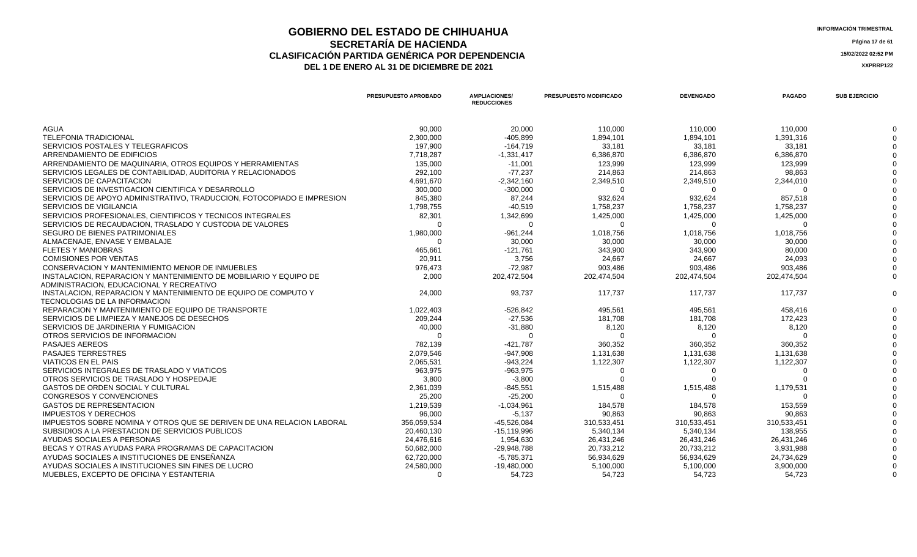# GOBIERNO DEL ESTADO DE CHIHUAHUA
## SECRETARÍA DE HACIENDA
### CLASIFICACIÓN PARTIDA GENÉRICA POR DEPENDENCIA
### DEL 1 DE ENERO AL 31 DE DICIEMBRE DE 2021

INFORMACIÓN TRIMESTRAL

15/02/2022 02:52 PM

XXPRRP122

| | PRESUPUESTO APROBADO | AMPLIACIONES/ REDUCCIONES | PRESUPUESTO MODIFICADO | DEVENGADO | PAGADO | SUB EJERCICIO |
|---|---|---|---|---|---|---|
| AGUA | 90,000 | 20,000 | 110,000 | 110,000 | 110,000 | 0 |
| TELEFONIA TRADICIONAL | 2,300,000 | -405,899 | 1,894,101 | 1,894,101 | 1,391,316 | 0 |
| SERVICIOS POSTALES Y TELEGRAFICOS | 197,900 | -164,719 | 33,181 | 33,181 | 33,181 | 0 |
| ARRENDAMIENTO DE EDIFICIOS | 7,718,287 | -1,331,417 | 6,386,870 | 6,386,870 | 6,386,870 | 0 |
| ARRENDAMIENTO DE MAQUINARIA, OTROS EQUIPOS Y HERRAMIENTAS | 135,000 | -11,001 | 123,999 | 123,999 | 123,999 | 0 |
| SERVICIOS LEGALES DE CONTABILIDAD, AUDITORIA Y RELACIONADOS | 292,100 | -77,237 | 214,863 | 214,863 | 98,863 | 0 |
| SERVICIOS DE CAPACITACION | 4,691,670 | -2,342,160 | 2,349,510 | 2,349,510 | 2,344,010 | 0 |
| SERVICIOS DE INVESTIGACION CIENTIFICA Y DESARROLLO | 300,000 | -300,000 | 0 | 0 | 0 | 0 |
| SERVICIOS DE APOYO ADMINISTRATIVO, TRADUCCION, FOTOCOPIADO E IMPRESION | 845,380 | 87,244 | 932,624 | 932,624 | 857,518 | 0 |
| SERVICIOS DE VIGILANCIA | 1,798,755 | -40,519 | 1,758,237 | 1,758,237 | 1,758,237 | 0 |
| SERVICIOS PROFESIONALES, CIENTIFICOS Y TECNICOS INTEGRALES | 82,301 | 1,342,699 | 1,425,000 | 1,425,000 | 1,425,000 | 0 |
| SERVICIOS DE RECAUDACION, TRASLADO Y CUSTODIA DE VALORES | 0 | 0 | 0 | 0 | 0 | 0 |
| SEGURO DE BIENES PATRIMONIALES | 1,980,000 | -961,244 | 1,018,756 | 1,018,756 | 1,018,756 | 0 |
| ALMACENAJE, ENVASE Y EMBALAJE | 0 | 30,000 | 30,000 | 30,000 | 30,000 | 0 |
| FLETES Y MANIOBRAS | 465,661 | -121,761 | 343,900 | 343,900 | 80,000 | 0 |
| COMISIONES POR VENTAS | 20,911 | 3,756 | 24,667 | 24,667 | 24,093 | 0 |
| CONSERVACION Y MANTENIMIENTO MENOR DE INMUEBLES | 976,473 | -72,987 | 903,486 | 903,486 | 903,486 | 0 |
| INSTALACION, REPARACION Y MANTENIMIENTO DE MOBILIARIO Y EQUIPO DE ADMINISTRACION, EDUCACIONAL Y RECREATIVO | 2,000 | 202,472,504 | 202,474,504 | 202,474,504 | 202,474,504 | 0 |
| INSTALACION, REPARACION Y MANTENIMIENTO DE EQUIPO DE COMPUTO Y TECNOLOGIAS DE LA INFORMACION | 24,000 | 93,737 | 117,737 | 117,737 | 117,737 | 0 |
| REPARACION Y MANTENIMIENTO DE EQUIPO DE TRANSPORTE | 1,022,403 | -526,842 | 495,561 | 495,561 | 458,416 | 0 |
| SERVICIOS DE LIMPIEZA Y MANEJOS DE DESECHOS | 209,244 | -27,536 | 181,708 | 181,708 | 172,423 | 0 |
| SERVICIOS DE JARDINERIA Y FUMIGACION | 40,000 | -31,880 | 8,120 | 8,120 | 8,120 | 0 |
| OTROS SERVICIOS DE INFORMACION | 0 | 0 | 0 | 0 | 0 | 0 |
| PASAJES AEREOS | 782,139 | -421,787 | 360,352 | 360,352 | 360,352 | 0 |
| PASAJES TERRESTRES | 2,079,546 | -947,908 | 1,131,638 | 1,131,638 | 1,131,638 | 0 |
| VIATICOS EN EL PAIS | 2,065,531 | -943,224 | 1,122,307 | 1,122,307 | 1,122,307 | 0 |
| SERVICIOS INTEGRALES DE TRASLADO Y VIATICOS | 963,975 | -963,975 | 0 | 0 | 0 | 0 |
| OTROS SERVICIOS DE TRASLADO Y HOSPEDAJE | 3,800 | -3,800 | 0 | 0 | 0 | 0 |
| GASTOS DE ORDEN SOCIAL Y CULTURAL | 2,361,039 | -845,551 | 1,515,488 | 1,515,488 | 1,179,531 | 0 |
| CONGRESOS Y CONVENCIONES | 25,200 | -25,200 | 0 | 0 | 0 | 0 |
| GASTOS DE REPRESENTACION | 1,219,539 | -1,034,961 | 184,578 | 184,578 | 153,559 | 0 |
| IMPUESTOS Y DERECHOS | 96,000 | -5,137 | 90,863 | 90,863 | 90,863 | 0 |
| IMPUESTOS SOBRE NOMINA Y OTROS QUE SE DERIVEN DE UNA RELACION LABORAL | 356,059,534 | -45,526,084 | 310,533,451 | 310,533,451 | 310,533,451 | 0 |
| SUBSIDIOS A LA PRESTACION DE SERVICIOS PUBLICOS | 20,460,130 | -15,119,996 | 5,340,134 | 5,340,134 | 138,955 | 0 |
| AYUDAS SOCIALES A PERSONAS | 24,476,616 | 1,954,630 | 26,431,246 | 26,431,246 | 26,431,246 | 0 |
| BECAS Y OTRAS AYUDAS PARA PROGRAMAS DE CAPACITACION | 50,682,000 | -29,948,788 | 20,733,212 | 20,733,212 | 3,931,988 | 0 |
| AYUDAS SOCIALES A INSTITUCIONES DE ENSEÑANZA | 62,720,000 | -5,785,371 | 56,934,629 | 56,934,629 | 24,734,629 | 0 |
| AYUDAS SOCIALES A INSTITUCIONES SIN FINES DE LUCRO | 24,580,000 | -19,480,000 | 5,100,000 | 5,100,000 | 3,900,000 | 0 |
| MUEBLES, EXCEPTO DE OFICINA Y ESTANTERIA | 0 | 54,723 | 54,723 | 54,723 | 54,723 | 0 |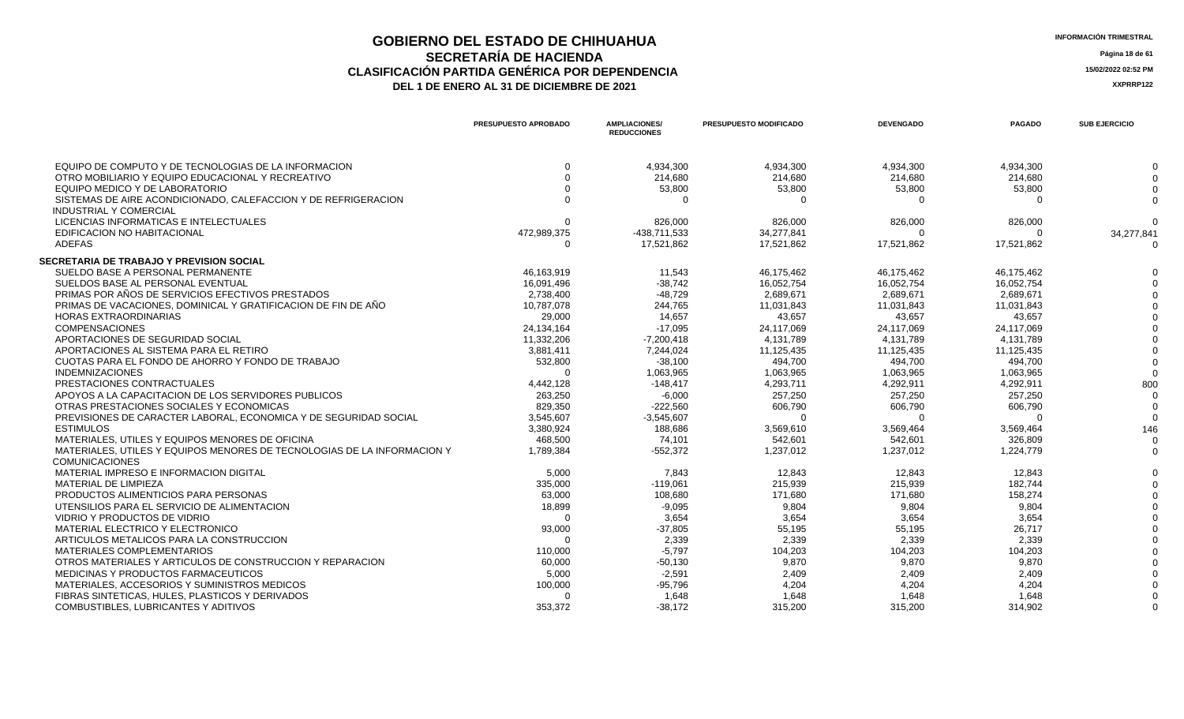# GOBIERNO DEL ESTADO DE CHIHUAHUA
## SECRETARÍA DE HACIENDA
## CLASIFICACIÓN PARTIDA GENÉRICA POR DEPENDENCIA
### DEL 1 DE ENERO AL 31 DE DICIEMBRE DE 2021

INFORMACIÓN TRIMESTRAL

15/02/2022 02:52 PM

XXPRRP122

| | PRESUPUESTO APROBADO | AMPLIACIONES/ REDUCCIONES | PRESUPUESTO MODIFICADO | DEVENGADO | PAGADO | SUB EJERCICIO |
|---|---|---|---|---|---|---|
| EQUIPO DE COMPUTO Y DE TECNOLOGIAS DE LA INFORMACION | 0 | 4,934,300 | 4,934,300 | 4,934,300 | 4,934,300 | 0 |
| OTRO MOBILIARIO Y EQUIPO EDUCACIONAL Y RECREATIVO | 0 | 214,680 | 214,680 | 214,680 | 214,680 | 0 |
| EQUIPO MEDICO Y DE LABORATORIO | 0 | 53,800 | 53,800 | 53,800 | 53,800 | 0 |
| SISTEMAS DE AIRE ACONDICIONADO, CALEFACCION Y DE REFRIGERACION INDUSTRIAL Y COMERCIAL | 0 | 0 | 0 | 0 | 0 | 0 |
| LICENCIAS INFORMATICAS E INTELECTUALES | 0 | 826,000 | 826,000 | 826,000 | 826,000 | 0 |
| EDIFICACION NO HABITACIONAL | 472,989,375 | -438,711,533 | 34,277,841 | 0 | 0 | 34,277,841 |
| ADEFAS | 0 | 17,521,862 | 17,521,862 | 17,521,862 | 17,521,862 | 0 |
| **SECRETARIA DE TRABAJO Y PREVISION SOCIAL** | | | | | | |
| SUELDO BASE A PERSONAL PERMANENTE | 46,163,919 | 11,543 | 46,175,462 | 46,175,462 | 46,175,462 | 0 |
| SUELDOS BASE AL PERSONAL EVENTUAL | 16,091,496 | -38,742 | 16,052,754 | 16,052,754 | 16,052,754 | 0 |
| PRIMAS POR AÑOS DE SERVICIOS EFECTIVOS PRESTADOS | 2,738,400 | -48,729 | 2,689,671 | 2,689,671 | 2,689,671 | 0 |
| PRIMAS DE VACACIONES, DOMINICAL Y GRATIFICACION DE FIN DE AÑO | 10,787,078 | 244,765 | 11,031,843 | 11,031,843 | 11,031,843 | 0 |
| HORAS EXTRAORDINARIAS | 29,000 | 14,657 | 43,657 | 43,657 | 43,657 | 0 |
| COMPENSACIONES | 24,134,164 | -17,095 | 24,117,069 | 24,117,069 | 24,117,069 | 0 |
| APORTACIONES DE SEGURIDAD SOCIAL | 11,332,206 | -7,200,418 | 4,131,789 | 4,131,789 | 4,131,789 | 0 |
| APORTACIONES AL SISTEMA PARA EL RETIRO | 3,881,411 | 7,244,024 | 11,125,435 | 11,125,435 | 11,125,435 | 0 |
| CUOTAS PARA EL FONDO DE AHORRO Y FONDO DE TRABAJO | 532,800 | -38,100 | 494,700 | 494,700 | 494,700 | 0 |
| INDEMNIZACIONES | 0 | 1,063,965 | 1,063,965 | 1,063,965 | 1,063,965 | 0 |
| PRESTACIONES CONTRACTUALES | 4,442,128 | -148,417 | 4,293,711 | 4,292,911 | 4,292,911 | 800 |
| APOYOS A LA CAPACITACION DE LOS SERVIDORES PUBLICOS | 263,250 | -6,000 | 257,250 | 257,250 | 257,250 | 0 |
| OTRAS PRESTACIONES SOCIALES Y ECONOMICAS | 829,350 | -222,560 | 606,790 | 606,790 | 606,790 | 0 |
| PREVISIONES DE CARACTER LABORAL, ECONOMICA Y DE SEGURIDAD SOCIAL | 3,545,607 | -3,545,607 | 0 | 0 | 0 | 0 |
| ESTIMULOS | 3,380,924 | 188,686 | 3,569,610 | 3,569,464 | 3,569,464 | 146 |
| MATERIALES, UTILES Y EQUIPOS MENORES DE OFICINA | 468,500 | 74,101 | 542,601 | 542,601 | 326,809 | 0 |
| MATERIALES, UTILES Y EQUIPOS MENORES DE TECNOLOGIAS DE LA INFORMACION Y COMUNICACIONES | 1,789,384 | -552,372 | 1,237,012 | 1,237,012 | 1,224,779 | 0 |
| MATERIAL IMPRESO E INFORMACION DIGITAL | 5,000 | 7,843 | 12,843 | 12,843 | 12,843 | 0 |
| MATERIAL DE LIMPIEZA | 335,000 | -119,061 | 215,939 | 215,939 | 182,744 | 0 |
| PRODUCTOS ALIMENTICIOS PARA PERSONAS | 63,000 | 108,680 | 171,680 | 171,680 | 158,274 | 0 |
| UTENSILIOS PARA EL SERVICIO DE ALIMENTACION | 18,899 | -9,095 | 9,804 | 9,804 | 9,804 | 0 |
| VIDRIO Y PRODUCTOS DE VIDRIO | 0 | 3,654 | 3,654 | 3,654 | 3,654 | 0 |
| MATERIAL ELECTRICO Y ELECTRONICO | 93,000 | -37,805 | 55,195 | 55,195 | 26,717 | 0 |
| ARTICULOS METALICOS PARA LA CONSTRUCCION | 0 | 2,339 | 2,339 | 2,339 | 2,339 | 0 |
| MATERIALES COMPLEMENTARIOS | 110,000 | -5,797 | 104,203 | 104,203 | 104,203 | 0 |
| OTROS MATERIALES Y ARTICULOS DE CONSTRUCCION Y REPARACION | 60,000 | -50,130 | 9,870 | 9,870 | 9,870 | 0 |
| MEDICINAS Y PRODUCTOS FARMACEUTICOS | 5,000 | -2,591 | 2,409 | 2,409 | 2,409 | 0 |
| MATERIALES, ACCESORIOS Y SUMINISTROS MEDICOS | 100,000 | -95,796 | 4,204 | 4,204 | 4,204 | 0 |
| FIBRAS SINTETICAS, HULES, PLASTICOS Y DERIVADOS | 0 | 1,648 | 1,648 | 1,648 | 1,648 | 0 |
| COMBUSTIBLES, LUBRICANTES Y ADITIVOS | 353,372 | -38,172 | 315,200 | 315,200 | 314,902 | 0 |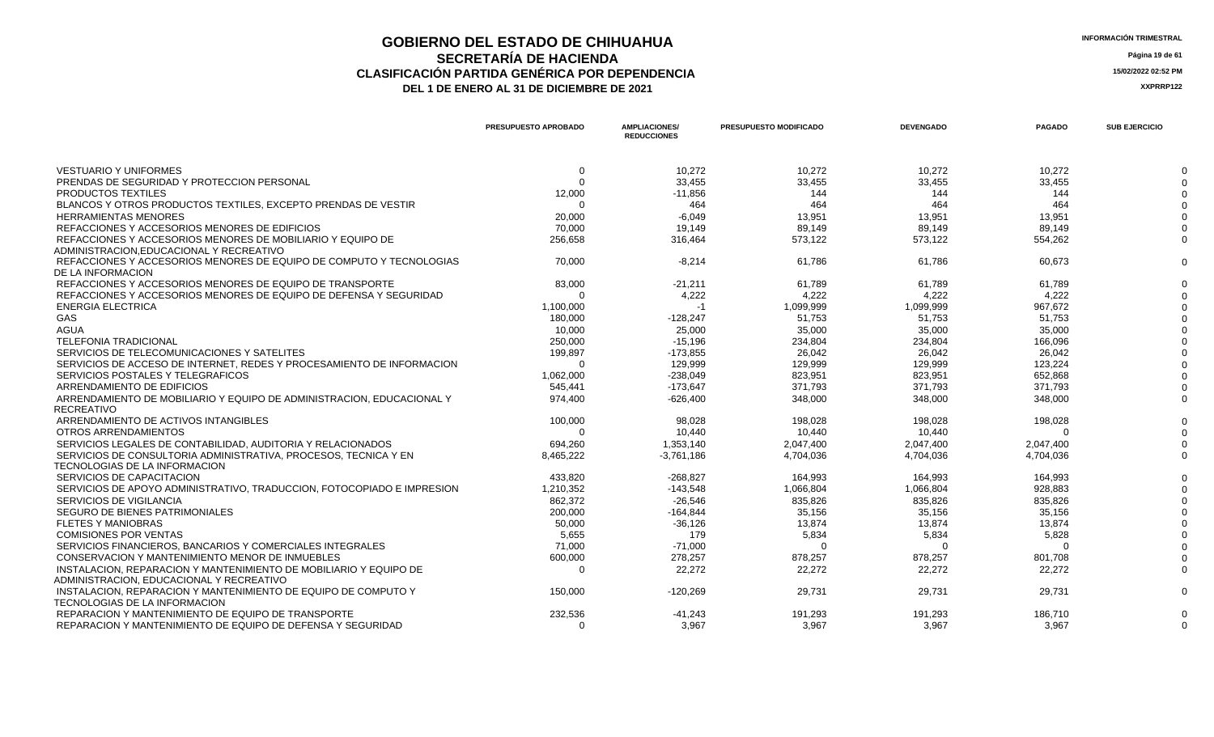# GOBIERNO DEL ESTADO DE CHIHUAHUA
## SECRETARÍA DE HACIENDA
### CLASIFICACIÓN PARTIDA GENÉRICA POR DEPENDENCIA
### DEL 1 DE ENERO AL 31 DE DICIEMBRE DE 2021

INFORMACIÓN TRIMESTRAL

15/02/2022 02:52 PM

XXPRRP122

| | PRESUPUESTO APROBADO | AMPLIACIONES/ REDUCCIONES | PRESUPUESTO MODIFICADO | DEVENGADO | PAGADO | SUB EJERCICIO |
|---|---|---|---|---|---|---|
| VESTUARIO Y UNIFORMES | 0 | 10,272 | 10,272 | 10,272 | 10,272 | 0 |
| PRENDAS DE SEGURIDAD Y PROTECCION PERSONAL | 0 | 33,455 | 33,455 | 33,455 | 33,455 | 0 |
| PRODUCTOS TEXTILES | 12,000 | -11,856 | 144 | 144 | 144 | 0 |
| BLANCOS Y OTROS PRODUCTOS TEXTILES, EXCEPTO PRENDAS DE VESTIR | 0 | 464 | 464 | 464 | 464 | 0 |
| HERRAMIENTAS MENORES | 20,000 | -6,049 | 13,951 | 13,951 | 13,951 | 0 |
| REFACCIONES Y ACCESORIOS MENORES DE EDIFICIOS | 70,000 | 19,149 | 89,149 | 89,149 | 89,149 | 0 |
| REFACCIONES Y ACCESORIOS MENORES DE MOBILIARIO Y EQUIPO DE ADMINISTRACION,EDUCACIONAL Y RECREATIVO | 256,658 | 316,464 | 573,122 | 573,122 | 554,262 | 0 |
| REFACCIONES Y ACCESORIOS MENORES DE EQUIPO DE COMPUTO Y TECNOLOGIAS DE LA INFORMACION | 70,000 | -8,214 | 61,786 | 61,786 | 60,673 | 0 |
| REFACCIONES Y ACCESORIOS MENORES DE EQUIPO DE TRANSPORTE | 83,000 | -21,211 | 61,789 | 61,789 | 61,789 | 0 |
| REFACCIONES Y ACCESORIOS MENORES DE EQUIPO DE DEFENSA Y SEGURIDAD | 0 | 4,222 | 4,222 | 4,222 | 4,222 | 0 |
| ENERGIA ELECTRICA | 1,100,000 | -1 | 1,099,999 | 1,099,999 | 967,672 | 0 |
| GAS | 180,000 | -128,247 | 51,753 | 51,753 | 51,753 | 0 |
| AGUA | 10,000 | 25,000 | 35,000 | 35,000 | 35,000 | 0 |
| TELEFONIA TRADICIONAL | 250,000 | -15,196 | 234,804 | 234,804 | 166,096 | 0 |
| SERVICIOS DE TELECOMUNICACIONES Y SATELITES | 199,897 | -173,855 | 26,042 | 26,042 | 26,042 | 0 |
| SERVICIOS DE ACCESO DE INTERNET, REDES Y PROCESAMIENTO DE INFORMACION | 0 | 129,999 | 129,999 | 129,999 | 123,224 | 0 |
| SERVICIOS POSTALES Y TELEGRAFICOS | 1,062,000 | -238,049 | 823,951 | 823,951 | 652,868 | 0 |
| ARRENDAMIENTO DE EDIFICIOS | 545,441 | -173,647 | 371,793 | 371,793 | 371,793 | 0 |
| ARRENDAMIENTO DE MOBILIARIO Y EQUIPO DE ADMINISTRACION, EDUCACIONAL Y RECREATIVO | 974,400 | -626,400 | 348,000 | 348,000 | 348,000 | 0 |
| ARRENDAMIENTO DE ACTIVOS INTANGIBLES | 100,000 | 98,028 | 198,028 | 198,028 | 198,028 | 0 |
| OTROS ARRENDAMIENTOS | 0 | 10,440 | 10,440 | 10,440 | 0 | 0 |
| SERVICIOS LEGALES DE CONTABILIDAD, AUDITORIA Y RELACIONADOS | 694,260 | 1,353,140 | 2,047,400 | 2,047,400 | 2,047,400 | 0 |
| SERVICIOS DE CONSULTORIA ADMINISTRATIVA, PROCESOS, TECNICA Y EN TECNOLOGIAS DE LA INFORMACION | 8,465,222 | -3,761,186 | 4,704,036 | 4,704,036 | 4,704,036 | 0 |
| SERVICIOS DE CAPACITACION | 433,820 | -268,827 | 164,993 | 164,993 | 164,993 | 0 |
| SERVICIOS DE APOYO ADMINISTRATIVO, TRADUCCION, FOTOCOPIADO E IMPRESION | 1,210,352 | -143,548 | 1,066,804 | 1,066,804 | 928,883 | 0 |
| SERVICIOS DE VIGILANCIA | 862,372 | -26,546 | 835,826 | 835,826 | 835,826 | 0 |
| SEGURO DE BIENES PATRIMONIALES | 200,000 | -164,844 | 35,156 | 35,156 | 35,156 | 0 |
| FLETES Y MANIOBRAS | 50,000 | -36,126 | 13,874 | 13,874 | 13,874 | 0 |
| COMISIONES POR VENTAS | 5,655 | 179 | 5,834 | 5,834 | 5,828 | 0 |
| SERVICIOS FINANCIEROS, BANCARIOS Y COMERCIALES INTEGRALES | 71,000 | -71,000 | 0 | 0 | 0 | 0 |
| CONSERVACION Y MANTENIMIENTO MENOR DE INMUEBLES | 600,000 | 278,257 | 878,257 | 878,257 | 801,708 | 0 |
| INSTALACION, REPARACION Y MANTENIMIENTO DE MOBILIARIO Y EQUIPO DE ADMINISTRACION, EDUCACIONAL Y RECREATIVO | 0 | 22,272 | 22,272 | 22,272 | 22,272 | 0 |
| INSTALACION, REPARACION Y MANTENIMIENTO DE EQUIPO DE COMPUTO Y TECNOLOGIAS DE LA INFORMACION | 150,000 | -120,269 | 29,731 | 29,731 | 29,731 | 0 |
| REPARACION Y MANTENIMIENTO DE EQUIPO DE TRANSPORTE | 232,536 | -41,243 | 191,293 | 191,293 | 186,710 | 0 |
| REPARACION Y MANTENIMIENTO DE EQUIPO DE DEFENSA Y SEGURIDAD | 0 | 3,967 | 3,967 | 3,967 | 3,967 | 0 |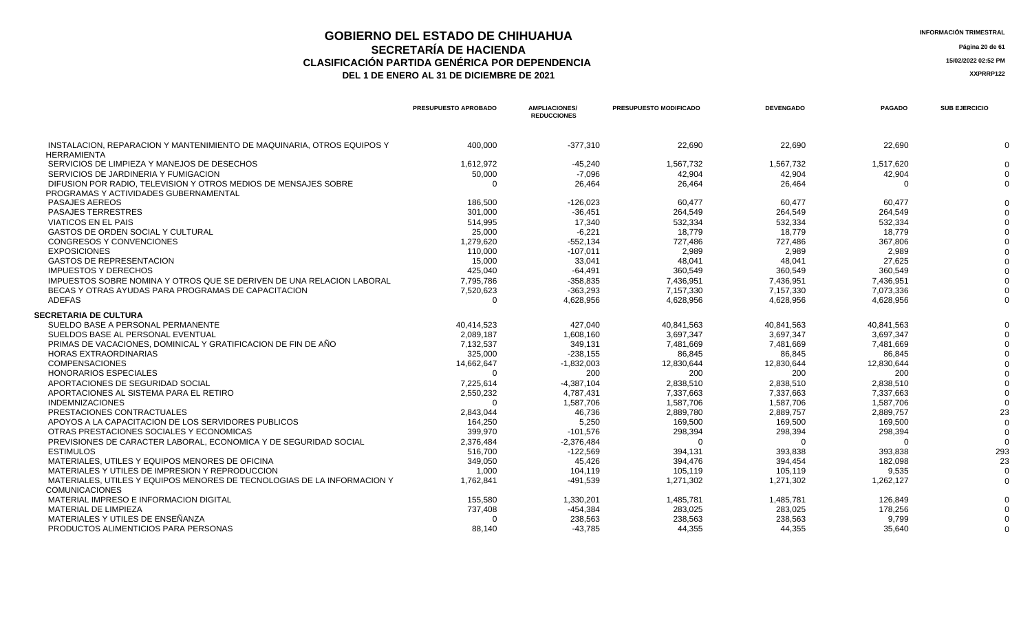# GOBIERNO DEL ESTADO DE CHIHUAHUA
## SECRETARÍA DE HACIENDA
## CLASIFICACIÓN PARTIDA GENÉRICA POR DEPENDENCIA
### DEL 1 DE ENERO AL 31 DE DICIEMBRE DE 2021

INFORMACIÓN TRIMESTRAL

15/02/2022 02:52 PM

XXPRRP122

| | PRESUPUESTO APROBADO | AMPLIACIONES/ REDUCCIONES | PRESUPUESTO MODIFICADO | DEVENGADO | PAGADO | SUB EJERCICIO |
|---|---|---|---|---|---|---|
| INSTALACION, REPARACION Y MANTENIMIENTO DE MAQUINARIA, OTROS EQUIPOS Y HERRAMIENTA | 400,000 | -377,310 | 22,690 | 22,690 | 22,690 | 0 |
| SERVICIOS DE LIMPIEZA Y MANEJOS DE DESECHOS | 1,612,972 | -45,240 | 1,567,732 | 1,567,732 | 1,517,620 | 0 |
| SERVICIOS DE JARDINERIA Y FUMIGACION | 50,000 | -7,096 | 42,904 | 42,904 | 42,904 | 0 |
| DIFUSION POR RADIO, TELEVISION Y OTROS MEDIOS DE MENSAJES SOBRE PROGRAMAS Y ACTIVIDADES GUBERNAMENTAL | 0 | 26,464 | 26,464 | 26,464 | 0 | 0 |
| PASAJES AEREOS | 186,500 | -126,023 | 60,477 | 60,477 | 60,477 | 0 |
| PASAJES TERRESTRES | 301,000 | -36,451 | 264,549 | 264,549 | 264,549 | 0 |
| VIATICOS EN EL PAIS | 514,995 | 17,340 | 532,334 | 532,334 | 532,334 | 0 |
| GASTOS DE ORDEN SOCIAL Y CULTURAL | 25,000 | -6,221 | 18,779 | 18,779 | 18,779 | 0 |
| CONGRESOS Y CONVENCIONES | 1,279,620 | -552,134 | 727,486 | 727,486 | 367,806 | 0 |
| EXPOSICIONES | 110,000 | -107,011 | 2,989 | 2,989 | 2,989 | 0 |
| GASTOS DE REPRESENTACION | 15,000 | 33,041 | 48,041 | 48,041 | 27,625 | 0 |
| IMPUESTOS Y DERECHOS | 425,040 | -64,491 | 360,549 | 360,549 | 360,549 | 0 |
| IMPUESTOS SOBRE NOMINA Y OTROS QUE SE DERIVEN DE UNA RELACION LABORAL | 7,795,786 | -358,835 | 7,436,951 | 7,436,951 | 7,436,951 | 0 |
| BECAS Y OTRAS AYUDAS PARA PROGRAMAS DE CAPACITACION | 7,520,623 | -363,293 | 7,157,330 | 7,157,330 | 7,073,336 | 0 |
| ADEFAS | 0 | 4,628,956 | 4,628,956 | 4,628,956 | 4,628,956 | 0 |
| **SECRETARIA DE CULTURA** | | | | | | |
| SUELDO BASE A PERSONAL PERMANENTE | 40,414,523 | 427,040 | 40,841,563 | 40,841,563 | 40,841,563 | 0 |
| SUELDOS BASE AL PERSONAL EVENTUAL | 2,089,187 | 1,608,160 | 3,697,347 | 3,697,347 | 3,697,347 | 0 |
| PRIMAS DE VACACIONES, DOMINICAL Y GRATIFICACION DE FIN DE AÑO | 7,132,537 | 349,131 | 7,481,669 | 7,481,669 | 7,481,669 | 0 |
| HORAS EXTRAORDINARIAS | 325,000 | -238,155 | 86,845 | 86,845 | 86,845 | 0 |
| COMPENSACIONES | 14,662,647 | -1,832,003 | 12,830,644 | 12,830,644 | 12,830,644 | 0 |
| HONORARIOS ESPECIALES | 0 | 200 | 200 | 200 | 200 | 0 |
| APORTACIONES DE SEGURIDAD SOCIAL | 7,225,614 | -4,387,104 | 2,838,510 | 2,838,510 | 2,838,510 | 0 |
| APORTACIONES AL SISTEMA PARA EL RETIRO | 2,550,232 | 4,787,431 | 7,337,663 | 7,337,663 | 7,337,663 | 0 |
| INDEMNIZACIONES | 0 | 1,587,706 | 1,587,706 | 1,587,706 | 1,587,706 | 0 |
| PRESTACIONES CONTRACTUALES | 2,843,044 | 46,736 | 2,889,780 | 2,889,757 | 2,889,757 | 23 |
| APOYOS A LA CAPACITACION DE LOS SERVIDORES PUBLICOS | 164,250 | 5,250 | 169,500 | 169,500 | 169,500 | 0 |
| OTRAS PRESTACIONES SOCIALES Y ECONOMICAS | 399,970 | -101,576 | 298,394 | 298,394 | 298,394 | 0 |
| PREVISIONES DE CARACTER LABORAL, ECONOMICA Y DE SEGURIDAD SOCIAL | 2,376,484 | -2,376,484 | 0 | 0 | 0 | 0 |
| ESTIMULOS | 516,700 | -122,569 | 394,131 | 393,838 | 393,838 | 293 |
| MATERIALES, UTILES Y EQUIPOS MENORES DE OFICINA | 349,050 | 45,426 | 394,476 | 394,454 | 182,098 | 23 |
| MATERIALES Y UTILES DE IMPRESION Y REPRODUCCION | 1,000 | 104,119 | 105,119 | 105,119 | 9,535 | 0 |
| MATERIALES, UTILES Y EQUIPOS MENORES DE TECNOLOGIAS DE LA INFORMACION Y COMUNICACIONES | 1,762,841 | -491,539 | 1,271,302 | 1,271,302 | 1,262,127 | 0 |
| MATERIAL IMPRESO E INFORMACION DIGITAL | 155,580 | 1,330,201 | 1,485,781 | 1,485,781 | 126,849 | 0 |
| MATERIAL DE LIMPIEZA | 737,408 | -454,384 | 283,025 | 283,025 | 178,256 | 0 |
| MATERIALES Y UTILES DE ENSEÑANZA | 0 | 238,563 | 238,563 | 238,563 | 9,799 | 0 |
| PRODUCTOS ALIMENTICIOS PARA PERSONAS | 88,140 | -43,785 | 44,355 | 44,355 | 35,640 | 0 |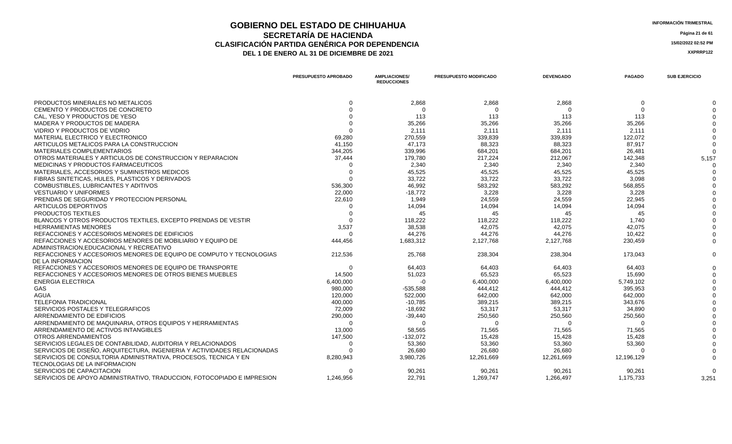# GOBIERNO DEL ESTADO DE CHIHUAHUA

## SECRETARÍA DE HACIENDA

### CLASIFICACIÓN PARTIDA GENÉRICA POR DEPENDENCIA

### DEL 1 DE ENERO AL 31 DE DICIEMBRE DE 2021

INFORMACIÓN TRIMESTRAL

15/02/2022 02:52 PM

XXPRRP122

| | PRESUPUESTO APROBADO | AMPLIACIONES/ REDUCCIONES | PRESUPUESTO MODIFICADO | DEVENGADO | PAGADO | SUB EJERCICIO |
|---|---|---|---|---|---|---|
| PRODUCTOS MINERALES NO METALICOS | 0 | 2,868 | 2,868 | 2,868 | 0 | 0 |
| CEMENTO Y PRODUCTOS DE CONCRETO | 0 | 0 | 0 | 0 | 0 | 0 |
| CAL, YESO Y PRODUCTOS DE YESO | 0 | 113 | 113 | 113 | 113 | 0 |
| MADERA Y PRODUCTOS DE MADERA | 0 | 35,266 | 35,266 | 35,266 | 35,266 | 0 |
| VIDRIO Y PRODUCTOS DE VIDRIO | 0 | 2,111 | 2,111 | 2,111 | 2,111 | 0 |
| MATERIAL ELECTRICO Y ELECTRONICO | 69,280 | 270,559 | 339,839 | 339,839 | 122,072 | 0 |
| ARTICULOS METALICOS PARA LA CONSTRUCCION | 41,150 | 47,173 | 88,323 | 88,323 | 87,917 | 0 |
| MATERIALES COMPLEMENTARIOS | 344,205 | 339,996 | 684,201 | 684,201 | 26,481 | 0 |
| OTROS MATERIALES Y ARTICULOS DE CONSTRUCCION Y REPARACION | 37,444 | 179,780 | 217,224 | 212,067 | 142,348 | 5,157 |
| MEDICINAS Y PRODUCTOS FARMACEUTICOS | 0 | 2,340 | 2,340 | 2,340 | 2,340 | 0 |
| MATERIALES, ACCESORIOS Y SUMINISTROS MEDICOS | 0 | 45,525 | 45,525 | 45,525 | 45,525 | 0 |
| FIBRAS SINTETICAS, HULES, PLASTICOS Y DERIVADOS | 0 | 33,722 | 33,722 | 33,722 | 3,098 | 0 |
| COMBUSTIBLES, LUBRICANTES Y ADITIVOS | 536,300 | 46,992 | 583,292 | 583,292 | 568,855 | 0 |
| VESTUARIO Y UNIFORMES | 22,000 | -18,772 | 3,228 | 3,228 | 3,228 | 0 |
| PRENDAS DE SEGURIDAD Y PROTECCION PERSONAL | 22,610 | 1,949 | 24,559 | 24,559 | 22,945 | 0 |
| ARTICULOS DEPORTIVOS | 0 | 14,094 | 14,094 | 14,094 | 14,094 | 0 |
| PRODUCTOS TEXTILES | 0 | 45 | 45 | 45 | 45 | 0 |
| BLANCOS Y OTROS PRODUCTOS TEXTILES, EXCEPTO PRENDAS DE VESTIR | 0 | 118,222 | 118,222 | 118,222 | 1,740 | 0 |
| HERRAMIENTAS MENORES | 3,537 | 38,538 | 42,075 | 42,075 | 42,075 | 0 |
| REFACCIONES Y ACCESORIOS MENORES DE EDIFICIOS | 0 | 44,276 | 44,276 | 44,276 | 10,422 | 0 |
| REFACCIONES Y ACCESORIOS MENORES DE MOBILIARIO Y EQUIPO DE ADMINISTRACION,EDUCACIONAL Y RECREATIVO | 444,456 | 1,683,312 | 2,127,768 | 2,127,768 | 230,459 | 0 |
| REFACCIONES Y ACCESORIOS MENORES DE EQUIPO DE COMPUTO Y TECNOLOGIAS DE LA INFORMACION | 212,536 | 25,768 | 238,304 | 238,304 | 173,043 | 0 |
| REFACCIONES Y ACCESORIOS MENORES DE EQUIPO DE TRANSPORTE | 0 | 64,403 | 64,403 | 64,403 | 64,403 | 0 |
| REFACCIONES Y ACCESORIOS MENORES DE OTROS BIENES MUEBLES | 14,500 | 51,023 | 65,523 | 65,523 | 15,690 | 0 |
| ENERGIA ELECTRICA | 6,400,000 | -0 | 6,400,000 | 6,400,000 | 5,749,102 | 0 |
| GAS | 980,000 | -535,588 | 444,412 | 444,412 | 395,953 | 0 |
| AGUA | 120,000 | 522,000 | 642,000 | 642,000 | 642,000 | 0 |
| TELEFONIA TRADICIONAL | 400,000 | -10,785 | 389,215 | 389,215 | 343,676 | 0 |
| SERVICIOS POSTALES Y TELEGRAFICOS | 72,009 | -18,692 | 53,317 | 53,317 | 34,890 | 0 |
| ARRENDAMIENTO DE EDIFICIOS | 290,000 | -39,440 | 250,560 | 250,560 | 250,560 | 0 |
| ARRENDAMIENTO DE MAQUINARIA, OTROS EQUIPOS Y HERRAMIENTAS | 0 | 0 | 0 | 0 | 0 | 0 |
| ARRENDAMIENTO DE ACTIVOS INTANGIBLES | 13,000 | 58,565 | 71,565 | 71,565 | 71,565 | 0 |
| OTROS ARRENDAMIENTOS | 147,500 | -132,072 | 15,428 | 15,428 | 15,428 | 0 |
| SERVICIOS LEGALES DE CONTABILIDAD, AUDITORIA Y RELACIONADOS | 0 | 53,360 | 53,360 | 53,360 | 53,360 | 0 |
| SERVICIOS DE DISEÑO, ARQUITECTURA, INGENIERIA Y ACTIVIDADES RELACIONADAS | 0 | 26,680 | 26,680 | 26,680 | 0 | 0 |
| SERVICIOS DE CONSULTORIA ADMINISTRATIVA, PROCESOS, TECNICA Y EN TECNOLOGIAS DE LA INFORMACION | 8,280,943 | 3,980,726 | 12,261,669 | 12,261,669 | 12,196,129 | 0 |
| SERVICIOS DE CAPACITACION | 0 | 90,261 | 90,261 | 90,261 | 90,261 | 0 |
| SERVICIOS DE APOYO ADMINISTRATIVO, TRADUCCION, FOTOCOPIADO E IMPRESION | 1,246,956 | 22,791 | 1,269,747 | 1,266,497 | 1,175,733 | 3,251 |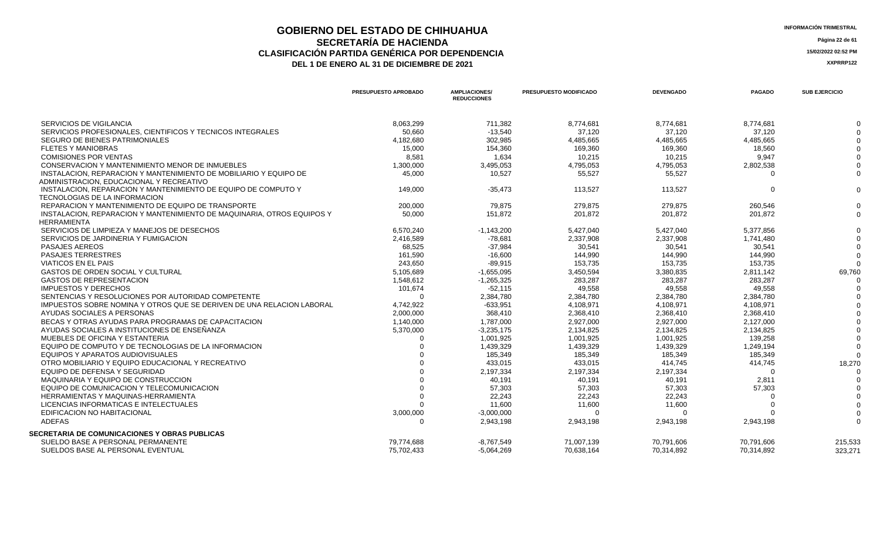# GOBIERNO DEL ESTADO DE CHIHUAHUA
## SECRETARÍA DE HACIENDA
## CLASIFICACIÓN PARTIDA GENÉRICA POR DEPENDENCIA
### DEL 1 DE ENERO AL 31 DE DICIEMBRE DE 2021

INFORMACIÓN TRIMESTRAL

15/02/2022 02:52 PM

XXPRRP122

| | PRESUPUESTO APROBADO | AMPLIACIONES/ REDUCCIONES | PRESUPUESTO MODIFICADO | DEVENGADO | PAGADO | SUB EJERCICIO |
|---|---|---|---|---|---|---|
| SERVICIOS DE VIGILANCIA | 8,063,299 | 711,382 | 8,774,681 | 8,774,681 | 8,774,681 | 0 |
| SERVICIOS PROFESIONALES, CIENTIFICOS Y TECNICOS INTEGRALES | 50,660 | -13,540 | 37,120 | 37,120 | 37,120 | 0 |
| SEGURO DE BIENES PATRIMONIALES | 4,182,680 | 302,985 | 4,485,665 | 4,485,665 | 4,485,665 | 0 |
| FLETES Y MANIOBRAS | 15,000 | 154,360 | 169,360 | 169,360 | 18,560 | 0 |
| COMISIONES POR VENTAS | 8,581 | 1,634 | 10,215 | 10,215 | 9,947 | 0 |
| CONSERVACION Y MANTENIMIENTO MENOR DE INMUEBLES | 1,300,000 | 3,495,053 | 4,795,053 | 4,795,053 | 2,802,538 | 0 |
| INSTALACION, REPARACION Y MANTENIMIENTO DE MOBILIARIO Y EQUIPO DE ADMINISTRACION, EDUCACIONAL Y RECREATIVO | 45,000 | 10,527 | 55,527 | 55,527 | 0 | 0 |
| INSTALACION, REPARACION Y MANTENIMIENTO DE EQUIPO DE COMPUTO Y TECNOLOGIAS DE LA INFORMACION | 149,000 | -35,473 | 113,527 | 113,527 | 0 | 0 |
| REPARACION Y MANTENIMIENTO DE EQUIPO DE TRANSPORTE | 200,000 | 79,875 | 279,875 | 279,875 | 260,546 | 0 |
| INSTALACION, REPARACION Y MANTENIMIENTO DE MAQUINARIA, OTROS EQUIPOS Y HERRAMIENTA | 50,000 | 151,872 | 201,872 | 201,872 | 201,872 | 0 |
| SERVICIOS DE LIMPIEZA Y MANEJOS DE DESECHOS | 6,570,240 | -1,143,200 | 5,427,040 | 5,427,040 | 5,377,856 | 0 |
| SERVICIOS DE JARDINERIA Y FUMIGACION | 2,416,589 | -78,681 | 2,337,908 | 2,337,908 | 1,741,480 | 0 |
| PASAJES AEREOS | 68,525 | -37,984 | 30,541 | 30,541 | 30,541 | 0 |
| PASAJES TERRESTRES | 161,590 | -16,600 | 144,990 | 144,990 | 144,990 | 0 |
| VIATICOS EN EL PAIS | 243,650 | -89,915 | 153,735 | 153,735 | 153,735 | 0 |
| GASTOS DE ORDEN SOCIAL Y CULTURAL | 5,105,689 | -1,655,095 | 3,450,594 | 3,380,835 | 2,811,142 | 69,760 |
| GASTOS DE REPRESENTACION | 1,548,612 | -1,265,325 | 283,287 | 283,287 | 283,287 | 0 |
| IMPUESTOS Y DERECHOS | 101,674 | -52,115 | 49,558 | 49,558 | 49,558 | 0 |
| SENTENCIAS Y RESOLUCIONES POR AUTORIDAD COMPETENTE | 0 | 2,384,780 | 2,384,780 | 2,384,780 | 2,384,780 | 0 |
| IMPUESTOS SOBRE NOMINA Y OTROS QUE SE DERIVEN DE UNA RELACION LABORAL | 4,742,922 | -633,951 | 4,108,971 | 4,108,971 | 4,108,971 | 0 |
| AYUDAS SOCIALES A PERSONAS | 2,000,000 | 368,410 | 2,368,410 | 2,368,410 | 2,368,410 | 0 |
| BECAS Y OTRAS AYUDAS PARA PROGRAMAS DE CAPACITACION | 1,140,000 | 1,787,000 | 2,927,000 | 2,927,000 | 2,127,000 | 0 |
| AYUDAS SOCIALES A INSTITUCIONES DE ENSEÑANZA | 5,370,000 | -3,235,175 | 2,134,825 | 2,134,825 | 2,134,825 | 0 |
| MUEBLES DE OFICINA Y ESTANTERIA | 0 | 1,001,925 | 1,001,925 | 1,001,925 | 139,258 | 0 |
| EQUIPO DE COMPUTO Y DE TECNOLOGIAS DE LA INFORMACION | 0 | 1,439,329 | 1,439,329 | 1,439,329 | 1,249,194 | 0 |
| EQUIPOS Y APARATOS AUDIOVISUALES | 0 | 185,349 | 185,349 | 185,349 | 185,349 | 0 |
| OTRO MOBILIARIO Y EQUIPO EDUCACIONAL Y RECREATIVO | 0 | 433,015 | 433,015 | 414,745 | 414,745 | 18,270 |
| EQUIPO DE DEFENSA Y SEGURIDAD | 0 | 2,197,334 | 2,197,334 | 2,197,334 | 0 | 0 |
| MAQUINARIA Y EQUIPO DE CONSTRUCCION | 0 | 40,191 | 40,191 | 40,191 | 2,811 | 0 |
| EQUIPO DE COMUNICACION Y TELECOMUNICACION | 0 | 57,303 | 57,303 | 57,303 | 57,303 | 0 |
| HERRAMIENTAS Y MAQUINAS-HERRAMIENTA | 0 | 22,243 | 22,243 | 22,243 | 0 | 0 |
| LICENCIAS INFORMATICAS E INTELECTUALES | 0 | 11,600 | 11,600 | 11,600 | 0 | 0 |
| EDIFICACION NO HABITACIONAL | 3,000,000 | -3,000,000 | 0 | 0 | 0 | 0 |
| ADEFAS | 0 | 2,943,198 | 2,943,198 | 2,943,198 | 2,943,198 | 0 |
| **SECRETARIA DE COMUNICACIONES Y OBRAS PUBLICAS** | | | | | | |
| SUELDO BASE A PERSONAL PERMANENTE | 79,774,688 | -8,767,549 | 71,007,139 | 70,791,606 | 70,791,606 | 215,533 |
| SUELDOS BASE AL PERSONAL EVENTUAL | 75,702,433 | -5,064,269 | 70,638,164 | 70,314,892 | 70,314,892 | 323,271 |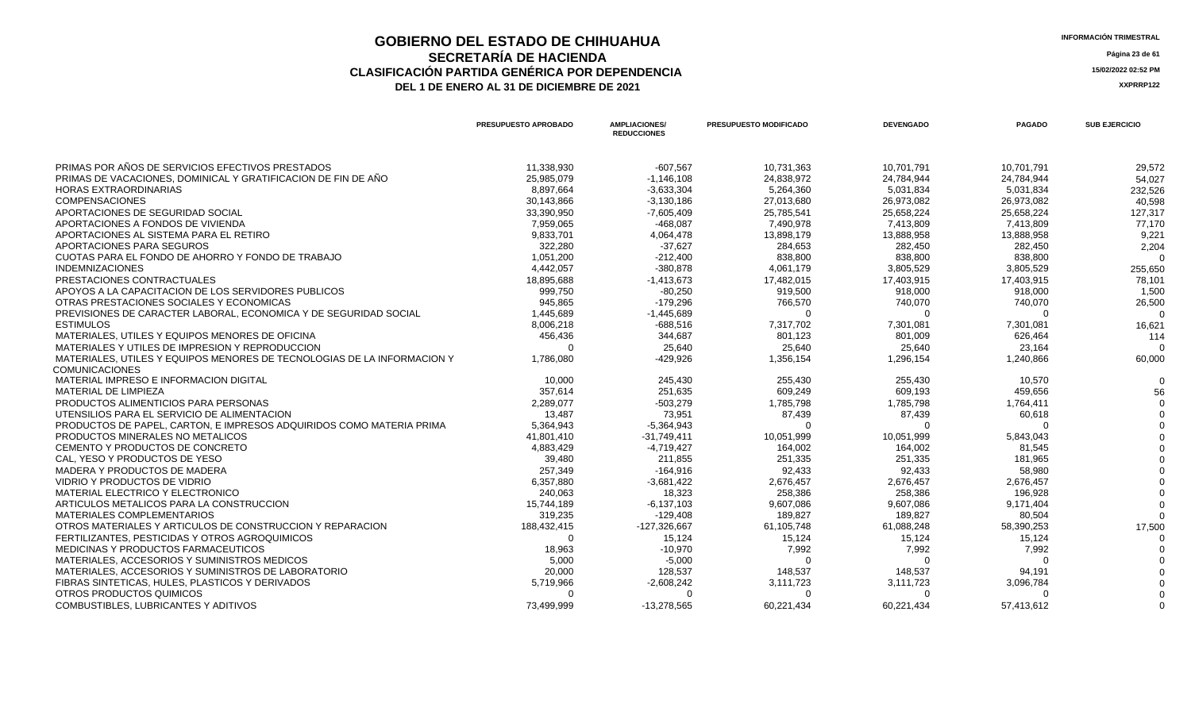# GOBIERNO DEL ESTADO DE CHIHUAHUA

## SECRETARÍA DE HACIENDA

### CLASIFICACIÓN PARTIDA GENÉRICA POR DEPENDENCIA

### DEL 1 DE ENERO AL 31 DE DICIEMBRE DE 2021

INFORMACIÓN TRIMESTRAL

15/02/2022 02:52 PM

XXPRRP122

| | PRESUPUESTO APROBADO | AMPLIACIONES/ REDUCCIONES | PRESUPUESTO MODIFICADO | DEVENGADO | PAGADO | SUB EJERCICIO |
|---|---|---|---|---|---|---|
| PRIMAS POR AÑOS DE SERVICIOS EFECTIVOS PRESTADOS | 11,338,930 | -607,567 | 10,731,363 | 10,701,791 | 10,701,791 | 29,572 |
| PRIMAS DE VACACIONES, DOMINICAL Y GRATIFICACION DE FIN DE AÑO | 25,985,079 | -1,146,108 | 24,838,972 | 24,784,944 | 24,784,944 | 54,027 |
| HORAS EXTRAORDINARIAS | 8,897,664 | -3,633,304 | 5,264,360 | 5,031,834 | 5,031,834 | 232,526 |
| COMPENSACIONES | 30,143,866 | -3,130,186 | 27,013,680 | 26,973,082 | 26,973,082 | 40,598 |
| APORTACIONES DE SEGURIDAD SOCIAL | 33,390,950 | -7,605,409 | 25,785,541 | 25,658,224 | 25,658,224 | 127,317 |
| APORTACIONES A FONDOS DE VIVIENDA | 7,959,065 | -468,087 | 7,490,978 | 7,413,809 | 7,413,809 | 77,170 |
| APORTACIONES AL SISTEMA PARA EL RETIRO | 9,833,701 | 4,064,478 | 13,898,179 | 13,888,958 | 13,888,958 | 9,221 |
| APORTACIONES PARA SEGUROS | 322,280 | -37,627 | 284,653 | 282,450 | 282,450 | 2,204 |
| CUOTAS PARA EL FONDO DE AHORRO Y FONDO DE TRABAJO | 1,051,200 | -212,400 | 838,800 | 838,800 | 838,800 | 0 |
| INDEMNIZACIONES | 4,442,057 | -380,878 | 4,061,179 | 3,805,529 | 3,805,529 | 255,650 |
| PRESTACIONES CONTRACTUALES | 18,895,688 | -1,413,673 | 17,482,015 | 17,403,915 | 17,403,915 | 78,101 |
| APOYOS A LA CAPACITACION DE LOS SERVIDORES PUBLICOS | 999,750 | -80,250 | 919,500 | 918,000 | 918,000 | 1,500 |
| OTRAS PRESTACIONES SOCIALES Y ECONOMICAS | 945,865 | -179,296 | 766,570 | 740,070 | 740,070 | 26,500 |
| PREVISIONES DE CARACTER LABORAL, ECONOMICA Y DE SEGURIDAD SOCIAL | 1,445,689 | -1,445,689 | 0 | 0 | 0 | 0 |
| ESTIMULOS | 8,006,218 | -688,516 | 7,317,702 | 7,301,081 | 7,301,081 | 16,621 |
| MATERIALES, UTILES Y EQUIPOS MENORES DE OFICINA | 456,436 | 344,687 | 801,123 | 801,009 | 626,464 | 114 |
| MATERIALES Y UTILES DE IMPRESION Y REPRODUCCION | 0 | 25,640 | 25,640 | 25,640 | 23,164 | 0 |
| MATERIALES, UTILES Y EQUIPOS MENORES DE TECNOLOGIAS DE LA INFORMACION Y COMUNICACIONES | 1,786,080 | -429,926 | 1,356,154 | 1,296,154 | 1,240,866 | 60,000 |
| MATERIAL IMPRESO E INFORMACION DIGITAL | 10,000 | 245,430 | 255,430 | 255,430 | 10,570 | 0 |
| MATERIAL DE LIMPIEZA | 357,614 | 251,635 | 609,249 | 609,193 | 459,656 | 56 |
| PRODUCTOS ALIMENTICIOS PARA PERSONAS | 2,289,077 | -503,279 | 1,785,798 | 1,785,798 | 1,764,411 | 0 |
| UTENSILIOS PARA EL SERVICIO DE ALIMENTACION | 13,487 | 73,951 | 87,439 | 87,439 | 60,618 | 0 |
| PRODUCTOS DE PAPEL, CARTON, E IMPRESOS ADQUIRIDOS COMO MATERIA PRIMA | 5,364,943 | -5,364,943 | 0 | 0 | 0 | 0 |
| PRODUCTOS MINERALES NO METALICOS | 41,801,410 | -31,749,411 | 10,051,999 | 10,051,999 | 5,843,043 | 0 |
| CEMENTO Y PRODUCTOS DE CONCRETO | 4,883,429 | -4,719,427 | 164,002 | 164,002 | 81,545 | 0 |
| CAL, YESO Y PRODUCTOS DE YESO | 39,480 | 211,855 | 251,335 | 251,335 | 181,965 | 0 |
| MADERA Y PRODUCTOS DE MADERA | 257,349 | -164,916 | 92,433 | 92,433 | 58,980 | 0 |
| VIDRIO Y PRODUCTOS DE VIDRIO | 6,357,880 | -3,681,422 | 2,676,457 | 2,676,457 | 2,676,457 | 0 |
| MATERIAL ELECTRICO Y ELECTRONICO | 240,063 | 18,323 | 258,386 | 258,386 | 196,928 | 0 |
| ARTICULOS METALICOS PARA LA CONSTRUCCION | 15,744,189 | -6,137,103 | 9,607,086 | 9,607,086 | 9,171,404 | 0 |
| MATERIALES COMPLEMENTARIOS | 319,235 | -129,408 | 189,827 | 189,827 | 80,504 | 0 |
| OTROS MATERIALES Y ARTICULOS DE CONSTRUCCION Y REPARACION | 188,432,415 | -127,326,667 | 61,105,748 | 61,088,248 | 58,390,253 | 17,500 |
| FERTILIZANTES, PESTICIDAS Y OTROS AGROQUIMICOS | 0 | 15,124 | 15,124 | 15,124 | 15,124 | 0 |
| MEDICINAS Y PRODUCTOS FARMACEUTICOS | 18,963 | -10,970 | 7,992 | 7,992 | 7,992 | 0 |
| MATERIALES, ACCESORIOS Y SUMINISTROS MEDICOS | 5,000 | -5,000 | 0 | 0 | 0 | 0 |
| MATERIALES, ACCESORIOS Y SUMINISTROS DE LABORATORIO | 20,000 | 128,537 | 148,537 | 148,537 | 94,191 | 0 |
| FIBRAS SINTETICAS, HULES, PLASTICOS Y DERIVADOS | 5,719,966 | -2,608,242 | 3,111,723 | 3,111,723 | 3,096,784 | 0 |
| OTROS PRODUCTOS QUIMICOS | 0 | 0 | 0 | 0 | 0 | 0 |
| COMBUSTIBLES, LUBRICANTES Y ADITIVOS | 73,499,999 | -13,278,565 | 60,221,434 | 60,221,434 | 57,413,612 | 0 |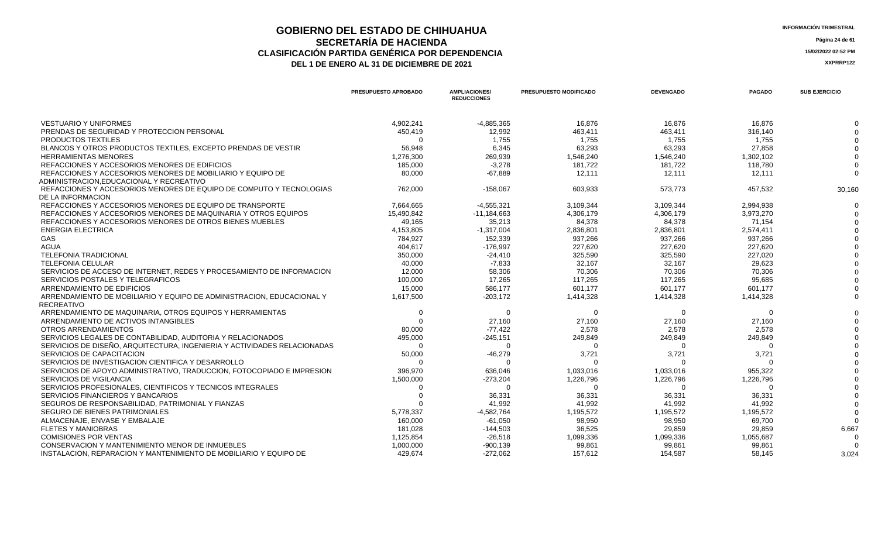# GOBIERNO DEL ESTADO DE CHIHUAHUA
## SECRETARÍA DE HACIENDA
### CLASIFICACIÓN PARTIDA GENÉRICA POR DEPENDENCIA
### DEL 1 DE ENERO AL 31 DE DICIEMBRE DE 2021

INFORMACIÓN TRIMESTRAL

15/02/2022 02:52 PM

XXPRRP122

| | PRESUPUESTO APROBADO | AMPLIACIONES/ REDUCCIONES | PRESUPUESTO MODIFICADO | DEVENGADO | PAGADO | SUB EJERCICIO |
|---|---|---|---|---|---|---|
| VESTUARIO Y UNIFORMES | 4,902,241 | -4,885,365 | 16,876 | 16,876 | 16,876 | 0 |
| PRENDAS DE SEGURIDAD Y PROTECCION PERSONAL | 450,419 | 12,992 | 463,411 | 463,411 | 316,140 | 0 |
| PRODUCTOS TEXTILES | 0 | 1,755 | 1,755 | 1,755 | 1,755 | 0 |
| BLANCOS Y OTROS PRODUCTOS TEXTILES, EXCEPTO PRENDAS DE VESTIR | 56,948 | 6,345 | 63,293 | 63,293 | 27,858 | 0 |
| HERRAMIENTAS MENORES | 1,276,300 | 269,939 | 1,546,240 | 1,546,240 | 1,302,102 | 0 |
| REFACCIONES Y ACCESORIOS MENORES DE EDIFICIOS | 185,000 | -3,278 | 181,722 | 181,722 | 118,780 | 0 |
| REFACCIONES Y ACCESORIOS MENORES DE MOBILIARIO Y EQUIPO DE ADMINISTRACION,EDUCACIONAL Y RECREATIVO | 80,000 | -67,889 | 12,111 | 12,111 | 12,111 | 0 |
| REFACCIONES Y ACCESORIOS MENORES DE EQUIPO DE COMPUTO Y TECNOLOGIAS DE LA INFORMACION | 762,000 | -158,067 | 603,933 | 573,773 | 457,532 | 30,160 |
| REFACCIONES Y ACCESORIOS MENORES DE EQUIPO DE TRANSPORTE | 7,664,665 | -4,555,321 | 3,109,344 | 3,109,344 | 2,994,938 | 0 |
| REFACCIONES Y ACCESORIOS MENORES DE MAQUINARIA Y OTROS EQUIPOS | 15,490,842 | -11,184,663 | 4,306,179 | 4,306,179 | 3,973,270 | 0 |
| REFACCIONES Y ACCESORIOS MENORES DE OTROS BIENES MUEBLES | 49,165 | 35,213 | 84,378 | 84,378 | 71,154 | 0 |
| ENERGIA ELECTRICA | 4,153,805 | -1,317,004 | 2,836,801 | 2,836,801 | 2,574,411 | 0 |
| GAS | 784,927 | 152,339 | 937,266 | 937,266 | 937,266 | 0 |
| AGUA | 404,617 | -176,997 | 227,620 | 227,620 | 227,620 | 0 |
| TELEFONIA TRADICIONAL | 350,000 | -24,410 | 325,590 | 325,590 | 227,020 | 0 |
| TELEFONIA CELULAR | 40,000 | -7,833 | 32,167 | 32,167 | 29,623 | 0 |
| SERVICIOS DE ACCESO DE INTERNET, REDES Y PROCESAMIENTO DE INFORMACION | 12,000 | 58,306 | 70,306 | 70,306 | 70,306 | 0 |
| SERVICIOS POSTALES Y TELEGRAFICOS | 100,000 | 17,265 | 117,265 | 117,265 | 95,685 | 0 |
| ARRENDAMIENTO DE EDIFICIOS | 15,000 | 586,177 | 601,177 | 601,177 | 601,177 | 0 |
| ARRENDAMIENTO DE MOBILIARIO Y EQUIPO DE ADMINISTRACION, EDUCACIONAL Y RECREATIVO | 1,617,500 | -203,172 | 1,414,328 | 1,414,328 | 1,414,328 | 0 |
| ARRENDAMIENTO DE MAQUINARIA, OTROS EQUIPOS Y HERRAMIENTAS | 0 | 0 | 0 | 0 | 0 | 0 |
| ARRENDAMIENTO DE ACTIVOS INTANGIBLES | 0 | 27,160 | 27,160 | 27,160 | 27,160 | 0 |
| OTROS ARRENDAMIENTOS | 80,000 | -77,422 | 2,578 | 2,578 | 2,578 | 0 |
| SERVICIOS LEGALES DE CONTABILIDAD, AUDITORIA Y RELACIONADOS | 495,000 | -245,151 | 249,849 | 249,849 | 249,849 | 0 |
| SERVICIOS DE DISEÑO, ARQUITECTURA, INGENIERIA Y ACTIVIDADES RELACIONADAS | 0 | 0 | 0 | 0 | 0 | 0 |
| SERVICIOS DE CAPACITACION | 50,000 | -46,279 | 3,721 | 3,721 | 3,721 | 0 |
| SERVICIOS DE INVESTIGACION CIENTIFICA Y DESARROLLO | 0 | 0 | 0 | 0 | 0 | 0 |
| SERVICIOS DE APOYO ADMINISTRATIVO, TRADUCCION, FOTOCOPIADO E IMPRESION | 396,970 | 636,046 | 1,033,016 | 1,033,016 | 955,322 | 0 |
| SERVICIOS DE VIGILANCIA | 1,500,000 | -273,204 | 1,226,796 | 1,226,796 | 1,226,796 | 0 |
| SERVICIOS PROFESIONALES, CIENTIFICOS Y TECNICOS INTEGRALES | 0 | 0 | 0 | 0 | 0 | 0 |
| SERVICIOS FINANCIEROS Y BANCARIOS | 0 | 36,331 | 36,331 | 36,331 | 36,331 | 0 |
| SEGUROS DE RESPONSABILIDAD, PATRIMONIAL Y FIANZAS | 0 | 41,992 | 41,992 | 41,992 | 41,992 | 0 |
| SEGURO DE BIENES PATRIMONIALES | 5,778,337 | -4,582,764 | 1,195,572 | 1,195,572 | 1,195,572 | 0 |
| ALMACENAJE, ENVASE Y EMBALAJE | 160,000 | -61,050 | 98,950 | 98,950 | 69,700 | 0 |
| FLETES Y MANIOBRAS | 181,028 | -144,503 | 36,525 | 29,859 | 29,859 | 6,667 |
| COMISIONES POR VENTAS | 1,125,854 | -26,518 | 1,099,336 | 1,099,336 | 1,055,687 | 0 |
| CONSERVACION Y MANTENIMIENTO MENOR DE INMUEBLES | 1,000,000 | -900,139 | 99,861 | 99,861 | 99,861 | 0 |
| INSTALACION, REPARACION Y MANTENIMIENTO DE MOBILIARIO Y EQUIPO DE | 429,674 | -272,062 | 157,612 | 154,587 | 58,145 | 3,024 |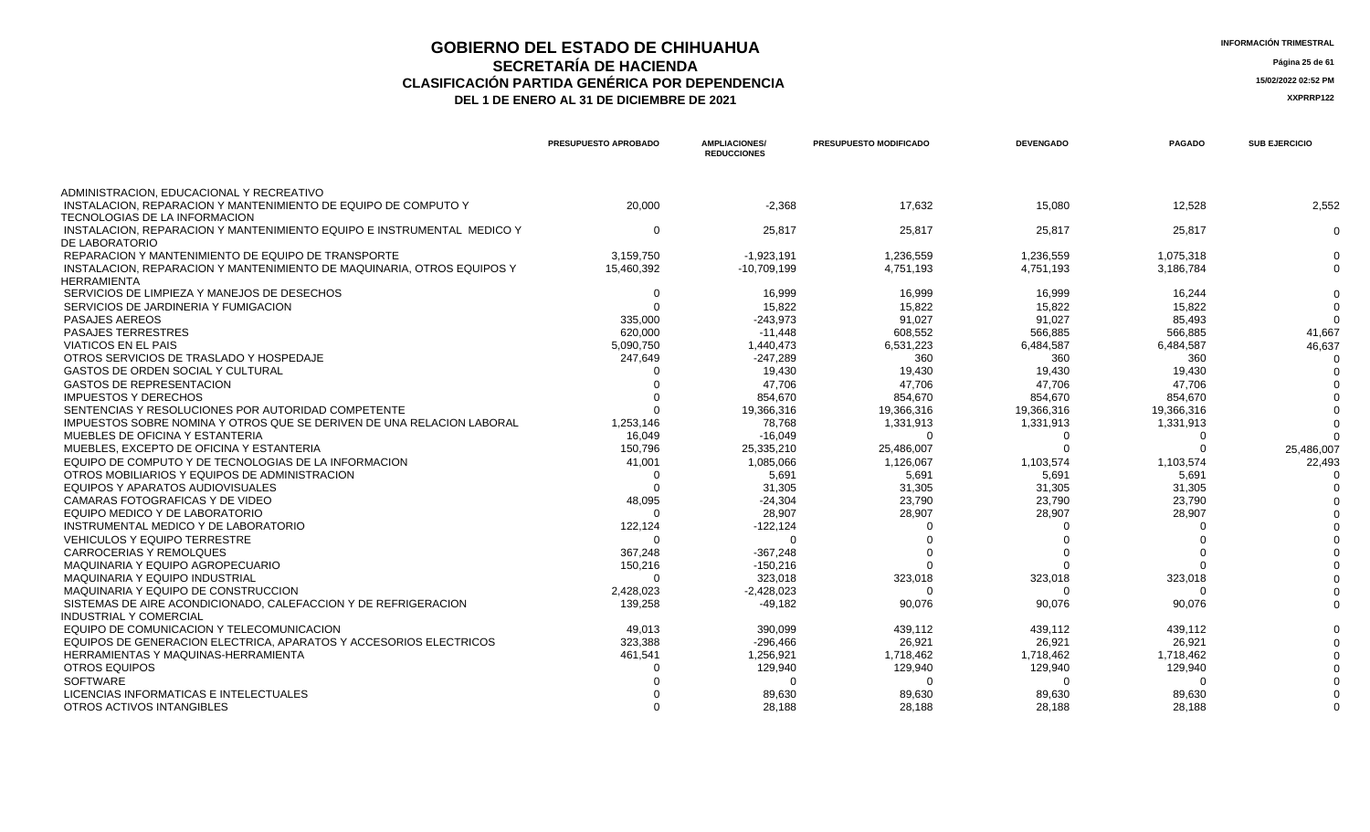# GOBIERNO DEL ESTADO DE CHIHUAHUA
## SECRETARÍA DE HACIENDA
### CLASIFICACIÓN PARTIDA GENÉRICA POR DEPENDENCIA
### DEL 1 DE ENERO AL 31 DE DICIEMBRE DE 2021

INFORMACIÓN TRIMESTRAL

15/02/2022 02:52 PM

XXPRRP122

| | PRESUPUESTO APROBADO | AMPLIACIONES/ REDUCCIONES | PRESUPUESTO MODIFICADO | DEVENGADO | PAGADO | SUB EJERCICIO |
|---|---|---|---|---|---|---|
| ADMINISTRACION, EDUCACIONAL Y RECREATIVO | | | | | | |
| INSTALACION, REPARACION Y MANTENIMIENTO DE EQUIPO DE COMPUTO Y TECNOLOGIAS DE LA INFORMACION | 20,000 | -2,368 | 17,632 | 15,080 | 12,528 | 2,552 |
| INSTALACION, REPARACION Y MANTENIMIENTO EQUIPO E INSTRUMENTAL MEDICO Y DE LABORATORIO | 0 | 25,817 | 25,817 | 25,817 | 25,817 | 0 |
| REPARACION Y MANTENIMIENTO DE EQUIPO DE TRANSPORTE | 3,159,750 | -1,923,191 | 1,236,559 | 1,236,559 | 1,075,318 | 0 |
| INSTALACION, REPARACION Y MANTENIMIENTO DE MAQUINARIA, OTROS EQUIPOS Y HERRAMIENTA | 15,460,392 | -10,709,199 | 4,751,193 | 4,751,193 | 3,186,784 | 0 |
| SERVICIOS DE LIMPIEZA Y MANEJOS DE DESECHOS | 0 | 16,999 | 16,999 | 16,999 | 16,244 | 0 |
| SERVICIOS DE JARDINERIA Y FUMIGACION | 0 | 15,822 | 15,822 | 15,822 | 15,822 | 0 |
| PASAJES AEREOS | 335,000 | -243,973 | 91,027 | 91,027 | 85,493 | 0 |
| PASAJES TERRESTRES | 620,000 | -11,448 | 608,552 | 566,885 | 566,885 | 41,667 |
| VIATICOS EN EL PAIS | 5,090,750 | 1,440,473 | 6,531,223 | 6,484,587 | 6,484,587 | 46,637 |
| OTROS SERVICIOS DE TRASLADO Y HOSPEDAJE | 247,649 | -247,289 | 360 | 360 | 360 | 0 |
| GASTOS DE ORDEN SOCIAL Y CULTURAL | 0 | 19,430 | 19,430 | 19,430 | 19,430 | 0 |
| GASTOS DE REPRESENTACION | 0 | 47,706 | 47,706 | 47,706 | 47,706 | 0 |
| IMPUESTOS Y DERECHOS | 0 | 854,670 | 854,670 | 854,670 | 854,670 | 0 |
| SENTENCIAS Y RESOLUCIONES POR AUTORIDAD COMPETENTE | 0 | 19,366,316 | 19,366,316 | 19,366,316 | 19,366,316 | 0 |
| IMPUESTOS SOBRE NOMINA Y OTROS QUE SE DERIVEN DE UNA RELACION LABORAL | 1,253,146 | 78,768 | 1,331,913 | 1,331,913 | 1,331,913 | 0 |
| MUEBLES DE OFICINA Y ESTANTERIA | 16,049 | -16,049 | 0 | 0 | 0 | 0 |
| MUEBLES, EXCEPTO DE OFICINA Y ESTANTERIA | 150,796 | 25,335,210 | 25,486,007 | 0 | 0 | 25,486,007 |
| EQUIPO DE COMPUTO Y DE TECNOLOGIAS DE LA INFORMACION | 41,001 | 1,085,066 | 1,126,067 | 1,103,574 | 1,103,574 | 22,493 |
| OTROS MOBILIARIOS Y EQUIPOS DE ADMINISTRACION | 0 | 5,691 | 5,691 | 5,691 | 5,691 | 0 |
| EQUIPOS Y APARATOS AUDIOVISUALES | 0 | 31,305 | 31,305 | 31,305 | 31,305 | 0 |
| CAMARAS FOTOGRAFICAS Y DE VIDEO | 48,095 | -24,304 | 23,790 | 23,790 | 23,790 | 0 |
| EQUIPO MEDICO Y DE LABORATORIO | 0 | 28,907 | 28,907 | 28,907 | 28,907 | 0 |
| INSTRUMENTAL MEDICO Y DE LABORATORIO | 122,124 | -122,124 | 0 | 0 | 0 | 0 |
| VEHICULOS Y EQUIPO TERRESTRE | 0 | 0 | 0 | 0 | 0 | 0 |
| CARROCERIAS Y REMOLQUES | 367,248 | -367,248 | 0 | 0 | 0 | 0 |
| MAQUINARIA Y EQUIPO AGROPECUARIO | 150,216 | -150,216 | 0 | 0 | 0 | 0 |
| MAQUINARIA Y EQUIPO INDUSTRIAL | 0 | 323,018 | 323,018 | 323,018 | 323,018 | 0 |
| MAQUINARIA Y EQUIPO DE CONSTRUCCION | 2,428,023 | -2,428,023 | 0 | 0 | 0 | 0 |
| SISTEMAS DE AIRE ACONDICIONADO, CALEFACCION Y DE REFRIGERACION INDUSTRIAL Y COMERCIAL | 139,258 | -49,182 | 90,076 | 90,076 | 90,076 | 0 |
| EQUIPO DE COMUNICACION Y TELECOMUNICACION | 49,013 | 390,099 | 439,112 | 439,112 | 439,112 | 0 |
| EQUIPOS DE GENERACION ELECTRICA, APARATOS Y ACCESORIOS ELECTRICOS | 323,388 | -296,466 | 26,921 | 26,921 | 26,921 | 0 |
| HERRAMIENTAS Y MAQUINAS-HERRAMIENTA | 461,541 | 1,256,921 | 1,718,462 | 1,718,462 | 1,718,462 | 0 |
| OTROS EQUIPOS | 0 | 129,940 | 129,940 | 129,940 | 129,940 | 0 |
| SOFTWARE | 0 | 0 | 0 | 0 | 0 | 0 |
| LICENCIAS INFORMATICAS E INTELECTUALES | 0 | 89,630 | 89,630 | 89,630 | 89,630 | 0 |
| OTROS ACTIVOS INTANGIBLES | 0 | 28,188 | 28,188 | 28,188 | 28,188 | 0 |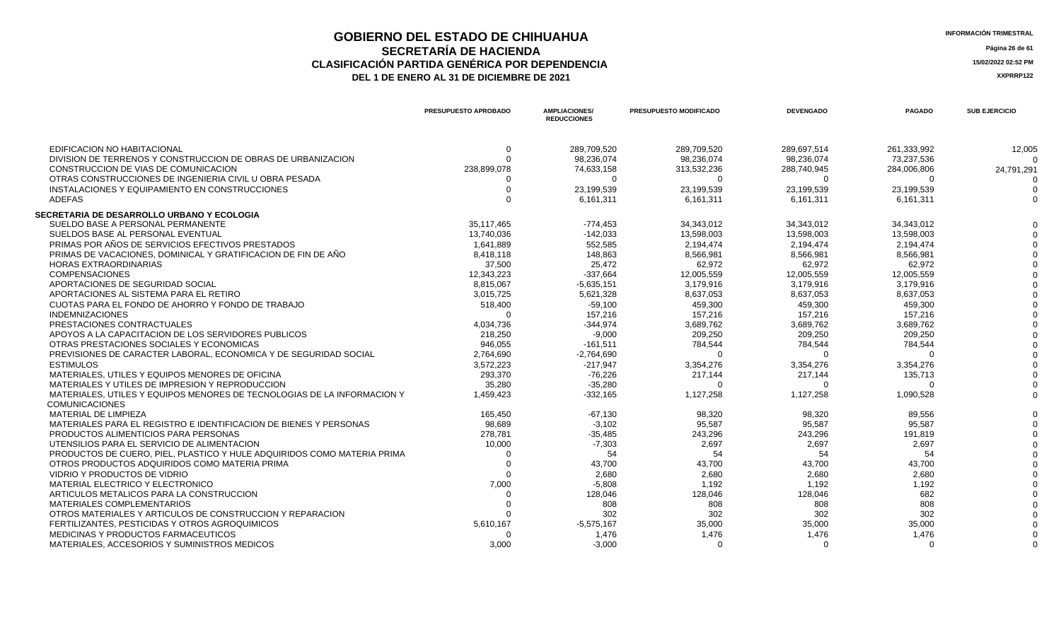# GOBIERNO DEL ESTADO DE CHIHUAHUA
## SECRETARÍA DE HACIENDA
## CLASIFICACIÓN PARTIDA GENÉRICA POR DEPENDENCIA
### DEL 1 DE ENERO AL 31 DE DICIEMBRE DE 2021

INFORMACIÓN TRIMESTRAL

15/02/2022 02:52 PM

XXPRRP122

| | PRESUPUESTO APROBADO | AMPLIACIONES/ REDUCCIONES | PRESUPUESTO MODIFICADO | DEVENGADO | PAGADO | SUB EJERCICIO |
|---|---|---|---|---|---|---|
| EDIFICACION NO HABITACIONAL | 0 | 289,709,520 | 289,709,520 | 289,697,514 | 261,333,992 | 12,005 |
| DIVISION DE TERRENOS Y CONSTRUCCION DE OBRAS DE URBANIZACION | 0 | 98,236,074 | 98,236,074 | 98,236,074 | 73,237,536 | 0 |
| CONSTRUCCION DE VIAS DE COMUNICACION | 238,899,078 | 74,633,158 | 313,532,236 | 288,740,945 | 284,006,806 | 24,791,291 |
| OTRAS CONSTRUCCIONES DE INGENIERIA CIVIL U OBRA PESADA | 0 | 0 | 0 | 0 | 0 | 0 |
| INSTALACIONES Y EQUIPAMIENTO EN CONSTRUCCIONES | 0 | 23,199,539 | 23,199,539 | 23,199,539 | 23,199,539 | 0 |
| ADEFAS | 0 | 6,161,311 | 6,161,311 | 6,161,311 | 6,161,311 | 0 |
| **SECRETARIA DE DESARROLLO URBANO Y ECOLOGIA** | | | | | | |
| SUELDO BASE A PERSONAL PERMANENTE | 35,117,465 | -774,453 | 34,343,012 | 34,343,012 | 34,343,012 | 0 |
| SUELDOS BASE AL PERSONAL EVENTUAL | 13,740,036 | -142,033 | 13,598,003 | 13,598,003 | 13,598,003 | 0 |
| PRIMAS POR AÑOS DE SERVICIOS EFECTIVOS PRESTADOS | 1,641,889 | 552,585 | 2,194,474 | 2,194,474 | 2,194,474 | 0 |
| PRIMAS DE VACACIONES, DOMINICAL Y GRATIFICACION DE FIN DE AÑO | 8,418,118 | 148,863 | 8,566,981 | 8,566,981 | 8,566,981 | 0 |
| HORAS EXTRAORDINARIAS | 37,500 | 25,472 | 62,972 | 62,972 | 62,972 | 0 |
| COMPENSACIONES | 12,343,223 | -337,664 | 12,005,559 | 12,005,559 | 12,005,559 | 0 |
| APORTACIONES DE SEGURIDAD SOCIAL | 8,815,067 | -5,635,151 | 3,179,916 | 3,179,916 | 3,179,916 | 0 |
| APORTACIONES AL SISTEMA PARA EL RETIRO | 3,015,725 | 5,621,328 | 8,637,053 | 8,637,053 | 8,637,053 | 0 |
| CUOTAS PARA EL FONDO DE AHORRO Y FONDO DE TRABAJO | 518,400 | -59,100 | 459,300 | 459,300 | 459,300 | 0 |
| INDEMNIZACIONES | 0 | 157,216 | 157,216 | 157,216 | 157,216 | 0 |
| PRESTACIONES CONTRACTUALES | 4,034,736 | -344,974 | 3,689,762 | 3,689,762 | 3,689,762 | 0 |
| APOYOS A LA CAPACITACION DE LOS SERVIDORES PUBLICOS | 218,250 | -9,000 | 209,250 | 209,250 | 209,250 | 0 |
| OTRAS PRESTACIONES SOCIALES Y ECONOMICAS | 946,055 | -161,511 | 784,544 | 784,544 | 784,544 | 0 |
| PREVISIONES DE CARACTER LABORAL, ECONOMICA Y DE SEGURIDAD SOCIAL | 2,764,690 | -2,764,690 | 0 | 0 | 0 | 0 |
| ESTIMULOS | 3,572,223 | -217,947 | 3,354,276 | 3,354,276 | 3,354,276 | 0 |
| MATERIALES, UTILES Y EQUIPOS MENORES DE OFICINA | 293,370 | -76,226 | 217,144 | 217,144 | 135,713 | 0 |
| MATERIALES Y UTILES DE IMPRESION Y REPRODUCCION | 35,280 | -35,280 | 0 | 0 | 0 | 0 |
| MATERIALES, UTILES Y EQUIPOS MENORES DE TECNOLOGIAS DE LA INFORMACION Y COMUNICACIONES | 1,459,423 | -332,165 | 1,127,258 | 1,127,258 | 1,090,528 | 0 |
| MATERIAL DE LIMPIEZA | 165,450 | -67,130 | 98,320 | 98,320 | 89,556 | 0 |
| MATERIALES PARA EL REGISTRO E IDENTIFICACION DE BIENES Y PERSONAS | 98,689 | -3,102 | 95,587 | 95,587 | 95,587 | 0 |
| PRODUCTOS ALIMENTICIOS PARA PERSONAS | 278,781 | -35,485 | 243,296 | 243,296 | 191,819 | 0 |
| UTENSILIOS PARA EL SERVICIO DE ALIMENTACION | 10,000 | -7,303 | 2,697 | 2,697 | 2,697 | 0 |
| PRODUCTOS DE CUERO, PIEL, PLASTICO Y HULE ADQUIRIDOS COMO MATERIA PRIMA | 0 | 54 | 54 | 54 | 54 | 0 |
| OTROS PRODUCTOS ADQUIRIDOS COMO MATERIA PRIMA | 0 | 43,700 | 43,700 | 43,700 | 43,700 | 0 |
| VIDRIO Y PRODUCTOS DE VIDRIO | 0 | 2,680 | 2,680 | 2,680 | 2,680 | 0 |
| MATERIAL ELECTRICO Y ELECTRONICO | 7,000 | -5,808 | 1,192 | 1,192 | 1,192 | 0 |
| ARTICULOS METALICOS PARA LA CONSTRUCCION | 0 | 128,046 | 128,046 | 128,046 | 682 | 0 |
| MATERIALES COMPLEMENTARIOS | 0 | 808 | 808 | 808 | 808 | 0 |
| OTROS MATERIALES Y ARTICULOS DE CONSTRUCCION Y REPARACION | 0 | 302 | 302 | 302 | 302 | 0 |
| FERTILIZANTES, PESTICIDAS Y OTROS AGROQUIMICOS | 5,610,167 | -5,575,167 | 35,000 | 35,000 | 35,000 | 0 |
| MEDICINAS Y PRODUCTOS FARMACEUTICOS | 0 | 1,476 | 1,476 | 1,476 | 1,476 | 0 |
| MATERIALES, ACCESORIOS Y SUMINISTROS MEDICOS | 3,000 | -3,000 | 0 | 0 | 0 | 0 |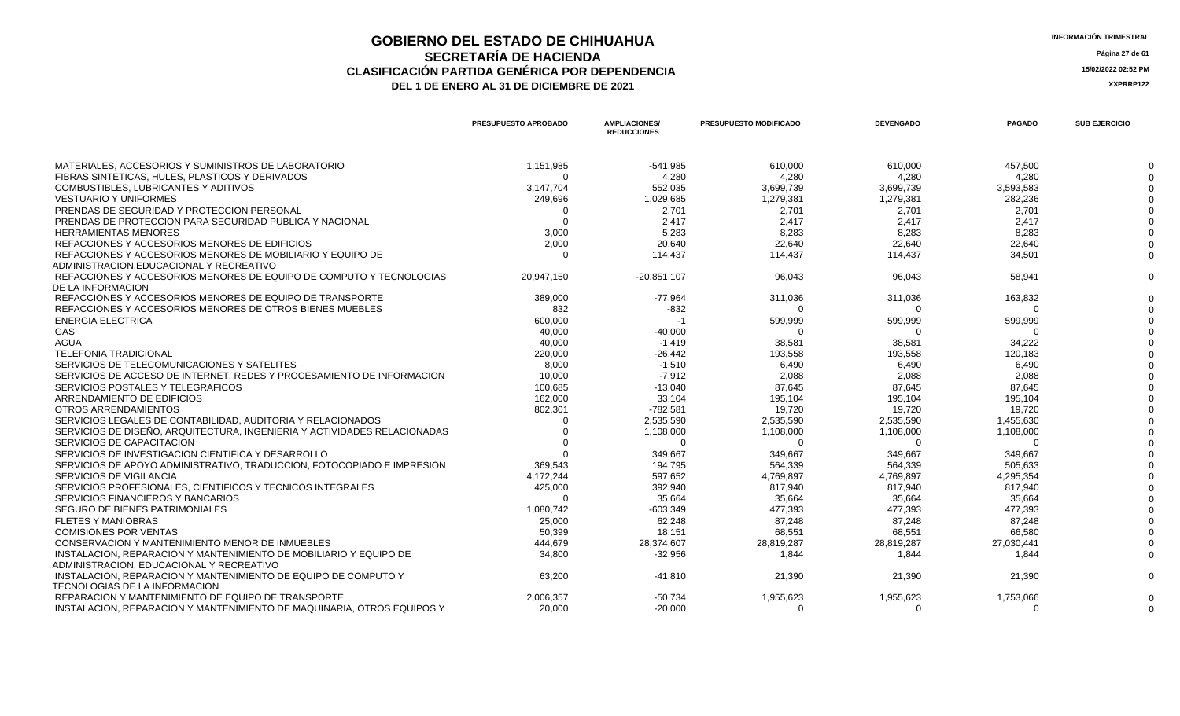# GOBIERNO DEL ESTADO DE CHIHUAHUA

## SECRETARÍA DE HACIENDA

## CLASIFICACIÓN PARTIDA GENÉRICA POR DEPENDENCIA

### DEL 1 DE ENERO AL 31 DE DICIEMBRE DE 2021

INFORMACIÓN TRIMESTRAL

15/02/2022 02:52 PM

XXPRRP122

| | PRESUPUESTO APROBADO | AMPLIACIONES/ REDUCCIONES | PRESUPUESTO MODIFICADO | DEVENGADO | PAGADO | SUB EJERCICIO |
|---|---|---|---|---|---|---|
| MATERIALES, ACCESORIOS Y SUMINISTROS DE LABORATORIO | 1,151,985 | -541,985 | 610,000 | 610,000 | 457,500 | 0 |
| FIBRAS SINTETICAS, HULES, PLASTICOS Y DERIVADOS | 0 | 4,280 | 4,280 | 4,280 | 4,280 | 0 |
| COMBUSTIBLES, LUBRICANTES Y ADITIVOS | 3,147,704 | 552,035 | 3,699,739 | 3,699,739 | 3,593,583 | 0 |
| VESTUARIO Y UNIFORMES | 249,696 | 1,029,685 | 1,279,381 | 1,279,381 | 282,236 | 0 |
| PRENDAS DE SEGURIDAD Y PROTECCION PERSONAL | 0 | 2,701 | 2,701 | 2,701 | 2,701 | 0 |
| PRENDAS DE PROTECCION PARA SEGURIDAD PUBLICA Y NACIONAL | 0 | 2,417 | 2,417 | 2,417 | 2,417 | 0 |
| HERRAMIENTAS MENORES | 3,000 | 5,283 | 8,283 | 8,283 | 8,283 | 0 |
| REFACCIONES Y ACCESORIOS MENORES DE EDIFICIOS | 2,000 | 20,640 | 22,640 | 22,640 | 22,640 | 0 |
| REFACCIONES Y ACCESORIOS MENORES DE MOBILIARIO Y EQUIPO DE ADMINISTRACION,EDUCACIONAL Y RECREATIVO | 0 | 114,437 | 114,437 | 114,437 | 34,501 | 0 |
| REFACCIONES Y ACCESORIOS MENORES DE EQUIPO DE COMPUTO Y TECNOLOGIAS DE LA INFORMACION | 20,947,150 | -20,851,107 | 96,043 | 96,043 | 58,941 | 0 |
| REFACCIONES Y ACCESORIOS MENORES DE EQUIPO DE TRANSPORTE | 389,000 | -77,964 | 311,036 | 311,036 | 163,832 | 0 |
| REFACCIONES Y ACCESORIOS MENORES DE OTROS BIENES MUEBLES | 832 | -832 | 0 | 0 | 0 | 0 |
| ENERGIA ELECTRICA | 600,000 | -1 | 599,999 | 599,999 | 599,999 | 0 |
| GAS | 40,000 | -40,000 | 0 | 0 | 0 | 0 |
| AGUA | 40,000 | -1,419 | 38,581 | 38,581 | 34,222 | 0 |
| TELEFONIA TRADICIONAL | 220,000 | -26,442 | 193,558 | 193,558 | 120,183 | 0 |
| SERVICIOS DE TELECOMUNICACIONES Y SATELITES | 8,000 | -1,510 | 6,490 | 6,490 | 6,490 | 0 |
| SERVICIOS DE ACCESO DE INTERNET, REDES Y PROCESAMIENTO DE INFORMACION | 10,000 | -7,912 | 2,088 | 2,088 | 2,088 | 0 |
| SERVICIOS POSTALES Y TELEGRAFICOS | 100,685 | -13,040 | 87,645 | 87,645 | 87,645 | 0 |
| ARRENDAMIENTO DE EDIFICIOS | 162,000 | 33,104 | 195,104 | 195,104 | 195,104 | 0 |
| OTROS ARRENDAMIENTOS | 802,301 | -782,581 | 19,720 | 19,720 | 19,720 | 0 |
| SERVICIOS LEGALES DE CONTABILIDAD, AUDITORIA Y RELACIONADOS | 0 | 2,535,590 | 2,535,590 | 2,535,590 | 1,455,630 | 0 |
| SERVICIOS DE DISEÑO, ARQUITECTURA, INGENIERIA Y ACTIVIDADES RELACIONADAS | 0 | 1,108,000 | 1,108,000 | 1,108,000 | 1,108,000 | 0 |
| SERVICIOS DE CAPACITACION | 0 | 0 | 0 | 0 | 0 | 0 |
| SERVICIOS DE INVESTIGACION CIENTIFICA Y DESARROLLO | 0 | 349,667 | 349,667 | 349,667 | 349,667 | 0 |
| SERVICIOS DE APOYO ADMINISTRATIVO, TRADUCCION, FOTOCOPIADO E IMPRESION | 369,543 | 194,795 | 564,339 | 564,339 | 505,633 | 0 |
| SERVICIOS DE VIGILANCIA | 4,172,244 | 597,652 | 4,769,897 | 4,769,897 | 4,295,354 | 0 |
| SERVICIOS PROFESIONALES, CIENTIFICOS Y TECNICOS INTEGRALES | 425,000 | 392,940 | 817,940 | 817,940 | 817,940 | 0 |
| SERVICIOS FINANCIEROS Y BANCARIOS | 0 | 35,664 | 35,664 | 35,664 | 35,664 | 0 |
| SEGURO DE BIENES PATRIMONIALES | 1,080,742 | -603,349 | 477,393 | 477,393 | 477,393 | 0 |
| FLETES Y MANIOBRAS | 25,000 | 62,248 | 87,248 | 87,248 | 87,248 | 0 |
| COMISIONES POR VENTAS | 50,399 | 18,151 | 68,551 | 68,551 | 66,580 | 0 |
| CONSERVACION Y MANTENIMIENTO MENOR DE INMUEBLES | 444,679 | 28,374,607 | 28,819,287 | 28,819,287 | 27,030,441 | 0 |
| INSTALACION, REPARACION Y MANTENIMIENTO DE MOBILIARIO Y EQUIPO DE ADMINISTRACION, EDUCACIONAL Y RECREATIVO | 34,800 | -32,956 | 1,844 | 1,844 | 1,844 | 0 |
| INSTALACION, REPARACION Y MANTENIMIENTO DE EQUIPO DE COMPUTO Y TECNOLOGIAS DE LA INFORMACION | 63,200 | -41,810 | 21,390 | 21,390 | 21,390 | 0 |
| REPARACION Y MANTENIMIENTO DE EQUIPO DE TRANSPORTE | 2,006,357 | -50,734 | 1,955,623 | 1,955,623 | 1,753,066 | 0 |
| INSTALACION, REPARACION Y MANTENIMIENTO DE MAQUINARIA, OTROS EQUIPOS Y | 20,000 | -20,000 | 0 | 0 | 0 | 0 |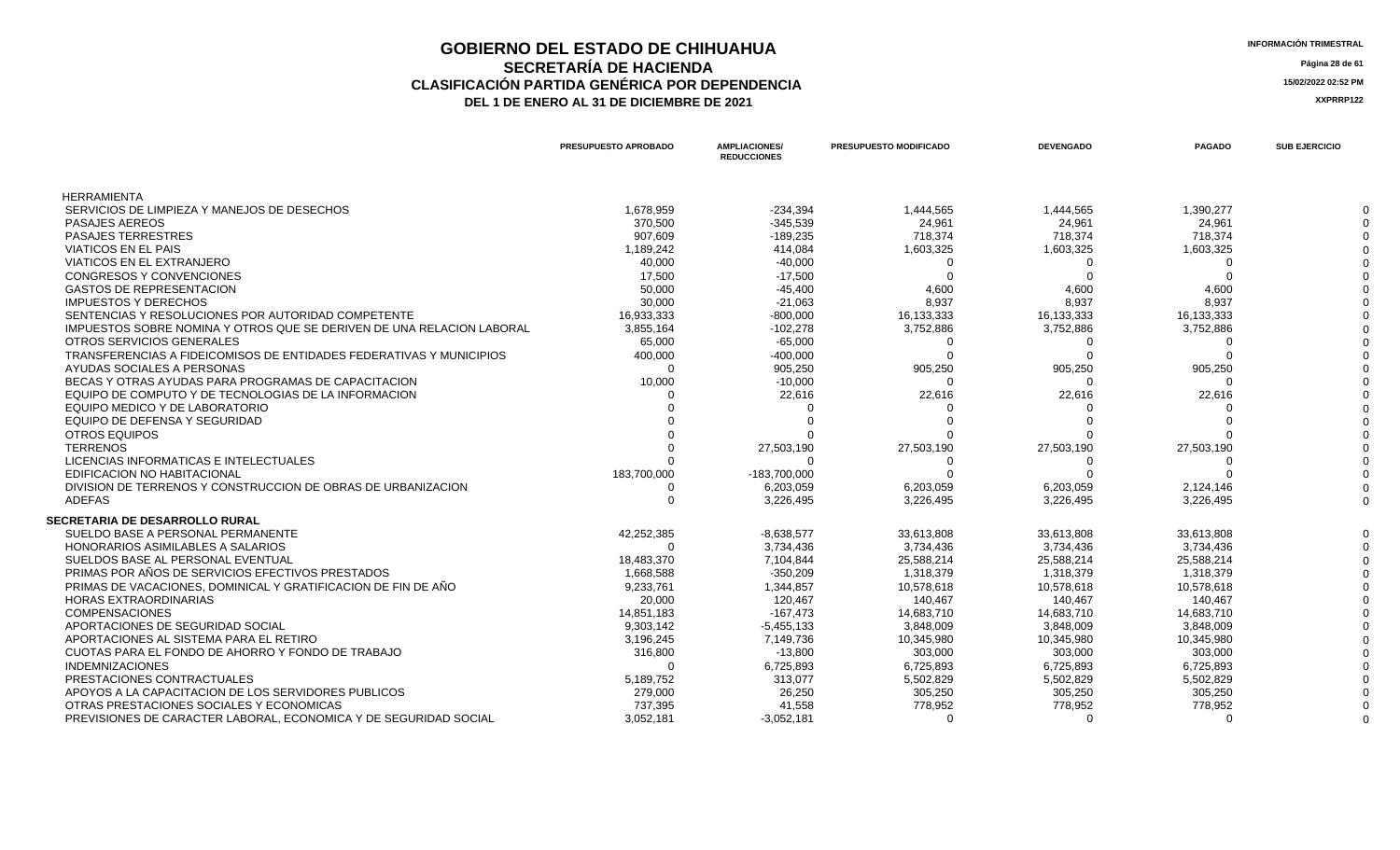# GOBIERNO DEL ESTADO DE CHIHUAHUA
## SECRETARÍA DE HACIENDA
### CLASIFICACIÓN PARTIDA GENÉRICA POR DEPENDENCIA
### DEL 1 DE ENERO AL 31 DE DICIEMBRE DE 2021

INFORMACIÓN TRIMESTRAL

15/02/2022 02:52 PM

XXPRRP122

| | PRESUPUESTO APROBADO | AMPLIACIONES/ REDUCCIONES | PRESUPUESTO MODIFICADO | DEVENGADO | PAGADO | SUB EJERCICIO |
|---|---|---|---|---|---|---|
| HERRAMIENTA | | | | | | |
| SERVICIOS DE LIMPIEZA Y MANEJOS DE DESECHOS | 1,678,959 | -234,394 | 1,444,565 | 1,444,565 | 1,390,277 | 0 |
| PASAJES AEREOS | 370,500 | -345,539 | 24,961 | 24,961 | 24,961 | 0 |
| PASAJES TERRESTRES | 907,609 | -189,235 | 718,374 | 718,374 | 718,374 | 0 |
| VIATICOS EN EL PAIS | 1,189,242 | 414,084 | 1,603,325 | 1,603,325 | 1,603,325 | 0 |
| VIATICOS EN EL EXTRANJERO | 40,000 | -40,000 | 0 | 0 | 0 | 0 |
| CONGRESOS Y CONVENCIONES | 17,500 | -17,500 | 0 | 0 | 0 | 0 |
| GASTOS DE REPRESENTACION | 50,000 | -45,400 | 4,600 | 4,600 | 4,600 | 0 |
| IMPUESTOS Y DERECHOS | 30,000 | -21,063 | 8,937 | 8,937 | 8,937 | 0 |
| SENTENCIAS Y RESOLUCIONES POR AUTORIDAD COMPETENTE | 16,933,333 | -800,000 | 16,133,333 | 16,133,333 | 16,133,333 | 0 |
| IMPUESTOS SOBRE NOMINA Y OTROS QUE SE DERIVEN DE UNA RELACION LABORAL | 3,855,164 | -102,278 | 3,752,886 | 3,752,886 | 3,752,886 | 0 |
| OTROS SERVICIOS GENERALES | 65,000 | -65,000 | 0 | 0 | 0 | 0 |
| TRANSFERENCIAS A FIDEICOMISOS DE ENTIDADES FEDERATIVAS Y MUNICIPIOS | 400,000 | -400,000 | 0 | 0 | 0 | 0 |
| AYUDAS SOCIALES A PERSONAS | 0 | 905,250 | 905,250 | 905,250 | 905,250 | 0 |
| BECAS Y OTRAS AYUDAS PARA PROGRAMAS DE CAPACITACION | 10,000 | -10,000 | 0 | 0 | 0 | 0 |
| EQUIPO DE COMPUTO Y DE TECNOLOGIAS DE LA INFORMACION | 0 | 22,616 | 22,616 | 22,616 | 22,616 | 0 |
| EQUIPO MEDICO Y DE LABORATORIO | 0 | 0 | 0 | 0 | 0 | 0 |
| EQUIPO DE DEFENSA Y SEGURIDAD | 0 | 0 | 0 | 0 | 0 | 0 |
| OTROS EQUIPOS | 0 | 0 | 0 | 0 | 0 | 0 |
| TERRENOS | 0 | 27,503,190 | 27,503,190 | 27,503,190 | 27,503,190 | 0 |
| LICENCIAS INFORMATICAS E INTELECTUALES | 0 | 0 | 0 | 0 | 0 | 0 |
| EDIFICACION NO HABITACIONAL | 183,700,000 | -183,700,000 | 0 | 0 | 0 | 0 |
| DIVISION DE TERRENOS Y CONSTRUCCION DE OBRAS DE URBANIZACION | 0 | 6,203,059 | 6,203,059 | 6,203,059 | 2,124,146 | 0 |
| ADEFAS | 0 | 3,226,495 | 3,226,495 | 3,226,495 | 3,226,495 | 0 |
| **SECRETARIA DE DESARROLLO RURAL** | | | | | | |
| SUELDO BASE A PERSONAL PERMANENTE | 42,252,385 | -8,638,577 | 33,613,808 | 33,613,808 | 33,613,808 | 0 |
| HONORARIOS ASIMILABLES A SALARIOS | 0 | 3,734,436 | 3,734,436 | 3,734,436 | 3,734,436 | 0 |
| SUELDOS BASE AL PERSONAL EVENTUAL | 18,483,370 | 7,104,844 | 25,588,214 | 25,588,214 | 25,588,214 | 0 |
| PRIMAS POR AÑOS DE SERVICIOS EFECTIVOS PRESTADOS | 1,668,588 | -350,209 | 1,318,379 | 1,318,379 | 1,318,379 | 0 |
| PRIMAS DE VACACIONES, DOMINICAL Y GRATIFICACION DE FIN DE AÑO | 9,233,761 | 1,344,857 | 10,578,618 | 10,578,618 | 10,578,618 | 0 |
| HORAS EXTRAORDINARIAS | 20,000 | 120,467 | 140,467 | 140,467 | 140,467 | 0 |
| COMPENSACIONES | 14,851,183 | -167,473 | 14,683,710 | 14,683,710 | 14,683,710 | 0 |
| APORTACIONES DE SEGURIDAD SOCIAL | 9,303,142 | -5,455,133 | 3,848,009 | 3,848,009 | 3,848,009 | 0 |
| APORTACIONES AL SISTEMA PARA EL RETIRO | 3,196,245 | 7,149,736 | 10,345,980 | 10,345,980 | 10,345,980 | 0 |
| CUOTAS PARA EL FONDO DE AHORRO Y FONDO DE TRABAJO | 316,800 | -13,800 | 303,000 | 303,000 | 303,000 | 0 |
| INDEMNIZACIONES | 0 | 6,725,893 | 6,725,893 | 6,725,893 | 6,725,893 | 0 |
| PRESTACIONES CONTRACTUALES | 5,189,752 | 313,077 | 5,502,829 | 5,502,829 | 5,502,829 | 0 |
| APOYOS A LA CAPACITACION DE LOS SERVIDORES PUBLICOS | 279,000 | 26,250 | 305,250 | 305,250 | 305,250 | 0 |
| OTRAS PRESTACIONES SOCIALES Y ECONOMICAS | 737,395 | 41,558 | 778,952 | 778,952 | 778,952 | 0 |
| PREVISIONES DE CARACTER LABORAL, ECONOMICA Y DE SEGURIDAD SOCIAL | 3,052,181 | -3,052,181 | 0 | 0 | 0 | 0 |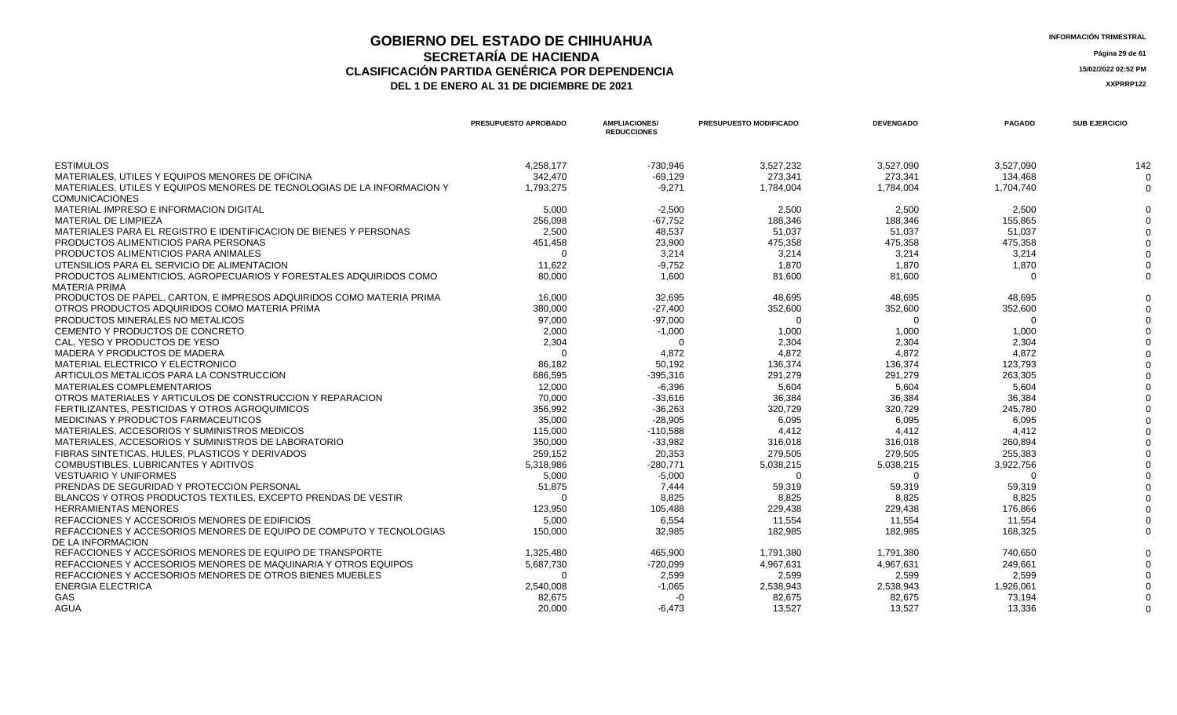# GOBIERNO DEL ESTADO DE CHIHUAHUA
## SECRETARÍA DE HACIENDA
### CLASIFICACIÓN PARTIDA GENÉRICA POR DEPENDENCIA
### DEL 1 DE ENERO AL 31 DE DICIEMBRE DE 2021

INFORMACIÓN TRIMESTRAL

15/02/2022 02:52 PM

XXPRRP122

| | PRESUPUESTO APROBADO | AMPLIACIONES/ REDUCCIONES | PRESUPUESTO MODIFICADO | DEVENGADO | PAGADO | SUB EJERCICIO |
|---|---|---|---|---|---|---|
| ESTIMULOS | 4,258,177 | -730,946 | 3,527,232 | 3,527,090 | 3,527,090 | 142 |
| MATERIALES, UTILES Y EQUIPOS MENORES DE OFICINA | 342,470 | -69,129 | 273,341 | 273,341 | 134,468 | 0 |
| MATERIALES, UTILES Y EQUIPOS MENORES DE TECNOLOGIAS DE LA INFORMACION Y COMUNICACIONES | 1,793,275 | -9,271 | 1,784,004 | 1,784,004 | 1,704,740 | 0 |
| MATERIAL IMPRESO E INFORMACION DIGITAL | 5,000 | -2,500 | 2,500 | 2,500 | 2,500 | 0 |
| MATERIAL DE LIMPIEZA | 256,098 | -67,752 | 188,346 | 188,346 | 155,865 | 0 |
| MATERIALES PARA EL REGISTRO E IDENTIFICACION DE BIENES Y PERSONAS | 2,500 | 48,537 | 51,037 | 51,037 | 51,037 | 0 |
| PRODUCTOS ALIMENTICIOS PARA PERSONAS | 451,458 | 23,900 | 475,358 | 475,358 | 475,358 | 0 |
| PRODUCTOS ALIMENTICIOS PARA ANIMALES | 0 | 3,214 | 3,214 | 3,214 | 3,214 | 0 |
| UTENSILIOS PARA EL SERVICIO DE ALIMENTACION | 11,622 | -9,752 | 1,870 | 1,870 | 1,870 | 0 |
| PRODUCTOS ALIMENTICIOS, AGROPECUARIOS Y FORESTALES ADQUIRIDOS COMO MATERIA PRIMA | 80,000 | 1,600 | 81,600 | 81,600 | 0 | 0 |
| PRODUCTOS DE PAPEL, CARTON, E IMPRESOS ADQUIRIDOS COMO MATERIA PRIMA | 16,000 | 32,695 | 48,695 | 48,695 | 48,695 | 0 |
| OTROS PRODUCTOS ADQUIRIDOS COMO MATERIA PRIMA | 380,000 | -27,400 | 352,600 | 352,600 | 352,600 | 0 |
| PRODUCTOS MINERALES NO METALICOS | 97,000 | -97,000 | 0 | 0 | 0 | 0 |
| CEMENTO Y PRODUCTOS DE CONCRETO | 2,000 | -1,000 | 1,000 | 1,000 | 1,000 | 0 |
| CAL, YESO Y PRODUCTOS DE YESO | 2,304 | 0 | 2,304 | 2,304 | 2,304 | 0 |
| MADERA Y PRODUCTOS DE MADERA | 0 | 4,872 | 4,872 | 4,872 | 4,872 | 0 |
| MATERIAL ELECTRICO Y ELECTRONICO | 86,182 | 50,192 | 136,374 | 136,374 | 123,793 | 0 |
| ARTICULOS METALICOS PARA LA CONSTRUCCION | 686,595 | -395,316 | 291,279 | 291,279 | 263,305 | 0 |
| MATERIALES COMPLEMENTARIOS | 12,000 | -6,396 | 5,604 | 5,604 | 5,604 | 0 |
| OTROS MATERIALES Y ARTICULOS DE CONSTRUCCION Y REPARACION | 70,000 | -33,616 | 36,384 | 36,384 | 36,384 | 0 |
| FERTILIZANTES, PESTICIDAS Y OTROS AGROQUIMICOS | 356,992 | -36,263 | 320,729 | 320,729 | 245,780 | 0 |
| MEDICINAS Y PRODUCTOS FARMACEUTICOS | 35,000 | -28,905 | 6,095 | 6,095 | 6,095 | 0 |
| MATERIALES, ACCESORIOS Y SUMINISTROS MEDICOS | 115,000 | -110,588 | 4,412 | 4,412 | 4,412 | 0 |
| MATERIALES, ACCESORIOS Y SUMINISTROS DE LABORATORIO | 350,000 | -33,982 | 316,018 | 316,018 | 260,894 | 0 |
| FIBRAS SINTETICAS, HULES, PLASTICOS Y DERIVADOS | 259,152 | 20,353 | 279,505 | 279,505 | 255,383 | 0 |
| COMBUSTIBLES, LUBRICANTES Y ADITIVOS | 5,318,986 | -280,771 | 5,038,215 | 5,038,215 | 3,922,756 | 0 |
| VESTUARIO Y UNIFORMES | 5,000 | -5,000 | 0 | 0 | 0 | 0 |
| PRENDAS DE SEGURIDAD Y PROTECCION PERSONAL | 51,875 | 7,444 | 59,319 | 59,319 | 59,319 | 0 |
| BLANCOS Y OTROS PRODUCTOS TEXTILES, EXCEPTO PRENDAS DE VESTIR | 0 | 8,825 | 8,825 | 8,825 | 8,825 | 0 |
| HERRAMIENTAS MENORES | 123,950 | 105,488 | 229,438 | 229,438 | 176,866 | 0 |
| REFACCIONES Y ACCESORIOS MENORES DE EDIFICIOS | 5,000 | 6,554 | 11,554 | 11,554 | 11,554 | 0 |
| REFACCIONES Y ACCESORIOS MENORES DE EQUIPO DE COMPUTO Y TECNOLOGIAS DE LA INFORMACION | 150,000 | 32,985 | 182,985 | 182,985 | 168,325 | 0 |
| REFACCIONES Y ACCESORIOS MENORES DE EQUIPO DE TRANSPORTE | 1,325,480 | 465,900 | 1,791,380 | 1,791,380 | 740,650 | 0 |
| REFACCIONES Y ACCESORIOS MENORES DE MAQUINARIA Y OTROS EQUIPOS | 5,687,730 | -720,099 | 4,967,631 | 4,967,631 | 249,661 | 0 |
| REFACCIONES Y ACCESORIOS MENORES DE OTROS BIENES MUEBLES | 0 | 2,599 | 2,599 | 2,599 | 2,599 | 0 |
| ENERGIA ELECTRICA | 2,540,008 | -1,065 | 2,538,943 | 2,538,943 | 1,926,061 | 0 |
| GAS | 82,675 | -0 | 82,675 | 82,675 | 73,194 | 0 |
| AGUA | 20,000 | -6,473 | 13,527 | 13,527 | 13,336 | 0 |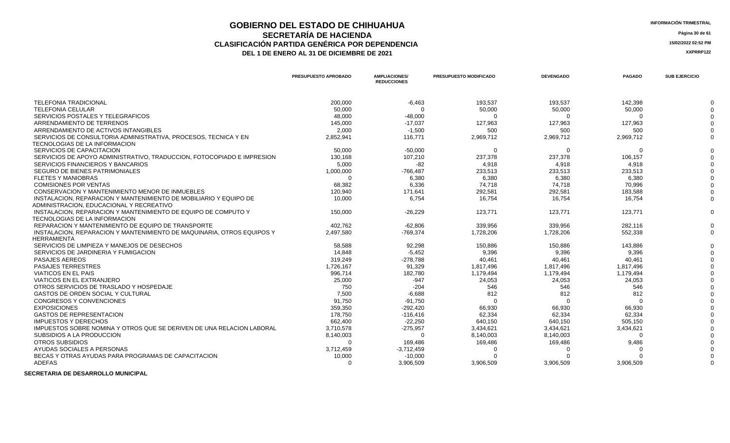# GOBIERNO DEL ESTADO DE CHIHUAHUA
## SECRETARÍA DE HACIENDA
## CLASIFICACIÓN PARTIDA GENÉRICA POR DEPENDENCIA
### DEL 1 DE ENERO AL 31 DE DICIEMBRE DE 2021

INFORMACIÓN TRIMESTRAL

15/02/2022 02:52 PM

XXPRRP122

| | PRESUPUESTO APROBADO | AMPLIACIONES/ REDUCCIONES | PRESUPUESTO MODIFICADO | DEVENGADO | PAGADO | SUB EJERCICIO |
|---|---|---|---|---|---|---|
| TELEFONIA TRADICIONAL | 200,000 | -6,463 | 193,537 | 193,537 | 142,398 | 0 |
| TELEFONIA CELULAR | 50,000 | 0 | 50,000 | 50,000 | 50,000 | 0 |
| SERVICIOS POSTALES Y TELEGRAFICOS | 48,000 | -48,000 | 0 | 0 | 0 | 0 |
| ARRENDAMIENTO DE TERRENOS | 145,000 | -17,037 | 127,963 | 127,963 | 127,963 | 0 |
| ARRENDAMIENTO DE ACTIVOS INTANGIBLES | 2,000 | -1,500 | 500 | 500 | 500 | 0 |
| SERVICIOS DE CONSULTORIA ADMINISTRATIVA, PROCESOS, TECNICA Y EN TECNOLOGIAS DE LA INFORMACION | 2,852,941 | 116,771 | 2,969,712 | 2,969,712 | 2,969,712 | 0 |
| SERVICIOS DE CAPACITACION | 50,000 | -50,000 | 0 | 0 | 0 | 0 |
| SERVICIOS DE APOYO ADMINISTRATIVO, TRADUCCION, FOTOCOPIADO E IMPRESION | 130,168 | 107,210 | 237,378 | 237,378 | 106,157 | 0 |
| SERVICIOS FINANCIEROS Y BANCARIOS | 5,000 | -82 | 4,918 | 4,918 | 4,918 | 0 |
| SEGURO DE BIENES PATRIMONIALES | 1,000,000 | -766,487 | 233,513 | 233,513 | 233,513 | 0 |
| FLETES Y MANIOBRAS | 0 | 6,380 | 6,380 | 6,380 | 6,380 | 0 |
| COMISIONES POR VENTAS | 68,382 | 6,336 | 74,718 | 74,718 | 70,996 | 0 |
| CONSERVACION Y MANTENIMIENTO MENOR DE INMUEBLES | 120,940 | 171,641 | 292,581 | 292,581 | 183,588 | 0 |
| INSTALACION, REPARACION Y MANTENIMIENTO DE MOBILIARIO Y EQUIPO DE ADMINISTRACION, EDUCACIONAL Y RECREATIVO | 10,000 | 6,754 | 16,754 | 16,754 | 16,754 | 0 |
| INSTALACION, REPARACION Y MANTENIMIENTO DE EQUIPO DE COMPUTO Y TECNOLOGIAS DE LA INFORMACION | 150,000 | -26,229 | 123,771 | 123,771 | 123,771 | 0 |
| REPARACION Y MANTENIMIENTO DE EQUIPO DE TRANSPORTE | 402,762 | -62,806 | 339,956 | 339,956 | 282,116 | 0 |
| INSTALACION, REPARACION Y MANTENIMIENTO DE MAQUINARIA, OTROS EQUIPOS Y HERRAMIENTA | 2,497,580 | -769,374 | 1,728,206 | 1,728,206 | 552,338 | 0 |
| SERVICIOS DE LIMPIEZA Y MANEJOS DE DESECHOS | 58,588 | 92,298 | 150,886 | 150,886 | 143,886 | 0 |
| SERVICIOS DE JARDINERIA Y FUMIGACION | 14,848 | -5,452 | 9,396 | 9,396 | 9,396 | 0 |
| PASAJES AEREOS | 319,249 | -278,788 | 40,461 | 40,461 | 40,461 | 0 |
| PASAJES TERRESTRES | 1,726,167 | 91,329 | 1,817,496 | 1,817,496 | 1,817,496 | 0 |
| VIATICOS EN EL PAIS | 996,714 | 182,780 | 1,179,494 | 1,179,494 | 1,179,494 | 0 |
| VIATICOS EN EL EXTRANJERO | 25,000 | -947 | 24,053 | 24,053 | 24,053 | 0 |
| OTROS SERVICIOS DE TRASLADO Y HOSPEDAJE | 750 | -204 | 546 | 546 | 546 | 0 |
| GASTOS DE ORDEN SOCIAL Y CULTURAL | 7,500 | -6,688 | 812 | 812 | 812 | 0 |
| CONGRESOS Y CONVENCIONES | 91,750 | -91,750 | 0 | 0 | 0 | 0 |
| EXPOSICIONES | 359,350 | -292,420 | 66,930 | 66,930 | 66,930 | 0 |
| GASTOS DE REPRESENTACION | 178,750 | -116,416 | 62,334 | 62,334 | 62,334 | 0 |
| IMPUESTOS Y DERECHOS | 662,400 | -22,250 | 640,150 | 640,150 | 505,150 | 0 |
| IMPUESTOS SOBRE NOMINA Y OTROS QUE SE DERIVEN DE UNA RELACION LABORAL | 3,710,578 | -275,957 | 3,434,621 | 3,434,621 | 3,434,621 | 0 |
| SUBSIDIOS A LA PRODUCCION | 8,140,003 | 0 | 8,140,003 | 8,140,003 | 0 | 0 |
| OTROS SUBSIDIOS | 0 | 169,486 | 169,486 | 169,486 | 9,486 | 0 |
| AYUDAS SOCIALES A PERSONAS | 3,712,459 | -3,712,459 | 0 | 0 | 0 | 0 |
| BECAS Y OTRAS AYUDAS PARA PROGRAMAS DE CAPACITACION | 10,000 | -10,000 | 0 | 0 | 0 | 0 |
| ADEFAS | 0 | 3,906,509 | 3,906,509 | 3,906,509 | 3,906,509 | 0 |

**SECRETARIA DE DESARROLLO MUNICIPAL**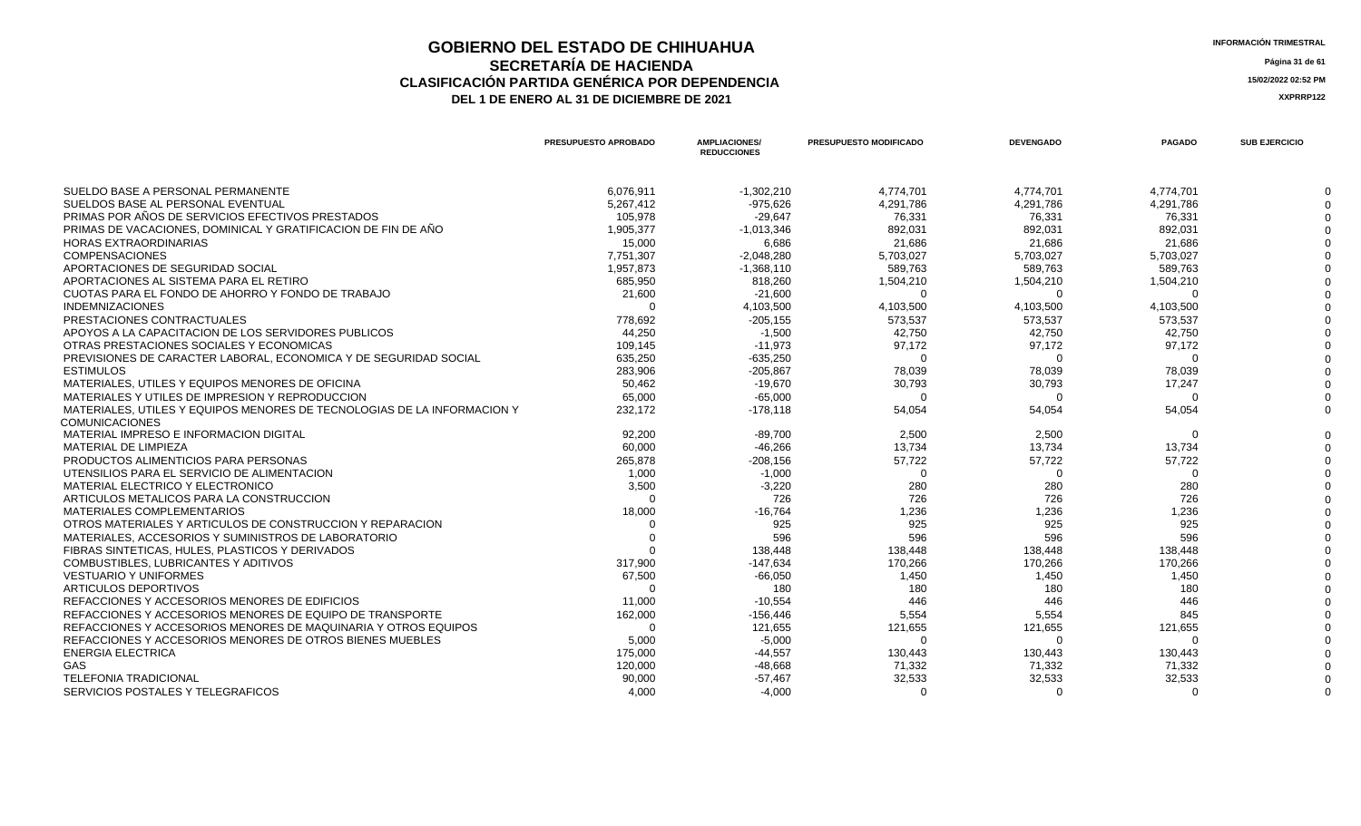# GOBIERNO DEL ESTADO DE CHIHUAHUA
## SECRETARÍA DE HACIENDA
## CLASIFICACIÓN PARTIDA GENÉRICA POR DEPENDENCIA
### DEL 1 DE ENERO AL 31 DE DICIEMBRE DE 2021

INFORMACIÓN TRIMESTRAL

15/02/2022 02:52 PM

XXPRRP122

| | PRESUPUESTO APROBADO | AMPLIACIONES/ REDUCCIONES | PRESUPUESTO MODIFICADO | DEVENGADO | PAGADO | SUB EJERCICIO |
|---|---|---|---|---|---|---|
| SUELDO BASE A PERSONAL PERMANENTE | 6,076,911 | -1,302,210 | 4,774,701 | 4,774,701 | 4,774,701 | 0 |
| SUELDOS BASE AL PERSONAL EVENTUAL | 5,267,412 | -975,626 | 4,291,786 | 4,291,786 | 4,291,786 | 0 |
| PRIMAS POR AÑOS DE SERVICIOS EFECTIVOS PRESTADOS | 105,978 | -29,647 | 76,331 | 76,331 | 76,331 | 0 |
| PRIMAS DE VACACIONES, DOMINICAL Y GRATIFICACION DE FIN DE AÑO | 1,905,377 | -1,013,346 | 892,031 | 892,031 | 892,031 | 0 |
| HORAS EXTRAORDINARIAS | 15,000 | 6,686 | 21,686 | 21,686 | 21,686 | 0 |
| COMPENSACIONES | 7,751,307 | -2,048,280 | 5,703,027 | 5,703,027 | 5,703,027 | 0 |
| APORTACIONES DE SEGURIDAD SOCIAL | 1,957,873 | -1,368,110 | 589,763 | 589,763 | 589,763 | 0 |
| APORTACIONES AL SISTEMA PARA EL RETIRO | 685,950 | 818,260 | 1,504,210 | 1,504,210 | 1,504,210 | 0 |
| CUOTAS PARA EL FONDO DE AHORRO Y FONDO DE TRABAJO | 21,600 | -21,600 | 0 | 0 | 0 | 0 |
| INDEMNIZACIONES | 0 | 4,103,500 | 4,103,500 | 4,103,500 | 4,103,500 | 0 |
| PRESTACIONES CONTRACTUALES | 778,692 | -205,155 | 573,537 | 573,537 | 573,537 | 0 |
| APOYOS A LA CAPACITACION DE LOS SERVIDORES PUBLICOS | 44,250 | -1,500 | 42,750 | 42,750 | 42,750 | 0 |
| OTRAS PRESTACIONES SOCIALES Y ECONOMICAS | 109,145 | -11,973 | 97,172 | 97,172 | 97,172 | 0 |
| PREVISIONES DE CARACTER LABORAL, ECONOMICA Y DE SEGURIDAD SOCIAL | 635,250 | -635,250 | 0 | 0 | 0 | 0 |
| ESTIMULOS | 283,906 | -205,867 | 78,039 | 78,039 | 78,039 | 0 |
| MATERIALES, UTILES Y EQUIPOS MENORES DE OFICINA | 50,462 | -19,670 | 30,793 | 30,793 | 17,247 | 0 |
| MATERIALES Y UTILES DE IMPRESION Y REPRODUCCION | 65,000 | -65,000 | 0 | 0 | 0 | 0 |
| MATERIALES, UTILES Y EQUIPOS MENORES DE TECNOLOGIAS DE LA INFORMACION Y COMUNICACIONES | 232,172 | -178,118 | 54,054 | 54,054 | 54,054 | 0 |
| MATERIAL IMPRESO E INFORMACION DIGITAL | 92,200 | -89,700 | 2,500 | 2,500 | 0 | 0 |
| MATERIAL DE LIMPIEZA | 60,000 | -46,266 | 13,734 | 13,734 | 13,734 | 0 |
| PRODUCTOS ALIMENTICIOS PARA PERSONAS | 265,878 | -208,156 | 57,722 | 57,722 | 57,722 | 0 |
| UTENSILIOS PARA EL SERVICIO DE ALIMENTACION | 1,000 | -1,000 | 0 | 0 | 0 | 0 |
| MATERIAL ELECTRICO Y ELECTRONICO | 3,500 | -3,220 | 280 | 280 | 280 | 0 |
| ARTICULOS METALICOS PARA LA CONSTRUCCION | 0 | 726 | 726 | 726 | 726 | 0 |
| MATERIALES COMPLEMENTARIOS | 18,000 | -16,764 | 1,236 | 1,236 | 1,236 | 0 |
| OTROS MATERIALES Y ARTICULOS DE CONSTRUCCION Y REPARACION | 0 | 925 | 925 | 925 | 925 | 0 |
| MATERIALES, ACCESORIOS Y SUMINISTROS DE LABORATORIO | 0 | 596 | 596 | 596 | 596 | 0 |
| FIBRAS SINTETICAS, HULES, PLASTICOS Y DERIVADOS | 0 | 138,448 | 138,448 | 138,448 | 138,448 | 0 |
| COMBUSTIBLES, LUBRICANTES Y ADITIVOS | 317,900 | -147,634 | 170,266 | 170,266 | 170,266 | 0 |
| VESTUARIO Y UNIFORMES | 67,500 | -66,050 | 1,450 | 1,450 | 1,450 | 0 |
| ARTICULOS DEPORTIVOS | 0 | 180 | 180 | 180 | 180 | 0 |
| REFACCIONES Y ACCESORIOS MENORES DE EDIFICIOS | 11,000 | -10,554 | 446 | 446 | 446 | 0 |
| REFACCIONES Y ACCESORIOS MENORES DE EQUIPO DE TRANSPORTE | 162,000 | -156,446 | 5,554 | 5,554 | 845 | 0 |
| REFACCIONES Y ACCESORIOS MENORES DE MAQUINARIA Y OTROS EQUIPOS | 0 | 121,655 | 121,655 | 121,655 | 121,655 | 0 |
| REFACCIONES Y ACCESORIOS MENORES DE OTROS BIENES MUEBLES | 5,000 | -5,000 | 0 | 0 | 0 | 0 |
| ENERGIA ELECTRICA | 175,000 | -44,557 | 130,443 | 130,443 | 130,443 | 0 |
| GAS | 120,000 | -48,668 | 71,332 | 71,332 | 71,332 | 0 |
| TELEFONIA TRADICIONAL | 90,000 | -57,467 | 32,533 | 32,533 | 32,533 | 0 |
| SERVICIOS POSTALES Y TELEGRAFICOS | 4,000 | -4,000 | 0 | 0 | 0 | 0 |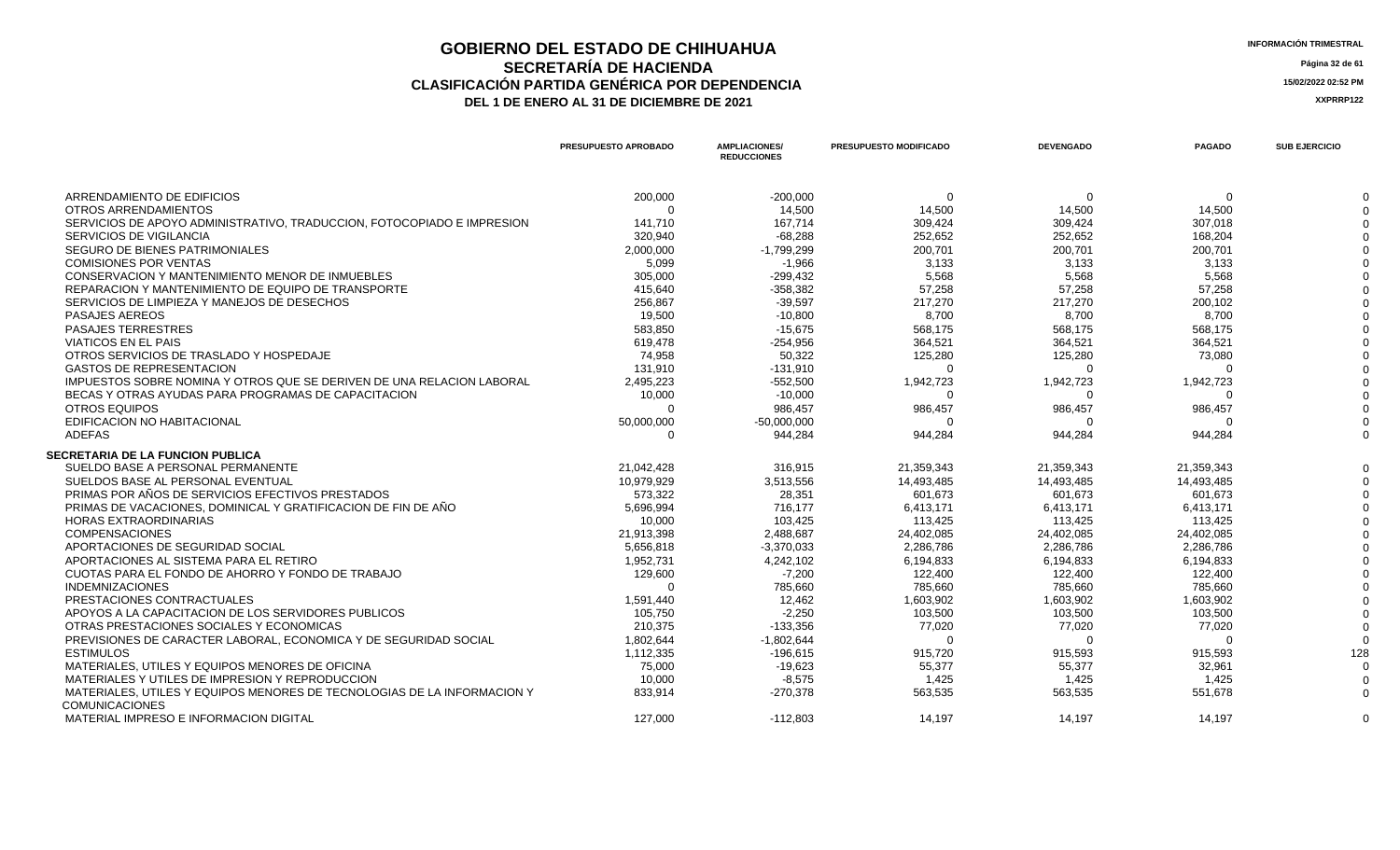# GOBIERNO DEL ESTADO DE CHIHUAHUA
## SECRETARÍA DE HACIENDA
### CLASIFICACIÓN PARTIDA GENÉRICA POR DEPENDENCIA
### DEL 1 DE ENERO AL 31 DE DICIEMBRE DE 2021

INFORMACIÓN TRIMESTRAL

15/02/2022 02:52 PM

XXPRRP122

| | PRESUPUESTO APROBADO | AMPLIACIONES/ REDUCCIONES | PRESUPUESTO MODIFICADO | DEVENGADO | PAGADO | SUB EJERCICIO |
|---|---|---|---|---|---|---|
| ARRENDAMIENTO DE EDIFICIOS | 200,000 | -200,000 | 0 | 0 | 0 | 0 |
| OTROS ARRENDAMIENTOS | 0 | 14,500 | 14,500 | 14,500 | 14,500 | 0 |
| SERVICIOS DE APOYO ADMINISTRATIVO, TRADUCCION, FOTOCOPIADO E IMPRESION | 141,710 | 167,714 | 309,424 | 309,424 | 307,018 | 0 |
| SERVICIOS DE VIGILANCIA | 320,940 | -68,288 | 252,652 | 252,652 | 168,204 | 0 |
| SEGURO DE BIENES PATRIMONIALES | 2,000,000 | -1,799,299 | 200,701 | 200,701 | 200,701 | 0 |
| COMISIONES POR VENTAS | 5,099 | -1,966 | 3,133 | 3,133 | 3,133 | 0 |
| CONSERVACION Y MANTENIMIENTO MENOR DE INMUEBLES | 305,000 | -299,432 | 5,568 | 5,568 | 5,568 | 0 |
| REPARACION Y MANTENIMIENTO DE EQUIPO DE TRANSPORTE | 415,640 | -358,382 | 57,258 | 57,258 | 57,258 | 0 |
| SERVICIOS DE LIMPIEZA Y MANEJOS DE DESECHOS | 256,867 | -39,597 | 217,270 | 217,270 | 200,102 | 0 |
| PASAJES AEREOS | 19,500 | -10,800 | 8,700 | 8,700 | 8,700 | 0 |
| PASAJES TERRESTRES | 583,850 | -15,675 | 568,175 | 568,175 | 568,175 | 0 |
| VIATICOS EN EL PAIS | 619,478 | -254,956 | 364,521 | 364,521 | 364,521 | 0 |
| OTROS SERVICIOS DE TRASLADO Y HOSPEDAJE | 74,958 | 50,322 | 125,280 | 125,280 | 73,080 | 0 |
| GASTOS DE REPRESENTACION | 131,910 | -131,910 | 0 | 0 | 0 | 0 |
| IMPUESTOS SOBRE NOMINA Y OTROS QUE SE DERIVEN DE UNA RELACION LABORAL | 2,495,223 | -552,500 | 1,942,723 | 1,942,723 | 1,942,723 | 0 |
| BECAS Y OTRAS AYUDAS PARA PROGRAMAS DE CAPACITACION | 10,000 | -10,000 | 0 | 0 | 0 | 0 |
| OTROS EQUIPOS | 0 | 986,457 | 986,457 | 986,457 | 986,457 | 0 |
| EDIFICACION NO HABITACIONAL | 50,000,000 | -50,000,000 | 0 | 0 | 0 | 0 |
| ADEFAS | 0 | 944,284 | 944,284 | 944,284 | 944,284 | 0 |
| **SECRETARIA DE LA FUNCION PUBLICA** | | | | | | |
| SUELDO BASE A PERSONAL PERMANENTE | 21,042,428 | 316,915 | 21,359,343 | 21,359,343 | 21,359,343 | 0 |
| SUELDOS BASE AL PERSONAL EVENTUAL | 10,979,929 | 3,513,556 | 14,493,485 | 14,493,485 | 14,493,485 | 0 |
| PRIMAS POR AÑOS DE SERVICIOS EFECTIVOS PRESTADOS | 573,322 | 28,351 | 601,673 | 601,673 | 601,673 | 0 |
| PRIMAS DE VACACIONES, DOMINICAL Y GRATIFICACION DE FIN DE AÑO | 5,696,994 | 716,177 | 6,413,171 | 6,413,171 | 6,413,171 | 0 |
| HORAS EXTRAORDINARIAS | 10,000 | 103,425 | 113,425 | 113,425 | 113,425 | 0 |
| COMPENSACIONES | 21,913,398 | 2,488,687 | 24,402,085 | 24,402,085 | 24,402,085 | 0 |
| APORTACIONES DE SEGURIDAD SOCIAL | 5,656,818 | -3,370,033 | 2,286,786 | 2,286,786 | 2,286,786 | 0 |
| APORTACIONES AL SISTEMA PARA EL RETIRO | 1,952,731 | 4,242,102 | 6,194,833 | 6,194,833 | 6,194,833 | 0 |
| CUOTAS PARA EL FONDO DE AHORRO Y FONDO DE TRABAJO | 129,600 | -7,200 | 122,400 | 122,400 | 122,400 | 0 |
| INDEMNIZACIONES | 0 | 785,660 | 785,660 | 785,660 | 785,660 | 0 |
| PRESTACIONES CONTRACTUALES | 1,591,440 | 12,462 | 1,603,902 | 1,603,902 | 1,603,902 | 0 |
| APOYOS A LA CAPACITACION DE LOS SERVIDORES PUBLICOS | 105,750 | -2,250 | 103,500 | 103,500 | 103,500 | 0 |
| OTRAS PRESTACIONES SOCIALES Y ECONOMICAS | 210,375 | -133,356 | 77,020 | 77,020 | 77,020 | 0 |
| PREVISIONES DE CARACTER LABORAL, ECONOMICA Y DE SEGURIDAD SOCIAL | 1,802,644 | -1,802,644 | 0 | 0 | 0 | 0 |
| ESTIMULOS | 1,112,335 | -196,615 | 915,720 | 915,593 | 915,593 | 128 |
| MATERIALES, UTILES Y EQUIPOS MENORES DE OFICINA | 75,000 | -19,623 | 55,377 | 55,377 | 32,961 | 0 |
| MATERIALES Y UTILES DE IMPRESION Y REPRODUCCION | 10,000 | -8,575 | 1,425 | 1,425 | 1,425 | 0 |
| MATERIALES, UTILES Y EQUIPOS MENORES DE TECNOLOGIAS DE LA INFORMACION Y COMUNICACIONES | 833,914 | -270,378 | 563,535 | 563,535 | 551,678 | 0 |
| MATERIAL IMPRESO E INFORMACION DIGITAL | 127,000 | -112,803 | 14,197 | 14,197 | 14,197 | 0 |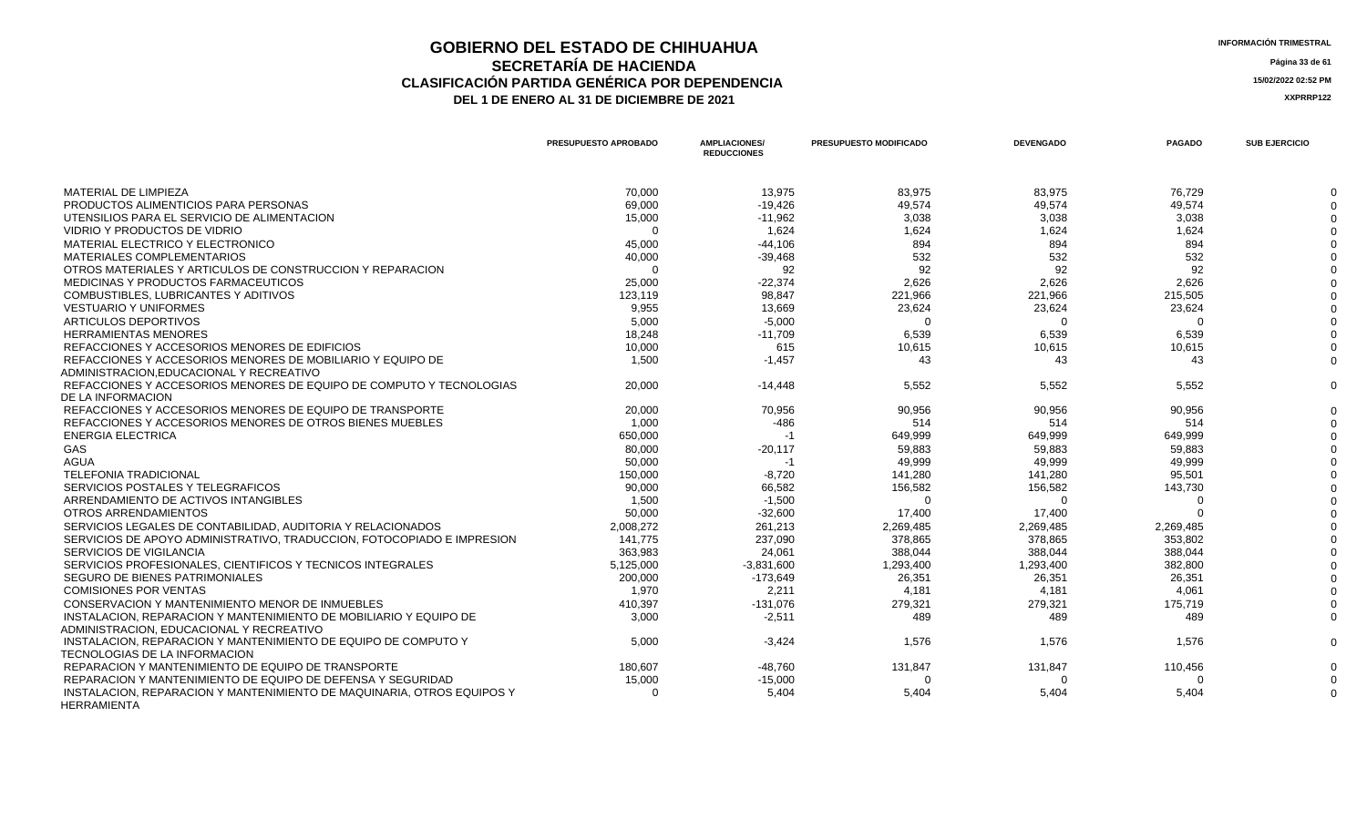# GOBIERNO DEL ESTADO DE CHIHUAHUA
## SECRETARÍA DE HACIENDA
## CLASIFICACIÓN PARTIDA GENÉRICA POR DEPENDENCIA
### DEL 1 DE ENERO AL 31 DE DICIEMBRE DE 2021

INFORMACIÓN TRIMESTRAL

15/02/2022 02:52 PM

XXPRRP122

| | PRESUPUESTO APROBADO | AMPLIACIONES/ REDUCCIONES | PRESUPUESTO MODIFICADO | DEVENGADO | PAGADO | SUB EJERCICIO |
|---|---|---|---|---|---|---|
| MATERIAL DE LIMPIEZA | 70,000 | 13,975 | 83,975 | 83,975 | 76,729 | 0 |
| PRODUCTOS ALIMENTICIOS PARA PERSONAS | 69,000 | -19,426 | 49,574 | 49,574 | 49,574 | 0 |
| UTENSILIOS PARA EL SERVICIO DE ALIMENTACION | 15,000 | -11,962 | 3,038 | 3,038 | 3,038 | 0 |
| VIDRIO Y PRODUCTOS DE VIDRIO | 0 | 1,624 | 1,624 | 1,624 | 1,624 | 0 |
| MATERIAL ELECTRICO Y ELECTRONICO | 45,000 | -44,106 | 894 | 894 | 894 | 0 |
| MATERIALES COMPLEMENTARIOS | 40,000 | -39,468 | 532 | 532 | 532 | 0 |
| OTROS MATERIALES Y ARTICULOS DE CONSTRUCCION Y REPARACION | 0 | 92 | 92 | 92 | 92 | 0 |
| MEDICINAS Y PRODUCTOS FARMACEUTICOS | 25,000 | -22,374 | 2,626 | 2,626 | 2,626 | 0 |
| COMBUSTIBLES, LUBRICANTES Y ADITIVOS | 123,119 | 98,847 | 221,966 | 221,966 | 215,505 | 0 |
| VESTUARIO Y UNIFORMES | 9,955 | 13,669 | 23,624 | 23,624 | 23,624 | 0 |
| ARTICULOS DEPORTIVOS | 5,000 | -5,000 | 0 | 0 | 0 | 0 |
| HERRAMIENTAS MENORES | 18,248 | -11,709 | 6,539 | 6,539 | 6,539 | 0 |
| REFACCIONES Y ACCESORIOS MENORES DE EDIFICIOS | 10,000 | 615 | 10,615 | 10,615 | 10,615 | 0 |
| REFACCIONES Y ACCESORIOS MENORES DE MOBILIARIO Y EQUIPO DE ADMINISTRACION,EDUCACIONAL Y RECREATIVO | 1,500 | -1,457 | 43 | 43 | 43 | 0 |
| REFACCIONES Y ACCESORIOS MENORES DE EQUIPO DE COMPUTO Y TECNOLOGIAS DE LA INFORMACION | 20,000 | -14,448 | 5,552 | 5,552 | 5,552 | 0 |
| REFACCIONES Y ACCESORIOS MENORES DE EQUIPO DE TRANSPORTE | 20,000 | 70,956 | 90,956 | 90,956 | 90,956 | 0 |
| REFACCIONES Y ACCESORIOS MENORES DE OTROS BIENES MUEBLES | 1,000 | -486 | 514 | 514 | 514 | 0 |
| ENERGIA ELECTRICA | 650,000 | -1 | 649,999 | 649,999 | 649,999 | 0 |
| GAS | 80,000 | -20,117 | 59,883 | 59,883 | 59,883 | 0 |
| AGUA | 50,000 | -1 | 49,999 | 49,999 | 49,999 | 0 |
| TELEFONIA TRADICIONAL | 150,000 | -8,720 | 141,280 | 141,280 | 95,501 | 0 |
| SERVICIOS POSTALES Y TELEGRAFICOS | 90,000 | 66,582 | 156,582 | 156,582 | 143,730 | 0 |
| ARRENDAMIENTO DE ACTIVOS INTANGIBLES | 1,500 | -1,500 | 0 | 0 | 0 | 0 |
| OTROS ARRENDAMIENTOS | 50,000 | -32,600 | 17,400 | 17,400 | 0 | 0 |
| SERVICIOS LEGALES DE CONTABILIDAD, AUDITORIA Y RELACIONADOS | 2,008,272 | 261,213 | 2,269,485 | 2,269,485 | 2,269,485 | 0 |
| SERVICIOS DE APOYO ADMINISTRATIVO, TRADUCCION, FOTOCOPIADO E IMPRESION | 141,775 | 237,090 | 378,865 | 378,865 | 353,802 | 0 |
| SERVICIOS DE VIGILANCIA | 363,983 | 24,061 | 388,044 | 388,044 | 388,044 | 0 |
| SERVICIOS PROFESIONALES, CIENTIFICOS Y TECNICOS INTEGRALES | 5,125,000 | -3,831,600 | 1,293,400 | 1,293,400 | 382,800 | 0 |
| SEGURO DE BIENES PATRIMONIALES | 200,000 | -173,649 | 26,351 | 26,351 | 26,351 | 0 |
| COMISIONES POR VENTAS | 1,970 | 2,211 | 4,181 | 4,181 | 4,061 | 0 |
| CONSERVACION Y MANTENIMIENTO MENOR DE INMUEBLES | 410,397 | -131,076 | 279,321 | 279,321 | 175,719 | 0 |
| INSTALACION, REPARACION Y MANTENIMIENTO DE MOBILIARIO Y EQUIPO DE ADMINISTRACION, EDUCACIONAL Y RECREATIVO | 3,000 | -2,511 | 489 | 489 | 489 | 0 |
| INSTALACION, REPARACION Y MANTENIMIENTO DE EQUIPO DE COMPUTO Y TECNOLOGIAS DE LA INFORMACION | 5,000 | -3,424 | 1,576 | 1,576 | 1,576 | 0 |
| REPARACION Y MANTENIMIENTO DE EQUIPO DE TRANSPORTE | 180,607 | -48,760 | 131,847 | 131,847 | 110,456 | 0 |
| REPARACION Y MANTENIMIENTO DE EQUIPO DE DEFENSA Y SEGURIDAD | 15,000 | -15,000 | 0 | 0 | 0 | 0 |
| INSTALACION, REPARACION Y MANTENIMIENTO DE MAQUINARIA, OTROS EQUIPOS Y HERRAMIENTA | 0 | 5,404 | 5,404 | 5,404 | 5,404 | 0 |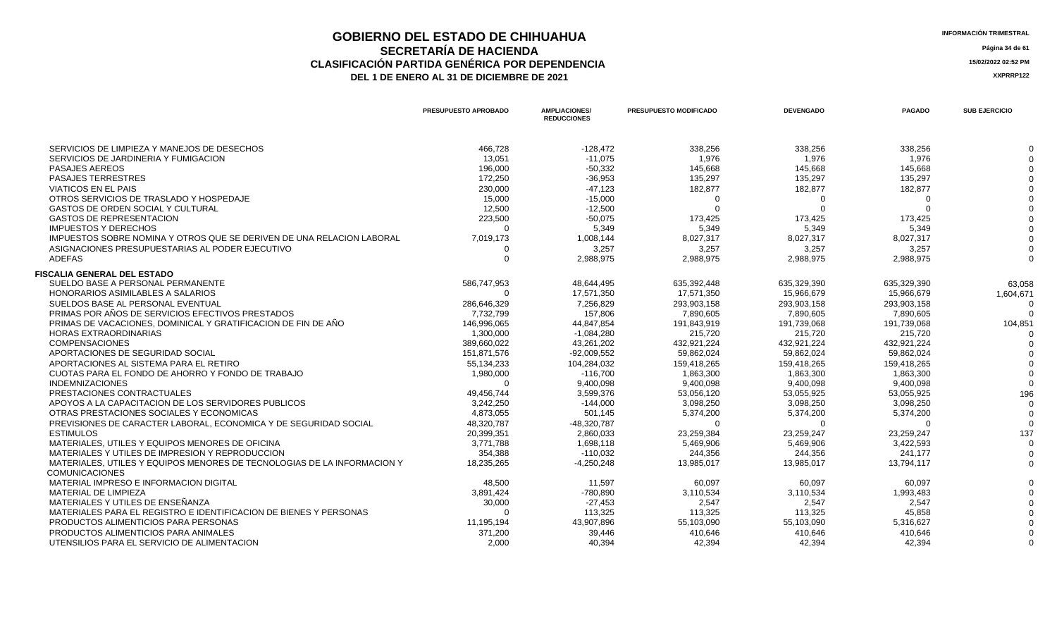# GOBIERNO DEL ESTADO DE CHIHUAHUA
## SECRETARÍA DE HACIENDA
### CLASIFICACIÓN PARTIDA GENÉRICA POR DEPENDENCIA
### DEL 1 DE ENERO AL 31 DE DICIEMBRE DE 2021

INFORMACIÓN TRIMESTRAL

15/02/2022 02:52 PM

XXPRRP122

| | PRESUPUESTO APROBADO | AMPLIACIONES/ REDUCCIONES | PRESUPUESTO MODIFICADO | DEVENGADO | PAGADO | SUB EJERCICIO |
|---|---|---|---|---|---|---|
| SERVICIOS DE LIMPIEZA Y MANEJOS DE DESECHOS | 466,728 | -128,472 | 338,256 | 338,256 | 338,256 | 0 |
| SERVICIOS DE JARDINERIA Y FUMIGACION | 13,051 | -11,075 | 1,976 | 1,976 | 1,976 | 0 |
| PASAJES AEREOS | 196,000 | -50,332 | 145,668 | 145,668 | 145,668 | 0 |
| PASAJES TERRESTRES | 172,250 | -36,953 | 135,297 | 135,297 | 135,297 | 0 |
| VIATICOS EN EL PAIS | 230,000 | -47,123 | 182,877 | 182,877 | 182,877 | 0 |
| OTROS SERVICIOS DE TRASLADO Y HOSPEDAJE | 15,000 | -15,000 | 0 | 0 | 0 | 0 |
| GASTOS DE ORDEN SOCIAL Y CULTURAL | 12,500 | -12,500 | 0 | 0 | 0 | 0 |
| GASTOS DE REPRESENTACION | 223,500 | -50,075 | 173,425 | 173,425 | 173,425 | 0 |
| IMPUESTOS Y DERECHOS | 0 | 5,349 | 5,349 | 5,349 | 5,349 | 0 |
| IMPUESTOS SOBRE NOMINA Y OTROS QUE SE DERIVEN DE UNA RELACION LABORAL | 7,019,173 | 1,008,144 | 8,027,317 | 8,027,317 | 8,027,317 | 0 |
| ASIGNACIONES PRESUPUESTARIAS AL PODER EJECUTIVO | 0 | 3,257 | 3,257 | 3,257 | 3,257 | 0 |
| ADEFAS | 0 | 2,988,975 | 2,988,975 | 2,988,975 | 2,988,975 | 0 |
| **FISCALIA GENERAL DEL ESTADO** | | | | | | |
| SUELDO BASE A PERSONAL PERMANENTE | 586,747,953 | 48,644,495 | 635,392,448 | 635,329,390 | 635,329,390 | 63,058 |
| HONORARIOS ASIMILABLES A SALARIOS | 0 | 17,571,350 | 17,571,350 | 15,966,679 | 15,966,679 | 1,604,671 |
| SUELDOS BASE AL PERSONAL EVENTUAL | 286,646,329 | 7,256,829 | 293,903,158 | 293,903,158 | 293,903,158 | 0 |
| PRIMAS POR AÑOS DE SERVICIOS EFECTIVOS PRESTADOS | 7,732,799 | 157,806 | 7,890,605 | 7,890,605 | 7,890,605 | 0 |
| PRIMAS DE VACACIONES, DOMINICAL Y GRATIFICACION DE FIN DE AÑO | 146,996,065 | 44,847,854 | 191,843,919 | 191,739,068 | 191,739,068 | 104,851 |
| HORAS EXTRAORDINARIAS | 1,300,000 | -1,084,280 | 215,720 | 215,720 | 215,720 | 0 |
| COMPENSACIONES | 389,660,022 | 43,261,202 | 432,921,224 | 432,921,224 | 432,921,224 | 0 |
| APORTACIONES DE SEGURIDAD SOCIAL | 151,871,576 | -92,009,552 | 59,862,024 | 59,862,024 | 59,862,024 | 0 |
| APORTACIONES AL SISTEMA PARA EL RETIRO | 55,134,233 | 104,284,032 | 159,418,265 | 159,418,265 | 159,418,265 | 0 |
| CUOTAS PARA EL FONDO DE AHORRO Y FONDO DE TRABAJO | 1,980,000 | -116,700 | 1,863,300 | 1,863,300 | 1,863,300 | 0 |
| INDEMNIZACIONES | 0 | 9,400,098 | 9,400,098 | 9,400,098 | 9,400,098 | 0 |
| PRESTACIONES CONTRACTUALES | 49,456,744 | 3,599,376 | 53,056,120 | 53,055,925 | 53,055,925 | 196 |
| APOYOS A LA CAPACITACION DE LOS SERVIDORES PUBLICOS | 3,242,250 | -144,000 | 3,098,250 | 3,098,250 | 3,098,250 | 0 |
| OTRAS PRESTACIONES SOCIALES Y ECONOMICAS | 4,873,055 | 501,145 | 5,374,200 | 5,374,200 | 5,374,200 | 0 |
| PREVISIONES DE CARACTER LABORAL, ECONOMICA Y DE SEGURIDAD SOCIAL | 48,320,787 | -48,320,787 | 0 | 0 | 0 | 0 |
| ESTIMULOS | 20,399,351 | 2,860,033 | 23,259,384 | 23,259,247 | 23,259,247 | 137 |
| MATERIALES, UTILES Y EQUIPOS MENORES DE OFICINA | 3,771,788 | 1,698,118 | 5,469,906 | 5,469,906 | 3,422,593 | 0 |
| MATERIALES Y UTILES DE IMPRESION Y REPRODUCCION | 354,388 | -110,032 | 244,356 | 244,356 | 241,177 | 0 |
| MATERIALES, UTILES Y EQUIPOS MENORES DE TECNOLOGIAS DE LA INFORMACION Y COMUNICACIONES | 18,235,265 | -4,250,248 | 13,985,017 | 13,985,017 | 13,794,117 | 0 |
| MATERIAL IMPRESO E INFORMACION DIGITAL | 48,500 | 11,597 | 60,097 | 60,097 | 60,097 | 0 |
| MATERIAL DE LIMPIEZA | 3,891,424 | -780,890 | 3,110,534 | 3,110,534 | 1,993,483 | 0 |
| MATERIALES Y UTILES DE ENSEÑANZA | 30,000 | -27,453 | 2,547 | 2,547 | 2,547 | 0 |
| MATERIALES PARA EL REGISTRO E IDENTIFICACION DE BIENES Y PERSONAS | 0 | 113,325 | 113,325 | 113,325 | 45,858 | 0 |
| PRODUCTOS ALIMENTICIOS PARA PERSONAS | 11,195,194 | 43,907,896 | 55,103,090 | 55,103,090 | 5,316,627 | 0 |
| PRODUCTOS ALIMENTICIOS PARA ANIMALES | 371,200 | 39,446 | 410,646 | 410,646 | 410,646 | 0 |
| UTENSILIOS PARA EL SERVICIO DE ALIMENTACION | 2,000 | 40,394 | 42,394 | 42,394 | 42,394 | 0 |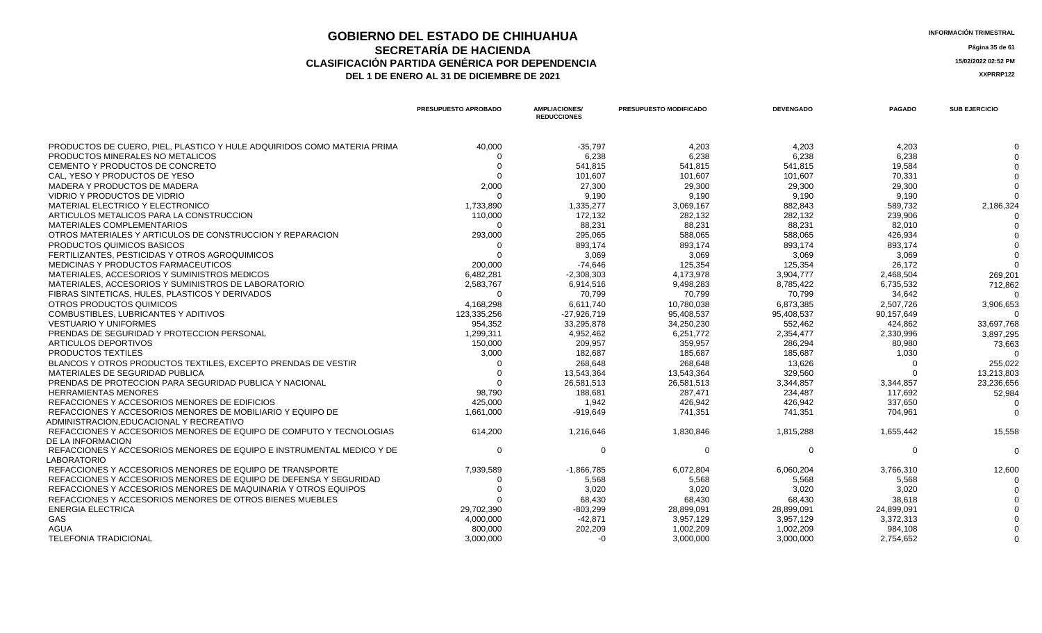# GOBIERNO DEL ESTADO DE CHIHUAHUA
## SECRETARÍA DE HACIENDA
### CLASIFICACIÓN PARTIDA GENÉRICA POR DEPENDENCIA
### DEL 1 DE ENERO AL 31 DE DICIEMBRE DE 2021

INFORMACIÓN TRIMESTRAL

15/02/2022 02:52 PM

XXPRRP122

| | PRESUPUESTO APROBADO | AMPLIACIONES/ REDUCCIONES | PRESUPUESTO MODIFICADO | DEVENGADO | PAGADO | SUB EJERCICIO |
|---|---|---|---|---|---|---|
| PRODUCTOS DE CUERO, PIEL, PLASTICO Y HULE ADQUIRIDOS COMO MATERIA PRIMA | 40,000 | -35,797 | 4,203 | 4,203 | 4,203 | 0 |
| PRODUCTOS MINERALES NO METALICOS | 0 | 6,238 | 6,238 | 6,238 | 6,238 | 0 |
| CEMENTO Y PRODUCTOS DE CONCRETO | 0 | 541,815 | 541,815 | 541,815 | 19,584 | 0 |
| CAL, YESO Y PRODUCTOS DE YESO | 0 | 101,607 | 101,607 | 101,607 | 70,331 | 0 |
| MADERA Y PRODUCTOS DE MADERA | 2,000 | 27,300 | 29,300 | 29,300 | 29,300 | 0 |
| VIDRIO Y PRODUCTOS DE VIDRIO | 0 | 9,190 | 9,190 | 9,190 | 9,190 | 0 |
| MATERIAL ELECTRICO Y ELECTRONICO | 1,733,890 | 1,335,277 | 3,069,167 | 882,843 | 589,732 | 2,186,324 |
| ARTICULOS METALICOS PARA LA CONSTRUCCION | 110,000 | 172,132 | 282,132 | 282,132 | 239,906 | 0 |
| MATERIALES COMPLEMENTARIOS | 0 | 88,231 | 88,231 | 88,231 | 82,010 | 0 |
| OTROS MATERIALES Y ARTICULOS DE CONSTRUCCION Y REPARACION | 293,000 | 295,065 | 588,065 | 588,065 | 426,934 | 0 |
| PRODUCTOS QUIMICOS BASICOS | 0 | 893,174 | 893,174 | 893,174 | 893,174 | 0 |
| FERTILIZANTES, PESTICIDAS Y OTROS AGROQUIMICOS | 0 | 3,069 | 3,069 | 3,069 | 3,069 | 0 |
| MEDICINAS Y PRODUCTOS FARMACEUTICOS | 200,000 | -74,646 | 125,354 | 125,354 | 26,172 | 0 |
| MATERIALES, ACCESORIOS Y SUMINISTROS MEDICOS | 6,482,281 | -2,308,303 | 4,173,978 | 3,904,777 | 2,468,504 | 269,201 |
| MATERIALES, ACCESORIOS Y SUMINISTROS DE LABORATORIO | 2,583,767 | 6,914,516 | 9,498,283 | 8,785,422 | 6,735,532 | 712,862 |
| FIBRAS SINTETICAS, HULES, PLASTICOS Y DERIVADOS | 0 | 70,799 | 70,799 | 70,799 | 34,642 | 0 |
| OTROS PRODUCTOS QUIMICOS | 4,168,298 | 6,611,740 | 10,780,038 | 6,873,385 | 2,507,726 | 3,906,653 |
| COMBUSTIBLES, LUBRICANTES Y ADITIVOS | 123,335,256 | -27,926,719 | 95,408,537 | 95,408,537 | 90,157,649 | 0 |
| VESTUARIO Y UNIFORMES | 954,352 | 33,295,878 | 34,250,230 | 552,462 | 424,862 | 33,697,768 |
| PRENDAS DE SEGURIDAD Y PROTECCION PERSONAL | 1,299,311 | 4,952,462 | 6,251,772 | 2,354,477 | 2,330,996 | 3,897,295 |
| ARTICULOS DEPORTIVOS | 150,000 | 209,957 | 359,957 | 286,294 | 80,980 | 73,663 |
| PRODUCTOS TEXTILES | 3,000 | 182,687 | 185,687 | 185,687 | 1,030 | 0 |
| BLANCOS Y OTROS PRODUCTOS TEXTILES, EXCEPTO PRENDAS DE VESTIR | 0 | 268,648 | 268,648 | 13,626 | 0 | 255,022 |
| MATERIALES DE SEGURIDAD PUBLICA | 0 | 13,543,364 | 13,543,364 | 329,560 | 0 | 13,213,803 |
| PRENDAS DE PROTECCION PARA SEGURIDAD PUBLICA Y NACIONAL | 0 | 26,581,513 | 26,581,513 | 3,344,857 | 3,344,857 | 23,236,656 |
| HERRAMIENTAS MENORES | 98,790 | 188,681 | 287,471 | 234,487 | 117,692 | 52,984 |
| REFACCIONES Y ACCESORIOS MENORES DE EDIFICIOS | 425,000 | 1,942 | 426,942 | 426,942 | 337,650 | 0 |
| REFACCIONES Y ACCESORIOS MENORES DE MOBILIARIO Y EQUIPO DE ADMINISTRACION,EDUCACIONAL Y RECREATIVO | 1,661,000 | -919,649 | 741,351 | 741,351 | 704,961 | 0 |
| REFACCIONES Y ACCESORIOS MENORES DE EQUIPO DE COMPUTO Y TECNOLOGIAS DE LA INFORMACION | 614,200 | 1,216,646 | 1,830,846 | 1,815,288 | 1,655,442 | 15,558 |
| REFACCIONES Y ACCESORIOS MENORES DE EQUIPO E INSTRUMENTAL MEDICO Y DE LABORATORIO | 0 | 0 | 0 | 0 | 0 | 0 |
| REFACCIONES Y ACCESORIOS MENORES DE EQUIPO DE TRANSPORTE | 7,939,589 | -1,866,785 | 6,072,804 | 6,060,204 | 3,766,310 | 12,600 |
| REFACCIONES Y ACCESORIOS MENORES DE EQUIPO DE DEFENSA Y SEGURIDAD | 0 | 5,568 | 5,568 | 5,568 | 5,568 | 0 |
| REFACCIONES Y ACCESORIOS MENORES DE MAQUINARIA Y OTROS EQUIPOS | 0 | 3,020 | 3,020 | 3,020 | 3,020 | 0 |
| REFACCIONES Y ACCESORIOS MENORES DE OTROS BIENES MUEBLES | 0 | 68,430 | 68,430 | 68,430 | 38,618 | 0 |
| ENERGIA ELECTRICA | 29,702,390 | -803,299 | 28,899,091 | 28,899,091 | 24,899,091 | 0 |
| GAS | 4,000,000 | -42,871 | 3,957,129 | 3,957,129 | 3,372,313 | 0 |
| AGUA | 800,000 | 202,209 | 1,002,209 | 1,002,209 | 984,108 | 0 |
| TELEFONIA TRADICIONAL | 3,000,000 | -0 | 3,000,000 | 3,000,000 | 2,754,652 | 0 |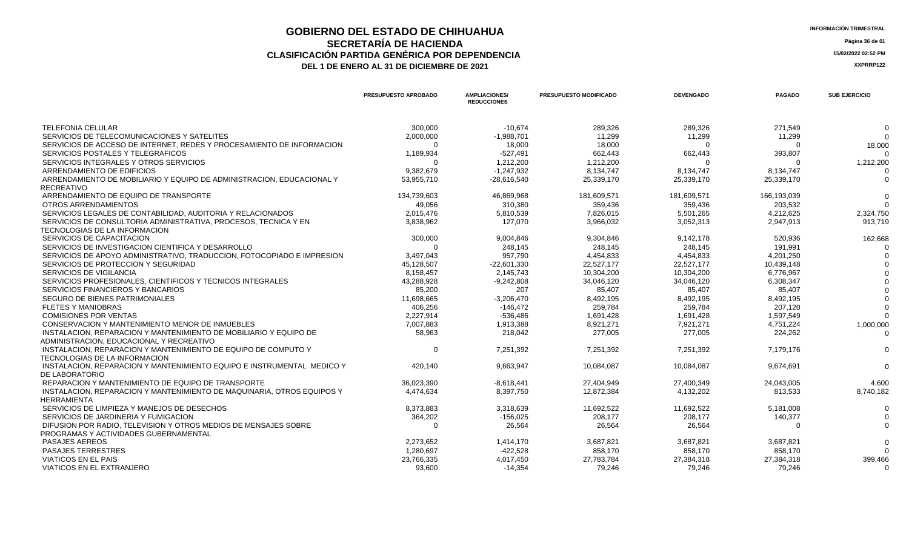# GOBIERNO DEL ESTADO DE CHIHUAHUA
## SECRETARÍA DE HACIENDA
### CLASIFICACIÓN PARTIDA GENÉRICA POR DEPENDENCIA
### DEL 1 DE ENERO AL 31 DE DICIEMBRE DE 2021

INFORMACIÓN TRIMESTRAL

15/02/2022 02:52 PM

XXPRRP122

| | PRESUPUESTO APROBADO | AMPLIACIONES/ REDUCCIONES | PRESUPUESTO MODIFICADO | DEVENGADO | PAGADO | SUB EJERCICIO |
|---|---|---|---|---|---|---|
| TELEFONIA CELULAR | 300,000 | -10,674 | 289,326 | 289,326 | 271,549 | 0 |
| SERVICIOS DE TELECOMUNICACIONES Y SATELITES | 2,000,000 | -1,988,701 | 11,299 | 11,299 | 11,299 | 0 |
| SERVICIOS DE ACCESO DE INTERNET, REDES Y PROCESAMIENTO DE INFORMACION | 0 | 18,000 | 18,000 | 0 | 0 | 18,000 |
| SERVICIOS POSTALES Y TELEGRAFICOS | 1,189,934 | -527,491 | 662,443 | 662,443 | 393,807 | 0 |
| SERVICIOS INTEGRALES Y OTROS SERVICIOS | 0 | 1,212,200 | 1,212,200 | 0 | 0 | 1,212,200 |
| ARRENDAMIENTO DE EDIFICIOS | 9,382,679 | -1,247,932 | 8,134,747 | 8,134,747 | 8,134,747 | 0 |
| ARRENDAMIENTO DE MOBILIARIO Y EQUIPO DE ADMINISTRACION, EDUCACIONAL Y RECREATIVO | 53,955,710 | -28,616,540 | 25,339,170 | 25,339,170 | 25,339,170 | 0 |
| ARRENDAMIENTO DE EQUIPO DE TRANSPORTE | 134,739,603 | 46,869,968 | 181,609,571 | 181,609,571 | 166,193,039 | 0 |
| OTROS ARRENDAMIENTOS | 49,056 | 310,380 | 359,436 | 359,436 | 203,532 | 0 |
| SERVICIOS LEGALES DE CONTABILIDAD, AUDITORIA Y RELACIONADOS | 2,015,476 | 5,810,539 | 7,826,015 | 5,501,265 | 4,212,625 | 2,324,750 |
| SERVICIOS DE CONSULTORIA ADMINISTRATIVA, PROCESOS, TECNICA Y EN TECNOLOGIAS DE LA INFORMACION | 3,838,962 | 127,070 | 3,966,032 | 3,052,313 | 2,947,913 | 913,719 |
| SERVICIOS DE CAPACITACION | 300,000 | 9,004,846 | 9,304,846 | 9,142,178 | 520,936 | 162,668 |
| SERVICIOS DE INVESTIGACION CIENTIFICA Y DESARROLLO | 0 | 248,145 | 248,145 | 248,145 | 191,991 | 0 |
| SERVICIOS DE APOYO ADMINISTRATIVO, TRADUCCION, FOTOCOPIADO E IMPRESION | 3,497,043 | 957,790 | 4,454,833 | 4,454,833 | 4,201,250 | 0 |
| SERVICIOS DE PROTECCION Y SEGURIDAD | 45,128,507 | -22,601,330 | 22,527,177 | 22,527,177 | 10,439,148 | 0 |
| SERVICIOS DE VIGILANCIA | 8,158,457 | 2,145,743 | 10,304,200 | 10,304,200 | 6,776,967 | 0 |
| SERVICIOS PROFESIONALES, CIENTIFICOS Y TECNICOS INTEGRALES | 43,288,928 | -9,242,808 | 34,046,120 | 34,046,120 | 6,308,347 | 0 |
| SERVICIOS FINANCIEROS Y BANCARIOS | 85,200 | 207 | 85,407 | 85,407 | 85,407 | 0 |
| SEGURO DE BIENES PATRIMONIALES | 11,698,665 | -3,206,470 | 8,492,195 | 8,492,195 | 8,492,195 | 0 |
| FLETES Y MANIOBRAS | 406,256 | -146,472 | 259,784 | 259,784 | 207,120 | 0 |
| COMISIONES POR VENTAS | 2,227,914 | -536,486 | 1,691,428 | 1,691,428 | 1,597,549 | 0 |
| CONSERVACION Y MANTENIMIENTO MENOR DE INMUEBLES | 7,007,883 | 1,913,388 | 8,921,271 | 7,921,271 | 4,751,224 | 1,000,000 |
| INSTALACION, REPARACION Y MANTENIMIENTO DE MOBILIARIO Y EQUIPO DE ADMINISTRACION, EDUCACIONAL Y RECREATIVO | 58,963 | 218,042 | 277,005 | 277,005 | 224,262 | 0 |
| INSTALACION, REPARACION Y MANTENIMIENTO DE EQUIPO DE COMPUTO Y TECNOLOGIAS DE LA INFORMACION | 0 | 7,251,392 | 7,251,392 | 7,251,392 | 7,179,176 | 0 |
| INSTALACION, REPARACION Y MANTENIMIENTO EQUIPO E INSTRUMENTAL MEDICO Y DE LABORATORIO | 420,140 | 9,663,947 | 10,084,087 | 10,084,087 | 9,674,691 | 0 |
| REPARACION Y MANTENIMIENTO DE EQUIPO DE TRANSPORTE | 36,023,390 | -8,618,441 | 27,404,949 | 27,400,349 | 24,043,005 | 4,600 |
| INSTALACION, REPARACION Y MANTENIMIENTO DE MAQUINARIA, OTROS EQUIPOS Y HERRAMIENTA | 4,474,634 | 8,397,750 | 12,872,384 | 4,132,202 | 813,533 | 8,740,182 |
| SERVICIOS DE LIMPIEZA Y MANEJOS DE DESECHOS | 8,373,883 | 3,318,639 | 11,692,522 | 11,692,522 | 5,181,008 | 0 |
| SERVICIOS DE JARDINERIA Y FUMIGACION | 364,202 | -156,025 | 208,177 | 208,177 | 140,377 | 0 |
| DIFUSION POR RADIO, TELEVISION Y OTROS MEDIOS DE MENSAJES SOBRE PROGRAMAS Y ACTIVIDADES GUBERNAMENTAL | 0 | 26,564 | 26,564 | 26,564 | 0 | 0 |
| PASAJES AEREOS | 2,273,652 | 1,414,170 | 3,687,821 | 3,687,821 | 3,687,821 | 0 |
| PASAJES TERRESTRES | 1,280,697 | -422,528 | 858,170 | 858,170 | 858,170 | 0 |
| VIATICOS EN EL PAIS | 23,766,335 | 4,017,450 | 27,783,784 | 27,384,318 | 27,384,318 | 399,466 |
| VIATICOS EN EL EXTRANJERO | 93,600 | -14,354 | 79,246 | 79,246 | 79,246 | 0 |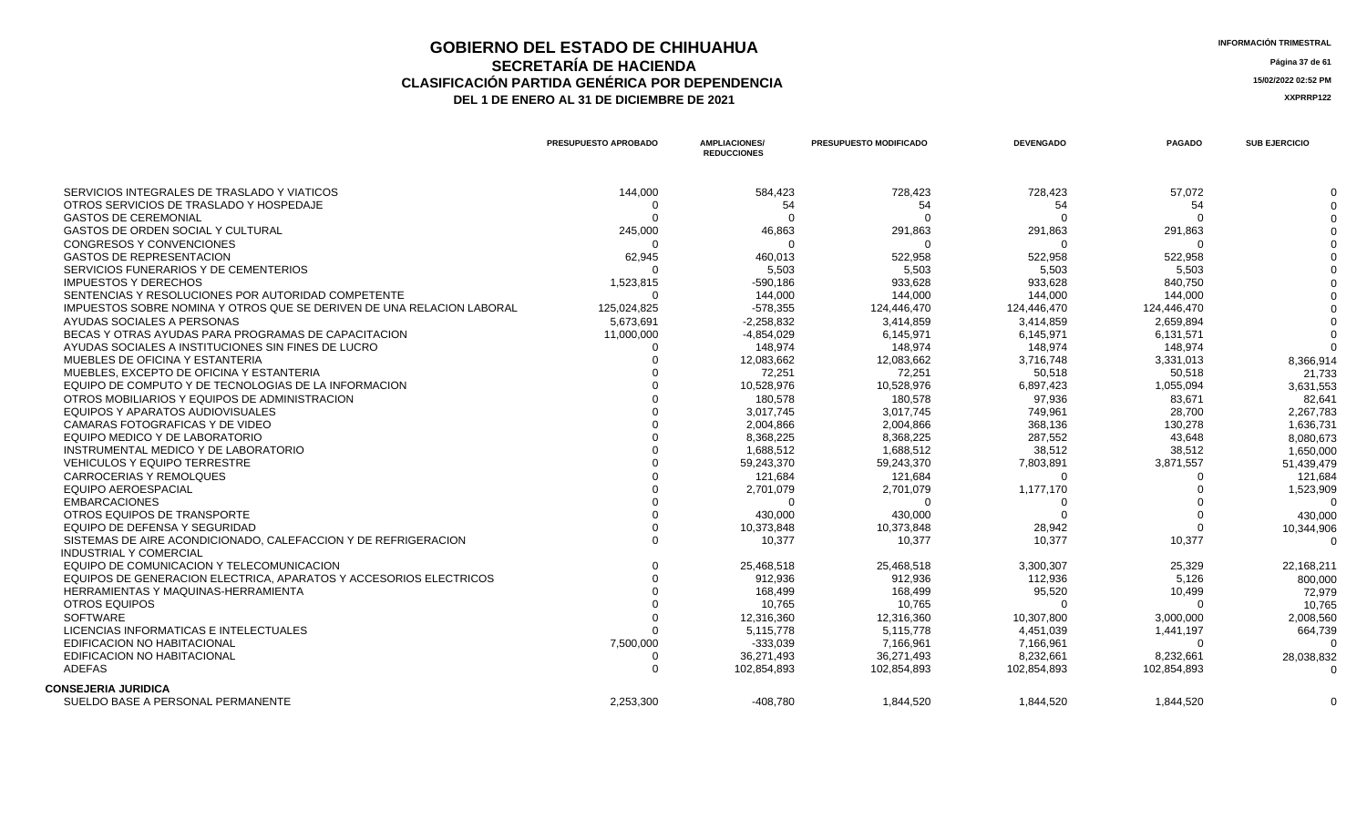# GOBIERNO DEL ESTADO DE CHIHUAHUA

## SECRETARÍA DE HACIENDA

## CLASIFICACIÓN PARTIDA GENÉRICA POR DEPENDENCIA

### DEL 1 DE ENERO AL 31 DE DICIEMBRE DE 2021

INFORMACIÓN TRIMESTRAL

15/02/2022 02:52 PM

XXPRRP122

| | PRESUPUESTO APROBADO | AMPLIACIONES/ REDUCCIONES | PRESUPUESTO MODIFICADO | DEVENGADO | PAGADO | SUB EJERCICIO |
|---|---|---|---|---|---|---|
| SERVICIOS INTEGRALES DE TRASLADO Y VIATICOS | 144,000 | 584,423 | 728,423 | 728,423 | 57,072 | 0 |
| OTROS SERVICIOS DE TRASLADO Y HOSPEDAJE | 0 | 54 | 54 | 54 | 54 | 0 |
| GASTOS DE CEREMONIAL | 0 | 0 | 0 | 0 | 0 | 0 |
| GASTOS DE ORDEN SOCIAL Y CULTURAL | 245,000 | 46,863 | 291,863 | 291,863 | 291,863 | 0 |
| CONGRESOS Y CONVENCIONES | 0 | 0 | 0 | 0 | 0 | 0 |
| GASTOS DE REPRESENTACION | 62,945 | 460,013 | 522,958 | 522,958 | 522,958 | 0 |
| SERVICIOS FUNERARIOS Y DE CEMENTERIOS | 0 | 5,503 | 5,503 | 5,503 | 5,503 | 0 |
| IMPUESTOS Y DERECHOS | 1,523,815 | -590,186 | 933,628 | 933,628 | 840,750 | 0 |
| SENTENCIAS Y RESOLUCIONES POR AUTORIDAD COMPETENTE | 0 | 144,000 | 144,000 | 144,000 | 144,000 | 0 |
| IMPUESTOS SOBRE NOMINA Y OTROS QUE SE DERIVEN DE UNA RELACION LABORAL | 125,024,825 | -578,355 | 124,446,470 | 124,446,470 | 124,446,470 | 0 |
| AYUDAS SOCIALES A PERSONAS | 5,673,691 | -2,258,832 | 3,414,859 | 3,414,859 | 2,659,894 | 0 |
| BECAS Y OTRAS AYUDAS PARA PROGRAMAS DE CAPACITACION | 11,000,000 | -4,854,029 | 6,145,971 | 6,145,971 | 6,131,571 | 0 |
| AYUDAS SOCIALES A INSTITUCIONES SIN FINES DE LUCRO | 0 | 148,974 | 148,974 | 148,974 | 148,974 | 0 |
| MUEBLES DE OFICINA Y ESTANTERIA | 0 | 12,083,662 | 12,083,662 | 3,716,748 | 3,331,013 | 8,366,914 |
| MUEBLES, EXCEPTO DE OFICINA Y ESTANTERIA | 0 | 72,251 | 72,251 | 50,518 | 50,518 | 21,733 |
| EQUIPO DE COMPUTO Y DE TECNOLOGIAS DE LA INFORMACION | 0 | 10,528,976 | 10,528,976 | 6,897,423 | 1,055,094 | 3,631,553 |
| OTROS MOBILIARIOS Y EQUIPOS DE ADMINISTRACION | 0 | 180,578 | 180,578 | 97,936 | 83,671 | 82,641 |
| EQUIPOS Y APARATOS AUDIOVISUALES | 0 | 3,017,745 | 3,017,745 | 749,961 | 28,700 | 2,267,783 |
| CAMARAS FOTOGRAFICAS Y DE VIDEO | 0 | 2,004,866 | 2,004,866 | 368,136 | 130,278 | 1,636,731 |
| EQUIPO MEDICO Y DE LABORATORIO | 0 | 8,368,225 | 8,368,225 | 287,552 | 43,648 | 8,080,673 |
| INSTRUMENTAL MEDICO Y DE LABORATORIO | 0 | 1,688,512 | 1,688,512 | 38,512 | 38,512 | 1,650,000 |
| VEHICULOS Y EQUIPO TERRESTRE | 0 | 59,243,370 | 59,243,370 | 7,803,891 | 3,871,557 | 51,439,479 |
| CARROCERIAS Y REMOLQUES | 0 | 121,684 | 121,684 | 0 | 0 | 121,684 |
| EQUIPO AEROESPACIAL | 0 | 2,701,079 | 2,701,079 | 1,177,170 | 0 | 1,523,909 |
| EMBARCACIONES | 0 | 0 | 0 | 0 | 0 | 0 |
| OTROS EQUIPOS DE TRANSPORTE | 0 | 430,000 | 430,000 | 0 | 0 | 430,000 |
| EQUIPO DE DEFENSA Y SEGURIDAD | 0 | 10,373,848 | 10,373,848 | 28,942 | 0 | 10,344,906 |
| SISTEMAS DE AIRE ACONDICIONADO, CALEFACCION Y DE REFRIGERACION INDUSTRIAL Y COMERCIAL | 0 | 10,377 | 10,377 | 10,377 | 10,377 | 0 |
| EQUIPO DE COMUNICACION Y TELECOMUNICACION | 0 | 25,468,518 | 25,468,518 | 3,300,307 | 25,329 | 22,168,211 |
| EQUIPOS DE GENERACION ELECTRICA, APARATOS Y ACCESORIOS ELECTRICOS | 0 | 912,936 | 912,936 | 112,936 | 5,126 | 800,000 |
| HERRAMIENTAS Y MAQUINAS-HERRAMIENTA | 0 | 168,499 | 168,499 | 95,520 | 10,499 | 72,979 |
| OTROS EQUIPOS | 0 | 10,765 | 10,765 | 0 | 0 | 10,765 |
| SOFTWARE | 0 | 12,316,360 | 12,316,360 | 10,307,800 | 3,000,000 | 2,008,560 |
| LICENCIAS INFORMATICAS E INTELECTUALES | 0 | 5,115,778 | 5,115,778 | 4,451,039 | 1,441,197 | 664,739 |
| EDIFICACION NO HABITACIONAL | 7,500,000 | -333,039 | 7,166,961 | 7,166,961 | 0 | 0 |
| EDIFICACION NO HABITACIONAL | 0 | 36,271,493 | 36,271,493 | 8,232,661 | 8,232,661 | 28,038,832 |
| ADEFAS | 0 | 102,854,893 | 102,854,893 | 102,854,893 | 102,854,893 | 0 |
| **CONSEJERIA JURIDICA** | | | | | | |
| SUELDO BASE A PERSONAL PERMANENTE | 2,253,300 | -408,780 | 1,844,520 | 1,844,520 | 1,844,520 | 0 |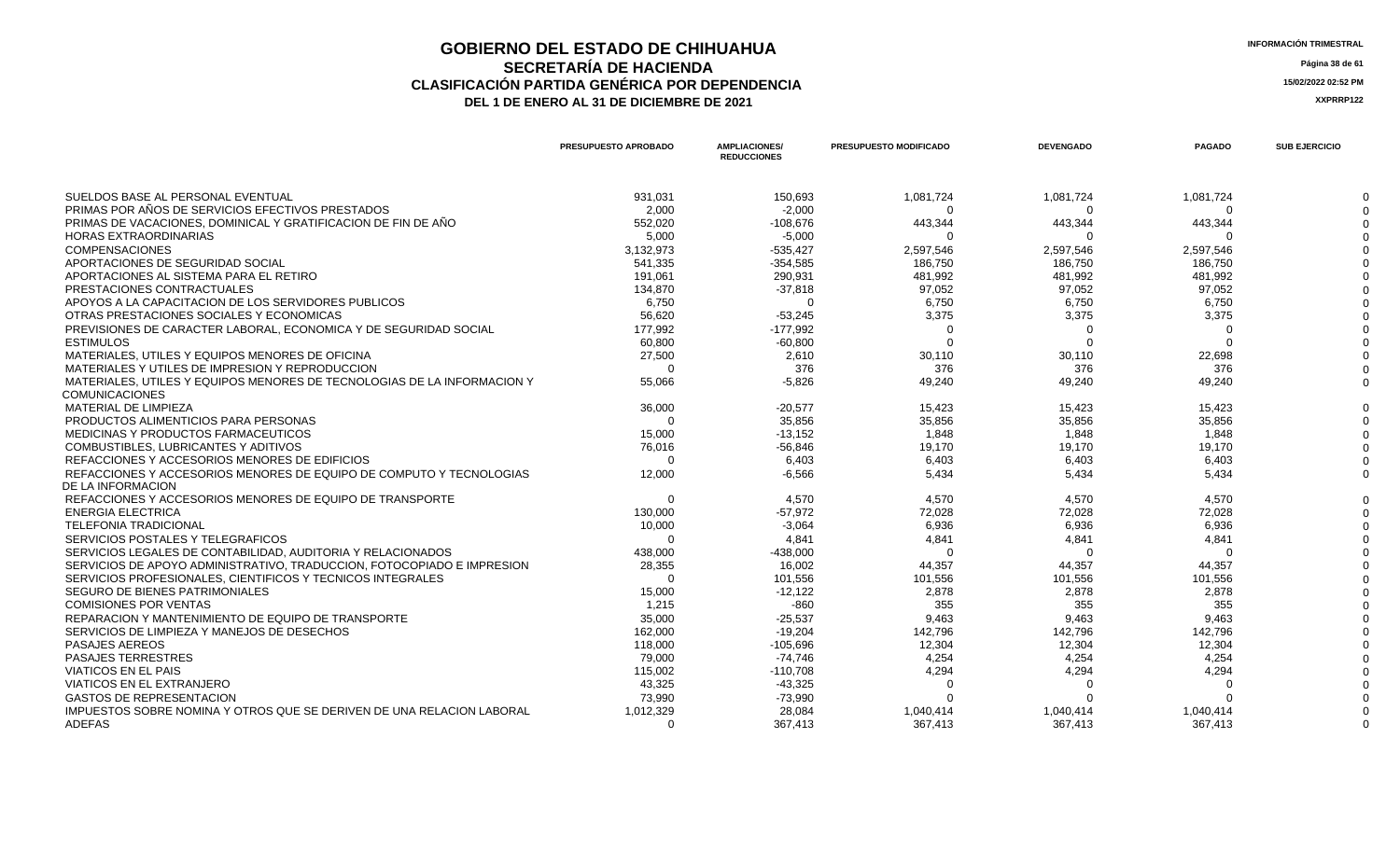# GOBIERNO DEL ESTADO DE CHIHUAHUA
## SECRETARÍA DE HACIENDA
## CLASIFICACIÓN PARTIDA GENÉRICA POR DEPENDENCIA
### DEL 1 DE ENERO AL 31 DE DICIEMBRE DE 2021

INFORMACIÓN TRIMESTRAL

15/02/2022 02:52 PM

XXPRRP122

| | PRESUPUESTO APROBADO | AMPLIACIONES/ REDUCCIONES | PRESUPUESTO MODIFICADO | DEVENGADO | PAGADO | SUB EJERCICIO |
|---|---|---|---|---|---|---|
| SUELDOS BASE AL PERSONAL EVENTUAL | 931,031 | 150,693 | 1,081,724 | 1,081,724 | 1,081,724 | 0 |
| PRIMAS POR AÑOS DE SERVICIOS EFECTIVOS PRESTADOS | 2,000 | -2,000 | 0 | 0 | 0 | 0 |
| PRIMAS DE VACACIONES, DOMINICAL Y GRATIFICACION DE FIN DE AÑO | 552,020 | -108,676 | 443,344 | 443,344 | 443,344 | 0 |
| HORAS EXTRAORDINARIAS | 5,000 | -5,000 | 0 | 0 | 0 | 0 |
| COMPENSACIONES | 3,132,973 | -535,427 | 2,597,546 | 2,597,546 | 2,597,546 | 0 |
| APORTACIONES DE SEGURIDAD SOCIAL | 541,335 | -354,585 | 186,750 | 186,750 | 186,750 | 0 |
| APORTACIONES AL SISTEMA PARA EL RETIRO | 191,061 | 290,931 | 481,992 | 481,992 | 481,992 | 0 |
| PRESTACIONES CONTRACTUALES | 134,870 | -37,818 | 97,052 | 97,052 | 97,052 | 0 |
| APOYOS A LA CAPACITACION DE LOS SERVIDORES PUBLICOS | 6,750 | 0 | 6,750 | 6,750 | 6,750 | 0 |
| OTRAS PRESTACIONES SOCIALES Y ECONOMICAS | 56,620 | -53,245 | 3,375 | 3,375 | 3,375 | 0 |
| PREVISIONES DE CARACTER LABORAL, ECONOMICA Y DE SEGURIDAD SOCIAL | 177,992 | -177,992 | 0 | 0 | 0 | 0 |
| ESTIMULOS | 60,800 | -60,800 | 0 | 0 | 0 | 0 |
| MATERIALES, UTILES Y EQUIPOS MENORES DE OFICINA | 27,500 | 2,610 | 30,110 | 30,110 | 22,698 | 0 |
| MATERIALES Y UTILES DE IMPRESION Y REPRODUCCION | 0 | 376 | 376 | 376 | 376 | 0 |
| MATERIALES, UTILES Y EQUIPOS MENORES DE TECNOLOGIAS DE LA INFORMACION Y COMUNICACIONES | 55,066 | -5,826 | 49,240 | 49,240 | 49,240 | 0 |
| MATERIAL DE LIMPIEZA | 36,000 | -20,577 | 15,423 | 15,423 | 15,423 | 0 |
| PRODUCTOS ALIMENTICIOS PARA PERSONAS | 0 | 35,856 | 35,856 | 35,856 | 35,856 | 0 |
| MEDICINAS Y PRODUCTOS FARMACEUTICOS | 15,000 | -13,152 | 1,848 | 1,848 | 1,848 | 0 |
| COMBUSTIBLES, LUBRICANTES Y ADITIVOS | 76,016 | -56,846 | 19,170 | 19,170 | 19,170 | 0 |
| REFACCIONES Y ACCESORIOS MENORES DE EDIFICIOS | 0 | 6,403 | 6,403 | 6,403 | 6,403 | 0 |
| REFACCIONES Y ACCESORIOS MENORES DE EQUIPO DE COMPUTO Y TECNOLOGIAS DE LA INFORMACION | 12,000 | -6,566 | 5,434 | 5,434 | 5,434 | 0 |
| REFACCIONES Y ACCESORIOS MENORES DE EQUIPO DE TRANSPORTE | 0 | 4,570 | 4,570 | 4,570 | 4,570 | 0 |
| ENERGIA ELECTRICA | 130,000 | -57,972 | 72,028 | 72,028 | 72,028 | 0 |
| TELEFONIA TRADICIONAL | 10,000 | -3,064 | 6,936 | 6,936 | 6,936 | 0 |
| SERVICIOS POSTALES Y TELEGRAFICOS | 0 | 4,841 | 4,841 | 4,841 | 4,841 | 0 |
| SERVICIOS LEGALES DE CONTABILIDAD, AUDITORIA Y RELACIONADOS | 438,000 | -438,000 | 0 | 0 | 0 | 0 |
| SERVICIOS DE APOYO ADMINISTRATIVO, TRADUCCION, FOTOCOPIADO E IMPRESION | 28,355 | 16,002 | 44,357 | 44,357 | 44,357 | 0 |
| SERVICIOS PROFESIONALES, CIENTIFICOS Y TECNICOS INTEGRALES | 0 | 101,556 | 101,556 | 101,556 | 101,556 | 0 |
| SEGURO DE BIENES PATRIMONIALES | 15,000 | -12,122 | 2,878 | 2,878 | 2,878 | 0 |
| COMISIONES POR VENTAS | 1,215 | -860 | 355 | 355 | 355 | 0 |
| REPARACION Y MANTENIMIENTO DE EQUIPO DE TRANSPORTE | 35,000 | -25,537 | 9,463 | 9,463 | 9,463 | 0 |
| SERVICIOS DE LIMPIEZA Y MANEJOS DE DESECHOS | 162,000 | -19,204 | 142,796 | 142,796 | 142,796 | 0 |
| PASAJES AEREOS | 118,000 | -105,696 | 12,304 | 12,304 | 12,304 | 0 |
| PASAJES TERRESTRES | 79,000 | -74,746 | 4,254 | 4,254 | 4,254 | 0 |
| VIATICOS EN EL PAIS | 115,002 | -110,708 | 4,294 | 4,294 | 4,294 | 0 |
| VIATICOS EN EL EXTRANJERO | 43,325 | -43,325 | 0 | 0 | 0 | 0 |
| GASTOS DE REPRESENTACION | 73,990 | -73,990 | 0 | 0 | 0 | 0 |
| IMPUESTOS SOBRE NOMINA Y OTROS QUE SE DERIVEN DE UNA RELACION LABORAL | 1,012,329 | 28,084 | 1,040,414 | 1,040,414 | 1,040,414 | 0 |
| ADEFAS | 0 | 367,413 | 367,413 | 367,413 | 367,413 | 0 |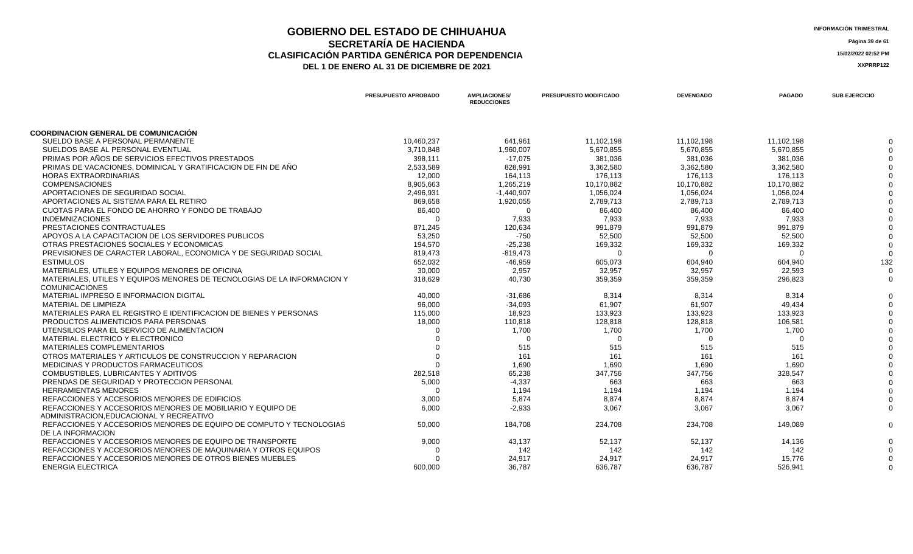# GOBIERNO DEL ESTADO DE CHIHUAHUA
## SECRETARÍA DE HACIENDA
## CLASIFICACIÓN PARTIDA GENÉRICA POR DEPENDENCIA
### DEL 1 DE ENERO AL 31 DE DICIEMBRE DE 2021

INFORMACIÓN TRIMESTRAL

15/02/2022 02:52 PM

XXPRRP122

| | PRESUPUESTO APROBADO | AMPLIACIONES/ REDUCCIONES | PRESUPUESTO MODIFICADO | DEVENGADO | PAGADO | SUB EJERCICIO |
|---|---|---|---|---|---|---|
| **COORDINACION GENERAL DE COMUNICACIÓN** | | | | | | |
| SUELDO BASE A PERSONAL PERMANENTE | 10,460,237 | 641,961 | 11,102,198 | 11,102,198 | 11,102,198 | 0 |
| SUELDOS BASE AL PERSONAL EVENTUAL | 3,710,848 | 1,960,007 | 5,670,855 | 5,670,855 | 5,670,855 | 0 |
| PRIMAS POR AÑOS DE SERVICIOS EFECTIVOS PRESTADOS | 398,111 | -17,075 | 381,036 | 381,036 | 381,036 | 0 |
| PRIMAS DE VACACIONES, DOMINICAL Y GRATIFICACION DE FIN DE AÑO | 2,533,589 | 828,991 | 3,362,580 | 3,362,580 | 3,362,580 | 0 |
| HORAS EXTRAORDINARIAS | 12,000 | 164,113 | 176,113 | 176,113 | 176,113 | 0 |
| COMPENSACIONES | 8,905,663 | 1,265,219 | 10,170,882 | 10,170,882 | 10,170,882 | 0 |
| APORTACIONES DE SEGURIDAD SOCIAL | 2,496,931 | -1,440,907 | 1,056,024 | 1,056,024 | 1,056,024 | 0 |
| APORTACIONES AL SISTEMA PARA EL RETIRO | 869,658 | 1,920,055 | 2,789,713 | 2,789,713 | 2,789,713 | 0 |
| CUOTAS PARA EL FONDO DE AHORRO Y FONDO DE TRABAJO | 86,400 | 0 | 86,400 | 86,400 | 86,400 | 0 |
| INDEMNIZACIONES | 0 | 7,933 | 7,933 | 7,933 | 7,933 | 0 |
| PRESTACIONES CONTRACTUALES | 871,245 | 120,634 | 991,879 | 991,879 | 991,879 | 0 |
| APOYOS A LA CAPACITACION DE LOS SERVIDORES PUBLICOS | 53,250 | -750 | 52,500 | 52,500 | 52,500 | 0 |
| OTRAS PRESTACIONES SOCIALES Y ECONOMICAS | 194,570 | -25,238 | 169,332 | 169,332 | 169,332 | 0 |
| PREVISIONES DE CARACTER LABORAL, ECONOMICA Y DE SEGURIDAD SOCIAL | 819,473 | -819,473 | 0 | 0 | 0 | 0 |
| ESTIMULOS | 652,032 | -46,959 | 605,073 | 604,940 | 604,940 | 132 |
| MATERIALES, UTILES Y EQUIPOS MENORES DE OFICINA | 30,000 | 2,957 | 32,957 | 32,957 | 22,593 | 0 |
| MATERIALES, UTILES Y EQUIPOS MENORES DE TECNOLOGIAS DE LA INFORMACION Y COMUNICACIONES | 318,629 | 40,730 | 359,359 | 359,359 | 296,823 | 0 |
| MATERIAL IMPRESO E INFORMACION DIGITAL | 40,000 | -31,686 | 8,314 | 8,314 | 8,314 | 0 |
| MATERIAL DE LIMPIEZA | 96,000 | -34,093 | 61,907 | 61,907 | 49,434 | 0 |
| MATERIALES PARA EL REGISTRO E IDENTIFICACION DE BIENES Y PERSONAS | 115,000 | 18,923 | 133,923 | 133,923 | 133,923 | 0 |
| PRODUCTOS ALIMENTICIOS PARA PERSONAS | 18,000 | 110,818 | 128,818 | 128,818 | 106,581 | 0 |
| UTENSILIOS PARA EL SERVICIO DE ALIMENTACION | 0 | 1,700 | 1,700 | 1,700 | 1,700 | 0 |
| MATERIAL ELECTRICO Y ELECTRONICO | 0 | 0 | 0 | 0 | 0 | 0 |
| MATERIALES COMPLEMENTARIOS | 0 | 515 | 515 | 515 | 515 | 0 |
| OTROS MATERIALES Y ARTICULOS DE CONSTRUCCION Y REPARACION | 0 | 161 | 161 | 161 | 161 | 0 |
| MEDICINAS Y PRODUCTOS FARMACEUTICOS | 0 | 1,690 | 1,690 | 1,690 | 1,690 | 0 |
| COMBUSTIBLES, LUBRICANTES Y ADITIVOS | 282,518 | 65,238 | 347,756 | 347,756 | 328,547 | 0 |
| PRENDAS DE SEGURIDAD Y PROTECCION PERSONAL | 5,000 | -4,337 | 663 | 663 | 663 | 0 |
| HERRAMIENTAS MENORES | 0 | 1,194 | 1,194 | 1,194 | 1,194 | 0 |
| REFACCIONES Y ACCESORIOS MENORES DE EDIFICIOS | 3,000 | 5,874 | 8,874 | 8,874 | 8,874 | 0 |
| REFACCIONES Y ACCESORIOS MENORES DE MOBILIARIO Y EQUIPO DE ADMINISTRACION,EDUCACIONAL Y RECREATIVO | 6,000 | -2,933 | 3,067 | 3,067 | 3,067 | 0 |
| REFACCIONES Y ACCESORIOS MENORES DE EQUIPO DE COMPUTO Y TECNOLOGIAS DE LA INFORMACION | 50,000 | 184,708 | 234,708 | 234,708 | 149,089 | 0 |
| REFACCIONES Y ACCESORIOS MENORES DE EQUIPO DE TRANSPORTE | 9,000 | 43,137 | 52,137 | 52,137 | 14,136 | 0 |
| REFACCIONES Y ACCESORIOS MENORES DE MAQUINARIA Y OTROS EQUIPOS | 0 | 142 | 142 | 142 | 142 | 0 |
| REFACCIONES Y ACCESORIOS MENORES DE OTROS BIENES MUEBLES | 0 | 24,917 | 24,917 | 24,917 | 15,776 | 0 |
| ENERGIA ELECTRICA | 600,000 | 36,787 | 636,787 | 636,787 | 526,941 | 0 |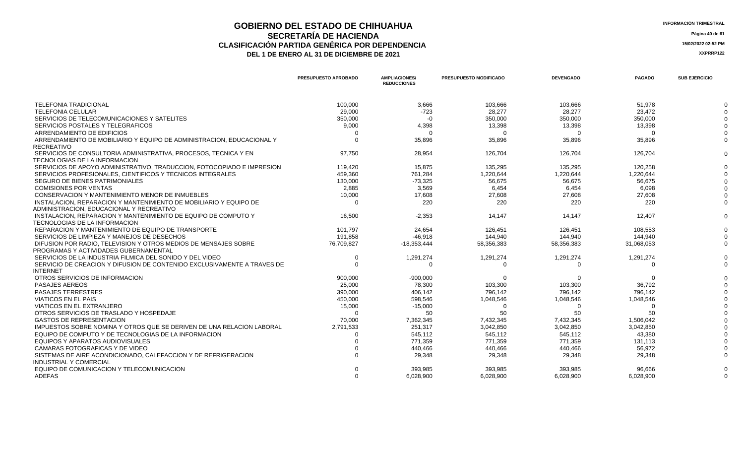# GOBIERNO DEL ESTADO DE CHIHUAHUA
## SECRETARÍA DE HACIENDA
## CLASIFICACIÓN PARTIDA GENÉRICA POR DEPENDENCIA
### DEL 1 DE ENERO AL 31 DE DICIEMBRE DE 2021

INFORMACIÓN TRIMESTRAL

15/02/2022 02:52 PM

XXPRRP122

| | PRESUPUESTO APROBADO | AMPLIACIONES/ REDUCCIONES | PRESUPUESTO MODIFICADO | DEVENGADO | PAGADO | SUB EJERCICIO |
|---|---|---|---|---|---|---|
| TELEFONIA TRADICIONAL | 100,000 | 3,666 | 103,666 | 103,666 | 51,978 | 0 |
| TELEFONIA CELULAR | 29,000 | -723 | 28,277 | 28,277 | 23,472 | 0 |
| SERVICIOS DE TELECOMUNICACIONES Y SATELITES | 350,000 | -0 | 350,000 | 350,000 | 350,000 | 0 |
| SERVICIOS POSTALES Y TELEGRAFICOS | 9,000 | 4,398 | 13,398 | 13,398 | 13,398 | 0 |
| ARRENDAMIENTO DE EDIFICIOS | 0 | 0 | 0 | 0 | 0 | 0 |
| ARRENDAMIENTO DE MOBILIARIO Y EQUIPO DE ADMINISTRACION, EDUCACIONAL Y RECREATIVO | 0 | 35,896 | 35,896 | 35,896 | 35,896 | 0 |
| SERVICIOS DE CONSULTORIA ADMINISTRATIVA, PROCESOS, TECNICA Y EN TECNOLOGIAS DE LA INFORMACION | 97,750 | 28,954 | 126,704 | 126,704 | 126,704 | 0 |
| SERVICIOS DE APOYO ADMINISTRATIVO, TRADUCCION, FOTOCOPIADO E IMPRESION | 119,420 | 15,875 | 135,295 | 135,295 | 120,258 | 0 |
| SERVICIOS PROFESIONALES, CIENTIFICOS Y TECNICOS INTEGRALES | 459,360 | 761,284 | 1,220,644 | 1,220,644 | 1,220,644 | 0 |
| SEGURO DE BIENES PATRIMONIALES | 130,000 | -73,325 | 56,675 | 56,675 | 56,675 | 0 |
| COMISIONES POR VENTAS | 2,885 | 3,569 | 6,454 | 6,454 | 6,098 | 0 |
| CONSERVACION Y MANTENIMIENTO MENOR DE INMUEBLES | 10,000 | 17,608 | 27,608 | 27,608 | 27,608 | 0 |
| INSTALACION, REPARACION Y MANTENIMIENTO DE MOBILIARIO Y EQUIPO DE ADMINISTRACION, EDUCACIONAL Y RECREATIVO | 0 | 220 | 220 | 220 | 220 | 0 |
| INSTALACION, REPARACION Y MANTENIMIENTO DE EQUIPO DE COMPUTO Y TECNOLOGIAS DE LA INFORMACION | 16,500 | -2,353 | 14,147 | 14,147 | 12,407 | 0 |
| REPARACION Y MANTENIMIENTO DE EQUIPO DE TRANSPORTE | 101,797 | 24,654 | 126,451 | 126,451 | 108,553 | 0 |
| SERVICIOS DE LIMPIEZA Y MANEJOS DE DESECHOS | 191,858 | -46,918 | 144,940 | 144,940 | 144,940 | 0 |
| DIFUSION POR RADIO, TELEVISION Y OTROS MEDIOS DE MENSAJES SOBRE PROGRAMAS Y ACTIVIDADES GUBERNAMENTAL | 76,709,827 | -18,353,444 | 58,356,383 | 58,356,383 | 31,068,053 | 0 |
| SERVICIOS DE LA INDUSTRIA FILMICA DEL SONIDO Y DEL VIDEO | 0 | 1,291,274 | 1,291,274 | 1,291,274 | 1,291,274 | 0 |
| SERVICIO DE CREACION Y DIFUSION DE CONTENIDO EXCLUSIVAMENTE A TRAVES DE INTERNET | 0 | 0 | 0 | 0 | 0 | 0 |
| OTROS SERVICIOS DE INFORMACION | 900,000 | -900,000 | 0 | 0 | 0 | 0 |
| PASAJES AEREOS | 25,000 | 78,300 | 103,300 | 103,300 | 36,792 | 0 |
| PASAJES TERRESTRES | 390,000 | 406,142 | 796,142 | 796,142 | 796,142 | 0 |
| VIATICOS EN EL PAIS | 450,000 | 598,546 | 1,048,546 | 1,048,546 | 1,048,546 | 0 |
| VIATICOS EN EL EXTRANJERO | 15,000 | -15,000 | 0 | 0 | 0 | 0 |
| OTROS SERVICIOS DE TRASLADO Y HOSPEDAJE | 0 | 50 | 50 | 50 | 50 | 0 |
| GASTOS DE REPRESENTACION | 70,000 | 7,362,345 | 7,432,345 | 7,432,345 | 1,506,042 | 0 |
| IMPUESTOS SOBRE NOMINA Y OTROS QUE SE DERIVEN DE UNA RELACION LABORAL | 2,791,533 | 251,317 | 3,042,850 | 3,042,850 | 3,042,850 | 0 |
| EQUIPO DE COMPUTO Y DE TECNOLOGIAS DE LA INFORMACION | 0 | 545,112 | 545,112 | 545,112 | 43,380 | 0 |
| EQUIPOS Y APARATOS AUDIOVISUALES | 0 | 771,359 | 771,359 | 771,359 | 131,113 | 0 |
| CAMARAS FOTOGRAFICAS Y DE VIDEO | 0 | 440,466 | 440,466 | 440,466 | 56,972 | 0 |
| SISTEMAS DE AIRE ACONDICIONADO, CALEFACCION Y DE REFRIGERACION INDUSTRIAL Y COMERCIAL | 0 | 29,348 | 29,348 | 29,348 | 29,348 | 0 |
| EQUIPO DE COMUNICACION Y TELECOMUNICACION | 0 | 393,985 | 393,985 | 393,985 | 96,666 | 0 |
| ADEFAS | 0 | 6,028,900 | 6,028,900 | 6,028,900 | 6,028,900 | 0 |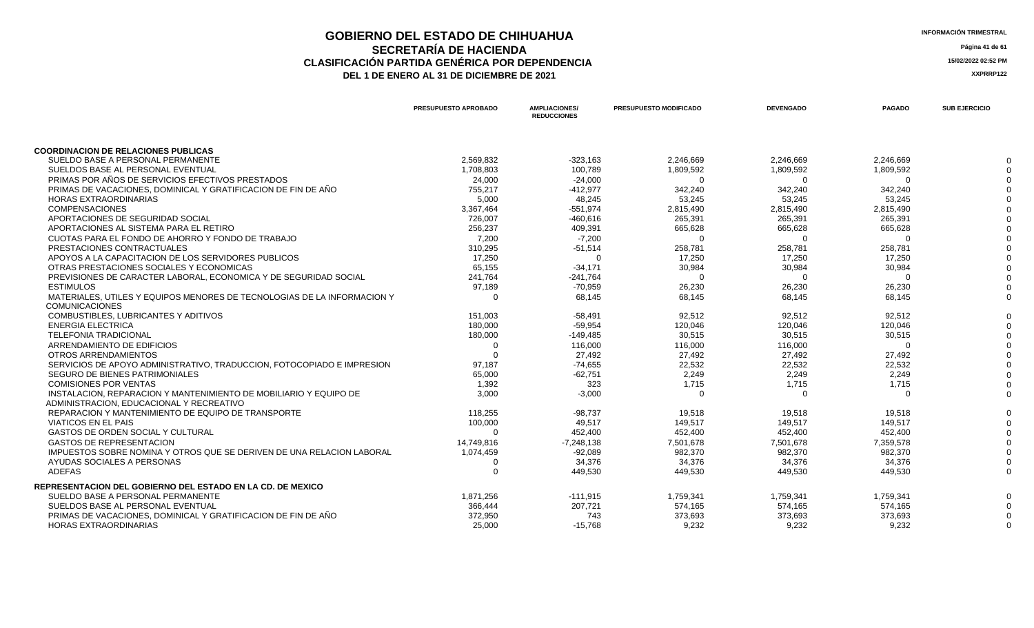# GOBIERNO DEL ESTADO DE CHIHUAHUA
## SECRETARÍA DE HACIENDA
## CLASIFICACIÓN PARTIDA GENÉRICA POR DEPENDENCIA
### DEL 1 DE ENERO AL 31 DE DICIEMBRE DE 2021

INFORMACIÓN TRIMESTRAL

15/02/2022 02:52 PM

XXPRRP122

| | PRESUPUESTO APROBADO | AMPLIACIONES/ REDUCCIONES | PRESUPUESTO MODIFICADO | DEVENGADO | PAGADO | SUB EJERCICIO |
|---|---|---|---|---|---|---|
| **COORDINACION DE RELACIONES PUBLICAS** | | | | | | |
| SUELDO BASE A PERSONAL PERMANENTE | 2,569,832 | -323,163 | 2,246,669 | 2,246,669 | 2,246,669 | 0 |
| SUELDOS BASE AL PERSONAL EVENTUAL | 1,708,803 | 100,789 | 1,809,592 | 1,809,592 | 1,809,592 | 0 |
| PRIMAS POR AÑOS DE SERVICIOS EFECTIVOS PRESTADOS | 24,000 | -24,000 | 0 | 0 | 0 | 0 |
| PRIMAS DE VACACIONES, DOMINICAL Y GRATIFICACION DE FIN DE AÑO | 755,217 | -412,977 | 342,240 | 342,240 | 342,240 | 0 |
| HORAS EXTRAORDINARIAS | 5,000 | 48,245 | 53,245 | 53,245 | 53,245 | 0 |
| COMPENSACIONES | 3,367,464 | -551,974 | 2,815,490 | 2,815,490 | 2,815,490 | 0 |
| APORTACIONES DE SEGURIDAD SOCIAL | 726,007 | -460,616 | 265,391 | 265,391 | 265,391 | 0 |
| APORTACIONES AL SISTEMA PARA EL RETIRO | 256,237 | 409,391 | 665,628 | 665,628 | 665,628 | 0 |
| CUOTAS PARA EL FONDO DE AHORRO Y FONDO DE TRABAJO | 7,200 | -7,200 | 0 | 0 | 0 | 0 |
| PRESTACIONES CONTRACTUALES | 310,295 | -51,514 | 258,781 | 258,781 | 258,781 | 0 |
| APOYOS A LA CAPACITACION DE LOS SERVIDORES PUBLICOS | 17,250 | 0 | 17,250 | 17,250 | 17,250 | 0 |
| OTRAS PRESTACIONES SOCIALES Y ECONOMICAS | 65,155 | -34,171 | 30,984 | 30,984 | 30,984 | 0 |
| PREVISIONES DE CARACTER LABORAL, ECONOMICA Y DE SEGURIDAD SOCIAL | 241,764 | -241,764 | 0 | 0 | 0 | 0 |
| ESTIMULOS | 97,189 | -70,959 | 26,230 | 26,230 | 26,230 | 0 |
| MATERIALES, UTILES Y EQUIPOS MENORES DE TECNOLOGIAS DE LA INFORMACION Y COMUNICACIONES | 0 | 68,145 | 68,145 | 68,145 | 68,145 | 0 |
| COMBUSTIBLES, LUBRICANTES Y ADITIVOS | 151,003 | -58,491 | 92,512 | 92,512 | 92,512 | 0 |
| ENERGIA ELECTRICA | 180,000 | -59,954 | 120,046 | 120,046 | 120,046 | 0 |
| TELEFONIA TRADICIONAL | 180,000 | -149,485 | 30,515 | 30,515 | 30,515 | 0 |
| ARRENDAMIENTO DE EDIFICIOS | 0 | 116,000 | 116,000 | 116,000 | 0 | 0 |
| OTROS ARRENDAMIENTOS | 0 | 27,492 | 27,492 | 27,492 | 27,492 | 0 |
| SERVICIOS DE APOYO ADMINISTRATIVO, TRADUCCION, FOTOCOPIADO E IMPRESION | 97,187 | -74,655 | 22,532 | 22,532 | 22,532 | 0 |
| SEGURO DE BIENES PATRIMONIALES | 65,000 | -62,751 | 2,249 | 2,249 | 2,249 | 0 |
| COMISIONES POR VENTAS | 1,392 | 323 | 1,715 | 1,715 | 1,715 | 0 |
| INSTALACION, REPARACION Y MANTENIMIENTO DE MOBILIARIO Y EQUIPO DE ADMINISTRACION, EDUCACIONAL Y RECREATIVO | 3,000 | -3,000 | 0 | 0 | 0 | 0 |
| REPARACION Y MANTENIMIENTO DE EQUIPO DE TRANSPORTE | 118,255 | -98,737 | 19,518 | 19,518 | 19,518 | 0 |
| VIATICOS EN EL PAIS | 100,000 | 49,517 | 149,517 | 149,517 | 149,517 | 0 |
| GASTOS DE ORDEN SOCIAL Y CULTURAL | 0 | 452,400 | 452,400 | 452,400 | 452,400 | 0 |
| GASTOS DE REPRESENTACION | 14,749,816 | -7,248,138 | 7,501,678 | 7,501,678 | 7,359,578 | 0 |
| IMPUESTOS SOBRE NOMINA Y OTROS QUE SE DERIVEN DE UNA RELACION LABORAL | 1,074,459 | -92,089 | 982,370 | 982,370 | 982,370 | 0 |
| AYUDAS SOCIALES A PERSONAS | 0 | 34,376 | 34,376 | 34,376 | 34,376 | 0 |
| ADEFAS | 0 | 449,530 | 449,530 | 449,530 | 449,530 | 0 |
| **REPRESENTACION DEL GOBIERNO DEL ESTADO EN LA CD. DE MEXICO** | | | | | | |
| SUELDO BASE A PERSONAL PERMANENTE | 1,871,256 | -111,915 | 1,759,341 | 1,759,341 | 1,759,341 | 0 |
| SUELDOS BASE AL PERSONAL EVENTUAL | 366,444 | 207,721 | 574,165 | 574,165 | 574,165 | 0 |
| PRIMAS DE VACACIONES, DOMINICAL Y GRATIFICACION DE FIN DE AÑO | 372,950 | 743 | 373,693 | 373,693 | 373,693 | 0 |
| HORAS EXTRAORDINARIAS | 25,000 | -15,768 | 9,232 | 9,232 | 9,232 | 0 |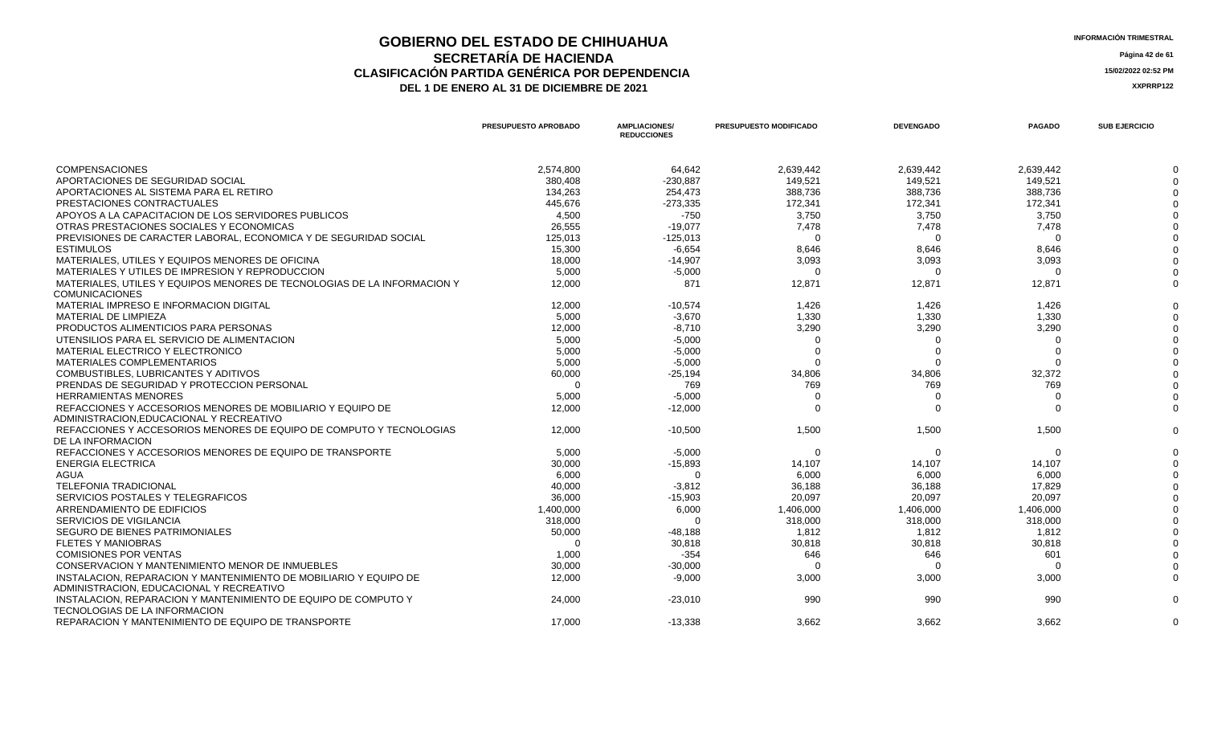# GOBIERNO DEL ESTADO DE CHIHUAHUA

## SECRETARÍA DE HACIENDA

### CLASIFICACIÓN PARTIDA GENÉRICA POR DEPENDENCIA

**DEL 1 DE ENERO AL 31 DE DICIEMBRE DE 2021**

INFORMACIÓN TRIMESTRAL

15/02/2022 02:52 PM

XXPRRP122

| | PRESUPUESTO APROBADO | AMPLIACIONES/ REDUCCIONES | PRESUPUESTO MODIFICADO | DEVENGADO | PAGADO | SUB EJERCICIO |
|---|---|---|---|---|---|---|
| COMPENSACIONES | 2,574,800 | 64,642 | 2,639,442 | 2,639,442 | 2,639,442 | 0 |
| APORTACIONES DE SEGURIDAD SOCIAL | 380,408 | -230,887 | 149,521 | 149,521 | 149,521 | 0 |
| APORTACIONES AL SISTEMA PARA EL RETIRO | 134,263 | 254,473 | 388,736 | 388,736 | 388,736 | 0 |
| PRESTACIONES CONTRACTUALES | 445,676 | -273,335 | 172,341 | 172,341 | 172,341 | 0 |
| APOYOS A LA CAPACITACION DE LOS SERVIDORES PUBLICOS | 4,500 | -750 | 3,750 | 3,750 | 3,750 | 0 |
| OTRAS PRESTACIONES SOCIALES Y ECONOMICAS | 26,555 | -19,077 | 7,478 | 7,478 | 7,478 | 0 |
| PREVISIONES DE CARACTER LABORAL, ECONOMICA Y DE SEGURIDAD SOCIAL | 125,013 | -125,013 | 0 | 0 | 0 | 0 |
| ESTIMULOS | 15,300 | -6,654 | 8,646 | 8,646 | 8,646 | 0 |
| MATERIALES, UTILES Y EQUIPOS MENORES DE OFICINA | 18,000 | -14,907 | 3,093 | 3,093 | 3,093 | 0 |
| MATERIALES Y UTILES DE IMPRESION Y REPRODUCCION | 5,000 | -5,000 | 0 | 0 | 0 | 0 |
| MATERIALES, UTILES Y EQUIPOS MENORES DE TECNOLOGIAS DE LA INFORMACION Y COMUNICACIONES | 12,000 | 871 | 12,871 | 12,871 | 12,871 | 0 |
| MATERIAL IMPRESO E INFORMACION DIGITAL | 12,000 | -10,574 | 1,426 | 1,426 | 1,426 | 0 |
| MATERIAL DE LIMPIEZA | 5,000 | -3,670 | 1,330 | 1,330 | 1,330 | 0 |
| PRODUCTOS ALIMENTICIOS PARA PERSONAS | 12,000 | -8,710 | 3,290 | 3,290 | 3,290 | 0 |
| UTENSILIOS PARA EL SERVICIO DE ALIMENTACION | 5,000 | -5,000 | 0 | 0 | 0 | 0 |
| MATERIAL ELECTRICO Y ELECTRONICO | 5,000 | -5,000 | 0 | 0 | 0 | 0 |
| MATERIALES COMPLEMENTARIOS | 5,000 | -5,000 | 0 | 0 | 0 | 0 |
| COMBUSTIBLES, LUBRICANTES Y ADITIVOS | 60,000 | -25,194 | 34,806 | 34,806 | 32,372 | 0 |
| PRENDAS DE SEGURIDAD Y PROTECCION PERSONAL | 0 | 769 | 769 | 769 | 769 | 0 |
| HERRAMIENTAS MENORES | 5,000 | -5,000 | 0 | 0 | 0 | 0 |
| REFACCIONES Y ACCESORIOS MENORES DE MOBILIARIO Y EQUIPO DE ADMINISTRACION,EDUCACIONAL Y RECREATIVO | 12,000 | -12,000 | 0 | 0 | 0 | 0 |
| REFACCIONES Y ACCESORIOS MENORES DE EQUIPO DE COMPUTO Y TECNOLOGIAS DE LA INFORMACION | 12,000 | -10,500 | 1,500 | 1,500 | 1,500 | 0 |
| REFACCIONES Y ACCESORIOS MENORES DE EQUIPO DE TRANSPORTE | 5,000 | -5,000 | 0 | 0 | 0 | 0 |
| ENERGIA ELECTRICA | 30,000 | -15,893 | 14,107 | 14,107 | 14,107 | 0 |
| AGUA | 6,000 | 0 | 6,000 | 6,000 | 6,000 | 0 |
| TELEFONIA TRADICIONAL | 40,000 | -3,812 | 36,188 | 36,188 | 17,829 | 0 |
| SERVICIOS POSTALES Y TELEGRAFICOS | 36,000 | -15,903 | 20,097 | 20,097 | 20,097 | 0 |
| ARRENDAMIENTO DE EDIFICIOS | 1,400,000 | 6,000 | 1,406,000 | 1,406,000 | 1,406,000 | 0 |
| SERVICIOS DE VIGILANCIA | 318,000 | 0 | 318,000 | 318,000 | 318,000 | 0 |
| SEGURO DE BIENES PATRIMONIALES | 50,000 | -48,188 | 1,812 | 1,812 | 1,812 | 0 |
| FLETES Y MANIOBRAS | 0 | 30,818 | 30,818 | 30,818 | 30,818 | 0 |
| COMISIONES POR VENTAS | 1,000 | -354 | 646 | 646 | 601 | 0 |
| CONSERVACION Y MANTENIMIENTO MENOR DE INMUEBLES | 30,000 | -30,000 | 0 | 0 | 0 | 0 |
| INSTALACION, REPARACION Y MANTENIMIENTO DE MOBILIARIO Y EQUIPO DE ADMINISTRACION, EDUCACIONAL Y RECREATIVO | 12,000 | -9,000 | 3,000 | 3,000 | 3,000 | 0 |
| INSTALACION, REPARACION Y MANTENIMIENTO DE EQUIPO DE COMPUTO Y TECNOLOGIAS DE LA INFORMACION | 24,000 | -23,010 | 990 | 990 | 990 | 0 |
| REPARACION Y MANTENIMIENTO DE EQUIPO DE TRANSPORTE | 17,000 | -13,338 | 3,662 | 3,662 | 3,662 | 0 |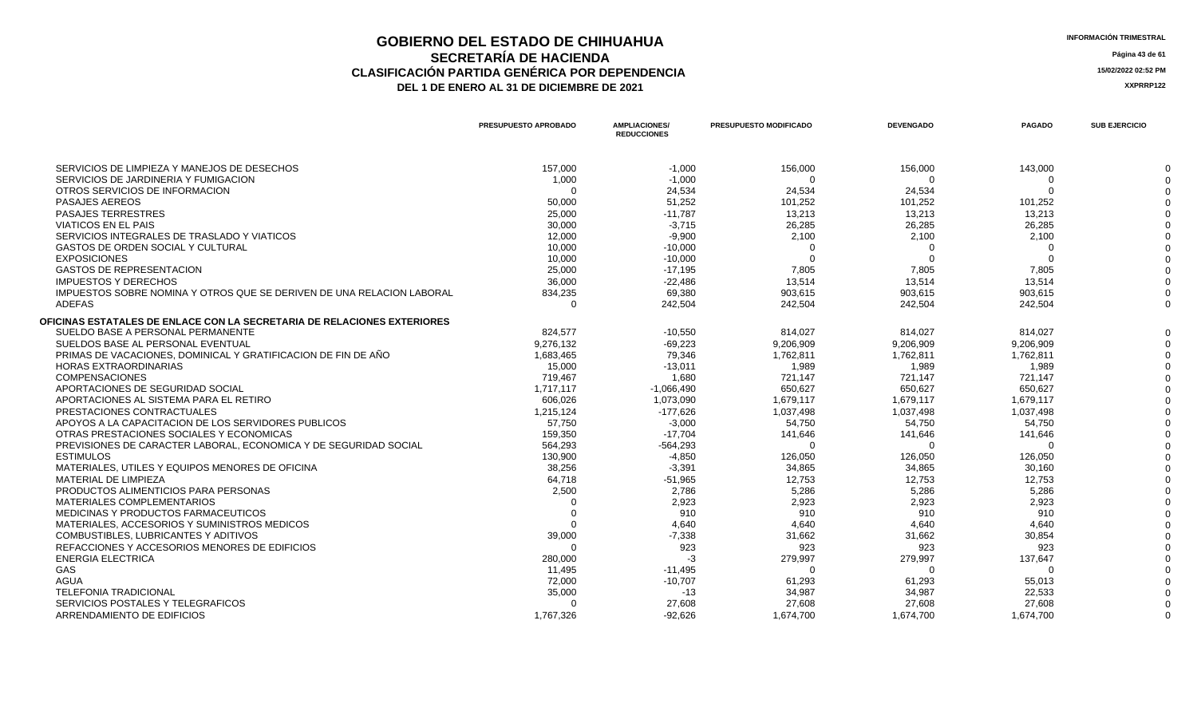# GOBIERNO DEL ESTADO DE CHIHUAHUA
## SECRETARÍA DE HACIENDA
## CLASIFICACIÓN PARTIDA GENÉRICA POR DEPENDENCIA
### DEL 1 DE ENERO AL 31 DE DICIEMBRE DE 2021

INFORMACIÓN TRIMESTRAL

15/02/2022 02:52 PM

XXPRRP122

| | PRESUPUESTO APROBADO | AMPLIACIONES/ REDUCCIONES | PRESUPUESTO MODIFICADO | DEVENGADO | PAGADO | SUB EJERCICIO |
|---|---|---|---|---|---|---|
| SERVICIOS DE LIMPIEZA Y MANEJOS DE DESECHOS | 157,000 | -1,000 | 156,000 | 156,000 | 143,000 | 0 |
| SERVICIOS DE JARDINERIA Y FUMIGACION | 1,000 | -1,000 | 0 | 0 | 0 | 0 |
| OTROS SERVICIOS DE INFORMACION | 0 | 24,534 | 24,534 | 24,534 | 0 | 0 |
| PASAJES AEREOS | 50,000 | 51,252 | 101,252 | 101,252 | 101,252 | 0 |
| PASAJES TERRESTRES | 25,000 | -11,787 | 13,213 | 13,213 | 13,213 | 0 |
| VIATICOS EN EL PAIS | 30,000 | -3,715 | 26,285 | 26,285 | 26,285 | 0 |
| SERVICIOS INTEGRALES DE TRASLADO Y VIATICOS | 12,000 | -9,900 | 2,100 | 2,100 | 2,100 | 0 |
| GASTOS DE ORDEN SOCIAL Y CULTURAL | 10,000 | -10,000 | 0 | 0 | 0 | 0 |
| EXPOSICIONES | 10,000 | -10,000 | 0 | 0 | 0 | 0 |
| GASTOS DE REPRESENTACION | 25,000 | -17,195 | 7,805 | 7,805 | 7,805 | 0 |
| IMPUESTOS Y DERECHOS | 36,000 | -22,486 | 13,514 | 13,514 | 13,514 | 0 |
| IMPUESTOS SOBRE NOMINA Y OTROS QUE SE DERIVEN DE UNA RELACION LABORAL | 834,235 | 69,380 | 903,615 | 903,615 | 903,615 | 0 |
| ADEFAS | 0 | 242,504 | 242,504 | 242,504 | 242,504 | 0 |
| **OFICINAS ESTATALES DE ENLACE CON LA SECRETARIA DE RELACIONES EXTERIORES** | | | | | | |
| SUELDO BASE A PERSONAL PERMANENTE | 824,577 | -10,550 | 814,027 | 814,027 | 814,027 | 0 |
| SUELDOS BASE AL PERSONAL EVENTUAL | 9,276,132 | -69,223 | 9,206,909 | 9,206,909 | 9,206,909 | 0 |
| PRIMAS DE VACACIONES, DOMINICAL Y GRATIFICACION DE FIN DE AÑO | 1,683,465 | 79,346 | 1,762,811 | 1,762,811 | 1,762,811 | 0 |
| HORAS EXTRAORDINARIAS | 15,000 | -13,011 | 1,989 | 1,989 | 1,989 | 0 |
| COMPENSACIONES | 719,467 | 1,680 | 721,147 | 721,147 | 721,147 | 0 |
| APORTACIONES DE SEGURIDAD SOCIAL | 1,717,117 | -1,066,490 | 650,627 | 650,627 | 650,627 | 0 |
| APORTACIONES AL SISTEMA PARA EL RETIRO | 606,026 | 1,073,090 | 1,679,117 | 1,679,117 | 1,679,117 | 0 |
| PRESTACIONES CONTRACTUALES | 1,215,124 | -177,626 | 1,037,498 | 1,037,498 | 1,037,498 | 0 |
| APOYOS A LA CAPACITACION DE LOS SERVIDORES PUBLICOS | 57,750 | -3,000 | 54,750 | 54,750 | 54,750 | 0 |
| OTRAS PRESTACIONES SOCIALES Y ECONOMICAS | 159,350 | -17,704 | 141,646 | 141,646 | 141,646 | 0 |
| PREVISIONES DE CARACTER LABORAL, ECONOMICA Y DE SEGURIDAD SOCIAL | 564,293 | -564,293 | 0 | 0 | 0 | 0 |
| ESTIMULOS | 130,900 | -4,850 | 126,050 | 126,050 | 126,050 | 0 |
| MATERIALES, UTILES Y EQUIPOS MENORES DE OFICINA | 38,256 | -3,391 | 34,865 | 34,865 | 30,160 | 0 |
| MATERIAL DE LIMPIEZA | 64,718 | -51,965 | 12,753 | 12,753 | 12,753 | 0 |
| PRODUCTOS ALIMENTICIOS PARA PERSONAS | 2,500 | 2,786 | 5,286 | 5,286 | 5,286 | 0 |
| MATERIALES COMPLEMENTARIOS | 0 | 2,923 | 2,923 | 2,923 | 2,923 | 0 |
| MEDICINAS Y PRODUCTOS FARMACEUTICOS | 0 | 910 | 910 | 910 | 910 | 0 |
| MATERIALES, ACCESORIOS Y SUMINISTROS MEDICOS | 0 | 4,640 | 4,640 | 4,640 | 4,640 | 0 |
| COMBUSTIBLES, LUBRICANTES Y ADITIVOS | 39,000 | -7,338 | 31,662 | 31,662 | 30,854 | 0 |
| REFACCIONES Y ACCESORIOS MENORES DE EDIFICIOS | 0 | 923 | 923 | 923 | 923 | 0 |
| ENERGIA ELECTRICA | 280,000 | -3 | 279,997 | 279,997 | 137,647 | 0 |
| GAS | 11,495 | -11,495 | 0 | 0 | 0 | 0 |
| AGUA | 72,000 | -10,707 | 61,293 | 61,293 | 55,013 | 0 |
| TELEFONIA TRADICIONAL | 35,000 | -13 | 34,987 | 34,987 | 22,533 | 0 |
| SERVICIOS POSTALES Y TELEGRAFICOS | 0 | 27,608 | 27,608 | 27,608 | 27,608 | 0 |
| ARRENDAMIENTO DE EDIFICIOS | 1,767,326 | -92,626 | 1,674,700 | 1,674,700 | 1,674,700 | 0 |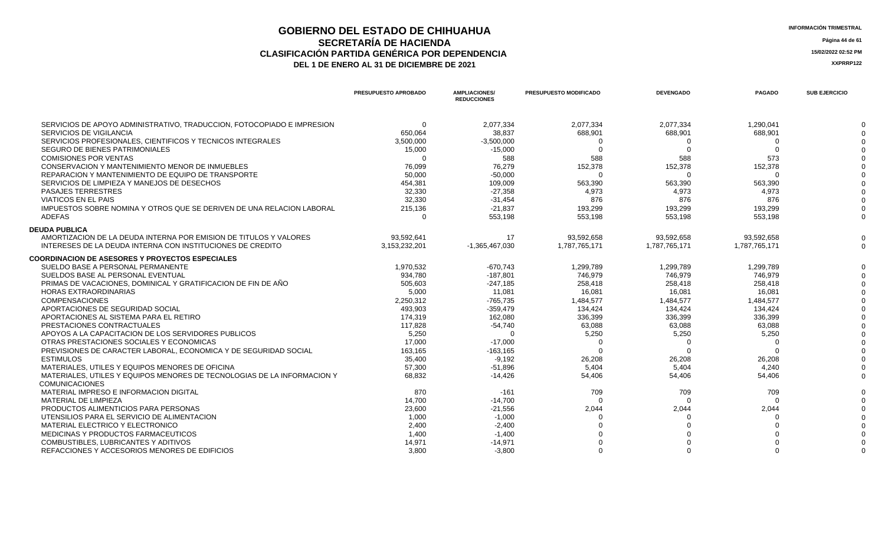# GOBIERNO DEL ESTADO DE CHIHUAHUA
## SECRETARÍA DE HACIENDA
### CLASIFICACIÓN PARTIDA GENÉRICA POR DEPENDENCIA
### DEL 1 DE ENERO AL 31 DE DICIEMBRE DE 2021

INFORMACIÓN TRIMESTRAL

15/02/2022 02:52 PM

XXPRRP122

| | PRESUPUESTO APROBADO | AMPLIACIONES/ REDUCCIONES | PRESUPUESTO MODIFICADO | DEVENGADO | PAGADO | SUB EJERCICIO |
|---|---|---|---|---|---|---|
| SERVICIOS DE APOYO ADMINISTRATIVO, TRADUCCION, FOTOCOPIADO E IMPRESION | 0 | 2,077,334 | 2,077,334 | 2,077,334 | 1,290,041 | 0 |
| SERVICIOS DE VIGILANCIA | 650,064 | 38,837 | 688,901 | 688,901 | 688,901 | 0 |
| SERVICIOS PROFESIONALES, CIENTIFICOS Y TECNICOS INTEGRALES | 3,500,000 | -3,500,000 | 0 | 0 | 0 | 0 |
| SEGURO DE BIENES PATRIMONIALES | 15,000 | -15,000 | 0 | 0 | 0 | 0 |
| COMISIONES POR VENTAS | 0 | 588 | 588 | 588 | 573 | 0 |
| CONSERVACION Y MANTENIMIENTO MENOR DE INMUEBLES | 76,099 | 76,279 | 152,378 | 152,378 | 152,378 | 0 |
| REPARACION Y MANTENIMIENTO DE EQUIPO DE TRANSPORTE | 50,000 | -50,000 | 0 | 0 | 0 | 0 |
| SERVICIOS DE LIMPIEZA Y MANEJOS DE DESECHOS | 454,381 | 109,009 | 563,390 | 563,390 | 563,390 | 0 |
| PASAJES TERRESTRES | 32,330 | -27,358 | 4,973 | 4,973 | 4,973 | 0 |
| VIATICOS EN EL PAIS | 32,330 | -31,454 | 876 | 876 | 876 | 0 |
| IMPUESTOS SOBRE NOMINA Y OTROS QUE SE DERIVEN DE UNA RELACION LABORAL | 215,136 | -21,837 | 193,299 | 193,299 | 193,299 | 0 |
| ADEFAS | 0 | 553,198 | 553,198 | 553,198 | 553,198 | 0 |
| **DEUDA PUBLICA** | | | | | | |
| AMORTIZACION DE LA DEUDA INTERNA POR EMISION DE TITULOS Y VALORES | 93,592,641 | 17 | 93,592,658 | 93,592,658 | 93,592,658 | 0 |
| INTERESES DE LA DEUDA INTERNA CON INSTITUCIONES DE CREDITO | 3,153,232,201 | -1,365,467,030 | 1,787,765,171 | 1,787,765,171 | 1,787,765,171 | 0 |
| **COORDINACION DE ASESORES Y PROYECTOS ESPECIALES** | | | | | | |
| SUELDO BASE A PERSONAL PERMANENTE | 1,970,532 | -670,743 | 1,299,789 | 1,299,789 | 1,299,789 | 0 |
| SUELDOS BASE AL PERSONAL EVENTUAL | 934,780 | -187,801 | 746,979 | 746,979 | 746,979 | 0 |
| PRIMAS DE VACACIONES, DOMINICAL Y GRATIFICACION DE FIN DE AÑO | 505,603 | -247,185 | 258,418 | 258,418 | 258,418 | 0 |
| HORAS EXTRAORDINARIAS | 5,000 | 11,081 | 16,081 | 16,081 | 16,081 | 0 |
| COMPENSACIONES | 2,250,312 | -765,735 | 1,484,577 | 1,484,577 | 1,484,577 | 0 |
| APORTACIONES DE SEGURIDAD SOCIAL | 493,903 | -359,479 | 134,424 | 134,424 | 134,424 | 0 |
| APORTACIONES AL SISTEMA PARA EL RETIRO | 174,319 | 162,080 | 336,399 | 336,399 | 336,399 | 0 |
| PRESTACIONES CONTRACTUALES | 117,828 | -54,740 | 63,088 | 63,088 | 63,088 | 0 |
| APOYOS A LA CAPACITACION DE LOS SERVIDORES PUBLICOS | 5,250 | 0 | 5,250 | 5,250 | 5,250 | 0 |
| OTRAS PRESTACIONES SOCIALES Y ECONOMICAS | 17,000 | -17,000 | 0 | 0 | 0 | 0 |
| PREVISIONES DE CARACTER LABORAL, ECONOMICA Y DE SEGURIDAD SOCIAL | 163,165 | -163,165 | 0 | 0 | 0 | 0 |
| ESTIMULOS | 35,400 | -9,192 | 26,208 | 26,208 | 26,208 | 0 |
| MATERIALES, UTILES Y EQUIPOS MENORES DE OFICINA | 57,300 | -51,896 | 5,404 | 5,404 | 4,240 | 0 |
| MATERIALES, UTILES Y EQUIPOS MENORES DE TECNOLOGIAS DE LA INFORMACION Y COMUNICACIONES | 68,832 | -14,426 | 54,406 | 54,406 | 54,406 | 0 |
| MATERIAL IMPRESO E INFORMACION DIGITAL | 870 | -161 | 709 | 709 | 709 | 0 |
| MATERIAL DE LIMPIEZA | 14,700 | -14,700 | 0 | 0 | 0 | 0 |
| PRODUCTOS ALIMENTICIOS PARA PERSONAS | 23,600 | -21,556 | 2,044 | 2,044 | 2,044 | 0 |
| UTENSILIOS PARA EL SERVICIO DE ALIMENTACION | 1,000 | -1,000 | 0 | 0 | 0 | 0 |
| MATERIAL ELECTRICO Y ELECTRONICO | 2,400 | -2,400 | 0 | 0 | 0 | 0 |
| MEDICINAS Y PRODUCTOS FARMACEUTICOS | 1,400 | -1,400 | 0 | 0 | 0 | 0 |
| COMBUSTIBLES, LUBRICANTES Y ADITIVOS | 14,971 | -14,971 | 0 | 0 | 0 | 0 |
| REFACCIONES Y ACCESORIOS MENORES DE EDIFICIOS | 3,800 | -3,800 | 0 | 0 | 0 | 0 |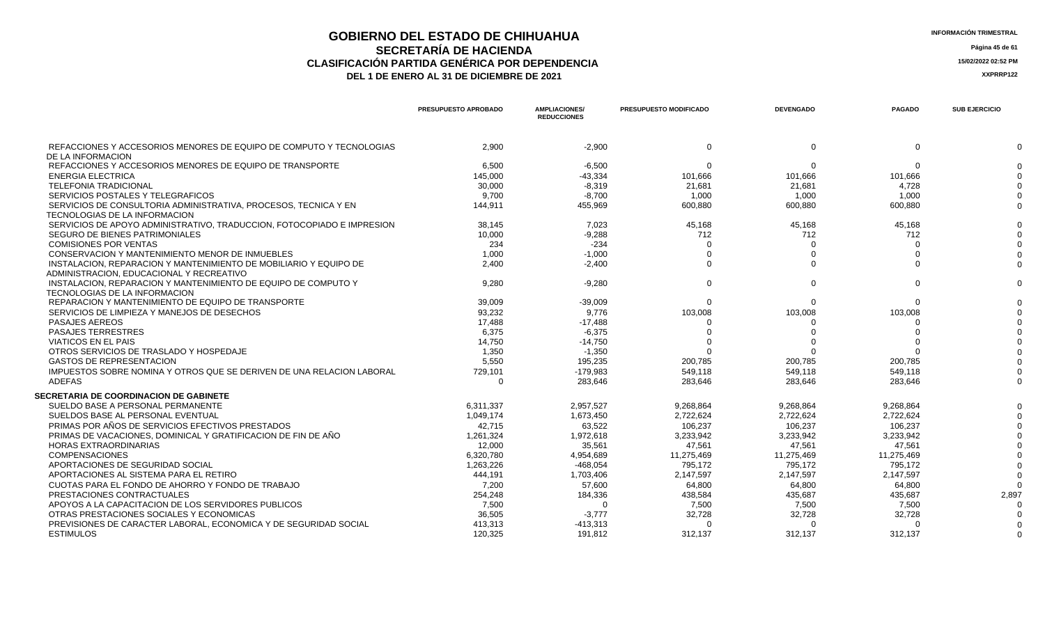# GOBIERNO DEL ESTADO DE CHIHUAHUA
## SECRETARÍA DE HACIENDA
### CLASIFICACIÓN PARTIDA GENÉRICA POR DEPENDENCIA
### DEL 1 DE ENERO AL 31 DE DICIEMBRE DE 2021

INFORMACIÓN TRIMESTRAL

15/02/2022 02:52 PM

XXPRRP122

| | PRESUPUESTO APROBADO | AMPLIACIONES/ REDUCCIONES | PRESUPUESTO MODIFICADO | DEVENGADO | PAGADO | SUB EJERCICIO |
|---|---|---|---|---|---|---|
| REFACCIONES Y ACCESORIOS MENORES DE EQUIPO DE COMPUTO Y TECNOLOGIAS DE LA INFORMACION | 2,900 | -2,900 | 0 | 0 | 0 | 0 |
| REFACCIONES Y ACCESORIOS MENORES DE EQUIPO DE TRANSPORTE | 6,500 | -6,500 | 0 | 0 | 0 | 0 |
| ENERGIA ELECTRICA | 145,000 | -43,334 | 101,666 | 101,666 | 101,666 | 0 |
| TELEFONIA TRADICIONAL | 30,000 | -8,319 | 21,681 | 21,681 | 4,728 | 0 |
| SERVICIOS POSTALES Y TELEGRAFICOS | 9,700 | -8,700 | 1,000 | 1,000 | 1,000 | 0 |
| SERVICIOS DE CONSULTORIA ADMINISTRATIVA, PROCESOS, TECNICA Y EN TECNOLOGIAS DE LA INFORMACION | 144,911 | 455,969 | 600,880 | 600,880 | 600,880 | 0 |
| SERVICIOS DE APOYO ADMINISTRATIVO, TRADUCCION, FOTOCOPIADO E IMPRESION | 38,145 | 7,023 | 45,168 | 45,168 | 45,168 | 0 |
| SEGURO DE BIENES PATRIMONIALES | 10,000 | -9,288 | 712 | 712 | 712 | 0 |
| COMISIONES POR VENTAS | 234 | -234 | 0 | 0 | 0 | 0 |
| CONSERVACION Y MANTENIMIENTO MENOR DE INMUEBLES | 1,000 | -1,000 | 0 | 0 | 0 | 0 |
| INSTALACION, REPARACION Y MANTENIMIENTO DE MOBILIARIO Y EQUIPO DE ADMINISTRACION, EDUCACIONAL Y RECREATIVO | 2,400 | -2,400 | 0 | 0 | 0 | 0 |
| INSTALACION, REPARACION Y MANTENIMIENTO DE EQUIPO DE COMPUTO Y TECNOLOGIAS DE LA INFORMACION | 9,280 | -9,280 | 0 | 0 | 0 | 0 |
| REPARACION Y MANTENIMIENTO DE EQUIPO DE TRANSPORTE | 39,009 | -39,009 | 0 | 0 | 0 | 0 |
| SERVICIOS DE LIMPIEZA Y MANEJOS DE DESECHOS | 93,232 | 9,776 | 103,008 | 103,008 | 103,008 | 0 |
| PASAJES AEREOS | 17,488 | -17,488 | 0 | 0 | 0 | 0 |
| PASAJES TERRESTRES | 6,375 | -6,375 | 0 | 0 | 0 | 0 |
| VIATICOS EN EL PAIS | 14,750 | -14,750 | 0 | 0 | 0 | 0 |
| OTROS SERVICIOS DE TRASLADO Y HOSPEDAJE | 1,350 | -1,350 | 0 | 0 | 0 | 0 |
| GASTOS DE REPRESENTACION | 5,550 | 195,235 | 200,785 | 200,785 | 200,785 | 0 |
| IMPUESTOS SOBRE NOMINA Y OTROS QUE SE DERIVEN DE UNA RELACION LABORAL | 729,101 | -179,983 | 549,118 | 549,118 | 549,118 | 0 |
| ADEFAS | 0 | 283,646 | 283,646 | 283,646 | 283,646 | 0 |
| **SECRETARIA DE COORDINACION DE GABINETE** | | | | | | |
| SUELDO BASE A PERSONAL PERMANENTE | 6,311,337 | 2,957,527 | 9,268,864 | 9,268,864 | 9,268,864 | 0 |
| SUELDOS BASE AL PERSONAL EVENTUAL | 1,049,174 | 1,673,450 | 2,722,624 | 2,722,624 | 2,722,624 | 0 |
| PRIMAS POR AÑOS DE SERVICIOS EFECTIVOS PRESTADOS | 42,715 | 63,522 | 106,237 | 106,237 | 106,237 | 0 |
| PRIMAS DE VACACIONES, DOMINICAL Y GRATIFICACION DE FIN DE AÑO | 1,261,324 | 1,972,618 | 3,233,942 | 3,233,942 | 3,233,942 | 0 |
| HORAS EXTRAORDINARIAS | 12,000 | 35,561 | 47,561 | 47,561 | 47,561 | 0 |
| COMPENSACIONES | 6,320,780 | 4,954,689 | 11,275,469 | 11,275,469 | 11,275,469 | 0 |
| APORTACIONES DE SEGURIDAD SOCIAL | 1,263,226 | -468,054 | 795,172 | 795,172 | 795,172 | 0 |
| APORTACIONES AL SISTEMA PARA EL RETIRO | 444,191 | 1,703,406 | 2,147,597 | 2,147,597 | 2,147,597 | 0 |
| CUOTAS PARA EL FONDO DE AHORRO Y FONDO DE TRABAJO | 7,200 | 57,600 | 64,800 | 64,800 | 64,800 | 0 |
| PRESTACIONES CONTRACTUALES | 254,248 | 184,336 | 438,584 | 435,687 | 435,687 | 2,897 |
| APOYOS A LA CAPACITACION DE LOS SERVIDORES PUBLICOS | 7,500 | 0 | 7,500 | 7,500 | 7,500 | 0 |
| OTRAS PRESTACIONES SOCIALES Y ECONOMICAS | 36,505 | -3,777 | 32,728 | 32,728 | 32,728 | 0 |
| PREVISIONES DE CARACTER LABORAL, ECONOMICA Y DE SEGURIDAD SOCIAL | 413,313 | -413,313 | 0 | 0 | 0 | 0 |
| ESTIMULOS | 120,325 | 191,812 | 312,137 | 312,137 | 312,137 | 0 |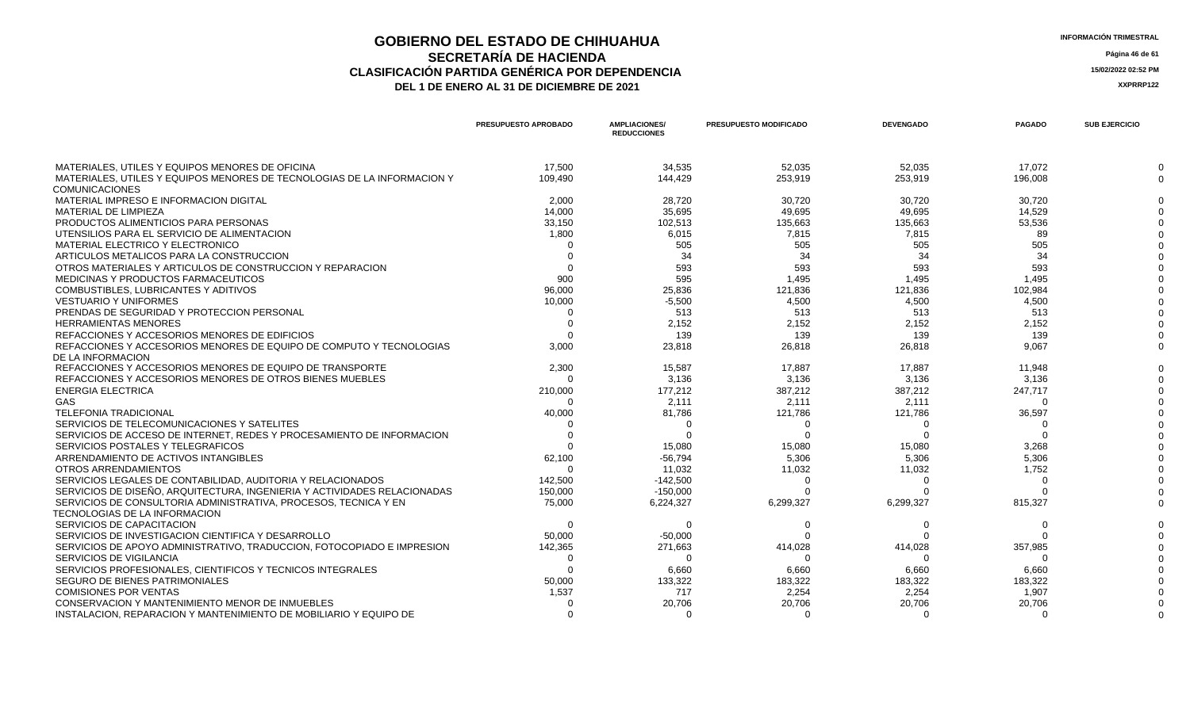# GOBIERNO DEL ESTADO DE CHIHUAHUA

## SECRETARÍA DE HACIENDA

### CLASIFICACIÓN PARTIDA GENÉRICA POR DEPENDENCIA

**DEL 1 DE ENERO AL 31 DE DICIEMBRE DE 2021**

INFORMACIÓN TRIMESTRAL

15/02/2022 02:52 PM

XXPRRP122

| | PRESUPUESTO APROBADO | AMPLIACIONES/ REDUCCIONES | PRESUPUESTO MODIFICADO | DEVENGADO | PAGADO | SUB EJERCICIO |
|---|---|---|---|---|---|---|
| MATERIALES, UTILES Y EQUIPOS MENORES DE OFICINA | 17,500 | 34,535 | 52,035 | 52,035 | 17,072 | 0 |
| MATERIALES, UTILES Y EQUIPOS MENORES DE TECNOLOGIAS DE LA INFORMACION Y COMUNICACIONES | 109,490 | 144,429 | 253,919 | 253,919 | 196,008 | 0 |
| MATERIAL IMPRESO E INFORMACION DIGITAL | 2,000 | 28,720 | 30,720 | 30,720 | 30,720 | 0 |
| MATERIAL DE LIMPIEZA | 14,000 | 35,695 | 49,695 | 49,695 | 14,529 | 0 |
| PRODUCTOS ALIMENTICIOS PARA PERSONAS | 33,150 | 102,513 | 135,663 | 135,663 | 53,536 | 0 |
| UTENSILIOS PARA EL SERVICIO DE ALIMENTACION | 1,800 | 6,015 | 7,815 | 7,815 | 89 | 0 |
| MATERIAL ELECTRICO Y ELECTRONICO | 0 | 505 | 505 | 505 | 505 | 0 |
| ARTICULOS METALICOS PARA LA CONSTRUCCION | 0 | 34 | 34 | 34 | 34 | 0 |
| OTROS MATERIALES Y ARTICULOS DE CONSTRUCCION Y REPARACION | 0 | 593 | 593 | 593 | 593 | 0 |
| MEDICINAS Y PRODUCTOS FARMACEUTICOS | 900 | 595 | 1,495 | 1,495 | 1,495 | 0 |
| COMBUSTIBLES, LUBRICANTES Y ADITIVOS | 96,000 | 25,836 | 121,836 | 121,836 | 102,984 | 0 |
| VESTUARIO Y UNIFORMES | 10,000 | -5,500 | 4,500 | 4,500 | 4,500 | 0 |
| PRENDAS DE SEGURIDAD Y PROTECCION PERSONAL | 0 | 513 | 513 | 513 | 513 | 0 |
| HERRAMIENTAS MENORES | 0 | 2,152 | 2,152 | 2,152 | 2,152 | 0 |
| REFACCIONES Y ACCESORIOS MENORES DE EDIFICIOS | 0 | 139 | 139 | 139 | 139 | 0 |
| REFACCIONES Y ACCESORIOS MENORES DE EQUIPO DE COMPUTO Y TECNOLOGIAS DE LA INFORMACION | 3,000 | 23,818 | 26,818 | 26,818 | 9,067 | 0 |
| REFACCIONES Y ACCESORIOS MENORES DE EQUIPO DE TRANSPORTE | 2,300 | 15,587 | 17,887 | 17,887 | 11,948 | 0 |
| REFACCIONES Y ACCESORIOS MENORES DE OTROS BIENES MUEBLES | 0 | 3,136 | 3,136 | 3,136 | 3,136 | 0 |
| ENERGIA ELECTRICA | 210,000 | 177,212 | 387,212 | 387,212 | 247,717 | 0 |
| GAS | 0 | 2,111 | 2,111 | 2,111 | 0 | 0 |
| TELEFONIA TRADICIONAL | 40,000 | 81,786 | 121,786 | 121,786 | 36,597 | 0 |
| SERVICIOS DE TELECOMUNICACIONES Y SATELITES | 0 | 0 | 0 | 0 | 0 | 0 |
| SERVICIOS DE ACCESO DE INTERNET, REDES Y PROCESAMIENTO DE INFORMACION | 0 | 0 | 0 | 0 | 0 | 0 |
| SERVICIOS POSTALES Y TELEGRAFICOS | 0 | 15,080 | 15,080 | 15,080 | 3,268 | 0 |
| ARRENDAMIENTO DE ACTIVOS INTANGIBLES | 62,100 | -56,794 | 5,306 | 5,306 | 5,306 | 0 |
| OTROS ARRENDAMIENTOS | 0 | 11,032 | 11,032 | 11,032 | 1,752 | 0 |
| SERVICIOS LEGALES DE CONTABILIDAD, AUDITORIA Y RELACIONADOS | 142,500 | -142,500 | 0 | 0 | 0 | 0 |
| SERVICIOS DE DISEÑO, ARQUITECTURA, INGENIERIA Y ACTIVIDADES RELACIONADAS | 150,000 | -150,000 | 0 | 0 | 0 | 0 |
| SERVICIOS DE CONSULTORIA ADMINISTRATIVA, PROCESOS, TECNICA Y EN TECNOLOGIAS DE LA INFORMACION | 75,000 | 6,224,327 | 6,299,327 | 6,299,327 | 815,327 | 0 |
| SERVICIOS DE CAPACITACION | 0 | 0 | 0 | 0 | 0 | 0 |
| SERVICIOS DE INVESTIGACION CIENTIFICA Y DESARROLLO | 50,000 | -50,000 | 0 | 0 | 0 | 0 |
| SERVICIOS DE APOYO ADMINISTRATIVO, TRADUCCION, FOTOCOPIADO E IMPRESION | 142,365 | 271,663 | 414,028 | 414,028 | 357,985 | 0 |
| SERVICIOS DE VIGILANCIA | 0 | 0 | 0 | 0 | 0 | 0 |
| SERVICIOS PROFESIONALES, CIENTIFICOS Y TECNICOS INTEGRALES | 0 | 6,660 | 6,660 | 6,660 | 6,660 | 0 |
| SEGURO DE BIENES PATRIMONIALES | 50,000 | 133,322 | 183,322 | 183,322 | 183,322 | 0 |
| COMISIONES POR VENTAS | 1,537 | 717 | 2,254 | 2,254 | 1,907 | 0 |
| CONSERVACION Y MANTENIMIENTO MENOR DE INMUEBLES | 0 | 20,706 | 20,706 | 20,706 | 20,706 | 0 |
| INSTALACION, REPARACION Y MANTENIMIENTO DE MOBILIARIO Y EQUIPO DE | 0 | 0 | 0 | 0 | 0 | 0 |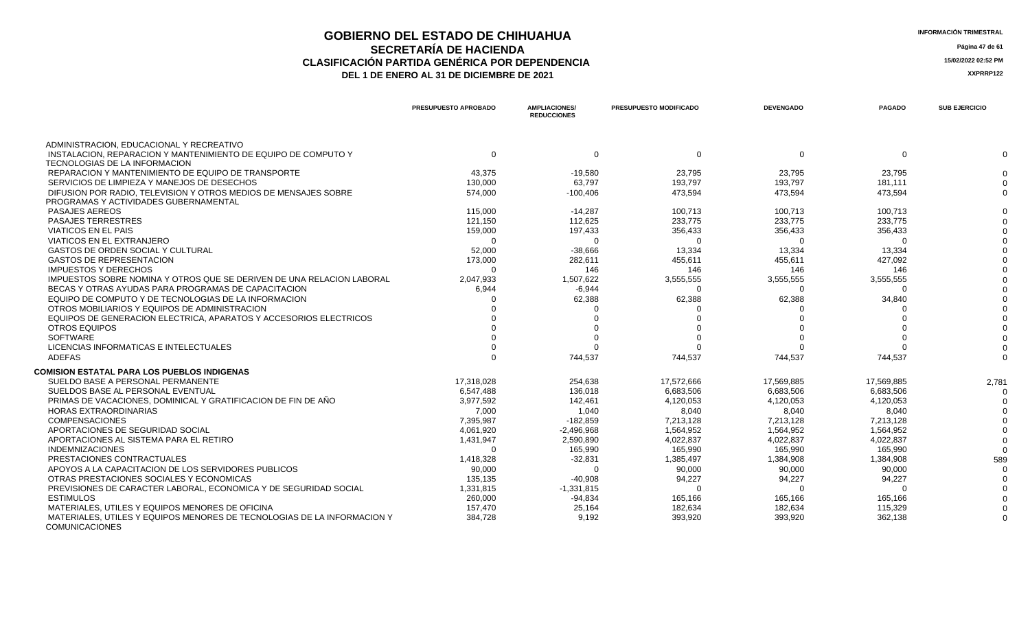# GOBIERNO DEL ESTADO DE CHIHUAHUA
## SECRETARÍA DE HACIENDA
## CLASIFICACIÓN PARTIDA GENÉRICA POR DEPENDENCIA
### DEL 1 DE ENERO AL 31 DE DICIEMBRE DE 2021

INFORMACIÓN TRIMESTRAL

15/02/2022 02:52 PM

XXPRRP122

| | PRESUPUESTO APROBADO | AMPLIACIONES/ REDUCCIONES | PRESUPUESTO MODIFICADO | DEVENGADO | PAGADO | SUB EJERCICIO |
|---|---|---|---|---|---|---|
| ADMINISTRACION, EDUCACIONAL Y RECREATIVO | | | | | | |
| INSTALACION, REPARACION Y MANTENIMIENTO DE EQUIPO DE COMPUTO Y TECNOLOGIAS DE LA INFORMACION | 0 | 0 | 0 | 0 | 0 | 0 |
| REPARACION Y MANTENIMIENTO DE EQUIPO DE TRANSPORTE | 43,375 | -19,580 | 23,795 | 23,795 | 23,795 | 0 |
| SERVICIOS DE LIMPIEZA Y MANEJOS DE DESECHOS | 130,000 | 63,797 | 193,797 | 193,797 | 181,111 | 0 |
| DIFUSION POR RADIO, TELEVISION Y OTROS MEDIOS DE MENSAJES SOBRE PROGRAMAS Y ACTIVIDADES GUBERNAMENTAL | 574,000 | -100,406 | 473,594 | 473,594 | 473,594 | 0 |
| PASAJES AEREOS | 115,000 | -14,287 | 100,713 | 100,713 | 100,713 | 0 |
| PASAJES TERRESTRES | 121,150 | 112,625 | 233,775 | 233,775 | 233,775 | 0 |
| VIATICOS EN EL PAIS | 159,000 | 197,433 | 356,433 | 356,433 | 356,433 | 0 |
| VIATICOS EN EL EXTRANJERO | 0 | 0 | 0 | 0 | 0 | 0 |
| GASTOS DE ORDEN SOCIAL Y CULTURAL | 52,000 | -38,666 | 13,334 | 13,334 | 13,334 | 0 |
| GASTOS DE REPRESENTACION | 173,000 | 282,611 | 455,611 | 455,611 | 427,092 | 0 |
| IMPUESTOS Y DERECHOS | 0 | 146 | 146 | 146 | 146 | 0 |
| IMPUESTOS SOBRE NOMINA Y OTROS QUE SE DERIVEN DE UNA RELACION LABORAL | 2,047,933 | 1,507,622 | 3,555,555 | 3,555,555 | 3,555,555 | 0 |
| BECAS Y OTRAS AYUDAS PARA PROGRAMAS DE CAPACITACION | 6,944 | -6,944 | 0 | 0 | 0 | 0 |
| EQUIPO DE COMPUTO Y DE TECNOLOGIAS DE LA INFORMACION | 0 | 62,388 | 62,388 | 62,388 | 34,840 | 0 |
| OTROS MOBILIARIOS Y EQUIPOS DE ADMINISTRACION | 0 | 0 | 0 | 0 | 0 | 0 |
| EQUIPOS DE GENERACION ELECTRICA, APARATOS Y ACCESORIOS ELECTRICOS | 0 | 0 | 0 | 0 | 0 | 0 |
| OTROS EQUIPOS | 0 | 0 | 0 | 0 | 0 | 0 |
| SOFTWARE | 0 | 0 | 0 | 0 | 0 | 0 |
| LICENCIAS INFORMATICAS E INTELECTUALES | 0 | 0 | 0 | 0 | 0 | 0 |
| ADEFAS | 0 | 744,537 | 744,537 | 744,537 | 744,537 | 0 |
| **COMISION ESTATAL PARA LOS PUEBLOS INDIGENAS** | | | | | | |
| SUELDO BASE A PERSONAL PERMANENTE | 17,318,028 | 254,638 | 17,572,666 | 17,569,885 | 17,569,885 | 2,781 |
| SUELDOS BASE AL PERSONAL EVENTUAL | 6,547,488 | 136,018 | 6,683,506 | 6,683,506 | 6,683,506 | 0 |
| PRIMAS DE VACACIONES, DOMINICAL Y GRATIFICACION DE FIN DE AÑO | 3,977,592 | 142,461 | 4,120,053 | 4,120,053 | 4,120,053 | 0 |
| HORAS EXTRAORDINARIAS | 7,000 | 1,040 | 8,040 | 8,040 | 8,040 | 0 |
| COMPENSACIONES | 7,395,987 | -182,859 | 7,213,128 | 7,213,128 | 7,213,128 | 0 |
| APORTACIONES DE SEGURIDAD SOCIAL | 4,061,920 | -2,496,968 | 1,564,952 | 1,564,952 | 1,564,952 | 0 |
| APORTACIONES AL SISTEMA PARA EL RETIRO | 1,431,947 | 2,590,890 | 4,022,837 | 4,022,837 | 4,022,837 | 0 |
| INDEMNIZACIONES | 0 | 165,990 | 165,990 | 165,990 | 165,990 | 0 |
| PRESTACIONES CONTRACTUALES | 1,418,328 | -32,831 | 1,385,497 | 1,384,908 | 1,384,908 | 589 |
| APOYOS A LA CAPACITACION DE LOS SERVIDORES PUBLICOS | 90,000 | 0 | 90,000 | 90,000 | 90,000 | 0 |
| OTRAS PRESTACIONES SOCIALES Y ECONOMICAS | 135,135 | -40,908 | 94,227 | 94,227 | 94,227 | 0 |
| PREVISIONES DE CARACTER LABORAL, ECONOMICA Y DE SEGURIDAD SOCIAL | 1,331,815 | -1,331,815 | 0 | 0 | 0 | 0 |
| ESTIMULOS | 260,000 | -94,834 | 165,166 | 165,166 | 165,166 | 0 |
| MATERIALES, UTILES Y EQUIPOS MENORES DE OFICINA | 157,470 | 25,164 | 182,634 | 182,634 | 115,329 | 0 |
| MATERIALES, UTILES Y EQUIPOS MENORES DE TECNOLOGIAS DE LA INFORMACION Y COMUNICACIONES | 384,728 | 9,192 | 393,920 | 393,920 | 362,138 | 0 |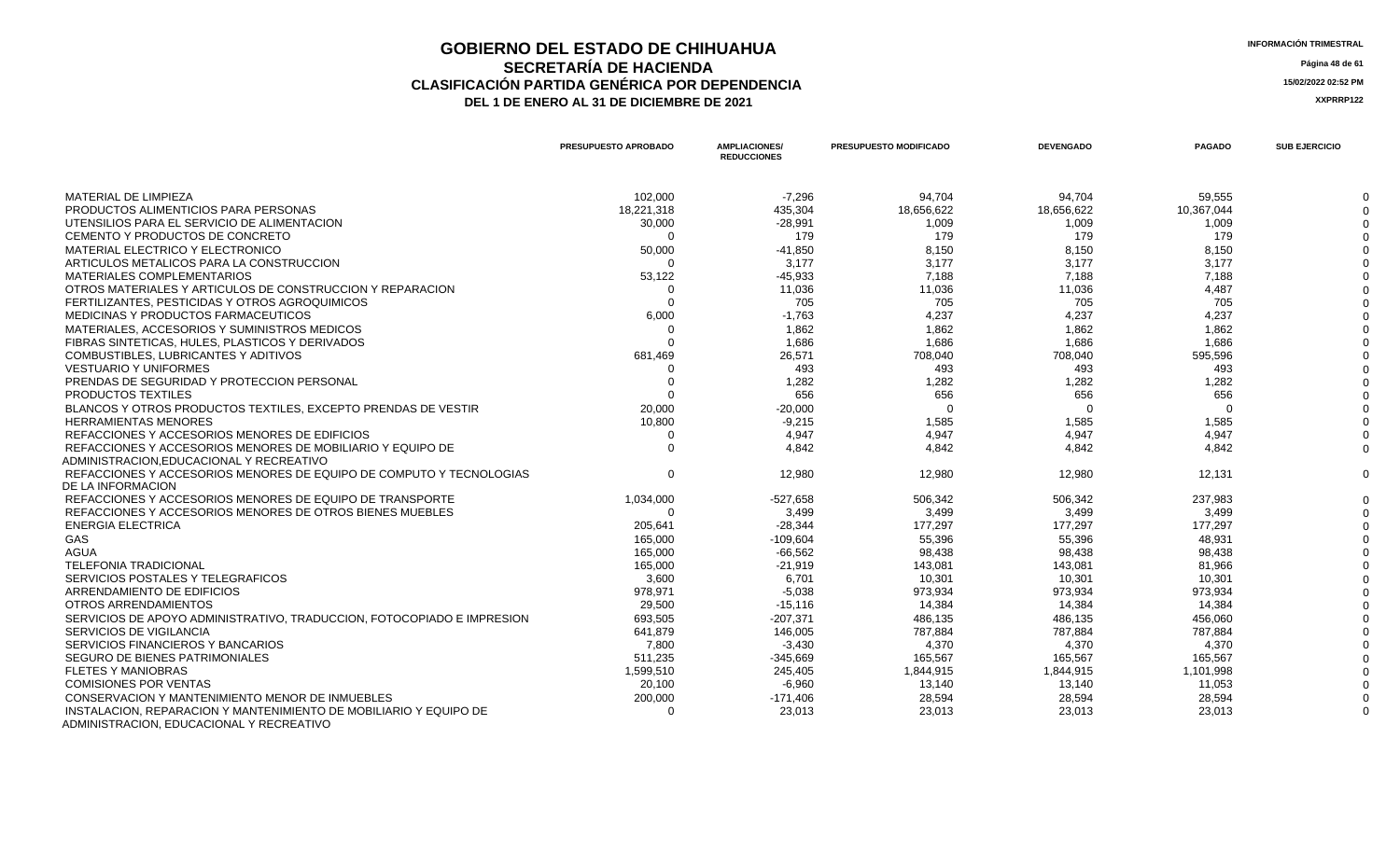# GOBIERNO DEL ESTADO DE CHIHUAHUA
## SECRETARÍA DE HACIENDA
## CLASIFICACIÓN PARTIDA GENÉRICA POR DEPENDENCIA
### DEL 1 DE ENERO AL 31 DE DICIEMBRE DE 2021

INFORMACIÓN TRIMESTRAL

15/02/2022 02:52 PM

XXPRRP122

| | PRESUPUESTO APROBADO | AMPLIACIONES/ REDUCCIONES | PRESUPUESTO MODIFICADO | DEVENGADO | PAGADO | SUB EJERCICIO |
|---|---|---|---|---|---|---|
| MATERIAL DE LIMPIEZA | 102,000 | -7,296 | 94,704 | 94,704 | 59,555 | 0 |
| PRODUCTOS ALIMENTICIOS PARA PERSONAS | 18,221,318 | 435,304 | 18,656,622 | 18,656,622 | 10,367,044 | 0 |
| UTENSILIOS PARA EL SERVICIO DE ALIMENTACION | 30,000 | -28,991 | 1,009 | 1,009 | 1,009 | 0 |
| CEMENTO Y PRODUCTOS DE CONCRETO | 0 | 179 | 179 | 179 | 179 | 0 |
| MATERIAL ELECTRICO Y ELECTRONICO | 50,000 | -41,850 | 8,150 | 8,150 | 8,150 | 0 |
| ARTICULOS METALICOS PARA LA CONSTRUCCION | 0 | 3,177 | 3,177 | 3,177 | 3,177 | 0 |
| MATERIALES COMPLEMENTARIOS | 53,122 | -45,933 | 7,188 | 7,188 | 7,188 | 0 |
| OTROS MATERIALES Y ARTICULOS DE CONSTRUCCION Y REPARACION | 0 | 11,036 | 11,036 | 11,036 | 4,487 | 0 |
| FERTILIZANTES, PESTICIDAS Y OTROS AGROQUIMICOS | 0 | 705 | 705 | 705 | 705 | 0 |
| MEDICINAS Y PRODUCTOS FARMACEUTICOS | 6,000 | -1,763 | 4,237 | 4,237 | 4,237 | 0 |
| MATERIALES, ACCESORIOS Y SUMINISTROS MEDICOS | 0 | 1,862 | 1,862 | 1,862 | 1,862 | 0 |
| FIBRAS SINTETICAS, HULES, PLASTICOS Y DERIVADOS | 0 | 1,686 | 1,686 | 1,686 | 1,686 | 0 |
| COMBUSTIBLES, LUBRICANTES Y ADITIVOS | 681,469 | 26,571 | 708,040 | 708,040 | 595,596 | 0 |
| VESTUARIO Y UNIFORMES | 0 | 493 | 493 | 493 | 493 | 0 |
| PRENDAS DE SEGURIDAD Y PROTECCION PERSONAL | 0 | 1,282 | 1,282 | 1,282 | 1,282 | 0 |
| PRODUCTOS TEXTILES | 0 | 656 | 656 | 656 | 656 | 0 |
| BLANCOS Y OTROS PRODUCTOS TEXTILES, EXCEPTO PRENDAS DE VESTIR | 20,000 | -20,000 | 0 | 0 | 0 | 0 |
| HERRAMIENTAS MENORES | 10,800 | -9,215 | 1,585 | 1,585 | 1,585 | 0 |
| REFACCIONES Y ACCESORIOS MENORES DE EDIFICIOS | 0 | 4,947 | 4,947 | 4,947 | 4,947 | 0 |
| REFACCIONES Y ACCESORIOS MENORES DE MOBILIARIO Y EQUIPO DE ADMINISTRACION,EDUCACIONAL Y RECREATIVO | 0 | 4,842 | 4,842 | 4,842 | 4,842 | 0 |
| REFACCIONES Y ACCESORIOS MENORES DE EQUIPO DE COMPUTO Y TECNOLOGIAS DE LA INFORMACION | 0 | 12,980 | 12,980 | 12,980 | 12,131 | 0 |
| REFACCIONES Y ACCESORIOS MENORES DE EQUIPO DE TRANSPORTE | 1,034,000 | -527,658 | 506,342 | 506,342 | 237,983 | 0 |
| REFACCIONES Y ACCESORIOS MENORES DE OTROS BIENES MUEBLES | 0 | 3,499 | 3,499 | 3,499 | 3,499 | 0 |
| ENERGIA ELECTRICA | 205,641 | -28,344 | 177,297 | 177,297 | 177,297 | 0 |
| GAS | 165,000 | -109,604 | 55,396 | 55,396 | 48,931 | 0 |
| AGUA | 165,000 | -66,562 | 98,438 | 98,438 | 98,438 | 0 |
| TELEFONIA TRADICIONAL | 165,000 | -21,919 | 143,081 | 143,081 | 81,966 | 0 |
| SERVICIOS POSTALES Y TELEGRAFICOS | 3,600 | 6,701 | 10,301 | 10,301 | 10,301 | 0 |
| ARRENDAMIENTO DE EDIFICIOS | 978,971 | -5,038 | 973,934 | 973,934 | 973,934 | 0 |
| OTROS ARRENDAMIENTOS | 29,500 | -15,116 | 14,384 | 14,384 | 14,384 | 0 |
| SERVICIOS DE APOYO ADMINISTRATIVO, TRADUCCION, FOTOCOPIADO E IMPRESION | 693,505 | -207,371 | 486,135 | 486,135 | 456,060 | 0 |
| SERVICIOS DE VIGILANCIA | 641,879 | 146,005 | 787,884 | 787,884 | 787,884 | 0 |
| SERVICIOS FINANCIEROS Y BANCARIOS | 7,800 | -3,430 | 4,370 | 4,370 | 4,370 | 0 |
| SEGURO DE BIENES PATRIMONIALES | 511,235 | -345,669 | 165,567 | 165,567 | 165,567 | 0 |
| FLETES Y MANIOBRAS | 1,599,510 | 245,405 | 1,844,915 | 1,844,915 | 1,101,998 | 0 |
| COMISIONES POR VENTAS | 20,100 | -6,960 | 13,140 | 13,140 | 11,053 | 0 |
| CONSERVACION Y MANTENIMIENTO MENOR DE INMUEBLES | 200,000 | -171,406 | 28,594 | 28,594 | 28,594 | 0 |
| INSTALACION, REPARACION Y MANTENIMIENTO DE MOBILIARIO Y EQUIPO DE ADMINISTRACION, EDUCACIONAL Y RECREATIVO | 0 | 23,013 | 23,013 | 23,013 | 23,013 | 0 |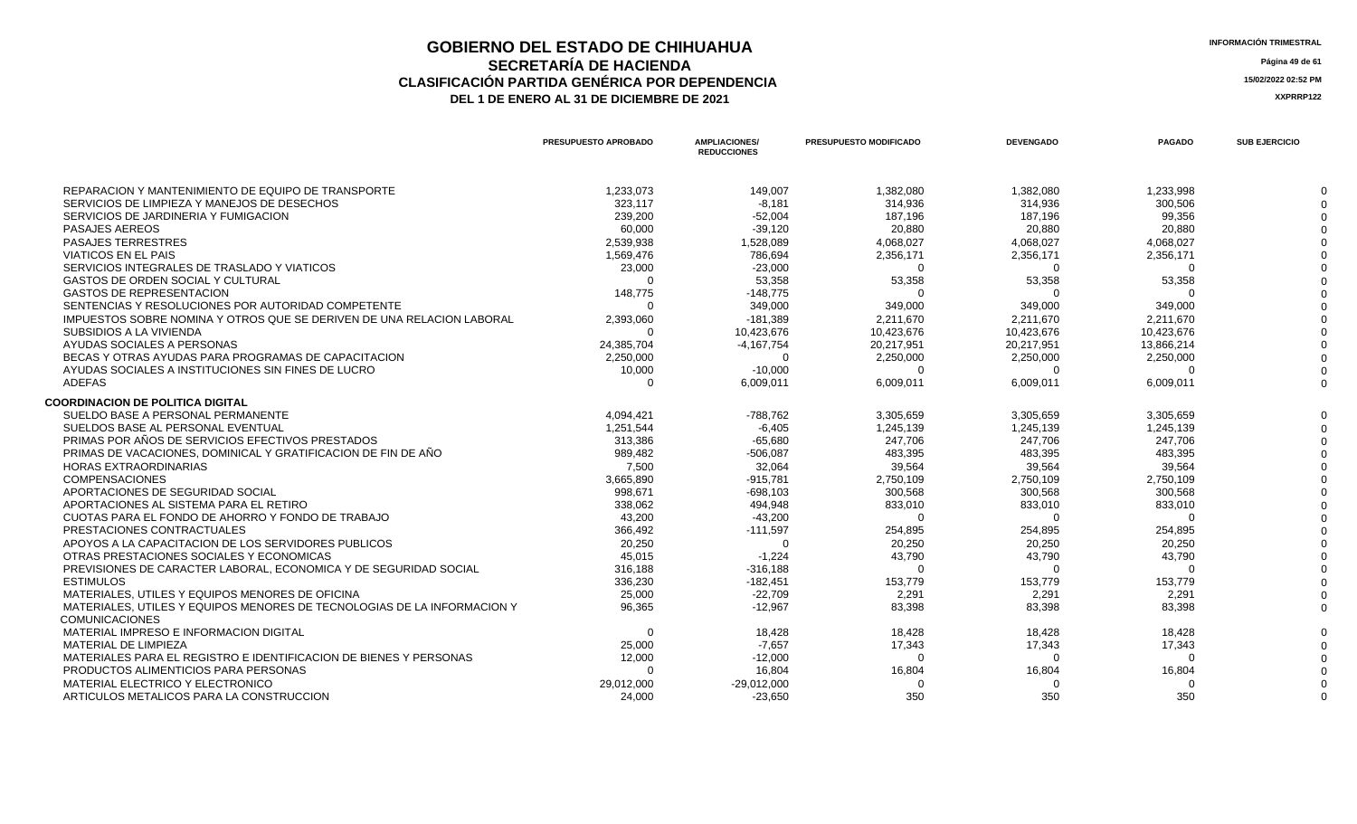# GOBIERNO DEL ESTADO DE CHIHUAHUA
## SECRETARÍA DE HACIENDA
## CLASIFICACIÓN PARTIDA GENÉRICA POR DEPENDENCIA
### DEL 1 DE ENERO AL 31 DE DICIEMBRE DE 2021

INFORMACIÓN TRIMESTRAL

15/02/2022 02:52 PM

XXPRRP122

| | PRESUPUESTO APROBADO | AMPLIACIONES/ REDUCCIONES | PRESUPUESTO MODIFICADO | DEVENGADO | PAGADO | SUB EJERCICIO |
|---|---|---|---|---|---|---|
| REPARACION Y MANTENIMIENTO DE EQUIPO DE TRANSPORTE | 1,233,073 | 149,007 | 1,382,080 | 1,382,080 | 1,233,998 | 0 |
| SERVICIOS DE LIMPIEZA Y MANEJOS DE DESECHOS | 323,117 | -8,181 | 314,936 | 314,936 | 300,506 | 0 |
| SERVICIOS DE JARDINERIA Y FUMIGACION | 239,200 | -52,004 | 187,196 | 187,196 | 99,356 | 0 |
| PASAJES AEREOS | 60,000 | -39,120 | 20,880 | 20,880 | 20,880 | 0 |
| PASAJES TERRESTRES | 2,539,938 | 1,528,089 | 4,068,027 | 4,068,027 | 4,068,027 | 0 |
| VIATICOS EN EL PAIS | 1,569,476 | 786,694 | 2,356,171 | 2,356,171 | 2,356,171 | 0 |
| SERVICIOS INTEGRALES DE TRASLADO Y VIATICOS | 23,000 | -23,000 | 0 | 0 | 0 | 0 |
| GASTOS DE ORDEN SOCIAL Y CULTURAL | 0 | 53,358 | 53,358 | 53,358 | 53,358 | 0 |
| GASTOS DE REPRESENTACION | 148,775 | -148,775 | 0 | 0 | 0 | 0 |
| SENTENCIAS Y RESOLUCIONES POR AUTORIDAD COMPETENTE | 0 | 349,000 | 349,000 | 349,000 | 349,000 | 0 |
| IMPUESTOS SOBRE NOMINA Y OTROS QUE SE DERIVEN DE UNA RELACION LABORAL | 2,393,060 | -181,389 | 2,211,670 | 2,211,670 | 2,211,670 | 0 |
| SUBSIDIOS A LA VIVIENDA | 0 | 10,423,676 | 10,423,676 | 10,423,676 | 10,423,676 | 0 |
| AYUDAS SOCIALES A PERSONAS | 24,385,704 | -4,167,754 | 20,217,951 | 20,217,951 | 13,866,214 | 0 |
| BECAS Y OTRAS AYUDAS PARA PROGRAMAS DE CAPACITACION | 2,250,000 | 0 | 2,250,000 | 2,250,000 | 2,250,000 | 0 |
| AYUDAS SOCIALES A INSTITUCIONES SIN FINES DE LUCRO | 10,000 | -10,000 | 0 | 0 | 0 | 0 |
| ADEFAS | 0 | 6,009,011 | 6,009,011 | 6,009,011 | 6,009,011 | 0 |
| **COORDINACION DE POLITICA DIGITAL** | | | | | | |
| SUELDO BASE A PERSONAL PERMANENTE | 4,094,421 | -788,762 | 3,305,659 | 3,305,659 | 3,305,659 | 0 |
| SUELDOS BASE AL PERSONAL EVENTUAL | 1,251,544 | -6,405 | 1,245,139 | 1,245,139 | 1,245,139 | 0 |
| PRIMAS POR AÑOS DE SERVICIOS EFECTIVOS PRESTADOS | 313,386 | -65,680 | 247,706 | 247,706 | 247,706 | 0 |
| PRIMAS DE VACACIONES, DOMINICAL Y GRATIFICACION DE FIN DE AÑO | 989,482 | -506,087 | 483,395 | 483,395 | 483,395 | 0 |
| HORAS EXTRAORDINARIAS | 7,500 | 32,064 | 39,564 | 39,564 | 39,564 | 0 |
| COMPENSACIONES | 3,665,890 | -915,781 | 2,750,109 | 2,750,109 | 2,750,109 | 0 |
| APORTACIONES DE SEGURIDAD SOCIAL | 998,671 | -698,103 | 300,568 | 300,568 | 300,568 | 0 |
| APORTACIONES AL SISTEMA PARA EL RETIRO | 338,062 | 494,948 | 833,010 | 833,010 | 833,010 | 0 |
| CUOTAS PARA EL FONDO DE AHORRO Y FONDO DE TRABAJO | 43,200 | -43,200 | 0 | 0 | 0 | 0 |
| PRESTACIONES CONTRACTUALES | 366,492 | -111,597 | 254,895 | 254,895 | 254,895 | 0 |
| APOYOS A LA CAPACITACION DE LOS SERVIDORES PUBLICOS | 20,250 | 0 | 20,250 | 20,250 | 20,250 | 0 |
| OTRAS PRESTACIONES SOCIALES Y ECONOMICAS | 45,015 | -1,224 | 43,790 | 43,790 | 43,790 | 0 |
| PREVISIONES DE CARACTER LABORAL, ECONOMICA Y DE SEGURIDAD SOCIAL | 316,188 | -316,188 | 0 | 0 | 0 | 0 |
| ESTIMULOS | 336,230 | -182,451 | 153,779 | 153,779 | 153,779 | 0 |
| MATERIALES, UTILES Y EQUIPOS MENORES DE OFICINA | 25,000 | -22,709 | 2,291 | 2,291 | 2,291 | 0 |
| MATERIALES, UTILES Y EQUIPOS MENORES DE TECNOLOGIAS DE LA INFORMACION Y COMUNICACIONES | 96,365 | -12,967 | 83,398 | 83,398 | 83,398 | 0 |
| MATERIAL IMPRESO E INFORMACION DIGITAL | 0 | 18,428 | 18,428 | 18,428 | 18,428 | 0 |
| MATERIAL DE LIMPIEZA | 25,000 | -7,657 | 17,343 | 17,343 | 17,343 | 0 |
| MATERIALES PARA EL REGISTRO E IDENTIFICACION DE BIENES Y PERSONAS | 12,000 | -12,000 | 0 | 0 | 0 | 0 |
| PRODUCTOS ALIMENTICIOS PARA PERSONAS | 0 | 16,804 | 16,804 | 16,804 | 16,804 | 0 |
| MATERIAL ELECTRICO Y ELECTRONICO | 29,012,000 | -29,012,000 | 0 | 0 | 0 | 0 |
| ARTICULOS METALICOS PARA LA CONSTRUCCION | 24,000 | -23,650 | 350 | 350 | 350 | 0 |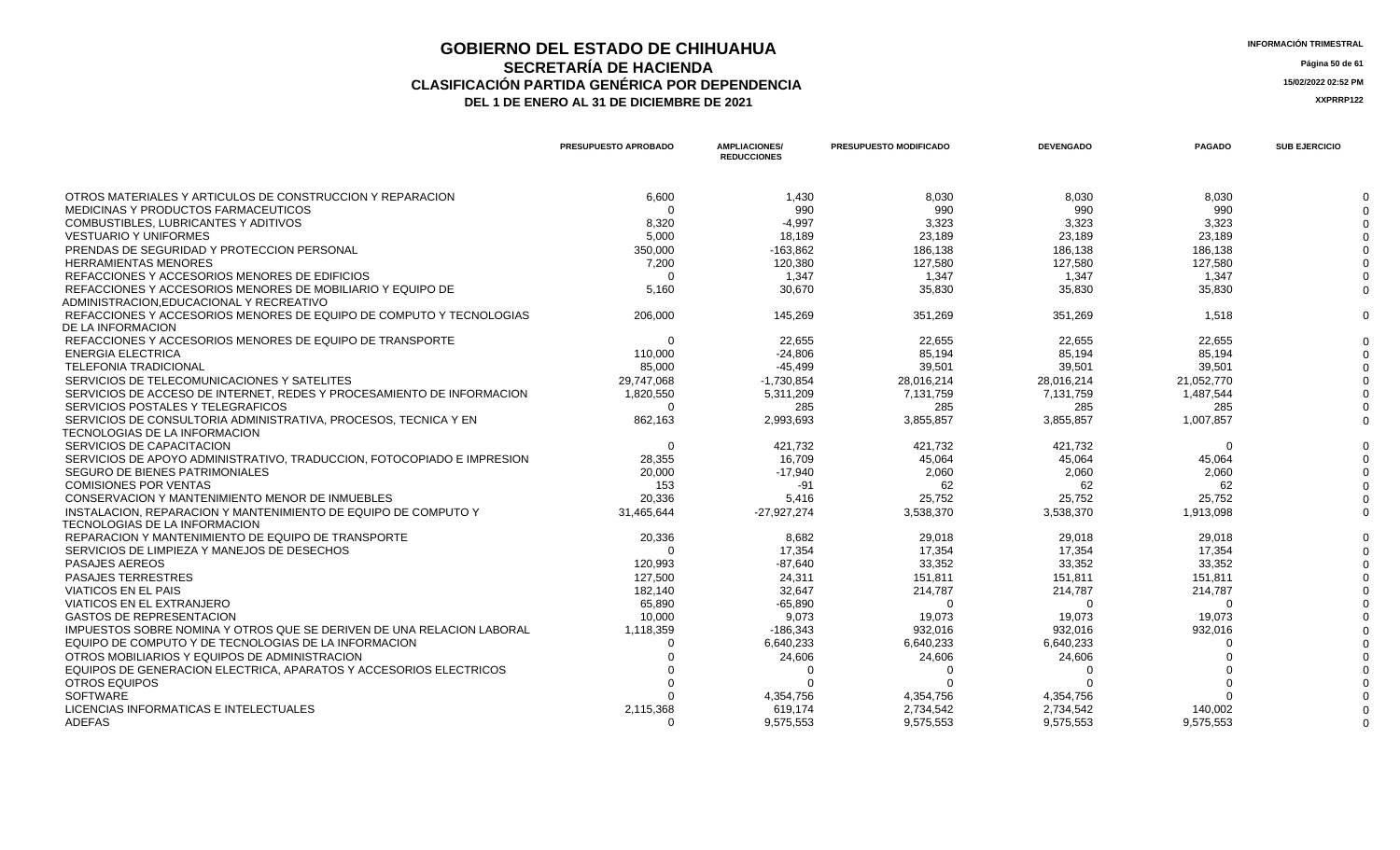# GOBIERNO DEL ESTADO DE CHIHUAHUA
## SECRETARÍA DE HACIENDA
### CLASIFICACIÓN PARTIDA GENÉRICA POR DEPENDENCIA
### DEL 1 DE ENERO AL 31 DE DICIEMBRE DE 2021

INFORMACIÓN TRIMESTRAL

15/02/2022 02:52 PM

XXPRRP122

| | PRESUPUESTO APROBADO | AMPLIACIONES/ REDUCCIONES | PRESUPUESTO MODIFICADO | DEVENGADO | PAGADO | SUB EJERCICIO |
|---|---|---|---|---|---|---|
| OTROS MATERIALES Y ARTICULOS DE CONSTRUCCION Y REPARACION | 6,600 | 1,430 | 8,030 | 8,030 | 8,030 | 0 |
| MEDICINAS Y PRODUCTOS FARMACEUTICOS | 0 | 990 | 990 | 990 | 990 | 0 |
| COMBUSTIBLES, LUBRICANTES Y ADITIVOS | 8,320 | -4,997 | 3,323 | 3,323 | 3,323 | 0 |
| VESTUARIO Y UNIFORMES | 5,000 | 18,189 | 23,189 | 23,189 | 23,189 | 0 |
| PRENDAS DE SEGURIDAD Y PROTECCION PERSONAL | 350,000 | -163,862 | 186,138 | 186,138 | 186,138 | 0 |
| HERRAMIENTAS MENORES | 7,200 | 120,380 | 127,580 | 127,580 | 127,580 | 0 |
| REFACCIONES Y ACCESORIOS MENORES DE EDIFICIOS | 0 | 1,347 | 1,347 | 1,347 | 1,347 | 0 |
| REFACCIONES Y ACCESORIOS MENORES DE MOBILIARIO Y EQUIPO DE ADMINISTRACION,EDUCACIONAL Y RECREATIVO | 5,160 | 30,670 | 35,830 | 35,830 | 35,830 | 0 |
| REFACCIONES Y ACCESORIOS MENORES DE EQUIPO DE COMPUTO Y TECNOLOGIAS DE LA INFORMACION | 206,000 | 145,269 | 351,269 | 351,269 | 1,518 | 0 |
| REFACCIONES Y ACCESORIOS MENORES DE EQUIPO DE TRANSPORTE | 0 | 22,655 | 22,655 | 22,655 | 22,655 | 0 |
| ENERGIA ELECTRICA | 110,000 | -24,806 | 85,194 | 85,194 | 85,194 | 0 |
| TELEFONIA TRADICIONAL | 85,000 | -45,499 | 39,501 | 39,501 | 39,501 | 0 |
| SERVICIOS DE TELECOMUNICACIONES Y SATELITES | 29,747,068 | -1,730,854 | 28,016,214 | 28,016,214 | 21,052,770 | 0 |
| SERVICIOS DE ACCESO DE INTERNET, REDES Y PROCESAMIENTO DE INFORMACION | 1,820,550 | 5,311,209 | 7,131,759 | 7,131,759 | 1,487,544 | 0 |
| SERVICIOS POSTALES Y TELEGRAFICOS | 0 | 285 | 285 | 285 | 285 | 0 |
| SERVICIOS DE CONSULTORIA ADMINISTRATIVA, PROCESOS, TECNICA Y EN TECNOLOGIAS DE LA INFORMACION | 862,163 | 2,993,693 | 3,855,857 | 3,855,857 | 1,007,857 | 0 |
| SERVICIOS DE CAPACITACION | 0 | 421,732 | 421,732 | 421,732 | 0 | 0 |
| SERVICIOS DE APOYO ADMINISTRATIVO, TRADUCCION, FOTOCOPIADO E IMPRESION | 28,355 | 16,709 | 45,064 | 45,064 | 45,064 | 0 |
| SEGURO DE BIENES PATRIMONIALES | 20,000 | -17,940 | 2,060 | 2,060 | 2,060 | 0 |
| COMISIONES POR VENTAS | 153 | -91 | 62 | 62 | 62 | 0 |
| CONSERVACION Y MANTENIMIENTO MENOR DE INMUEBLES | 20,336 | 5,416 | 25,752 | 25,752 | 25,752 | 0 |
| INSTALACION, REPARACION Y MANTENIMIENTO DE EQUIPO DE COMPUTO Y TECNOLOGIAS DE LA INFORMACION | 31,465,644 | -27,927,274 | 3,538,370 | 3,538,370 | 1,913,098 | 0 |
| REPARACION Y MANTENIMIENTO DE EQUIPO DE TRANSPORTE | 20,336 | 8,682 | 29,018 | 29,018 | 29,018 | 0 |
| SERVICIOS DE LIMPIEZA Y MANEJOS DE DESECHOS | 0 | 17,354 | 17,354 | 17,354 | 17,354 | 0 |
| PASAJES AEREOS | 120,993 | -87,640 | 33,352 | 33,352 | 33,352 | 0 |
| PASAJES TERRESTRES | 127,500 | 24,311 | 151,811 | 151,811 | 151,811 | 0 |
| VIATICOS EN EL PAIS | 182,140 | 32,647 | 214,787 | 214,787 | 214,787 | 0 |
| VIATICOS EN EL EXTRANJERO | 65,890 | -65,890 | 0 | 0 | 0 | 0 |
| GASTOS DE REPRESENTACION | 10,000 | 9,073 | 19,073 | 19,073 | 19,073 | 0 |
| IMPUESTOS SOBRE NOMINA Y OTROS QUE SE DERIVEN DE UNA RELACION LABORAL | 1,118,359 | -186,343 | 932,016 | 932,016 | 932,016 | 0 |
| EQUIPO DE COMPUTO Y DE TECNOLOGIAS DE LA INFORMACION | 0 | 6,640,233 | 6,640,233 | 6,640,233 | 0 | 0 |
| OTROS MOBILIARIOS Y EQUIPOS DE ADMINISTRACION | 0 | 24,606 | 24,606 | 24,606 | 0 | 0 |
| EQUIPOS DE GENERACION ELECTRICA, APARATOS Y ACCESORIOS ELECTRICOS | 0 | 0 | 0 | 0 | 0 | 0 |
| OTROS EQUIPOS | 0 | 0 | 0 | 0 | 0 | 0 |
| SOFTWARE | 0 | 4,354,756 | 4,354,756 | 4,354,756 | 0 | 0 |
| LICENCIAS INFORMATICAS E INTELECTUALES | 2,115,368 | 619,174 | 2,734,542 | 2,734,542 | 140,002 | 0 |
| ADEFAS | 0 | 9,575,553 | 9,575,553 | 9,575,553 | 9,575,553 | 0 |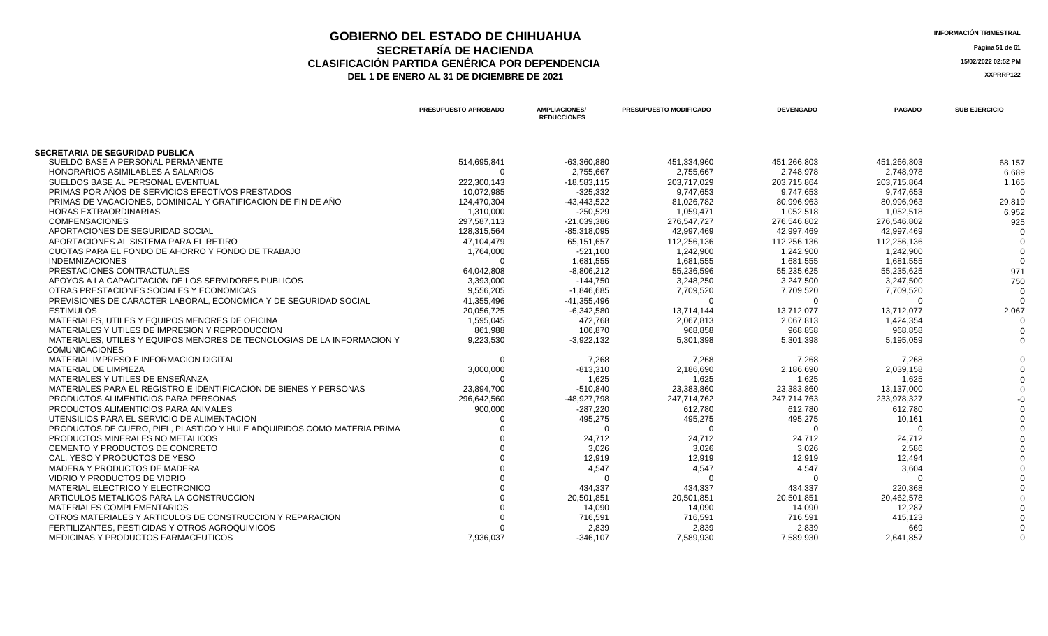# GOBIERNO DEL ESTADO DE CHIHUAHUA
## SECRETARÍA DE HACIENDA
## CLASIFICACIÓN PARTIDA GENÉRICA POR DEPENDENCIA
### DEL 1 DE ENERO AL 31 DE DICIEMBRE DE 2021

INFORMACIÓN TRIMESTRAL

15/02/2022 02:52 PM

XXPRRP122

| | PRESUPUESTO APROBADO | AMPLIACIONES/ REDUCCIONES | PRESUPUESTO MODIFICADO | DEVENGADO | PAGADO | SUB EJERCICIO |
|---|---|---|---|---|---|---|
| **SECRETARIA DE SEGURIDAD PUBLICA** | | | | | | |
| SUELDO BASE A PERSONAL PERMANENTE | 514,695,841 | -63,360,880 | 451,334,960 | 451,266,803 | 451,266,803 | 68,157 |
| HONORARIOS ASIMILABLES A SALARIOS | 0 | 2,755,667 | 2,755,667 | 2,748,978 | 2,748,978 | 6,689 |
| SUELDOS BASE AL PERSONAL EVENTUAL | 222,300,143 | -18,583,115 | 203,717,029 | 203,715,864 | 203,715,864 | 1,165 |
| PRIMAS POR AÑOS DE SERVICIOS EFECTIVOS PRESTADOS | 10,072,985 | -325,332 | 9,747,653 | 9,747,653 | 9,747,653 | 0 |
| PRIMAS DE VACACIONES, DOMINICAL Y GRATIFICACION DE FIN DE AÑO | 124,470,304 | -43,443,522 | 81,026,782 | 80,996,963 | 80,996,963 | 29,819 |
| HORAS EXTRAORDINARIAS | 1,310,000 | -250,529 | 1,059,471 | 1,052,518 | 1,052,518 | 6,952 |
| COMPENSACIONES | 297,587,113 | -21,039,386 | 276,547,727 | 276,546,802 | 276,546,802 | 925 |
| APORTACIONES DE SEGURIDAD SOCIAL | 128,315,564 | -85,318,095 | 42,997,469 | 42,997,469 | 42,997,469 | 0 |
| APORTACIONES AL SISTEMA PARA EL RETIRO | 47,104,479 | 65,151,657 | 112,256,136 | 112,256,136 | 112,256,136 | 0 |
| CUOTAS PARA EL FONDO DE AHORRO Y FONDO DE TRABAJO | 1,764,000 | -521,100 | 1,242,900 | 1,242,900 | 1,242,900 | 0 |
| INDEMNIZACIONES | 0 | 1,681,555 | 1,681,555 | 1,681,555 | 1,681,555 | 0 |
| PRESTACIONES CONTRACTUALES | 64,042,808 | -8,806,212 | 55,236,596 | 55,235,625 | 55,235,625 | 971 |
| APOYOS A LA CAPACITACION DE LOS SERVIDORES PUBLICOS | 3,393,000 | -144,750 | 3,248,250 | 3,247,500 | 3,247,500 | 750 |
| OTRAS PRESTACIONES SOCIALES Y ECONOMICAS | 9,556,205 | -1,846,685 | 7,709,520 | 7,709,520 | 7,709,520 | 0 |
| PREVISIONES DE CARACTER LABORAL, ECONOMICA Y DE SEGURIDAD SOCIAL | 41,355,496 | -41,355,496 | 0 | 0 | 0 | 0 |
| ESTIMULOS | 20,056,725 | -6,342,580 | 13,714,144 | 13,712,077 | 13,712,077 | 2,067 |
| MATERIALES, UTILES Y EQUIPOS MENORES DE OFICINA | 1,595,045 | 472,768 | 2,067,813 | 2,067,813 | 1,424,354 | 0 |
| MATERIALES Y UTILES DE IMPRESION Y REPRODUCCION | 861,988 | 106,870 | 968,858 | 968,858 | 968,858 | 0 |
| MATERIALES, UTILES Y EQUIPOS MENORES DE TECNOLOGIAS DE LA INFORMACION Y COMUNICACIONES | 9,223,530 | -3,922,132 | 5,301,398 | 5,301,398 | 5,195,059 | 0 |
| MATERIAL IMPRESO E INFORMACION DIGITAL | 0 | 7,268 | 7,268 | 7,268 | 7,268 | 0 |
| MATERIAL DE LIMPIEZA | 3,000,000 | -813,310 | 2,186,690 | 2,186,690 | 2,039,158 | 0 |
| MATERIALES Y UTILES DE ENSEÑANZA | 0 | 1,625 | 1,625 | 1,625 | 1,625 | 0 |
| MATERIALES PARA EL REGISTRO E IDENTIFICACION DE BIENES Y PERSONAS | 23,894,700 | -510,840 | 23,383,860 | 23,383,860 | 13,137,000 | 0 |
| PRODUCTOS ALIMENTICIOS PARA PERSONAS | 296,642,560 | -48,927,798 | 247,714,762 | 247,714,763 | 233,978,327 | -0 |
| PRODUCTOS ALIMENTICIOS PARA ANIMALES | 900,000 | -287,220 | 612,780 | 612,780 | 612,780 | 0 |
| UTENSILIOS PARA EL SERVICIO DE ALIMENTACION | 0 | 495,275 | 495,275 | 495,275 | 10,161 | 0 |
| PRODUCTOS DE CUERO, PIEL, PLASTICO Y HULE ADQUIRIDOS COMO MATERIA PRIMA | 0 | 0 | 0 | 0 | 0 | 0 |
| PRODUCTOS MINERALES NO METALICOS | 0 | 24,712 | 24,712 | 24,712 | 24,712 | 0 |
| CEMENTO Y PRODUCTOS DE CONCRETO | 0 | 3,026 | 3,026 | 3,026 | 2,586 | 0 |
| CAL, YESO Y PRODUCTOS DE YESO | 0 | 12,919 | 12,919 | 12,919 | 12,494 | 0 |
| MADERA Y PRODUCTOS DE MADERA | 0 | 4,547 | 4,547 | 4,547 | 3,604 | 0 |
| VIDRIO Y PRODUCTOS DE VIDRIO | 0 | 0 | 0 | 0 | 0 | 0 |
| MATERIAL ELECTRICO Y ELECTRONICO | 0 | 434,337 | 434,337 | 434,337 | 220,368 | 0 |
| ARTICULOS METALICOS PARA LA CONSTRUCCION | 0 | 20,501,851 | 20,501,851 | 20,501,851 | 20,462,578 | 0 |
| MATERIALES COMPLEMENTARIOS | 0 | 14,090 | 14,090 | 14,090 | 12,287 | 0 |
| OTROS MATERIALES Y ARTICULOS DE CONSTRUCCION Y REPARACION | 0 | 716,591 | 716,591 | 716,591 | 415,123 | 0 |
| FERTILIZANTES, PESTICIDAS Y OTROS AGROQUIMICOS | 0 | 2,839 | 2,839 | 2,839 | 669 | 0 |
| MEDICINAS Y PRODUCTOS FARMACEUTICOS | 7,936,037 | -346,107 | 7,589,930 | 7,589,930 | 2,641,857 | 0 |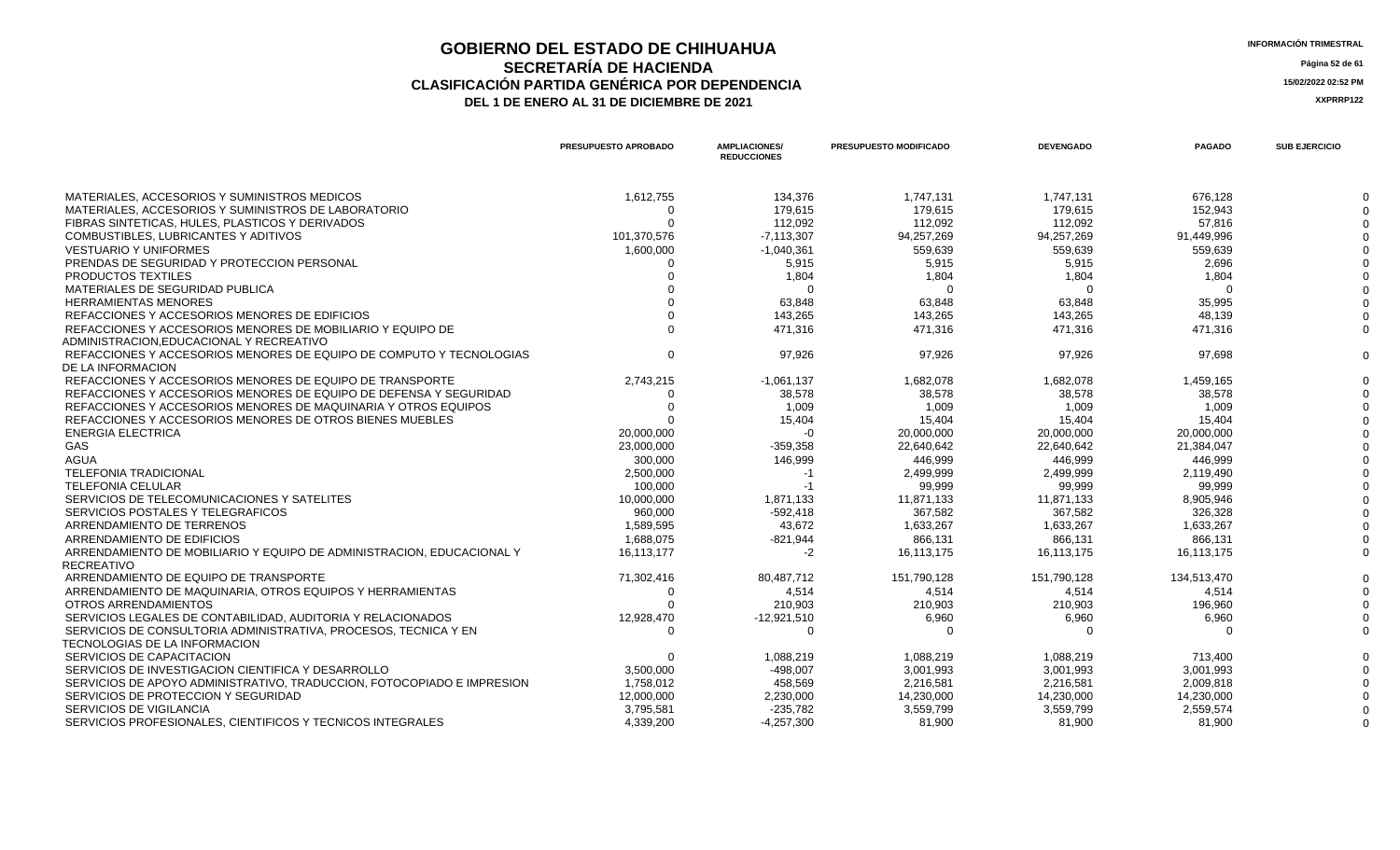# GOBIERNO DEL ESTADO DE CHIHUAHUA
## SECRETARÍA DE HACIENDA
### CLASIFICACIÓN PARTIDA GENÉRICA POR DEPENDENCIA
### DEL 1 DE ENERO AL 31 DE DICIEMBRE DE 2021

INFORMACIÓN TRIMESTRAL

15/02/2022 02:52 PM

XXPRRP122

| | PRESUPUESTO APROBADO | AMPLIACIONES/ REDUCCIONES | PRESUPUESTO MODIFICADO | DEVENGADO | PAGADO | SUB EJERCICIO |
|---|---|---|---|---|---|---|
| MATERIALES, ACCESORIOS Y SUMINISTROS MEDICOS | 1,612,755 | 134,376 | 1,747,131 | 1,747,131 | 676,128 | 0 |
| MATERIALES, ACCESORIOS Y SUMINISTROS DE LABORATORIO | 0 | 179,615 | 179,615 | 179,615 | 152,943 | 0 |
| FIBRAS SINTETICAS, HULES, PLASTICOS Y DERIVADOS | 0 | 112,092 | 112,092 | 112,092 | 57,816 | 0 |
| COMBUSTIBLES, LUBRICANTES Y ADITIVOS | 101,370,576 | -7,113,307 | 94,257,269 | 94,257,269 | 91,449,996 | 0 |
| VESTUARIO Y UNIFORMES | 1,600,000 | -1,040,361 | 559,639 | 559,639 | 559,639 | 0 |
| PRENDAS DE SEGURIDAD Y PROTECCION PERSONAL | 0 | 5,915 | 5,915 | 5,915 | 2,696 | 0 |
| PRODUCTOS TEXTILES | 0 | 1,804 | 1,804 | 1,804 | 1,804 | 0 |
| MATERIALES DE SEGURIDAD PUBLICA | 0 | 0 | 0 | 0 | 0 | 0 |
| HERRAMIENTAS MENORES | 0 | 63,848 | 63,848 | 63,848 | 35,995 | 0 |
| REFACCIONES Y ACCESORIOS MENORES DE EDIFICIOS | 0 | 143,265 | 143,265 | 143,265 | 48,139 | 0 |
| REFACCIONES Y ACCESORIOS MENORES DE MOBILIARIO Y EQUIPO DE ADMINISTRACION,EDUCACIONAL Y RECREATIVO | 0 | 471,316 | 471,316 | 471,316 | 471,316 | 0 |
| REFACCIONES Y ACCESORIOS MENORES DE EQUIPO DE COMPUTO Y TECNOLOGIAS DE LA INFORMACION | 0 | 97,926 | 97,926 | 97,926 | 97,698 | 0 |
| REFACCIONES Y ACCESORIOS MENORES DE EQUIPO DE TRANSPORTE | 2,743,215 | -1,061,137 | 1,682,078 | 1,682,078 | 1,459,165 | 0 |
| REFACCIONES Y ACCESORIOS MENORES DE EQUIPO DE DEFENSA Y SEGURIDAD | 0 | 38,578 | 38,578 | 38,578 | 38,578 | 0 |
| REFACCIONES Y ACCESORIOS MENORES DE MAQUINARIA Y OTROS EQUIPOS | 0 | 1,009 | 1,009 | 1,009 | 1,009 | 0 |
| REFACCIONES Y ACCESORIOS MENORES DE OTROS BIENES MUEBLES | 0 | 15,404 | 15,404 | 15,404 | 15,404 | 0 |
| ENERGIA ELECTRICA | 20,000,000 | -0 | 20,000,000 | 20,000,000 | 20,000,000 | 0 |
| GAS | 23,000,000 | -359,358 | 22,640,642 | 22,640,642 | 21,384,047 | 0 |
| AGUA | 300,000 | 146,999 | 446,999 | 446,999 | 446,999 | 0 |
| TELEFONIA TRADICIONAL | 2,500,000 | -1 | 2,499,999 | 2,499,999 | 2,119,490 | 0 |
| TELEFONIA CELULAR | 100,000 | -1 | 99,999 | 99,999 | 99,999 | 0 |
| SERVICIOS DE TELECOMUNICACIONES Y SATELITES | 10,000,000 | 1,871,133 | 11,871,133 | 11,871,133 | 8,905,946 | 0 |
| SERVICIOS POSTALES Y TELEGRAFICOS | 960,000 | -592,418 | 367,582 | 367,582 | 326,328 | 0 |
| ARRENDAMIENTO DE TERRENOS | 1,589,595 | 43,672 | 1,633,267 | 1,633,267 | 1,633,267 | 0 |
| ARRENDAMIENTO DE EDIFICIOS | 1,688,075 | -821,944 | 866,131 | 866,131 | 866,131 | 0 |
| ARRENDAMIENTO DE MOBILIARIO Y EQUIPO DE ADMINISTRACION, EDUCACIONAL Y RECREATIVO | 16,113,177 | -2 | 16,113,175 | 16,113,175 | 16,113,175 | 0 |
| ARRENDAMIENTO DE EQUIPO DE TRANSPORTE | 71,302,416 | 80,487,712 | 151,790,128 | 151,790,128 | 134,513,470 | 0 |
| ARRENDAMIENTO DE MAQUINARIA, OTROS EQUIPOS Y HERRAMIENTAS | 0 | 4,514 | 4,514 | 4,514 | 4,514 | 0 |
| OTROS ARRENDAMIENTOS | 0 | 210,903 | 210,903 | 210,903 | 196,960 | 0 |
| SERVICIOS LEGALES DE CONTABILIDAD, AUDITORIA Y RELACIONADOS | 12,928,470 | -12,921,510 | 6,960 | 6,960 | 6,960 | 0 |
| SERVICIOS DE CONSULTORIA ADMINISTRATIVA, PROCESOS, TECNICA Y EN TECNOLOGIAS DE LA INFORMACION | 0 | 0 | 0 | 0 | 0 | 0 |
| SERVICIOS DE CAPACITACION | 0 | 1,088,219 | 1,088,219 | 1,088,219 | 713,400 | 0 |
| SERVICIOS DE INVESTIGACION CIENTIFICA Y DESARROLLO | 3,500,000 | -498,007 | 3,001,993 | 3,001,993 | 3,001,993 | 0 |
| SERVICIOS DE APOYO ADMINISTRATIVO, TRADUCCION, FOTOCOPIADO E IMPRESION | 1,758,012 | 458,569 | 2,216,581 | 2,216,581 | 2,009,818 | 0 |
| SERVICIOS DE PROTECCION Y SEGURIDAD | 12,000,000 | 2,230,000 | 14,230,000 | 14,230,000 | 14,230,000 | 0 |
| SERVICIOS DE VIGILANCIA | 3,795,581 | -235,782 | 3,559,799 | 3,559,799 | 2,559,574 | 0 |
| SERVICIOS PROFESIONALES, CIENTIFICOS Y TECNICOS INTEGRALES | 4,339,200 | -4,257,300 | 81,900 | 81,900 | 81,900 | 0 |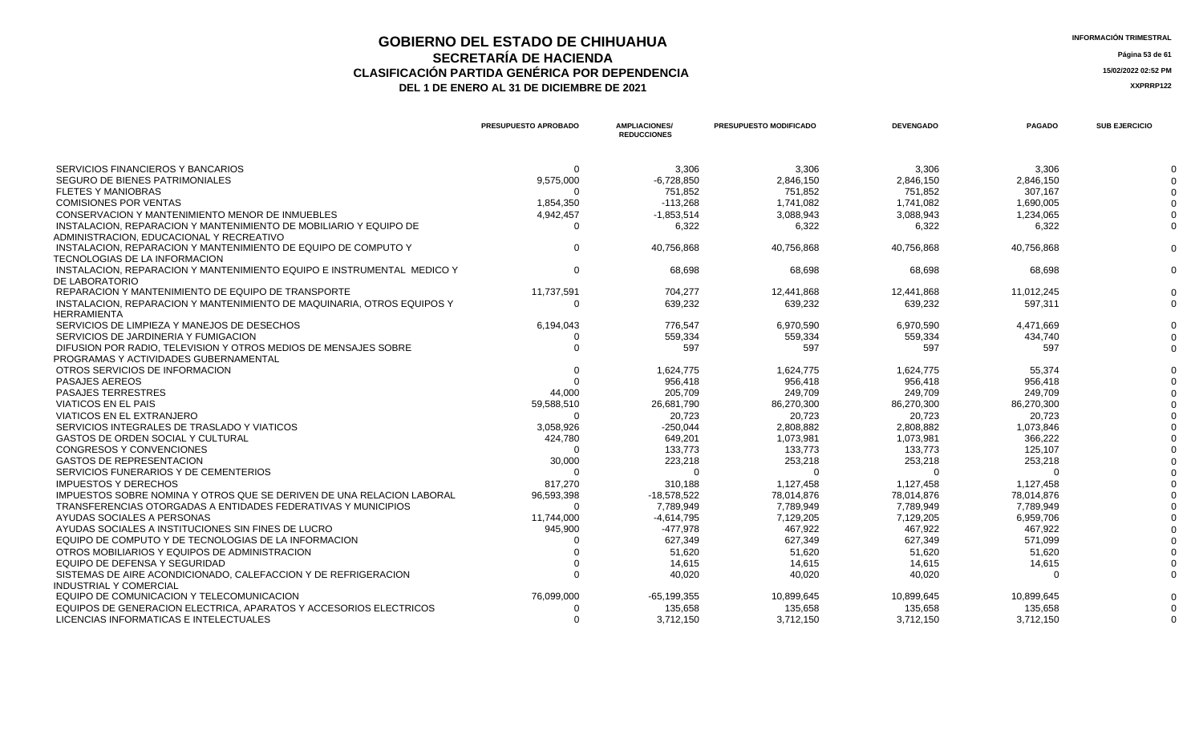# GOBIERNO DEL ESTADO DE CHIHUAHUA

## SECRETARÍA DE HACIENDA

### CLASIFICACIÓN PARTIDA GENÉRICA POR DEPENDENCIA

### DEL 1 DE ENERO AL 31 DE DICIEMBRE DE 2021

INFORMACIÓN TRIMESTRAL

15/02/2022 02:52 PM

XXPRRP122

| | PRESUPUESTO APROBADO | AMPLIACIONES/ REDUCCIONES | PRESUPUESTO MODIFICADO | DEVENGADO | PAGADO | SUB EJERCICIO |
|---|---|---|---|---|---|---|
| SERVICIOS FINANCIEROS Y BANCARIOS | 0 | 3,306 | 3,306 | 3,306 | 3,306 | 0 |
| SEGURO DE BIENES PATRIMONIALES | 9,575,000 | -6,728,850 | 2,846,150 | 2,846,150 | 2,846,150 | 0 |
| FLETES Y MANIOBRAS | 0 | 751,852 | 751,852 | 751,852 | 307,167 | 0 |
| COMISIONES POR VENTAS | 1,854,350 | -113,268 | 1,741,082 | 1,741,082 | 1,690,005 | 0 |
| CONSERVACION Y MANTENIMIENTO MENOR DE INMUEBLES | 4,942,457 | -1,853,514 | 3,088,943 | 3,088,943 | 1,234,065 | 0 |
| INSTALACION, REPARACION Y MANTENIMIENTO DE MOBILIARIO Y EQUIPO DE ADMINISTRACION, EDUCACIONAL Y RECREATIVO | 0 | 6,322 | 6,322 | 6,322 | 6,322 | 0 |
| INSTALACION, REPARACION Y MANTENIMIENTO DE EQUIPO DE COMPUTO Y TECNOLOGIAS DE LA INFORMACION | 0 | 40,756,868 | 40,756,868 | 40,756,868 | 40,756,868 | 0 |
| INSTALACION, REPARACION Y MANTENIMIENTO EQUIPO E INSTRUMENTAL MEDICO Y DE LABORATORIO | 0 | 68,698 | 68,698 | 68,698 | 68,698 | 0 |
| REPARACION Y MANTENIMIENTO DE EQUIPO DE TRANSPORTE | 11,737,591 | 704,277 | 12,441,868 | 12,441,868 | 11,012,245 | 0 |
| INSTALACION, REPARACION Y MANTENIMIENTO DE MAQUINARIA, OTROS EQUIPOS Y HERRAMIENTA | 0 | 639,232 | 639,232 | 639,232 | 597,311 | 0 |
| SERVICIOS DE LIMPIEZA Y MANEJOS DE DESECHOS | 6,194,043 | 776,547 | 6,970,590 | 6,970,590 | 4,471,669 | 0 |
| SERVICIOS DE JARDINERIA Y FUMIGACION | 0 | 559,334 | 559,334 | 559,334 | 434,740 | 0 |
| DIFUSION POR RADIO, TELEVISION Y OTROS MEDIOS DE MENSAJES SOBRE PROGRAMAS Y ACTIVIDADES GUBERNAMENTAL | 0 | 597 | 597 | 597 | 597 | 0 |
| OTROS SERVICIOS DE INFORMACION | 0 | 1,624,775 | 1,624,775 | 1,624,775 | 55,374 | 0 |
| PASAJES AEREOS | 0 | 956,418 | 956,418 | 956,418 | 956,418 | 0 |
| PASAJES TERRESTRES | 44,000 | 205,709 | 249,709 | 249,709 | 249,709 | 0 |
| VIATICOS EN EL PAIS | 59,588,510 | 26,681,790 | 86,270,300 | 86,270,300 | 86,270,300 | 0 |
| VIATICOS EN EL EXTRANJERO | 0 | 20,723 | 20,723 | 20,723 | 20,723 | 0 |
| SERVICIOS INTEGRALES DE TRASLADO Y VIATICOS | 3,058,926 | -250,044 | 2,808,882 | 2,808,882 | 1,073,846 | 0 |
| GASTOS DE ORDEN SOCIAL Y CULTURAL | 424,780 | 649,201 | 1,073,981 | 1,073,981 | 366,222 | 0 |
| CONGRESOS Y CONVENCIONES | 0 | 133,773 | 133,773 | 133,773 | 125,107 | 0 |
| GASTOS DE REPRESENTACION | 30,000 | 223,218 | 253,218 | 253,218 | 253,218 | 0 |
| SERVICIOS FUNERARIOS Y DE CEMENTERIOS | 0 | 0 | 0 | 0 | 0 | 0 |
| IMPUESTOS Y DERECHOS | 817,270 | 310,188 | 1,127,458 | 1,127,458 | 1,127,458 | 0 |
| IMPUESTOS SOBRE NOMINA Y OTROS QUE SE DERIVEN DE UNA RELACION LABORAL | 96,593,398 | -18,578,522 | 78,014,876 | 78,014,876 | 78,014,876 | 0 |
| TRANSFERENCIAS OTORGADAS A ENTIDADES FEDERATIVAS Y MUNICIPIOS | 0 | 7,789,949 | 7,789,949 | 7,789,949 | 7,789,949 | 0 |
| AYUDAS SOCIALES A PERSONAS | 11,744,000 | -4,614,795 | 7,129,205 | 7,129,205 | 6,959,706 | 0 |
| AYUDAS SOCIALES A INSTITUCIONES SIN FINES DE LUCRO | 945,900 | -477,978 | 467,922 | 467,922 | 467,922 | 0 |
| EQUIPO DE COMPUTO Y DE TECNOLOGIAS DE LA INFORMACION | 0 | 627,349 | 627,349 | 627,349 | 571,099 | 0 |
| OTROS MOBILIARIOS Y EQUIPOS DE ADMINISTRACION | 0 | 51,620 | 51,620 | 51,620 | 51,620 | 0 |
| EQUIPO DE DEFENSA Y SEGURIDAD | 0 | 14,615 | 14,615 | 14,615 | 14,615 | 0 |
| SISTEMAS DE AIRE ACONDICIONADO, CALEFACCION Y DE REFRIGERACION INDUSTRIAL Y COMERCIAL | 0 | 40,020 | 40,020 | 40,020 | 0 | 0 |
| EQUIPO DE COMUNICACION Y TELECOMUNICACION | 76,099,000 | -65,199,355 | 10,899,645 | 10,899,645 | 10,899,645 | 0 |
| EQUIPOS DE GENERACION ELECTRICA, APARATOS Y ACCESORIOS ELECTRICOS | 0 | 135,658 | 135,658 | 135,658 | 135,658 | 0 |
| LICENCIAS INFORMATICAS E INTELECTUALES | 0 | 3,712,150 | 3,712,150 | 3,712,150 | 3,712,150 | 0 |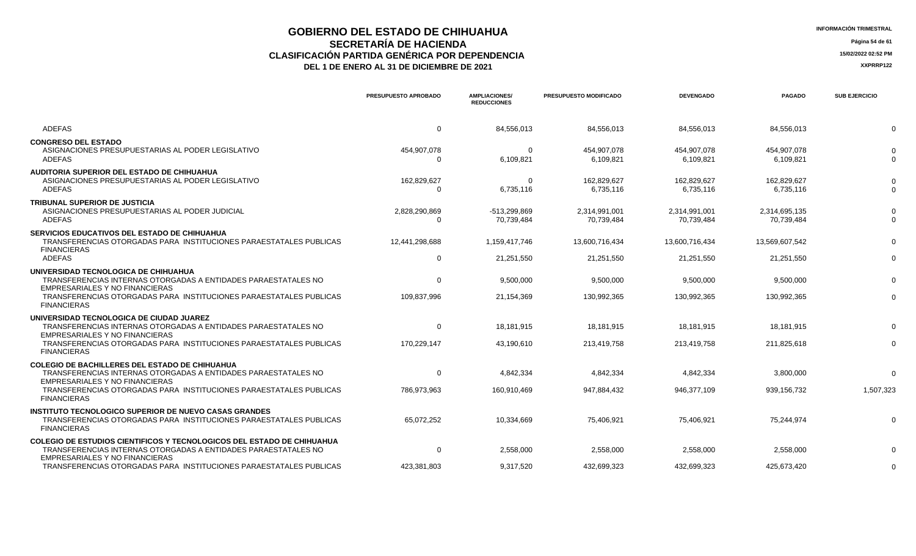# GOBIERNO DEL ESTADO DE CHIHUAHUA
## SECRETARÍA DE HACIENDA
## CLASIFICACIÓN PARTIDA GENÉRICA POR DEPENDENCIA
### DEL 1 DE ENERO AL 31 DE DICIEMBRE DE 2021

INFORMACIÓN TRIMESTRAL

15/02/2022 02:52 PM

XXPRRP122

| | PRESUPUESTO APROBADO | AMPLIACIONES/ REDUCCIONES | PRESUPUESTO MODIFICADO | DEVENGADO | PAGADO | SUB EJERCICIO |
|---|---|---|---|---|---|---|
| ADEFAS | 0 | 84,556,013 | 84,556,013 | 84,556,013 | 84,556,013 | 0 |
| **CONGRESO DEL ESTADO** | | | | | | |
| ASIGNACIONES PRESUPUESTARIAS AL PODER LEGISLATIVO | 454,907,078 | 0 | 454,907,078 | 454,907,078 | 454,907,078 | 0 |
| ADEFAS | 0 | 6,109,821 | 6,109,821 | 6,109,821 | 6,109,821 | 0 |
| **AUDITORIA SUPERIOR DEL ESTADO DE CHIHUAHUA** | | | | | | |
| ASIGNACIONES PRESUPUESTARIAS AL PODER LEGISLATIVO | 162,829,627 | 0 | 162,829,627 | 162,829,627 | 162,829,627 | 0 |
| ADEFAS | 0 | 6,735,116 | 6,735,116 | 6,735,116 | 6,735,116 | 0 |
| **TRIBUNAL SUPERIOR DE JUSTICIA** | | | | | | |
| ASIGNACIONES PRESUPUESTARIAS AL PODER JUDICIAL | 2,828,290,869 | -513,299,869 | 2,314,991,001 | 2,314,991,001 | 2,314,695,135 | 0 |
| ADEFAS | 0 | 70,739,484 | 70,739,484 | 70,739,484 | 70,739,484 | 0 |
| **SERVICIOS EDUCATIVOS DEL ESTADO DE CHIHUAHUA** | | | | | | |
| TRANSFERENCIAS OTORGADAS PARA INSTITUCIONES PARAESTATALES PUBLICAS FINANCIERAS | 12,441,298,688 | 1,159,417,746 | 13,600,716,434 | 13,600,716,434 | 13,569,607,542 | 0 |
| ADEFAS | 0 | 21,251,550 | 21,251,550 | 21,251,550 | 21,251,550 | 0 |
| **UNIVERSIDAD TECNOLOGICA DE CHIHUAHUA** | | | | | | |
| TRANSFERENCIAS INTERNAS OTORGADAS A ENTIDADES PARAESTATALES NO EMPRESARIALES Y NO FINANCIERAS | 0 | 9,500,000 | 9,500,000 | 9,500,000 | 9,500,000 | 0 |
| TRANSFERENCIAS OTORGADAS PARA INSTITUCIONES PARAESTATALES PUBLICAS FINANCIERAS | 109,837,996 | 21,154,369 | 130,992,365 | 130,992,365 | 130,992,365 | 0 |
| **UNIVERSIDAD TECNOLOGICA DE CIUDAD JUAREZ** | | | | | | |
| TRANSFERENCIAS INTERNAS OTORGADAS A ENTIDADES PARAESTATALES NO EMPRESARIALES Y NO FINANCIERAS | 0 | 18,181,915 | 18,181,915 | 18,181,915 | 18,181,915 | 0 |
| TRANSFERENCIAS OTORGADAS PARA INSTITUCIONES PARAESTATALES PUBLICAS FINANCIERAS | 170,229,147 | 43,190,610 | 213,419,758 | 213,419,758 | 211,825,618 | 0 |
| **COLEGIO DE BACHILLERES DEL ESTADO DE CHIHUAHUA** | | | | | | |
| TRANSFERENCIAS INTERNAS OTORGADAS A ENTIDADES PARAESTATALES NO EMPRESARIALES Y NO FINANCIERAS | 0 | 4,842,334 | 4,842,334 | 4,842,334 | 3,800,000 | 0 |
| TRANSFERENCIAS OTORGADAS PARA INSTITUCIONES PARAESTATALES PUBLICAS FINANCIERAS | 786,973,963 | 160,910,469 | 947,884,432 | 946,377,109 | 939,156,732 | 1,507,323 |
| **INSTITUTO TECNOLOGICO SUPERIOR DE NUEVO CASAS GRANDES** | | | | | | |
| TRANSFERENCIAS OTORGADAS PARA INSTITUCIONES PARAESTATALES PUBLICAS FINANCIERAS | 65,072,252 | 10,334,669 | 75,406,921 | 75,406,921 | 75,244,974 | 0 |
| **COLEGIO DE ESTUDIOS CIENTIFICOS Y TECNOLOGICOS DEL ESTADO DE CHIHUAHUA** | | | | | | |
| TRANSFERENCIAS INTERNAS OTORGADAS A ENTIDADES PARAESTATALES NO EMPRESARIALES Y NO FINANCIERAS | 0 | 2,558,000 | 2,558,000 | 2,558,000 | 2,558,000 | 0 |
| TRANSFERENCIAS OTORGADAS PARA INSTITUCIONES PARAESTATALES PUBLICAS | 423,381,803 | 9,317,520 | 432,699,323 | 432,699,323 | 425,673,420 | 0 |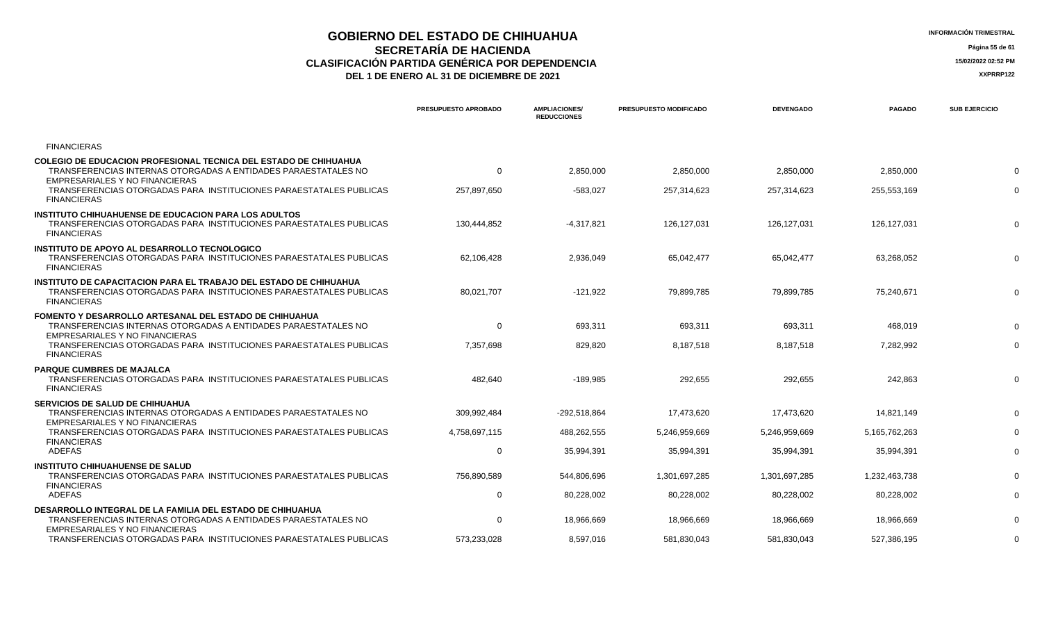# GOBIERNO DEL ESTADO DE CHIHUAHUA
## SECRETARÍA DE HACIENDA
## CLASIFICACIÓN PARTIDA GENÉRICA POR DEPENDENCIA
### DEL 1 DE ENERO AL 31 DE DICIEMBRE DE 2021

INFORMACIÓN TRIMESTRAL

15/02/2022 02:52 PM

XXPRRP122

| | PRESUPUESTO APROBADO | AMPLIACIONES/ REDUCCIONES | PRESUPUESTO MODIFICADO | DEVENGADO | PAGADO | SUB EJERCICIO |
|---|---|---|---|---|---|---|
| FINANCIERAS | | | | | | |
| **COLEGIO DE EDUCACION PROFESIONAL TECNICA DEL ESTADO DE CHIHUAHUA** | | | | | | |
| TRANSFERENCIAS INTERNAS OTORGADAS A ENTIDADES PARAESTATALES NO EMPRESARIALES Y NO FINANCIERAS | 0 | 2,850,000 | 2,850,000 | 2,850,000 | 2,850,000 | 0 |
| TRANSFERENCIAS OTORGADAS PARA INSTITUCIONES PARAESTATALES PUBLICAS FINANCIERAS | 257,897,650 | -583,027 | 257,314,623 | 257,314,623 | 255,553,169 | 0 |
| **INSTITUTO CHIHUAHUENSE DE EDUCACION PARA LOS ADULTOS** | | | | | | |
| TRANSFERENCIAS OTORGADAS PARA INSTITUCIONES PARAESTATALES PUBLICAS FINANCIERAS | 130,444,852 | -4,317,821 | 126,127,031 | 126,127,031 | 126,127,031 | 0 |
| **INSTITUTO DE APOYO AL DESARROLLO TECNOLOGICO** | | | | | | |
| TRANSFERENCIAS OTORGADAS PARA INSTITUCIONES PARAESTATALES PUBLICAS FINANCIERAS | 62,106,428 | 2,936,049 | 65,042,477 | 65,042,477 | 63,268,052 | 0 |
| **INSTITUTO DE CAPACITACION PARA EL TRABAJO DEL ESTADO DE CHIHUAHUA** | | | | | | |
| TRANSFERENCIAS OTORGADAS PARA INSTITUCIONES PARAESTATALES PUBLICAS FINANCIERAS | 80,021,707 | -121,922 | 79,899,785 | 79,899,785 | 75,240,671 | 0 |
| **FOMENTO Y DESARROLLO ARTESANAL DEL ESTADO DE CHIHUAHUA** | | | | | | |
| TRANSFERENCIAS INTERNAS OTORGADAS A ENTIDADES PARAESTATALES NO EMPRESARIALES Y NO FINANCIERAS | 0 | 693,311 | 693,311 | 693,311 | 468,019 | 0 |
| TRANSFERENCIAS OTORGADAS PARA INSTITUCIONES PARAESTATALES PUBLICAS FINANCIERAS | 7,357,698 | 829,820 | 8,187,518 | 8,187,518 | 7,282,992 | 0 |
| **PARQUE CUMBRES DE MAJALCA** | | | | | | |
| TRANSFERENCIAS OTORGADAS PARA INSTITUCIONES PARAESTATALES PUBLICAS FINANCIERAS | 482,640 | -189,985 | 292,655 | 292,655 | 242,863 | 0 |
| **SERVICIOS DE SALUD DE CHIHUAHUA** | | | | | | |
| TRANSFERENCIAS INTERNAS OTORGADAS A ENTIDADES PARAESTATALES NO EMPRESARIALES Y NO FINANCIERAS | 309,992,484 | -292,518,864 | 17,473,620 | 17,473,620 | 14,821,149 | 0 |
| TRANSFERENCIAS OTORGADAS PARA INSTITUCIONES PARAESTATALES PUBLICAS FINANCIERAS | 4,758,697,115 | 488,262,555 | 5,246,959,669 | 5,246,959,669 | 5,165,762,263 | 0 |
| ADEFAS | 0 | 35,994,391 | 35,994,391 | 35,994,391 | 35,994,391 | 0 |
| **INSTITUTO CHIHUAHUENSE DE SALUD** | | | | | | |
| TRANSFERENCIAS OTORGADAS PARA INSTITUCIONES PARAESTATALES PUBLICAS FINANCIERAS | 756,890,589 | 544,806,696 | 1,301,697,285 | 1,301,697,285 | 1,232,463,738 | 0 |
| ADEFAS | 0 | 80,228,002 | 80,228,002 | 80,228,002 | 80,228,002 | 0 |
| **DESARROLLO INTEGRAL DE LA FAMILIA DEL ESTADO DE CHIHUAHUA** | | | | | | |
| TRANSFERENCIAS INTERNAS OTORGADAS A ENTIDADES PARAESTATALES NO EMPRESARIALES Y NO FINANCIERAS | 0 | 18,966,669 | 18,966,669 | 18,966,669 | 18,966,669 | 0 |
| TRANSFERENCIAS OTORGADAS PARA INSTITUCIONES PARAESTATALES PUBLICAS | 573,233,028 | 8,597,016 | 581,830,043 | 581,830,043 | 527,386,195 | 0 |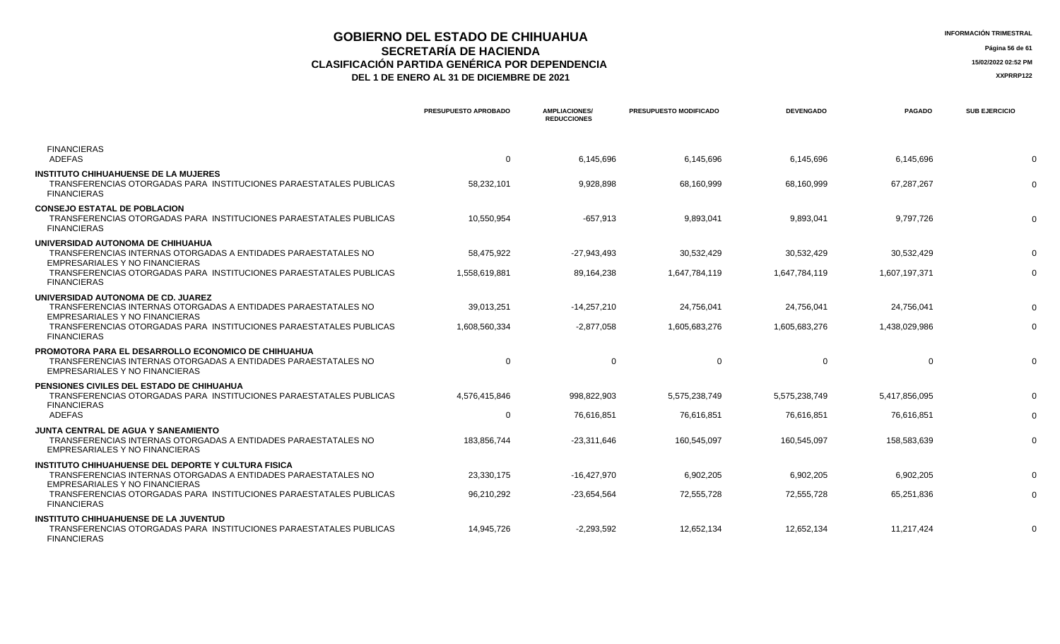# GOBIERNO DEL ESTADO DE CHIHUAHUA
## SECRETARÍA DE HACIENDA
## CLASIFICACIÓN PARTIDA GENÉRICA POR DEPENDENCIA
### DEL 1 DE ENERO AL 31 DE DICIEMBRE DE 2021

INFORMACIÓN TRIMESTRAL

15/02/2022 02:52 PM

XXPRRP122

| | PRESUPUESTO APROBADO | AMPLIACIONES/ REDUCCIONES | PRESUPUESTO MODIFICADO | DEVENGADO | PAGADO | SUB EJERCICIO |
|---|---|---|---|---|---|---|
| FINANCIERAS ADEFAS | 0 | 6,145,696 | 6,145,696 | 6,145,696 | 6,145,696 | 0 |
| **INSTITUTO CHIHUAHUENSE DE LA MUJERES** | | | | | | |
| TRANSFERENCIAS OTORGADAS PARA INSTITUCIONES PARAESTATALES PUBLICAS FINANCIERAS | 58,232,101 | 9,928,898 | 68,160,999 | 68,160,999 | 67,287,267 | 0 |
| **CONSEJO ESTATAL DE POBLACION** | | | | | | |
| TRANSFERENCIAS OTORGADAS PARA INSTITUCIONES PARAESTATALES PUBLICAS FINANCIERAS | 10,550,954 | -657,913 | 9,893,041 | 9,893,041 | 9,797,726 | 0 |
| **UNIVERSIDAD AUTONOMA DE CHIHUAHUA** | | | | | | |
| TRANSFERENCIAS INTERNAS OTORGADAS A ENTIDADES PARAESTATALES NO EMPRESARIALES Y NO FINANCIERAS | 58,475,922 | -27,943,493 | 30,532,429 | 30,532,429 | 30,532,429 | 0 |
| TRANSFERENCIAS OTORGADAS PARA INSTITUCIONES PARAESTATALES PUBLICAS FINANCIERAS | 1,558,619,881 | 89,164,238 | 1,647,784,119 | 1,647,784,119 | 1,607,197,371 | 0 |
| **UNIVERSIDAD AUTONOMA DE CD. JUAREZ** | | | | | | |
| TRANSFERENCIAS INTERNAS OTORGADAS A ENTIDADES PARAESTATALES NO EMPRESARIALES Y NO FINANCIERAS | 39,013,251 | -14,257,210 | 24,756,041 | 24,756,041 | 24,756,041 | 0 |
| TRANSFERENCIAS OTORGADAS PARA INSTITUCIONES PARAESTATALES PUBLICAS FINANCIERAS | 1,608,560,334 | -2,877,058 | 1,605,683,276 | 1,605,683,276 | 1,438,029,986 | 0 |
| **PROMOTORA PARA EL DESARROLLO ECONOMICO DE CHIHUAHUA** | | | | | | |
| TRANSFERENCIAS INTERNAS OTORGADAS A ENTIDADES PARAESTATALES NO EMPRESARIALES Y NO FINANCIERAS | 0 | 0 | 0 | 0 | 0 | 0 |
| **PENSIONES CIVILES DEL ESTADO DE CHIHUAHUA** | | | | | | |
| TRANSFERENCIAS OTORGADAS PARA INSTITUCIONES PARAESTATALES PUBLICAS FINANCIERAS | 4,576,415,846 | 998,822,903 | 5,575,238,749 | 5,575,238,749 | 5,417,856,095 | 0 |
| ADEFAS | 0 | 76,616,851 | 76,616,851 | 76,616,851 | 76,616,851 | 0 |
| **JUNTA CENTRAL DE AGUA Y SANEAMIENTO** | | | | | | |
| TRANSFERENCIAS INTERNAS OTORGADAS A ENTIDADES PARAESTATALES NO EMPRESARIALES Y NO FINANCIERAS | 183,856,744 | -23,311,646 | 160,545,097 | 160,545,097 | 158,583,639 | 0 |
| **INSTITUTO CHIHUAHUENSE DEL DEPORTE Y CULTURA FISICA** | | | | | | |
| TRANSFERENCIAS INTERNAS OTORGADAS A ENTIDADES PARAESTATALES NO EMPRESARIALES Y NO FINANCIERAS | 23,330,175 | -16,427,970 | 6,902,205 | 6,902,205 | 6,902,205 | 0 |
| TRANSFERENCIAS OTORGADAS PARA INSTITUCIONES PARAESTATALES PUBLICAS FINANCIERAS | 96,210,292 | -23,654,564 | 72,555,728 | 72,555,728 | 65,251,836 | 0 |
| **INSTITUTO CHIHUAHUENSE DE LA JUVENTUD** | | | | | | |
| TRANSFERENCIAS OTORGADAS PARA INSTITUCIONES PARAESTATALES PUBLICAS FINANCIERAS | 14,945,726 | -2,293,592 | 12,652,134 | 12,652,134 | 11,217,424 | 0 |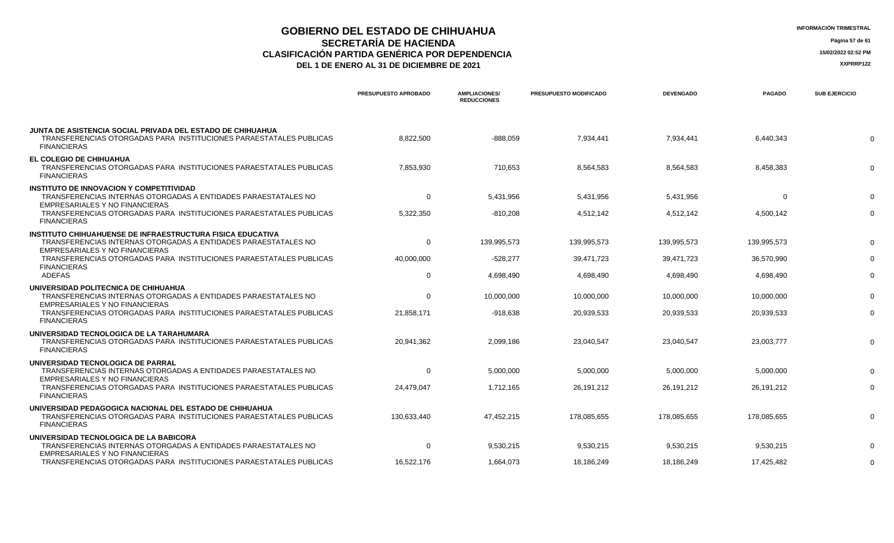# GOBIERNO DEL ESTADO DE CHIHUAHUA
## SECRETARÍA DE HACIENDA
## CLASIFICACIÓN PARTIDA GENÉRICA POR DEPENDENCIA
### DEL 1 DE ENERO AL 31 DE DICIEMBRE DE 2021

INFORMACIÓN TRIMESTRAL

15/02/2022 02:52 PM

XXPRRP122

| | PRESUPUESTO APROBADO | AMPLIACIONES/ REDUCCIONES | PRESUPUESTO MODIFICADO | DEVENGADO | PAGADO | SUB EJERCICIO |
|---|---|---|---|---|---|---|
| **JUNTA DE ASISTENCIA SOCIAL PRIVADA DEL ESTADO DE CHIHUAHUA** | | | | | | |
| TRANSFERENCIAS OTORGADAS PARA INSTITUCIONES PARAESTATALES PUBLICAS FINANCIERAS | 8,822,500 | -888,059 | 7,934,441 | 7,934,441 | 6,440,343 | 0 |
| **EL COLEGIO DE CHIHUAHUA** | | | | | | |
| TRANSFERENCIAS OTORGADAS PARA INSTITUCIONES PARAESTATALES PUBLICAS FINANCIERAS | 7,853,930 | 710,653 | 8,564,583 | 8,564,583 | 8,458,383 | 0 |
| **INSTITUTO DE INNOVACION Y COMPETITIVIDAD** | | | | | | |
| TRANSFERENCIAS INTERNAS OTORGADAS A ENTIDADES PARAESTATALES NO EMPRESARIALES Y NO FINANCIERAS | 0 | 5,431,956 | 5,431,956 | 5,431,956 | 0 | 0 |
| TRANSFERENCIAS OTORGADAS PARA INSTITUCIONES PARAESTATALES PUBLICAS FINANCIERAS | 5,322,350 | -810,208 | 4,512,142 | 4,512,142 | 4,500,142 | 0 |
| **INSTITUTO CHIHUAHUENSE DE INFRAESTRUCTURA FISICA EDUCATIVA** | | | | | | |
| TRANSFERENCIAS INTERNAS OTORGADAS A ENTIDADES PARAESTATALES NO EMPRESARIALES Y NO FINANCIERAS | 0 | 139,995,573 | 139,995,573 | 139,995,573 | 139,995,573 | 0 |
| TRANSFERENCIAS OTORGADAS PARA INSTITUCIONES PARAESTATALES PUBLICAS FINANCIERAS | 40,000,000 | -528,277 | 39,471,723 | 39,471,723 | 36,570,990 | 0 |
| ADEFAS | 0 | 4,698,490 | 4,698,490 | 4,698,490 | 4,698,490 | 0 |
| **UNIVERSIDAD POLITECNICA DE CHIHUAHUA** | | | | | | |
| TRANSFERENCIAS INTERNAS OTORGADAS A ENTIDADES PARAESTATALES NO EMPRESARIALES Y NO FINANCIERAS | 0 | 10,000,000 | 10,000,000 | 10,000,000 | 10,000,000 | 0 |
| TRANSFERENCIAS OTORGADAS PARA INSTITUCIONES PARAESTATALES PUBLICAS FINANCIERAS | 21,858,171 | -918,638 | 20,939,533 | 20,939,533 | 20,939,533 | 0 |
| **UNIVERSIDAD TECNOLOGICA DE LA TARAHUMARA** | | | | | | |
| TRANSFERENCIAS OTORGADAS PARA INSTITUCIONES PARAESTATALES PUBLICAS FINANCIERAS | 20,941,362 | 2,099,186 | 23,040,547 | 23,040,547 | 23,003,777 | 0 |
| **UNIVERSIDAD TECNOLOGICA DE PARRAL** | | | | | | |
| TRANSFERENCIAS INTERNAS OTORGADAS A ENTIDADES PARAESTATALES NO EMPRESARIALES Y NO FINANCIERAS | 0 | 5,000,000 | 5,000,000 | 5,000,000 | 5,000,000 | 0 |
| TRANSFERENCIAS OTORGADAS PARA INSTITUCIONES PARAESTATALES PUBLICAS FINANCIERAS | 24,479,047 | 1,712,165 | 26,191,212 | 26,191,212 | 26,191,212 | 0 |
| **UNIVERSIDAD PEDAGOGICA NACIONAL DEL ESTADO DE CHIHUAHUA** | | | | | | |
| TRANSFERENCIAS OTORGADAS PARA INSTITUCIONES PARAESTATALES PUBLICAS FINANCIERAS | 130,633,440 | 47,452,215 | 178,085,655 | 178,085,655 | 178,085,655 | 0 |
| **UNIVERSIDAD TECNOLOGICA DE LA BABICORA** | | | | | | |
| TRANSFERENCIAS INTERNAS OTORGADAS A ENTIDADES PARAESTATALES NO EMPRESARIALES Y NO FINANCIERAS | 0 | 9,530,215 | 9,530,215 | 9,530,215 | 9,530,215 | 0 |
| TRANSFERENCIAS OTORGADAS PARA INSTITUCIONES PARAESTATALES PUBLICAS | 16,522,176 | 1,664,073 | 18,186,249 | 18,186,249 | 17,425,482 | 0 |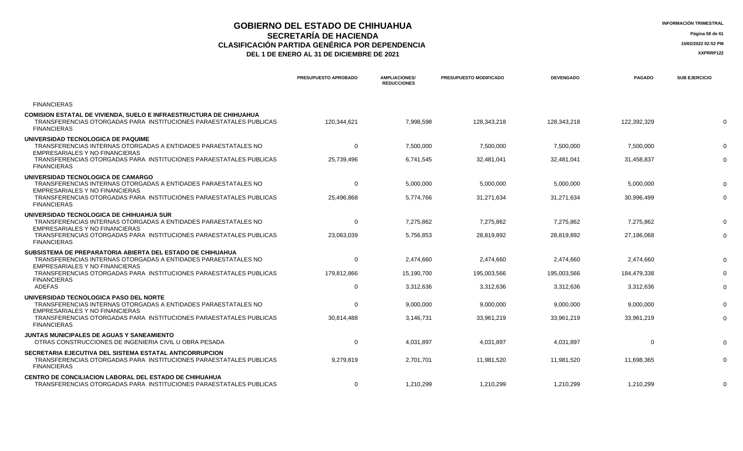# GOBIERNO DEL ESTADO DE CHIHUAHUA
## SECRETARÍA DE HACIENDA
## CLASIFICACIÓN PARTIDA GENÉRICA POR DEPENDENCIA
### DEL 1 DE ENERO AL 31 DE DICIEMBRE DE 2021

INFORMACIÓN TRIMESTRAL

15/02/2022 02:52 PM

XXPRRP122

| | PRESUPUESTO APROBADO | AMPLIACIONES/ REDUCCIONES | PRESUPUESTO MODIFICADO | DEVENGADO | PAGADO | SUB EJERCICIO |
|---|---|---|---|---|---|---|
| FINANCIERAS | | | | | | |
| **COMISION ESTATAL DE VIVIENDA, SUELO E INFRAESTRUCTURA DE CHIHUAHUA** | | | | | | |
| TRANSFERENCIAS OTORGADAS PARA INSTITUCIONES PARAESTATALES PUBLICAS FINANCIERAS | 120,344,621 | 7,998,598 | 128,343,218 | 128,343,218 | 122,392,329 | 0 |
| **UNIVERSIDAD TECNOLOGICA DE PAQUIME** | | | | | | |
| TRANSFERENCIAS INTERNAS OTORGADAS A ENTIDADES PARAESTATALES NO EMPRESARIALES Y NO FINANCIERAS | 0 | 7,500,000 | 7,500,000 | 7,500,000 | 7,500,000 | 0 |
| TRANSFERENCIAS OTORGADAS PARA INSTITUCIONES PARAESTATALES PUBLICAS FINANCIERAS | 25,739,496 | 6,741,545 | 32,481,041 | 32,481,041 | 31,458,837 | 0 |
| **UNIVERSIDAD TECNOLOGICA DE CAMARGO** | | | | | | |
| TRANSFERENCIAS INTERNAS OTORGADAS A ENTIDADES PARAESTATALES NO EMPRESARIALES Y NO FINANCIERAS | 0 | 5,000,000 | 5,000,000 | 5,000,000 | 5,000,000 | 0 |
| TRANSFERENCIAS OTORGADAS PARA INSTITUCIONES PARAESTATALES PUBLICAS FINANCIERAS | 25,496,868 | 5,774,766 | 31,271,634 | 31,271,634 | 30,996,499 | 0 |
| **UNIVERSIDAD TECNOLOGICA DE CHIHUAHUA SUR** | | | | | | |
| TRANSFERENCIAS INTERNAS OTORGADAS A ENTIDADES PARAESTATALES NO EMPRESARIALES Y NO FINANCIERAS | 0 | 7,275,862 | 7,275,862 | 7,275,862 | 7,275,862 | 0 |
| TRANSFERENCIAS OTORGADAS PARA INSTITUCIONES PARAESTATALES PUBLICAS FINANCIERAS | 23,063,039 | 5,756,853 | 28,819,892 | 28,819,892 | 27,186,068 | 0 |
| **SUBSISTEMA DE PREPARATORIA ABIERTA DEL ESTADO DE CHIHUAHUA** | | | | | | |
| TRANSFERENCIAS INTERNAS OTORGADAS A ENTIDADES PARAESTATALES NO EMPRESARIALES Y NO FINANCIERAS | 0 | 2,474,660 | 2,474,660 | 2,474,660 | 2,474,660 | 0 |
| TRANSFERENCIAS OTORGADAS PARA INSTITUCIONES PARAESTATALES PUBLICAS FINANCIERAS | 179,812,866 | 15,190,700 | 195,003,566 | 195,003,566 | 184,479,338 | 0 |
| ADEFAS | 0 | 3,312,636 | 3,312,636 | 3,312,636 | 3,312,636 | 0 |
| **UNIVERSIDAD TECNOLOGICA PASO DEL NORTE** | | | | | | |
| TRANSFERENCIAS INTERNAS OTORGADAS A ENTIDADES PARAESTATALES NO EMPRESARIALES Y NO FINANCIERAS | 0 | 9,000,000 | 9,000,000 | 9,000,000 | 9,000,000 | 0 |
| TRANSFERENCIAS OTORGADAS PARA INSTITUCIONES PARAESTATALES PUBLICAS FINANCIERAS | 30,814,488 | 3,146,731 | 33,961,219 | 33,961,219 | 33,961,219 | 0 |
| **JUNTAS MUNICIPALES DE AGUAS Y SANEAMIENTO** | | | | | | |
| OTRAS CONSTRUCCIONES DE INGENIERIA CIVIL U OBRA PESADA | 0 | 4,031,897 | 4,031,897 | 4,031,897 | 0 | 0 |
| **SECRETARIA EJECUTIVA DEL SISTEMA ESTATAL ANTICORRUPCION** | | | | | | |
| TRANSFERENCIAS OTORGADAS PARA INSTITUCIONES PARAESTATALES PUBLICAS FINANCIERAS | 9,279,819 | 2,701,701 | 11,981,520 | 11,981,520 | 11,698,365 | 0 |
| **CENTRO DE CONCILIACION LABORAL DEL ESTADO DE CHIHUAHUA** | | | | | | |
| TRANSFERENCIAS OTORGADAS PARA INSTITUCIONES PARAESTATALES PUBLICAS | 0 | 1,210,299 | 1,210,299 | 1,210,299 | 1,210,299 | 0 |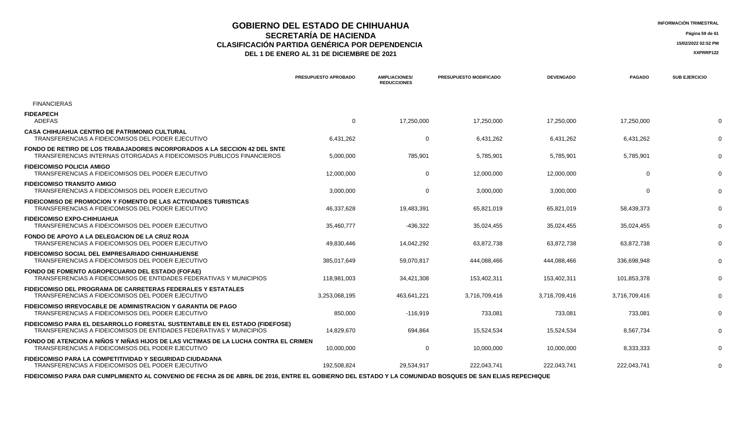# GOBIERNO DEL ESTADO DE CHIHUAHUA
## SECRETARÍA DE HACIENDA
## CLASIFICACIÓN PARTIDA GENÉRICA POR DEPENDENCIA
### DEL 1 DE ENERO AL 31 DE DICIEMBRE DE 2021

INFORMACIÓN TRIMESTRAL

15/02/2022 02:52 PM

XXPRRP122

| | PRESUPUESTO APROBADO | AMPLIACIONES/ REDUCCIONES | PRESUPUESTO MODIFICADO | DEVENGADO | PAGADO | SUB EJERCICIO |
|---|---|---|---|---|---|---|
| FINANCIERAS | | | | | | |
| **FIDEAPECH** | | | | | | |
| ADEFAS | 0 | 17,250,000 | 17,250,000 | 17,250,000 | 17,250,000 | 0 |
| **CASA CHIHUAHUA CENTRO DE PATRIMONIO CULTURAL** | | | | | | |
| TRANSFERENCIAS A FIDEICOMISOS DEL PODER EJECUTIVO | 6,431,262 | 0 | 6,431,262 | 6,431,262 | 6,431,262 | 0 |
| **FONDO DE RETIRO DE LOS TRABAJADORES INCORPORADOS A LA SECCION 42 DEL SNTE** | | | | | | |
| TRANSFERENCIAS INTERNAS OTORGADAS A FIDEICOMISOS PUBLICOS FINANCIEROS | 5,000,000 | 785,901 | 5,785,901 | 5,785,901 | 5,785,901 | 0 |
| **FIDEICOMISO POLICIA AMIGO** | | | | | | |
| TRANSFERENCIAS A FIDEICOMISOS DEL PODER EJECUTIVO | 12,000,000 | 0 | 12,000,000 | 12,000,000 | 0 | 0 |
| **FIDEICOMISO TRANSITO AMIGO** | | | | | | |
| TRANSFERENCIAS A FIDEICOMISOS DEL PODER EJECUTIVO | 3,000,000 | 0 | 3,000,000 | 3,000,000 | 0 | 0 |
| **FIDEICOMISO DE PROMOCION Y FOMENTO DE LAS ACTIVIDADES TURISTICAS** | | | | | | |
| TRANSFERENCIAS A FIDEICOMISOS DEL PODER EJECUTIVO | 46,337,628 | 19,483,391 | 65,821,019 | 65,821,019 | 58,439,373 | 0 |
| **FIDEICOMISO EXPO-CHIHUAHUA** | | | | | | |
| TRANSFERENCIAS A FIDEICOMISOS DEL PODER EJECUTIVO | 35,460,777 | -436,322 | 35,024,455 | 35,024,455 | 35,024,455 | 0 |
| **FONDO DE APOYO A LA DELEGACION DE LA CRUZ ROJA** | | | | | | |
| TRANSFERENCIAS A FIDEICOMISOS DEL PODER EJECUTIVO | 49,830,446 | 14,042,292 | 63,872,738 | 63,872,738 | 63,872,738 | 0 |
| **FIDEICOMISO SOCIAL DEL EMPRESARIADO CHIHUAHUENSE** | | | | | | |
| TRANSFERENCIAS A FIDEICOMISOS DEL PODER EJECUTIVO | 385,017,649 | 59,070,817 | 444,088,466 | 444,088,466 | 336,698,948 | 0 |
| **FONDO DE FOMENTO AGROPECUARIO DEL ESTADO (FOFAE)** | | | | | | |
| TRANSFERENCIAS A FIDEICOMISOS DE ENTIDADES FEDERATIVAS Y MUNICIPIOS | 118,981,003 | 34,421,308 | 153,402,311 | 153,402,311 | 101,853,378 | 0 |
| **FIDEICOMISO DEL PROGRAMA DE CARRETERAS FEDERALES Y ESTATALES** | | | | | | |
| TRANSFERENCIAS A FIDEICOMISOS DEL PODER EJECUTIVO | 3,253,068,195 | 463,641,221 | 3,716,709,416 | 3,716,709,416 | 3,716,709,416 | 0 |
| **FIDEICOMISO IRREVOCABLE DE ADMINISTRACION Y GARANTIA DE PAGO** | | | | | | |
| TRANSFERENCIAS A FIDEICOMISOS DEL PODER EJECUTIVO | 850,000 | -116,919 | 733,081 | 733,081 | 733,081 | 0 |
| **FIDEICOMISO PARA EL DESARROLLO FORESTAL SUSTENTABLE EN EL ESTADO (FIDEFOSE)** | | | | | | |
| TRANSFERENCIAS A FIDEICOMISOS DE ENTIDADES FEDERATIVAS Y MUNICIPIOS | 14,829,670 | 694,864 | 15,524,534 | 15,524,534 | 8,567,734 | 0 |
| **FONDO DE ATENCION A NIÑOS Y NIÑAS HIJOS DE LAS VICTIMAS DE LA LUCHA CONTRA EL CRIMEN** | | | | | | |
| TRANSFERENCIAS A FIDEICOMISOS DEL PODER EJECUTIVO | 10,000,000 | 0 | 10,000,000 | 10,000,000 | 8,333,333 | 0 |
| **FIDEICOMISO PARA LA COMPETITIVIDAD Y SEGURIDAD CIUDADANA** | | | | | | |
| TRANSFERENCIAS A FIDEICOMISOS DEL PODER EJECUTIVO | 192,508,824 | 29,534,917 | 222,043,741 | 222,043,741 | 222,043,741 | 0 |
| **FIDEICOMISO PARA DAR CUMPLIMIENTO AL CONVENIO DE FECHA 26 DE ABRIL DE 2016, ENTRE EL GOBIERNO DEL ESTADO Y LA COMUNIDAD BOSQUES DE SAN ELIAS REPECHIQUE** | | | | | | |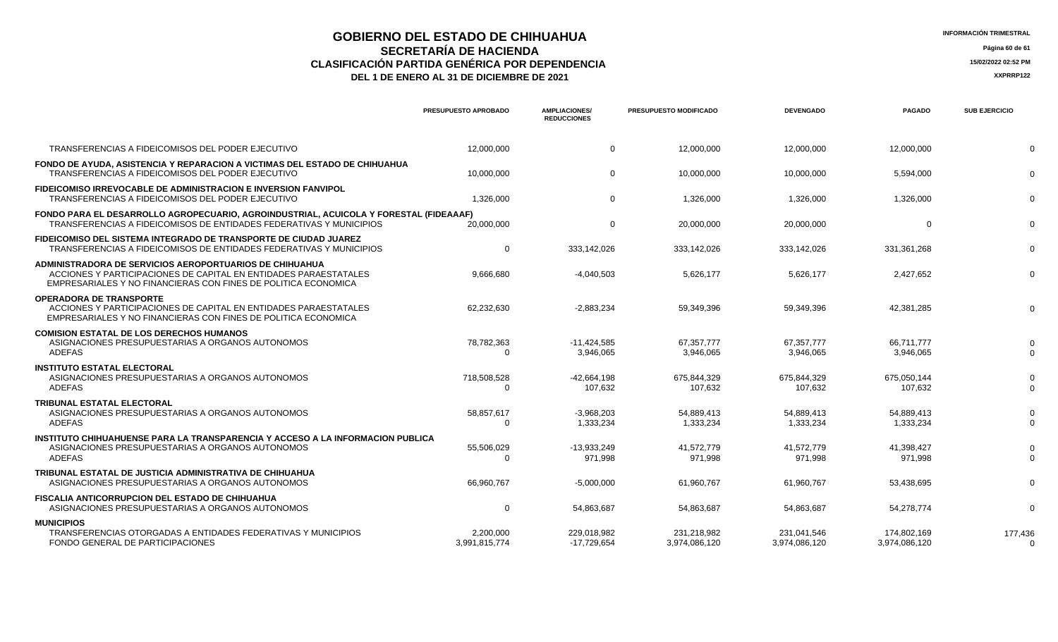# GOBIERNO DEL ESTADO DE CHIHUAHUA
## SECRETARÍA DE HACIENDA
## CLASIFICACIÓN PARTIDA GENÉRICA POR DEPENDENCIA
### DEL 1 DE ENERO AL 31 DE DICIEMBRE DE 2021

INFORMACIÓN TRIMESTRAL

15/02/2022 02:52 PM

XXPRRP122

| | PRESUPUESTO APROBADO | AMPLIACIONES/ REDUCCIONES | PRESUPUESTO MODIFICADO | DEVENGADO | PAGADO | SUB EJERCICIO |
|---|---|---|---|---|---|---|
| TRANSFERENCIAS A FIDEICOMISOS DEL PODER EJECUTIVO | 12,000,000 | 0 | 12,000,000 | 12,000,000 | 12,000,000 | 0 |
| **FONDO DE AYUDA, ASISTENCIA Y REPARACION A VICTIMAS DEL ESTADO DE CHIHUAHUA** | | | | | | |
| TRANSFERENCIAS A FIDEICOMISOS DEL PODER EJECUTIVO | 10,000,000 | 0 | 10,000,000 | 10,000,000 | 5,594,000 | 0 |
| **FIDEICOMISO IRREVOCABLE DE ADMINISTRACION E INVERSION FANVIPOL** | | | | | | |
| TRANSFERENCIAS A FIDEICOMISOS DEL PODER EJECUTIVO | 1,326,000 | 0 | 1,326,000 | 1,326,000 | 1,326,000 | 0 |
| **FONDO PARA EL DESARROLLO AGROPECUARIO, AGROINDUSTRIAL, ACUICOLA Y FORESTAL (FIDEAAAF)** | | | | | | |
| TRANSFERENCIAS A FIDEICOMISOS DE ENTIDADES FEDERATIVAS Y MUNICIPIOS | 20,000,000 | 0 | 20,000,000 | 20,000,000 | 0 | 0 |
| **FIDEICOMISO DEL SISTEMA INTEGRADO DE TRANSPORTE DE CIUDAD JUAREZ** | | | | | | |
| TRANSFERENCIAS A FIDEICOMISOS DE ENTIDADES FEDERATIVAS Y MUNICIPIOS | 0 | 333,142,026 | 333,142,026 | 333,142,026 | 331,361,268 | 0 |
| **ADMINISTRADORA DE SERVICIOS AEROPORTUARIOS DE CHIHUAHUA** | | | | | | |
| ACCIONES Y PARTICIPACIONES DE CAPITAL EN ENTIDADES PARAESTATALES EMPRESARIALES Y NO FINANCIERAS CON FINES DE POLITICA ECONOMICA | 9,666,680 | -4,040,503 | 5,626,177 | 5,626,177 | 2,427,652 | 0 |
| **OPERADORA DE TRANSPORTE** | | | | | | |
| ACCIONES Y PARTICIPACIONES DE CAPITAL EN ENTIDADES PARAESTATALES EMPRESARIALES Y NO FINANCIERAS CON FINES DE POLITICA ECONOMICA | 62,232,630 | -2,883,234 | 59,349,396 | 59,349,396 | 42,381,285 | 0 |
| **COMISION ESTATAL DE LOS DERECHOS HUMANOS** | | | | | | |
| ASIGNACIONES PRESUPUESTARIAS A ORGANOS AUTONOMOS | 78,782,363 | -11,424,585 | 67,357,777 | 67,357,777 | 66,711,777 | 0 |
| ADEFAS | 0 | 3,946,065 | 3,946,065 | 3,946,065 | 3,946,065 | 0 |
| **INSTITUTO ESTATAL ELECTORAL** | | | | | | |
| ASIGNACIONES PRESUPUESTARIAS A ORGANOS AUTONOMOS | 718,508,528 | -42,664,198 | 675,844,329 | 675,844,329 | 675,050,144 | 0 |
| ADEFAS | 0 | 107,632 | 107,632 | 107,632 | 107,632 | 0 |
| **TRIBUNAL ESTATAL ELECTORAL** | | | | | | |
| ASIGNACIONES PRESUPUESTARIAS A ORGANOS AUTONOMOS | 58,857,617 | -3,968,203 | 54,889,413 | 54,889,413 | 54,889,413 | 0 |
| ADEFAS | 0 | 1,333,234 | 1,333,234 | 1,333,234 | 1,333,234 | 0 |
| **INSTITUTO CHIHUAHUENSE PARA LA TRANSPARENCIA Y ACCESO A LA INFORMACION PUBLICA** | | | | | | |
| ASIGNACIONES PRESUPUESTARIAS A ORGANOS AUTONOMOS | 55,506,029 | -13,933,249 | 41,572,779 | 41,572,779 | 41,398,427 | 0 |
| ADEFAS | 0 | 971,998 | 971,998 | 971,998 | 971,998 | 0 |
| **TRIBUNAL ESTATAL DE JUSTICIA ADMINISTRATIVA DE CHIHUAHUA** | | | | | | |
| ASIGNACIONES PRESUPUESTARIAS A ORGANOS AUTONOMOS | 66,960,767 | -5,000,000 | 61,960,767 | 61,960,767 | 53,438,695 | 0 |
| **FISCALIA ANTICORRUPCION DEL ESTADO DE CHIHUAHUA** | | | | | | |
| ASIGNACIONES PRESUPUESTARIAS A ORGANOS AUTONOMOS | 0 | 54,863,687 | 54,863,687 | 54,863,687 | 54,278,774 | 0 |
| **MUNICIPIOS** | | | | | | |
| TRANSFERENCIAS OTORGADAS A ENTIDADES FEDERATIVAS Y MUNICIPIOS | 2,200,000 | 229,018,982 | 231,218,982 | 231,041,546 | 174,802,169 | 177,436 |
| FONDO GENERAL DE PARTICIPACIONES | 3,991,815,774 | -17,729,654 | 3,974,086,120 | 3,974,086,120 | 3,974,086,120 | 0 |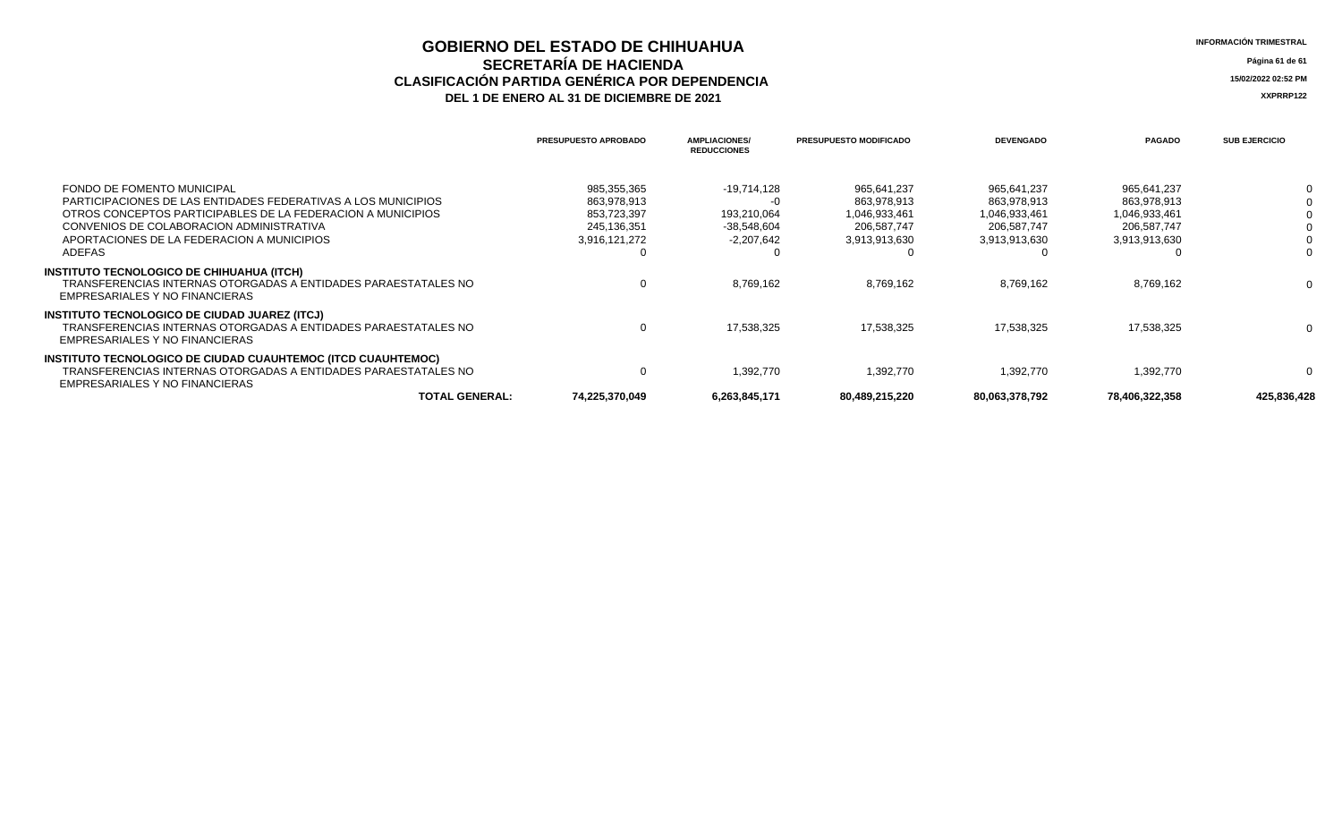# GOBIERNO DEL ESTADO DE CHIHUAHUA
## SECRETARÍA DE HACIENDA
## CLASIFICACIÓN PARTIDA GENÉRICA POR DEPENDENCIA
### DEL 1 DE ENERO AL 31 DE DICIEMBRE DE 2021

INFORMACIÓN TRIMESTRAL

15/02/2022 02:52 PM

XXPRRP122

| | PRESUPUESTO APROBADO | AMPLIACIONES/ REDUCCIONES | PRESUPUESTO MODIFICADO | DEVENGADO | PAGADO | SUB EJERCICIO |
|---|---|---|---|---|---|---|
| FONDO DE FOMENTO MUNICIPAL | 985,355,365 | -19,714,128 | 965,641,237 | 965,641,237 | 965,641,237 | 0 |
| PARTICIPACIONES DE LAS ENTIDADES FEDERATIVAS A LOS MUNICIPIOS | 863,978,913 | -0 | 863,978,913 | 863,978,913 | 863,978,913 | 0 |
| OTROS CONCEPTOS PARTICIPABLES DE LA FEDERACION A MUNICIPIOS | 853,723,397 | 193,210,064 | 1,046,933,461 | 1,046,933,461 | 1,046,933,461 | 0 |
| CONVENIOS DE COLABORACION ADMINISTRATIVA | 245,136,351 | -38,548,604 | 206,587,747 | 206,587,747 | 206,587,747 | 0 |
| APORTACIONES DE LA FEDERACION A MUNICIPIOS | 3,916,121,272 | -2,207,642 | 3,913,913,630 | 3,913,913,630 | 3,913,913,630 | 0 |
| ADEFAS | 0 | 0 | 0 | 0 | 0 | 0 |
| **INSTITUTO TECNOLOGICO DE CHIHUAHUA (ITCH)** | | | | | | |
| TRANSFERENCIAS INTERNAS OTORGADAS A ENTIDADES PARAESTATALES NO EMPRESARIALES Y NO FINANCIERAS | 0 | 8,769,162 | 8,769,162 | 8,769,162 | 8,769,162 | 0 |
| **INSTITUTO TECNOLOGICO DE CIUDAD JUAREZ (ITCJ)** | | | | | | |
| TRANSFERENCIAS INTERNAS OTORGADAS A ENTIDADES PARAESTATALES NO EMPRESARIALES Y NO FINANCIERAS | 0 | 17,538,325 | 17,538,325 | 17,538,325 | 17,538,325 | 0 |
| **INSTITUTO TECNOLOGICO DE CIUDAD CUAUHTEMOC (ITCD CUAUHTEMOC)** | | | | | | |
| TRANSFERENCIAS INTERNAS OTORGADAS A ENTIDADES PARAESTATALES NO EMPRESARIALES Y NO FINANCIERAS | 0 | 1,392,770 | 1,392,770 | 1,392,770 | 1,392,770 | 0 |
| **TOTAL GENERAL:** | **74,225,370,049** | **6,263,845,171** | **80,489,215,220** | **80,063,378,792** | **78,406,322,358** | **425,836,428** |